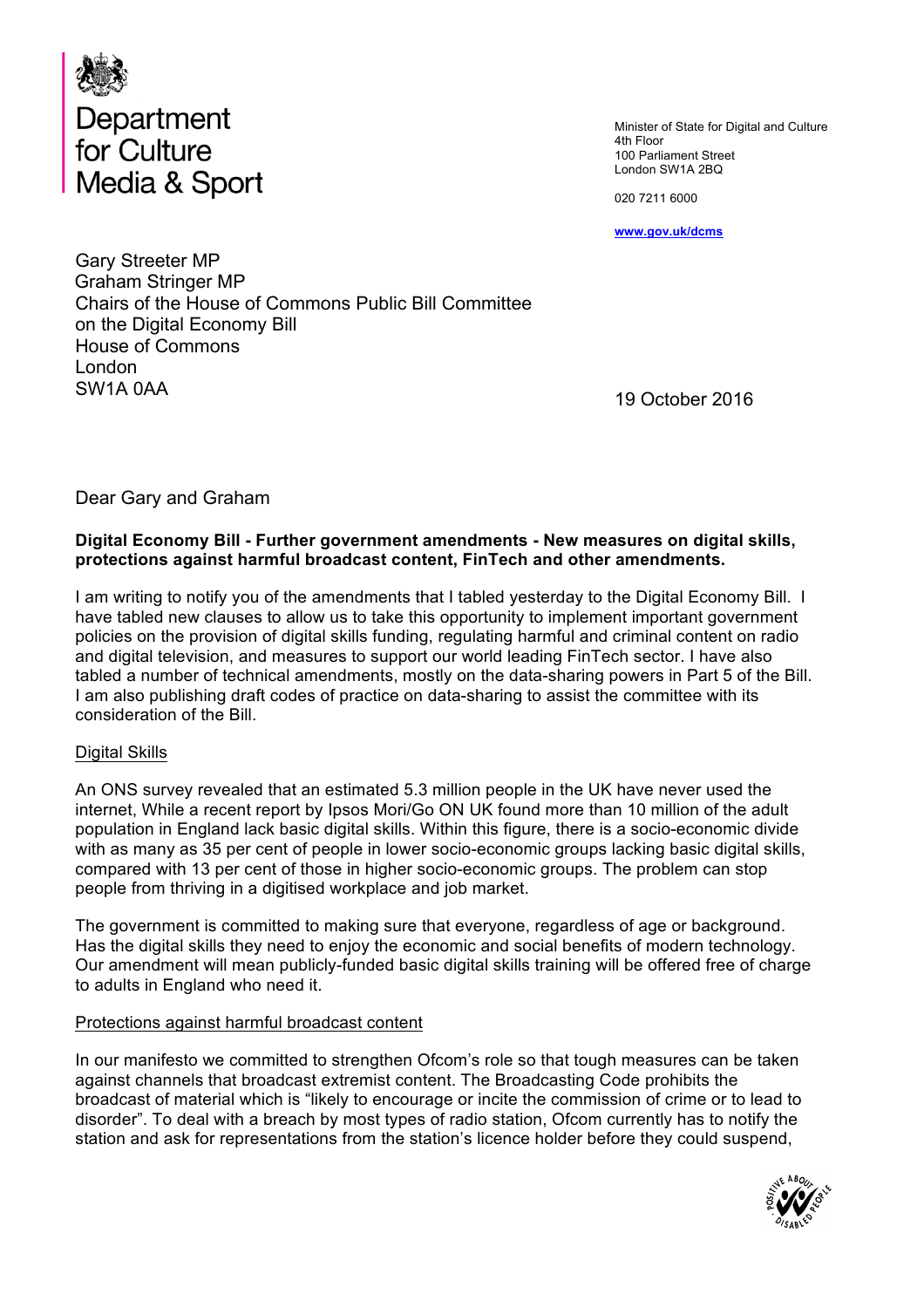# Department for Culture Media & Sport

Minister of State for Digital and Culture
4th Floor
100 Parliament Street
London SW1A 2BQ

020 7211 6000

www.gov.uk/dcms

Gary Streeter MP
Graham Stringer MP
Chairs of the House of Commons Public Bill Committee on the Digital Economy Bill
House of Commons
London
SW1A 0AA

19 October 2016

Dear Gary and Graham

**Digital Economy Bill - Further government amendments - New measures on digital skills, protections against harmful broadcast content, FinTech and other amendments.**

I am writing to notify you of the amendments that I tabled yesterday to the Digital Economy Bill. I have tabled new clauses to allow us to take this opportunity to implement important government policies on the provision of digital skills funding, regulating harmful and criminal content on radio and digital television, and measures to support our world leading FinTech sector. I have also tabled a number of technical amendments, mostly on the data-sharing powers in Part 5 of the Bill. I am also publishing draft codes of practice on data-sharing to assist the committee with its consideration of the Bill.

## Digital Skills

An ONS survey revealed that an estimated 5.3 million people in the UK have never used the internet, While a recent report by Ipsos Mori/Go ON UK found more than 10 million of the adult population in England lack basic digital skills. Within this figure, there is a socio-economic divide with as many as 35 per cent of people in lower socio-economic groups lacking basic digital skills, compared with 13 per cent of those in higher socio-economic groups. The problem can stop people from thriving in a digitised workplace and job market.

The government is committed to making sure that everyone, regardless of age or background. Has the digital skills they need to enjoy the economic and social benefits of modern technology. Our amendment will mean publicly-funded basic digital skills training will be offered free of charge to adults in England who need it.

## Protections against harmful broadcast content

In our manifesto we committed to strengthen Ofcom's role so that tough measures can be taken against channels that broadcast extremist content. The Broadcasting Code prohibits the broadcast of material which is "likely to encourage or incite the commission of crime or to lead to disorder". To deal with a breach by most types of radio station, Ofcom currently has to notify the station and ask for representations from the station's licence holder before they could suspend,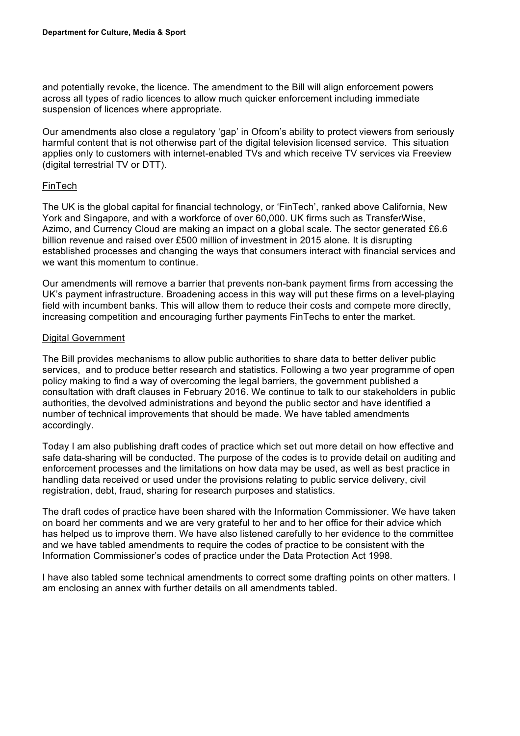and potentially revoke, the licence. The amendment to the Bill will align enforcement powers across all types of radio licences to allow much quicker enforcement including immediate suspension of licences where appropriate.

Our amendments also close a regulatory 'gap' in Ofcom's ability to protect viewers from seriously harmful content that is not otherwise part of the digital television licensed service. This situation applies only to customers with internet-enabled TVs and which receive TV services via Freeview (digital terrestrial TV or DTT).

## FinTech

The UK is the global capital for financial technology, or 'FinTech', ranked above California, New York and Singapore, and with a workforce of over 60,000. UK firms such as TransferWise, Azimo, and Currency Cloud are making an impact on a global scale. The sector generated £6.6 billion revenue and raised over £500 million of investment in 2015 alone. It is disrupting established processes and changing the ways that consumers interact with financial services and we want this momentum to continue.

Our amendments will remove a barrier that prevents non-bank payment firms from accessing the UK's payment infrastructure. Broadening access in this way will put these firms on a level-playing field with incumbent banks. This will allow them to reduce their costs and compete more directly, increasing competition and encouraging further payments FinTechs to enter the market.

## Digital Government

The Bill provides mechanisms to allow public authorities to share data to better deliver public services, and to produce better research and statistics. Following a two year programme of open policy making to find a way of overcoming the legal barriers, the government published a consultation with draft clauses in February 2016. We continue to talk to our stakeholders in public authorities, the devolved administrations and beyond the public sector and have identified a number of technical improvements that should be made. We have tabled amendments accordingly.

Today I am also publishing draft codes of practice which set out more detail on how effective and safe data-sharing will be conducted. The purpose of the codes is to provide detail on auditing and enforcement processes and the limitations on how data may be used, as well as best practice in handling data received or used under the provisions relating to public service delivery, civil registration, debt, fraud, sharing for research purposes and statistics.

The draft codes of practice have been shared with the Information Commissioner. We have taken on board her comments and we are very grateful to her and to her office for their advice which has helped us to improve them. We have also listened carefully to her evidence to the committee and we have tabled amendments to require the codes of practice to be consistent with the Information Commissioner's codes of practice under the Data Protection Act 1998.

I have also tabled some technical amendments to correct some drafting points on other matters. I am enclosing an annex with further details on all amendments tabled.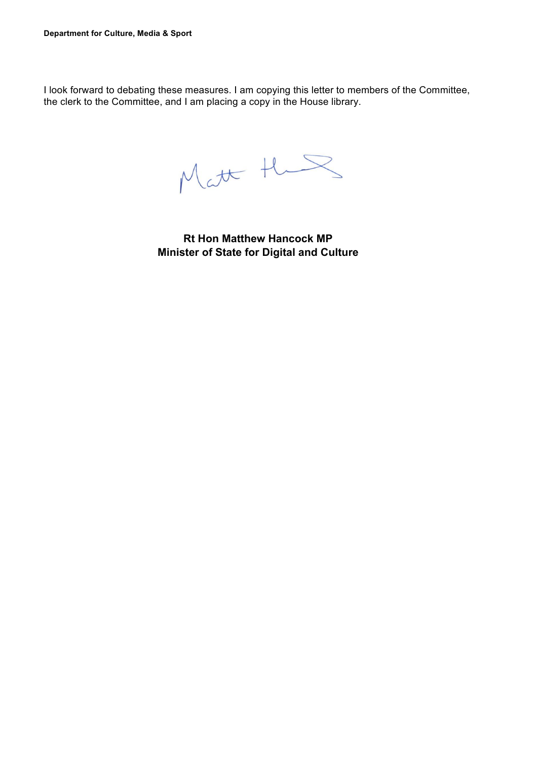I look forward to debating these measures. I am copying this letter to members of the Committee, the clerk to the Committee, and I am placing a copy in the House library.

**Rt Hon Matthew Hancock MP**
**Minister of State for Digital and Culture**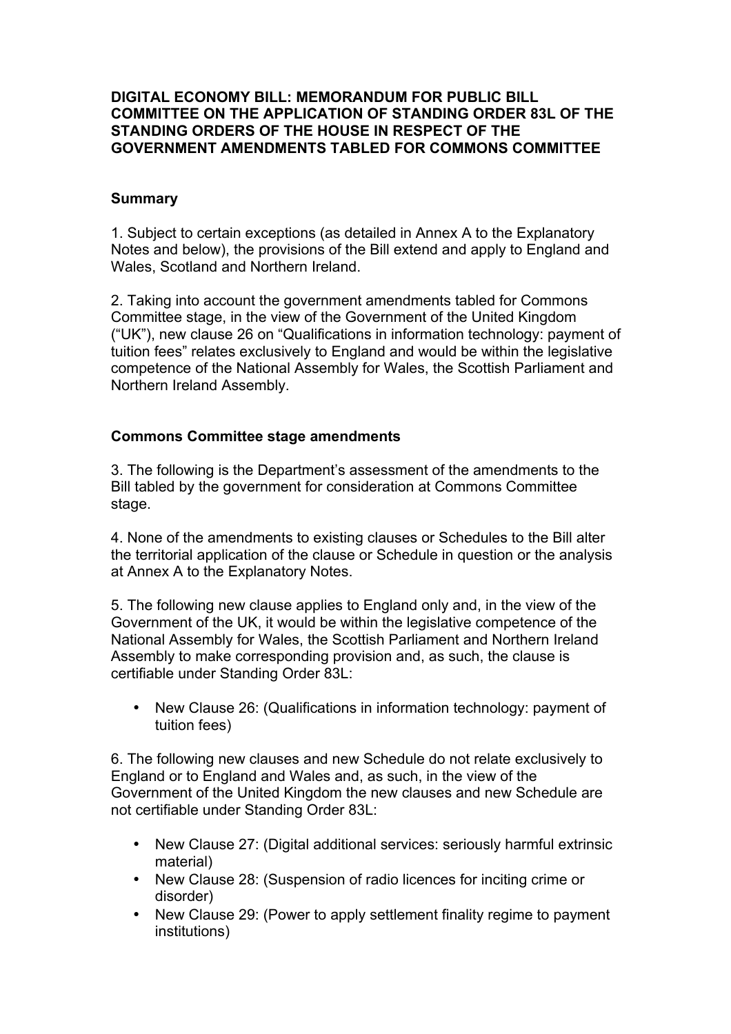**DIGITAL ECONOMY BILL: MEMORANDUM FOR PUBLIC BILL COMMITTEE ON THE APPLICATION OF STANDING ORDER 83L OF THE STANDING ORDERS OF THE HOUSE IN RESPECT OF THE GOVERNMENT AMENDMENTS TABLED FOR COMMONS COMMITTEE**

**Summary**

1. Subject to certain exceptions (as detailed in Annex A to the Explanatory Notes and below), the provisions of the Bill extend and apply to England and Wales, Scotland and Northern Ireland.

2. Taking into account the government amendments tabled for Commons Committee stage, in the view of the Government of the United Kingdom ("UK"), new clause 26 on "Qualifications in information technology: payment of tuition fees" relates exclusively to England and would be within the legislative competence of the National Assembly for Wales, the Scottish Parliament and Northern Ireland Assembly.

**Commons Committee stage amendments**

3. The following is the Department's assessment of the amendments to the Bill tabled by the government for consideration at Commons Committee stage.

4. None of the amendments to existing clauses or Schedules to the Bill alter the territorial application of the clause or Schedule in question or the analysis at Annex A to the Explanatory Notes.

5. The following new clause applies to England only and, in the view of the Government of the UK, it would be within the legislative competence of the National Assembly for Wales, the Scottish Parliament and Northern Ireland Assembly to make corresponding provision and, as such, the clause is certifiable under Standing Order 83L:

- New Clause 26: (Qualifications in information technology: payment of tuition fees)

6. The following new clauses and new Schedule do not relate exclusively to England or to England and Wales and, as such, in the view of the Government of the United Kingdom the new clauses and new Schedule are not certifiable under Standing Order 83L:

- New Clause 27: (Digital additional services: seriously harmful extrinsic material)
- New Clause 28: (Suspension of radio licences for inciting crime or disorder)
- New Clause 29: (Power to apply settlement finality regime to payment institutions)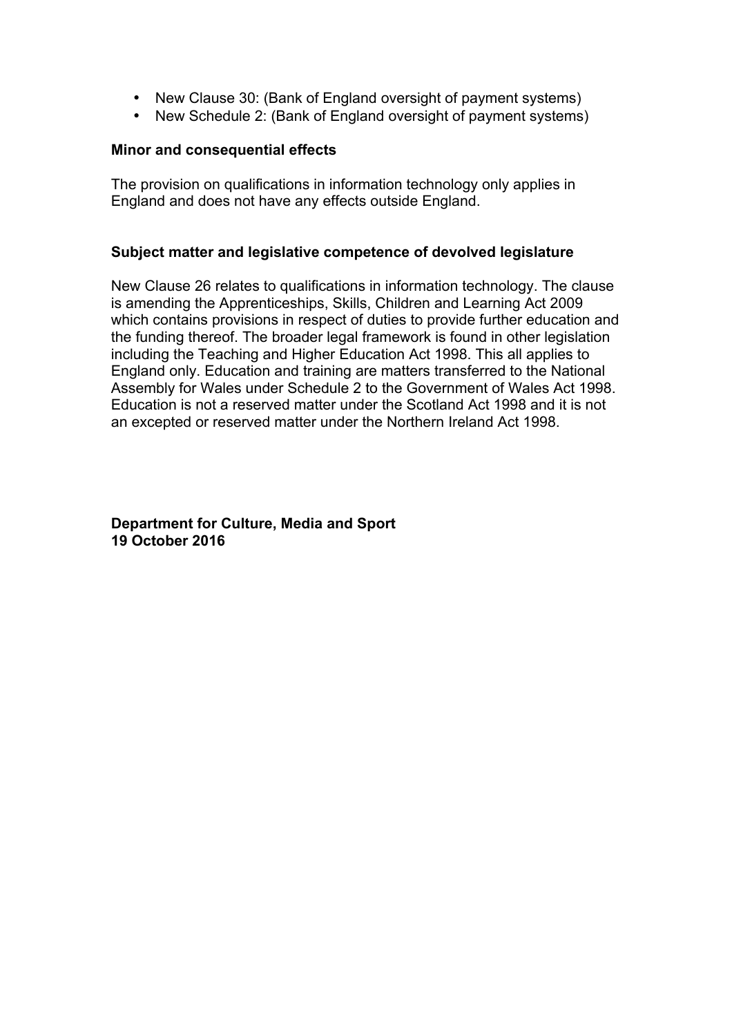- New Clause 30: (Bank of England oversight of payment systems)
- New Schedule 2: (Bank of England oversight of payment systems)

**Minor and consequential effects**

The provision on qualifications in information technology only applies in England and does not have any effects outside England.

**Subject matter and legislative competence of devolved legislature**

New Clause 26 relates to qualifications in information technology. The clause is amending the Apprenticeships, Skills, Children and Learning Act 2009 which contains provisions in respect of duties to provide further education and the funding thereof. The broader legal framework is found in other legislation including the Teaching and Higher Education Act 1998. This all applies to England only. Education and training are matters transferred to the National Assembly for Wales under Schedule 2 to the Government of Wales Act 1998. Education is not a reserved matter under the Scotland Act 1998 and it is not an excepted or reserved matter under the Northern Ireland Act 1998.

**Department for Culture, Media and Sport**
**19 October 2016**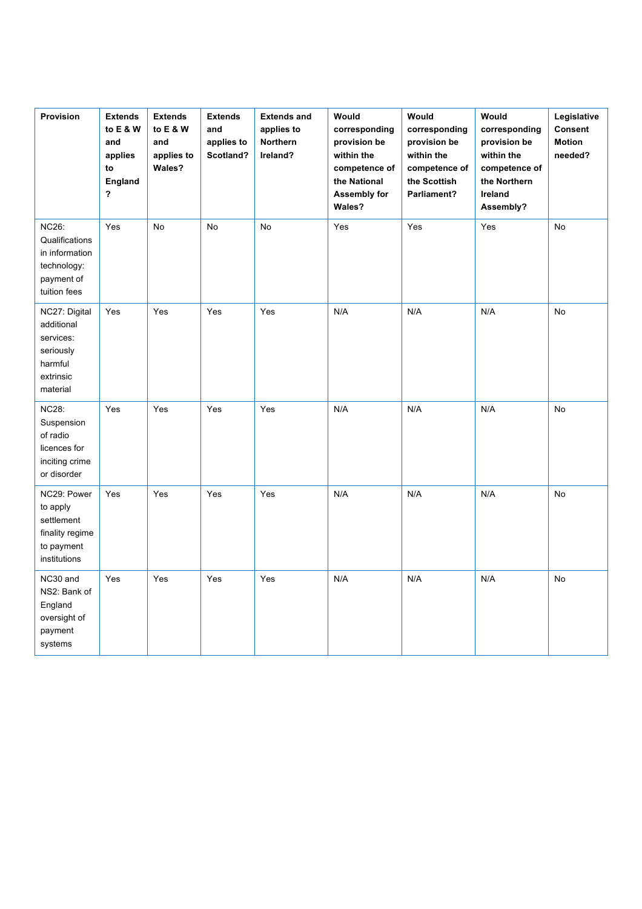| Provision | Extends to E & W and applies to England ? | Extends to E & W and applies to Wales? | Extends and applies to Scotland? | Extends and applies to Northern Ireland? | Would corresponding provision be within the competence of the National Assembly for Wales? | Would corresponding provision be within the competence of the Scottish Parliament? | Would corresponding provision be within the competence of the Northern Ireland Assembly? | Legislative Consent Motion needed? |
|---|---|---|---|---|---|---|---|---|
| NC26: Qualifications in information technology: payment of tuition fees | Yes | No | No | No | Yes | Yes | Yes | No |
| NC27: Digital additional services: seriously harmful extrinsic material | Yes | Yes | Yes | Yes | N/A | N/A | N/A | No |
| NC28: Suspension of radio licences for inciting crime or disorder | Yes | Yes | Yes | Yes | N/A | N/A | N/A | No |
| NC29: Power to apply settlement finality regime to payment institutions | Yes | Yes | Yes | Yes | N/A | N/A | N/A | No |
| NC30 and NS2: Bank of England oversight of payment systems | Yes | Yes | Yes | Yes | N/A | N/A | N/A | No |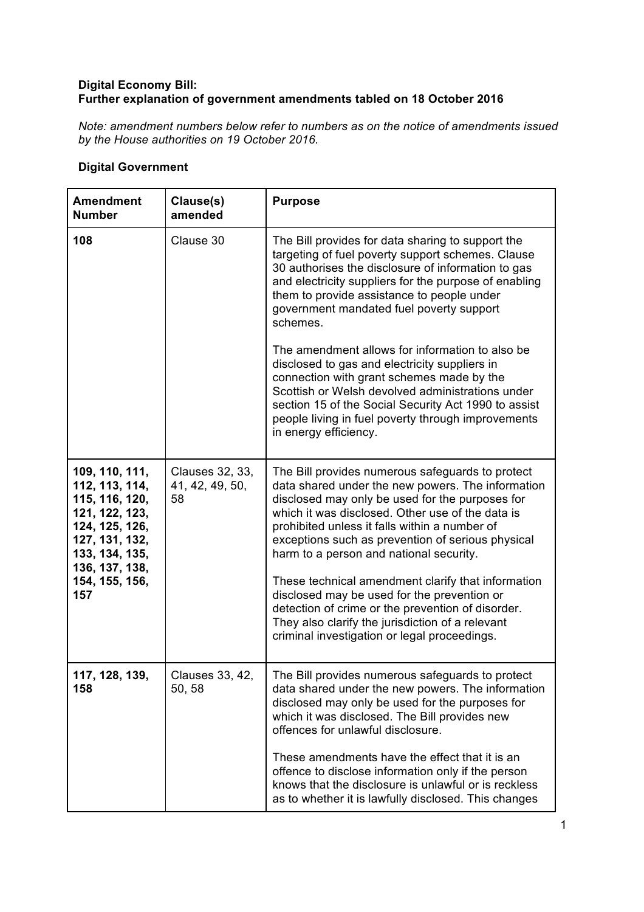**Digital Economy Bill:**
**Further explanation of government amendments tabled on 18 October 2016**

*Note: amendment numbers below refer to numbers as on the notice of amendments issued by the House authorities on 19 October 2016.*

**Digital Government**

| Amendment Number | Clause(s) amended | Purpose |
|---|---|---|
| **108** | Clause 30 | The Bill provides for data sharing to support the targeting of fuel poverty support schemes. Clause 30 authorises the disclosure of information to gas and electricity suppliers for the purpose of enabling them to provide assistance to people under government mandated fuel poverty support schemes.<br><br>The amendment allows for information to also be disclosed to gas and electricity suppliers in connection with grant schemes made by the Scottish or Welsh devolved administrations under section 15 of the Social Security Act 1990 to assist people living in fuel poverty through improvements in energy efficiency. |
| **109, 110, 111, 112, 113, 114, 115, 116, 120, 121, 122, 123, 124, 125, 126, 127, 131, 132, 133, 134, 135, 136, 137, 138, 154, 155, 156, 157** | Clauses 32, 33, 41, 42, 49, 50, 58 | The Bill provides numerous safeguards to protect data shared under the new powers. The information disclosed may only be used for the purposes for which it was disclosed. Other use of the data is prohibited unless it falls within a number of exceptions such as prevention of serious physical harm to a person and national security.<br><br>These technical amendment clarify that information disclosed may be used for the prevention or detection of crime or the prevention of disorder. They also clarify the jurisdiction of a relevant criminal investigation or legal proceedings. |
| **117, 128, 139, 158** | Clauses 33, 42, 50, 58 | The Bill provides numerous safeguards to protect data shared under the new powers. The information disclosed may only be used for the purposes for which it was disclosed. The Bill provides new offences for unlawful disclosure.<br><br>These amendments have the effect that it is an offence to disclose information only if the person knows that the disclosure is unlawful or is reckless as to whether it is lawfully disclosed. This changes |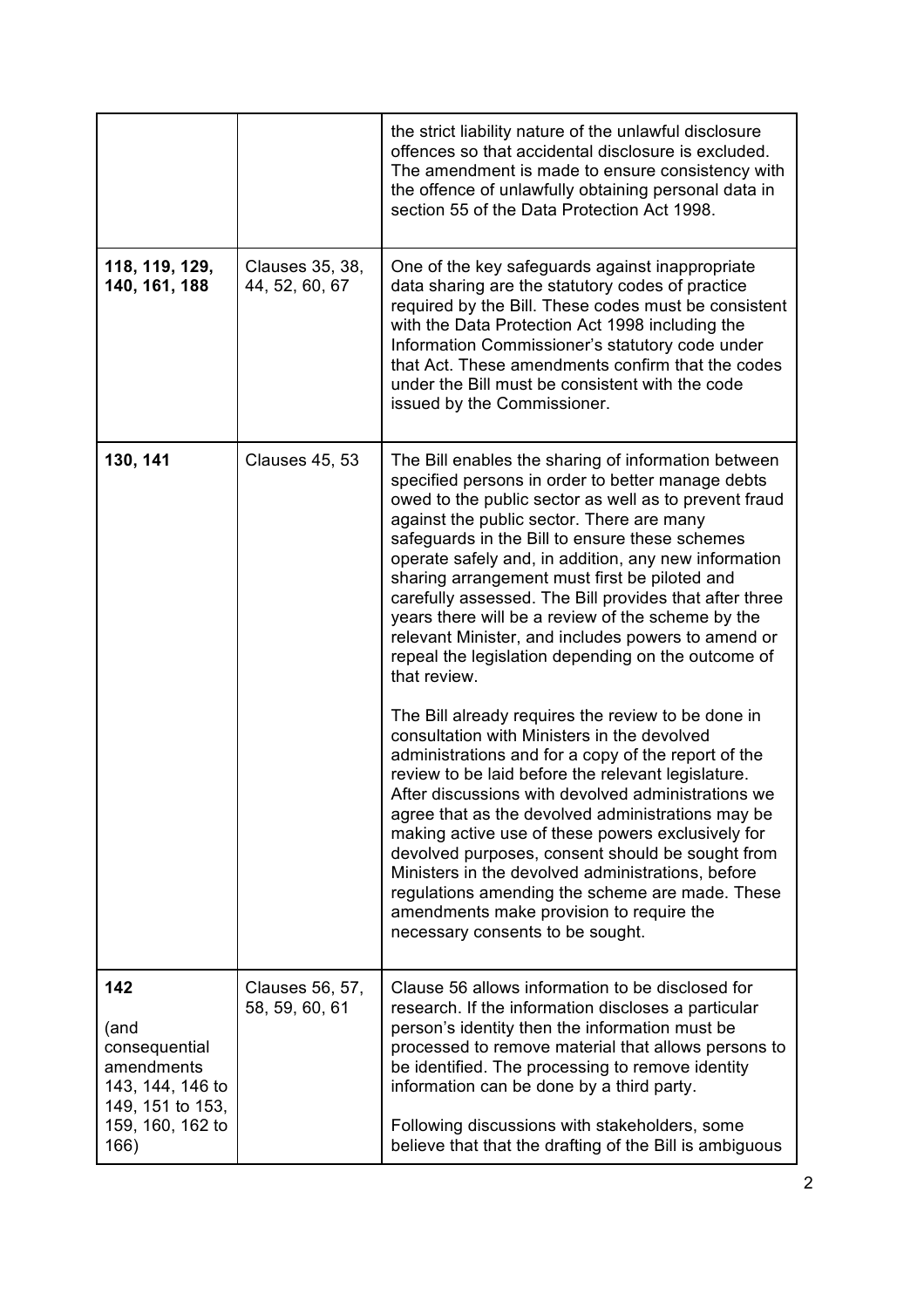| | | |
|---|---|---|
| | | the strict liability nature of the unlawful disclosure offences so that accidental disclosure is excluded. The amendment is made to ensure consistency with the offence of unlawfully obtaining personal data in section 55 of the Data Protection Act 1998. |
| **118, 119, 129, 140, 161, 188** | Clauses 35, 38, 44, 52, 60, 67 | One of the key safeguards against inappropriate data sharing are the statutory codes of practice required by the Bill. These codes must be consistent with the Data Protection Act 1998 including the Information Commissioner's statutory code under that Act. These amendments confirm that the codes under the Bill must be consistent with the code issued by the Commissioner. |
| **130, 141** | Clauses 45, 53 | The Bill enables the sharing of information between specified persons in order to better manage debts owed to the public sector as well as to prevent fraud against the public sector. There are many safeguards in the Bill to ensure these schemes operate safely and, in addition, any new information sharing arrangement must first be piloted and carefully assessed. The Bill provides that after three years there will be a review of the scheme by the relevant Minister, and includes powers to amend or repeal the legislation depending on the outcome of that review.<br><br>The Bill already requires the review to be done in consultation with Ministers in the devolved administrations and for a copy of the report of the review to be laid before the relevant legislature. After discussions with devolved administrations we agree that as the devolved administrations may be making active use of these powers exclusively for devolved purposes, consent should be sought from Ministers in the devolved administrations, before regulations amending the scheme are made. These amendments make provision to require the necessary consents to be sought. |
| **142**<br><br>(and consequential amendments 143, 144, 146 to 149, 151 to 153, 159, 160, 162 to 166) | Clauses 56, 57, 58, 59, 60, 61 | Clause 56 allows information to be disclosed for research. If the information discloses a particular person's identity then the information must be processed to remove material that allows persons to be identified. The processing to remove identity information can be done by a third party.<br><br>Following discussions with stakeholders, some believe that that the drafting of the Bill is ambiguous |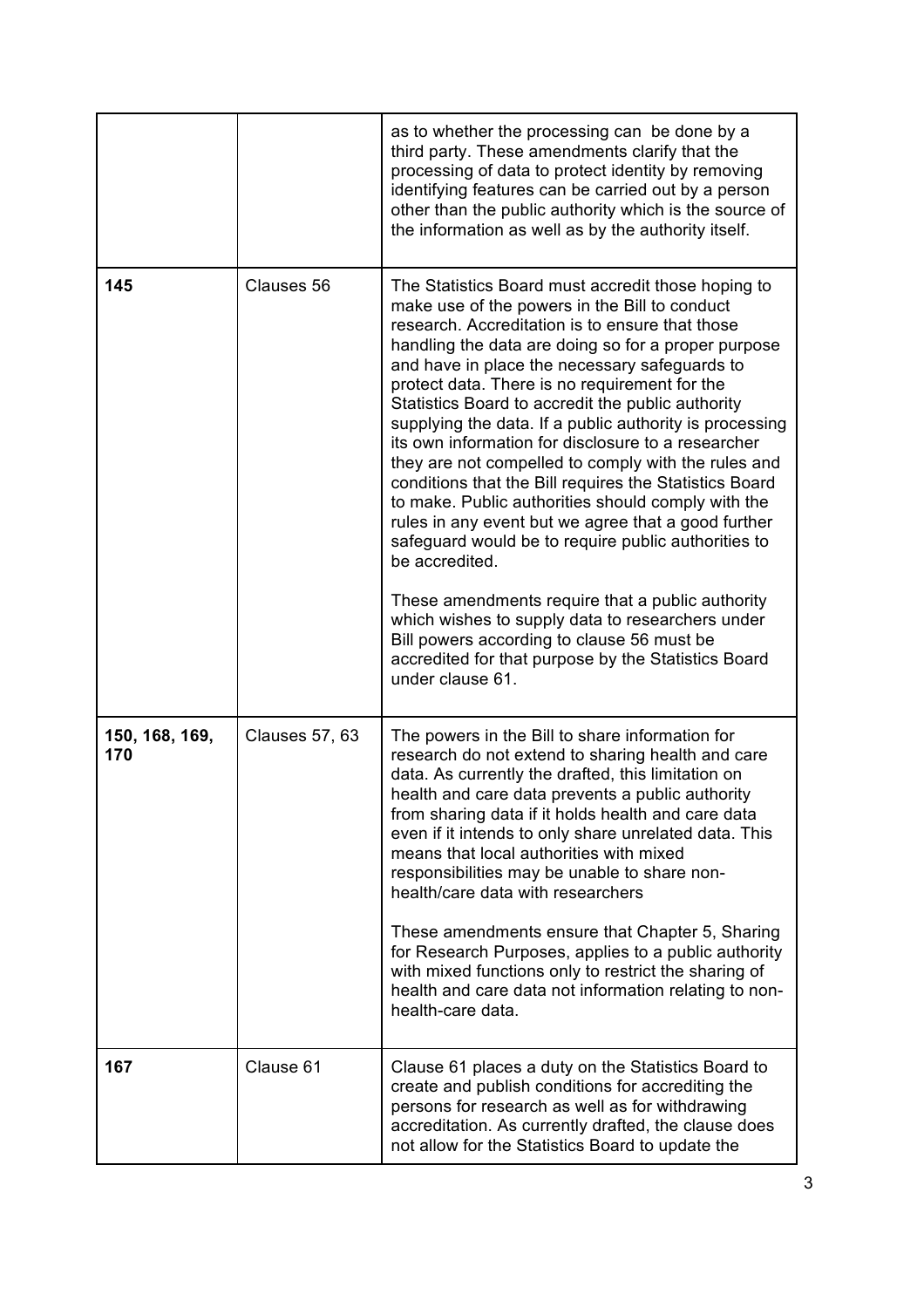| | | |
|---|---|---|
| | | as to whether the processing can be done by a third party. These amendments clarify that the processing of data to protect identity by removing identifying features can be carried out by a person other than the public authority which is the source of the information as well as by the authority itself. |
| **145** | Clauses 56 | The Statistics Board must accredit those hoping to make use of the powers in the Bill to conduct research. Accreditation is to ensure that those handling the data are doing so for a proper purpose and have in place the necessary safeguards to protect data. There is no requirement for the Statistics Board to accredit the public authority supplying the data. If a public authority is processing its own information for disclosure to a researcher they are not compelled to comply with the rules and conditions that the Bill requires the Statistics Board to make. Public authorities should comply with the rules in any event but we agree that a good further safeguard would be to require public authorities to be accredited.<br><br>These amendments require that a public authority which wishes to supply data to researchers under Bill powers according to clause 56 must be accredited for that purpose by the Statistics Board under clause 61. |
| **150, 168, 169, 170** | Clauses 57, 63 | The powers in the Bill to share information for research do not extend to sharing health and care data. As currently the drafted, this limitation on health and care data prevents a public authority from sharing data if it holds health and care data even if it intends to only share unrelated data. This means that local authorities with mixed responsibilities may be unable to share non-health/care data with researchers<br><br>These amendments ensure that Chapter 5, Sharing for Research Purposes, applies to a public authority with mixed functions only to restrict the sharing of health and care data not information relating to non-health-care data. |
| **167** | Clause 61 | Clause 61 places a duty on the Statistics Board to create and publish conditions for accrediting the persons for research as well as for withdrawing accreditation. As currently drafted, the clause does not allow for the Statistics Board to update the |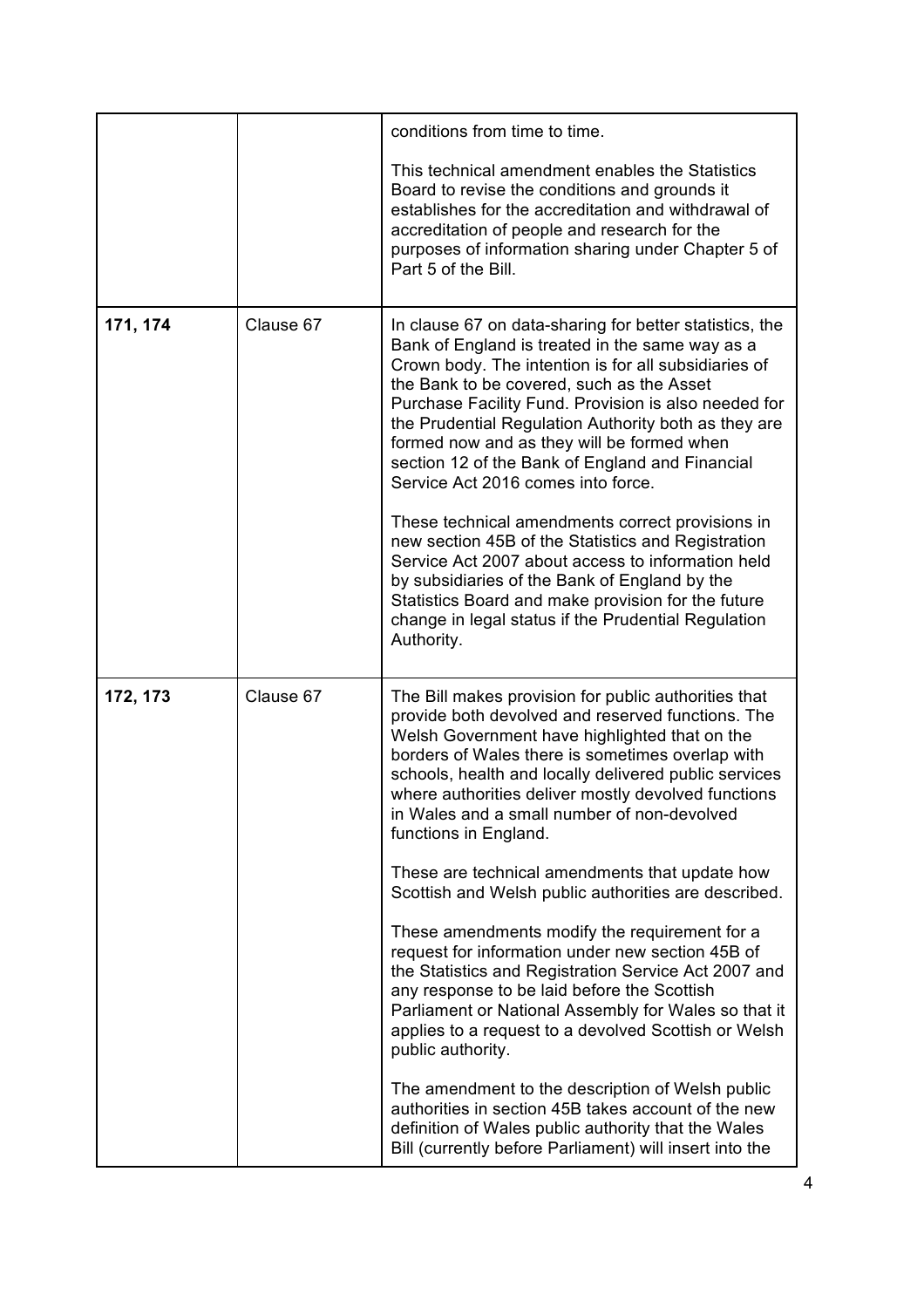| | | |
|---|---|---|
| | | conditions from time to time.<br><br>This technical amendment enables the Statistics Board to revise the conditions and grounds it establishes for the accreditation and withdrawal of accreditation of people and research for the purposes of information sharing under Chapter 5 of Part 5 of the Bill. |
| **171, 174** | Clause 67 | In clause 67 on data-sharing for better statistics, the Bank of England is treated in the same way as a Crown body. The intention is for all subsidiaries of the Bank to be covered, such as the Asset Purchase Facility Fund. Provision is also needed for the Prudential Regulation Authority both as they are formed now and as they will be formed when section 12 of the Bank of England and Financial Service Act 2016 comes into force.<br><br>These technical amendments correct provisions in new section 45B of the Statistics and Registration Service Act 2007 about access to information held by subsidiaries of the Bank of England by the Statistics Board and make provision for the future change in legal status if the Prudential Regulation Authority. |
| **172, 173** | Clause 67 | The Bill makes provision for public authorities that provide both devolved and reserved functions. The Welsh Government have highlighted that on the borders of Wales there is sometimes overlap with schools, health and locally delivered public services where authorities deliver mostly devolved functions in Wales and a small number of non-devolved functions in England.<br><br>These are technical amendments that update how Scottish and Welsh public authorities are described.<br><br>These amendments modify the requirement for a request for information under new section 45B of the Statistics and Registration Service Act 2007 and any response to be laid before the Scottish Parliament or National Assembly for Wales so that it applies to a request to a devolved Scottish or Welsh public authority.<br><br>The amendment to the description of Welsh public authorities in section 45B takes account of the new definition of Wales public authority that the Wales Bill (currently before Parliament) will insert into the |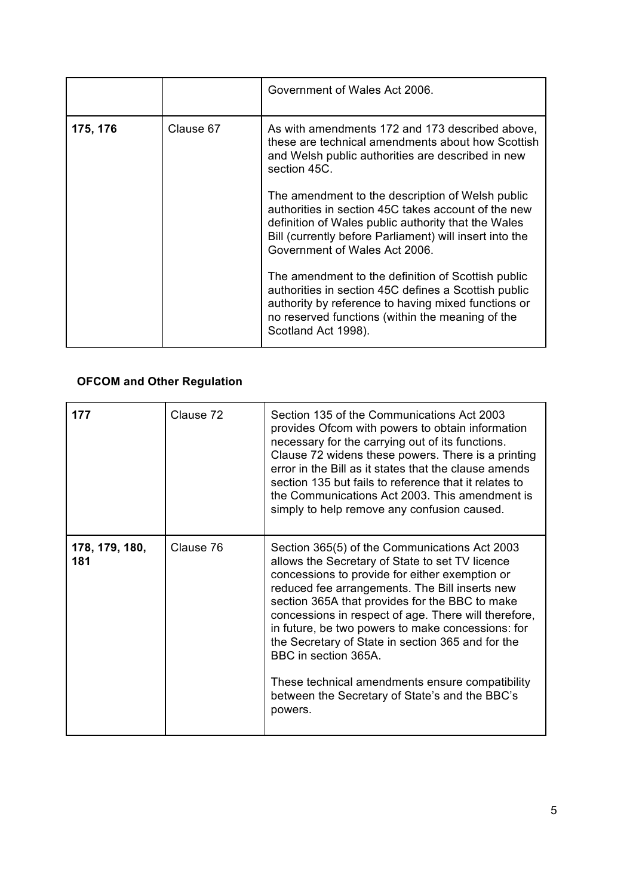| | | |
|---|---|---|
| | | Government of Wales Act 2006. |
| **175, 176** | Clause 67 | As with amendments 172 and 173 described above, these are technical amendments about how Scottish and Welsh public authorities are described in new section 45C.<br><br>The amendment to the description of Welsh public authorities in section 45C takes account of the new definition of Wales public authority that the Wales Bill (currently before Parliament) will insert into the Government of Wales Act 2006.<br><br>The amendment to the definition of Scottish public authorities in section 45C defines a Scottish public authority by reference to having mixed functions or no reserved functions (within the meaning of the Scotland Act 1998). |

**OFCOM and Other Regulation**

| | | |
|---|---|---|
| **177** | Clause 72 | Section 135 of the Communications Act 2003 provides Ofcom with powers to obtain information necessary for the carrying out of its functions. Clause 72 widens these powers. There is a printing error in the Bill as it states that the clause amends section 135 but fails to reference that it relates to the Communications Act 2003. This amendment is simply to help remove any confusion caused. |
| **178, 179, 180, 181** | Clause 76 | Section 365(5) of the Communications Act 2003 allows the Secretary of State to set TV licence concessions to provide for either exemption or reduced fee arrangements. The Bill inserts new section 365A that provides for the BBC to make concessions in respect of age. There will therefore, in future, be two powers to make concessions: for the Secretary of State in section 365 and for the BBC in section 365A.<br><br>These technical amendments ensure compatibility between the Secretary of State's and the BBC's powers. |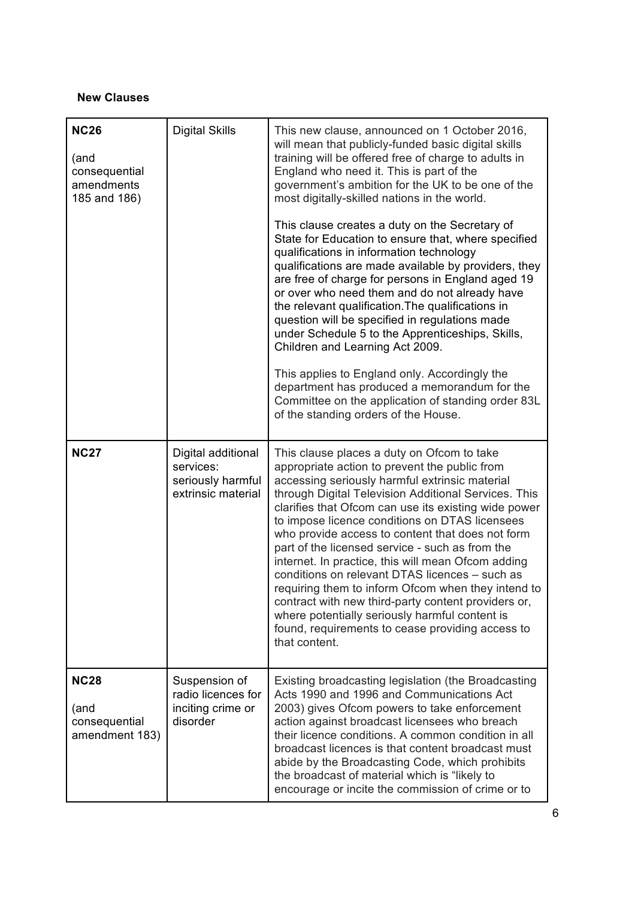**New Clauses**

| | | |
|---|---|---|
| **NC26**<br><br>(and consequential amendments 185 and 186) | Digital Skills | This new clause, announced on 1 October 2016, will mean that publicly-funded basic digital skills training will be offered free of charge to adults in England who need it. This is part of the government's ambition for the UK to be one of the most digitally-skilled nations in the world.<br><br>This clause creates a duty on the Secretary of State for Education to ensure that, where specified qualifications in information technology qualifications are made available by providers, they are free of charge for persons in England aged 19 or over who need them and do not already have the relevant qualification.The qualifications in question will be specified in regulations made under Schedule 5 to the Apprenticeships, Skills, Children and Learning Act 2009.<br><br>This applies to England only. Accordingly the department has produced a memorandum for the Committee on the application of standing order 83L of the standing orders of the House. |
| **NC27** | Digital additional services: seriously harmful extrinsic material | This clause places a duty on Ofcom to take appropriate action to prevent the public from accessing seriously harmful extrinsic material through Digital Television Additional Services. This clarifies that Ofcom can use its existing wide power to impose licence conditions on DTAS licensees who provide access to content that does not form part of the licensed service - such as from the internet. In practice, this will mean Ofcom adding conditions on relevant DTAS licences – such as requiring them to inform Ofcom when they intend to contract with new third-party content providers or, where potentially seriously harmful content is found, requirements to cease providing access to that content. |
| **NC28**<br><br>(and consequential amendment 183) | Suspension of radio licences for inciting crime or disorder | Existing broadcasting legislation (the Broadcasting Acts 1990 and 1996 and Communications Act 2003) gives Ofcom powers to take enforcement action against broadcast licensees who breach their licence conditions. A common condition in all broadcast licences is that content broadcast must abide by the Broadcasting Code, which prohibits the broadcast of material which is "likely to encourage or incite the commission of crime or to |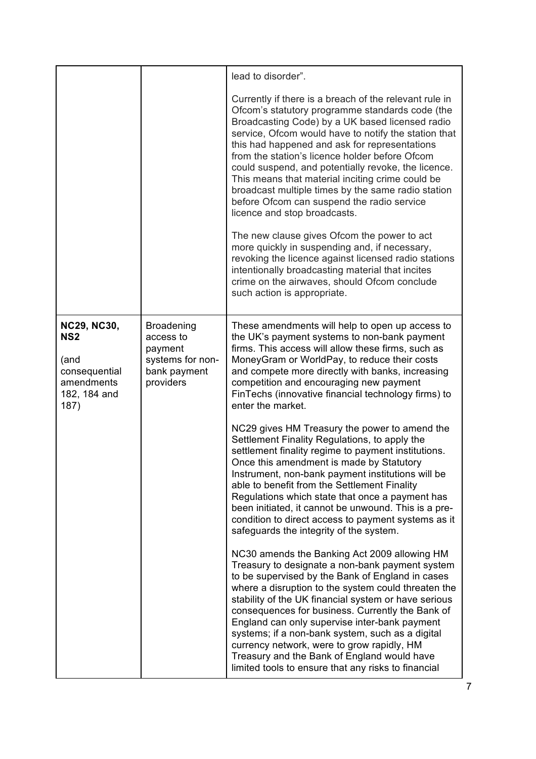| | | |
|---|---|---|
| | | lead to disorder".<br><br>Currently if there is a breach of the relevant rule in Ofcom's statutory programme standards code (the Broadcasting Code) by a UK based licensed radio service, Ofcom would have to notify the station that this had happened and ask for representations from the station's licence holder before Ofcom could suspend, and potentially revoke, the licence. This means that material inciting crime could be broadcast multiple times by the same radio station before Ofcom can suspend the radio service licence and stop broadcasts.<br><br>The new clause gives Ofcom the power to act more quickly in suspending and, if necessary, revoking the licence against licensed radio stations intentionally broadcasting material that incites crime on the airwaves, should Ofcom conclude such action is appropriate. |
| **NC29, NC30, NS2**<br><br>(and consequential amendments 182, 184 and 187) | Broadening access to payment systems for non-bank payment providers | These amendments will help to open up access to the UK's payment systems to non-bank payment firms. This access will allow these firms, such as MoneyGram or WorldPay, to reduce their costs and compete more directly with banks, increasing competition and encouraging new payment FinTechs (innovative financial technology firms) to enter the market.<br><br>NC29 gives HM Treasury the power to amend the Settlement Finality Regulations, to apply the settlement finality regime to payment institutions. Once this amendment is made by Statutory Instrument, non-bank payment institutions will be able to benefit from the Settlement Finality Regulations which state that once a payment has been initiated, it cannot be unwound. This is a pre-condition to direct access to payment systems as it safeguards the integrity of the system.<br><br>NC30 amends the Banking Act 2009 allowing HM Treasury to designate a non-bank payment system to be supervised by the Bank of England in cases where a disruption to the system could threaten the stability of the UK financial system or have serious consequences for business. Currently the Bank of England can only supervise inter-bank payment systems; if a non-bank system, such as a digital currency network, were to grow rapidly, HM Treasury and the Bank of England would have limited tools to ensure that any risks to financial |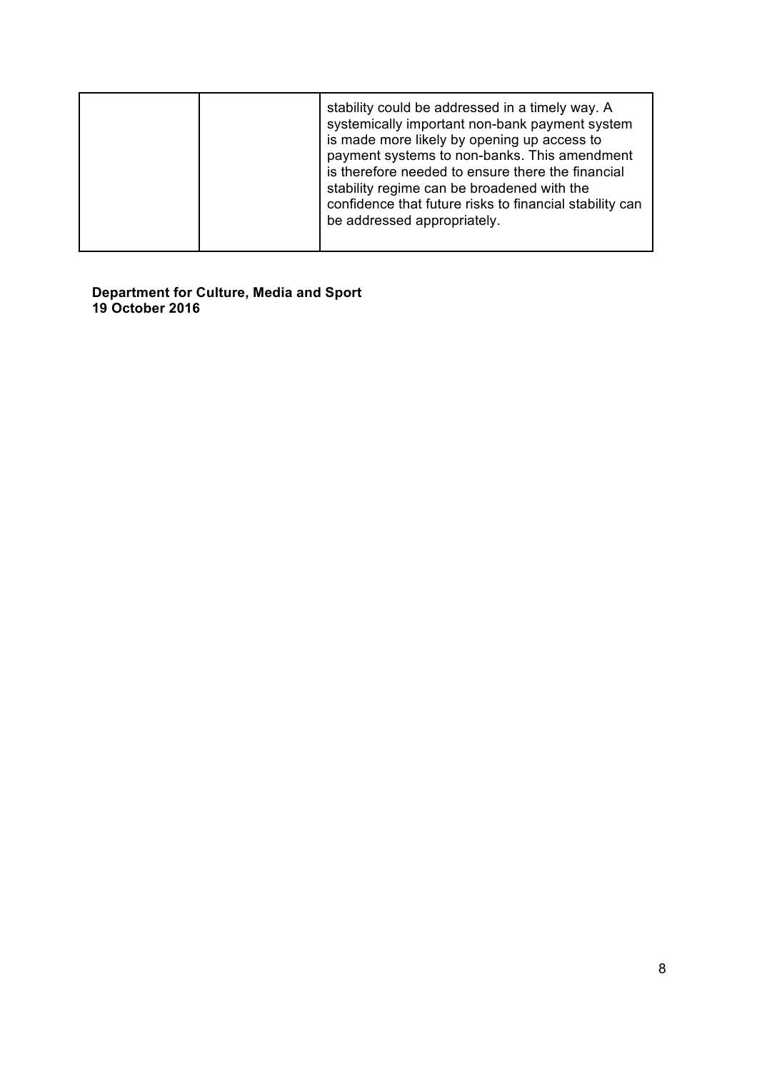| | | |
|---|---|---|
| | | stability could be addressed in a timely way. A systemically important non-bank payment system is made more likely by opening up access to payment systems to non-banks. This amendment is therefore needed to ensure there the financial stability regime can be broadened with the confidence that future risks to financial stability can be addressed appropriately. |

**Department for Culture, Media and Sport**
**19 October 2016**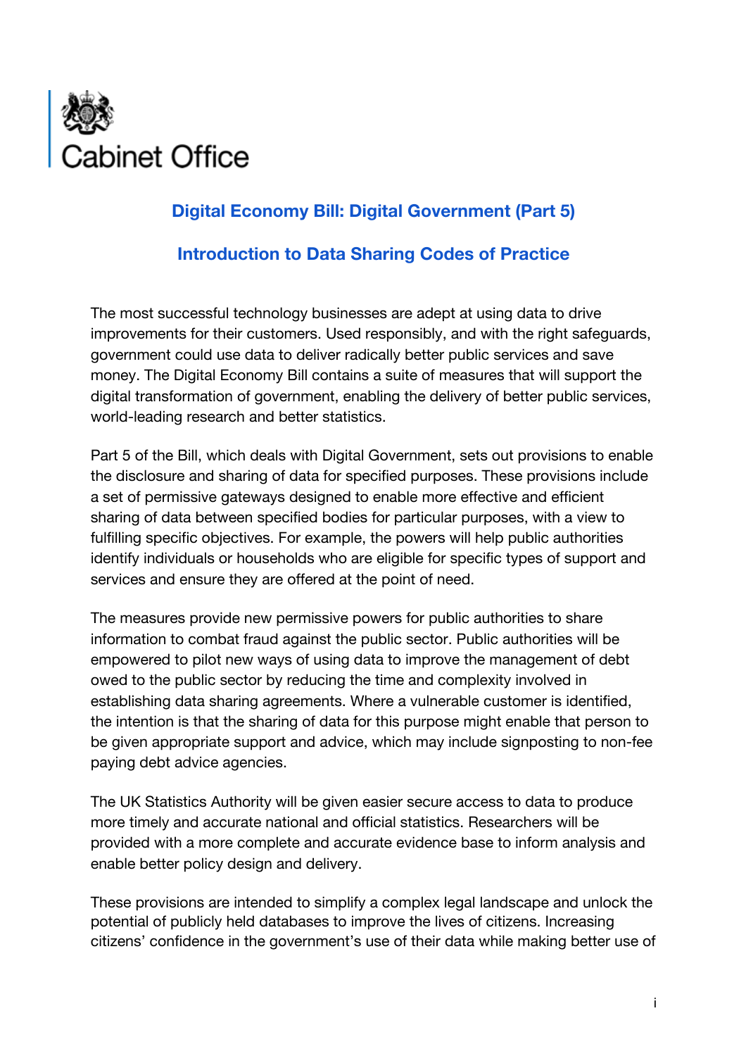Cabinet Office

## Digital Economy Bill: Digital Government (Part 5)

## Introduction to Data Sharing Codes of Practice

The most successful technology businesses are adept at using data to drive improvements for their customers. Used responsibly, and with the right safeguards, government could use data to deliver radically better public services and save money. The Digital Economy Bill contains a suite of measures that will support the digital transformation of government, enabling the delivery of better public services, world-leading research and better statistics.

Part 5 of the Bill, which deals with Digital Government, sets out provisions to enable the disclosure and sharing of data for specified purposes. These provisions include a set of permissive gateways designed to enable more effective and efficient sharing of data between specified bodies for particular purposes, with a view to fulfilling specific objectives. For example, the powers will help public authorities identify individuals or households who are eligible for specific types of support and services and ensure they are offered at the point of need.

The measures provide new permissive powers for public authorities to share information to combat fraud against the public sector. Public authorities will be empowered to pilot new ways of using data to improve the management of debt owed to the public sector by reducing the time and complexity involved in establishing data sharing agreements. Where a vulnerable customer is identified, the intention is that the sharing of data for this purpose might enable that person to be given appropriate support and advice, which may include signposting to non-fee paying debt advice agencies.

The UK Statistics Authority will be given easier secure access to data to produce more timely and accurate national and official statistics. Researchers will be provided with a more complete and accurate evidence base to inform analysis and enable better policy design and delivery.

These provisions are intended to simplify a complex legal landscape and unlock the potential of publicly held databases to improve the lives of citizens. Increasing citizens' confidence in the government's use of their data while making better use of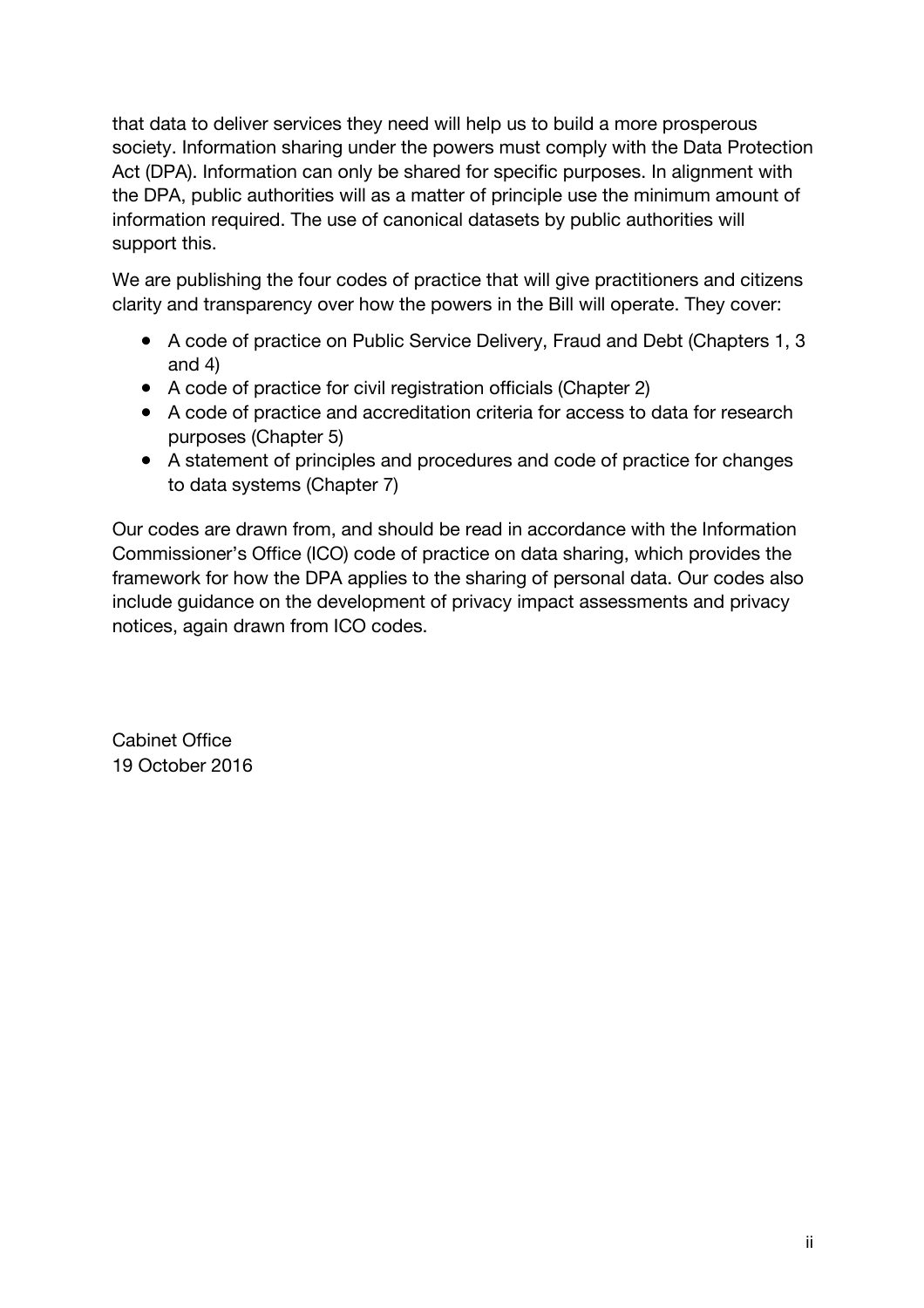that data to deliver services they need will help us to build a more prosperous society. Information sharing under the powers must comply with the Data Protection Act (DPA). Information can only be shared for specific purposes. In alignment with the DPA, public authorities will as a matter of principle use the minimum amount of information required. The use of canonical datasets by public authorities will support this.

We are publishing the four codes of practice that will give practitioners and citizens clarity and transparency over how the powers in the Bill will operate. They cover:

- A code of practice on Public Service Delivery, Fraud and Debt (Chapters 1, 3 and 4)
- A code of practice for civil registration officials (Chapter 2)
- A code of practice and accreditation criteria for access to data for research purposes (Chapter 5)
- A statement of principles and procedures and code of practice for changes to data systems (Chapter 7)

Our codes are drawn from, and should be read in accordance with the Information Commissioner's Office (ICO) code of practice on data sharing, which provides the framework for how the DPA applies to the sharing of personal data. Our codes also include guidance on the development of privacy impact assessments and privacy notices, again drawn from ICO codes.

Cabinet Office
19 October 2016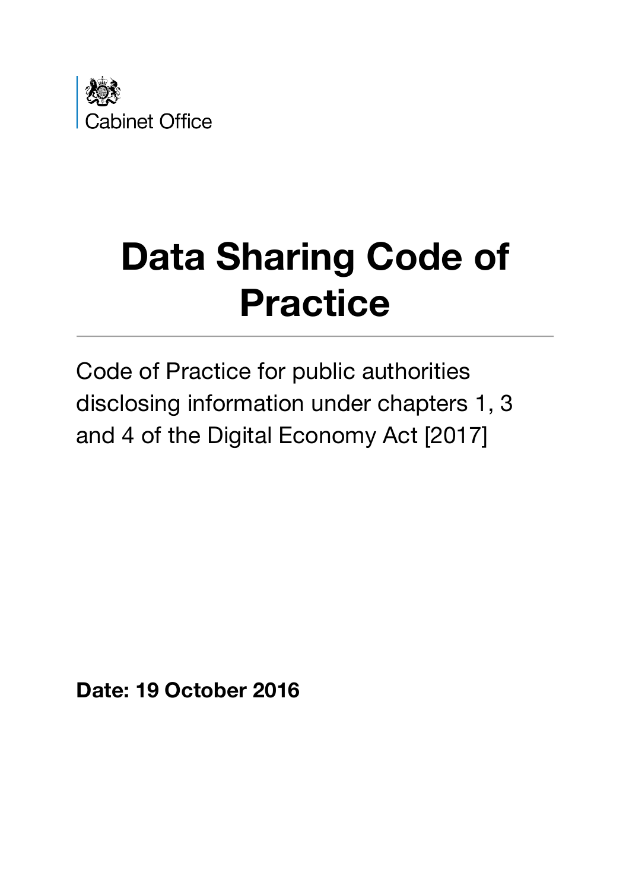Cabinet Office

# Data Sharing Code of Practice

Code of Practice for public authorities disclosing information under chapters 1, 3 and 4 of the Digital Economy Act [2017]

**Date: 19 October 2016**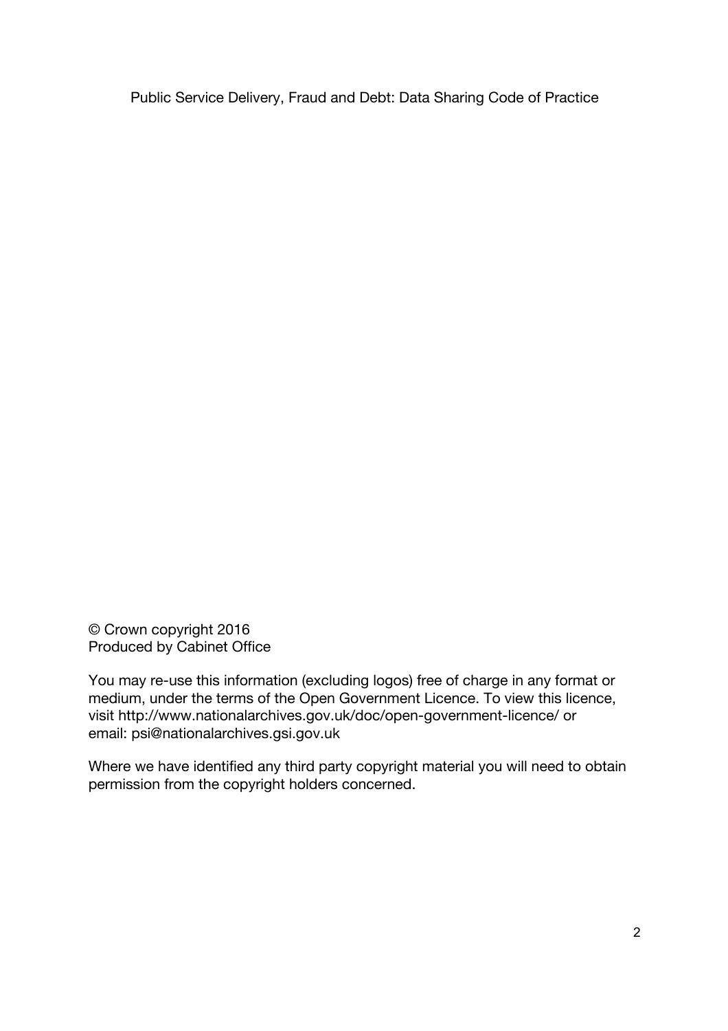Public Service Delivery, Fraud and Debt: Data Sharing Code of Practice

© Crown copyright 2016
Produced by Cabinet Office

You may re-use this information (excluding logos) free of charge in any format or medium, under the terms of the Open Government Licence. To view this licence, visit http://www.nationalarchives.gov.uk/doc/open-government-licence/ or email: psi@nationalarchives.gsi.gov.uk

Where we have identified any third party copyright material you will need to obtain permission from the copyright holders concerned.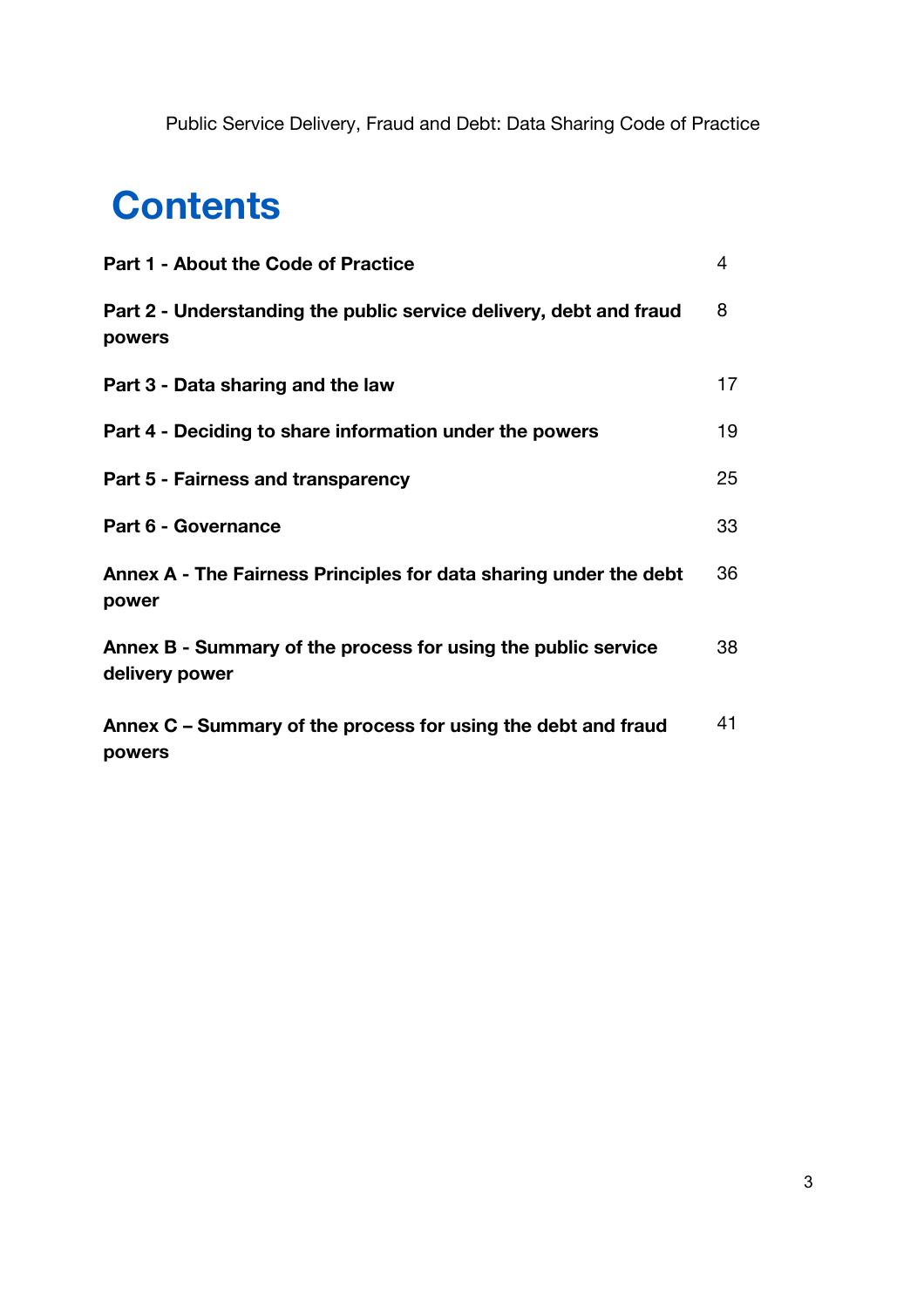# Contents

| | |
|---|---|
| **Part 1 - About the Code of Practice** | 4 |
| **Part 2 - Understanding the public service delivery, debt and fraud powers** | 8 |
| **Part 3 - Data sharing and the law** | 17 |
| **Part 4 - Deciding to share information under the powers** | 19 |
| **Part 5 - Fairness and transparency** | 25 |
| **Part 6 - Governance** | 33 |
| **Annex A - The Fairness Principles for data sharing under the debt power** | 36 |
| **Annex B - Summary of the process for using the public service delivery power** | 38 |
| **Annex C – Summary of the process for using the debt and fraud powers** | 41 |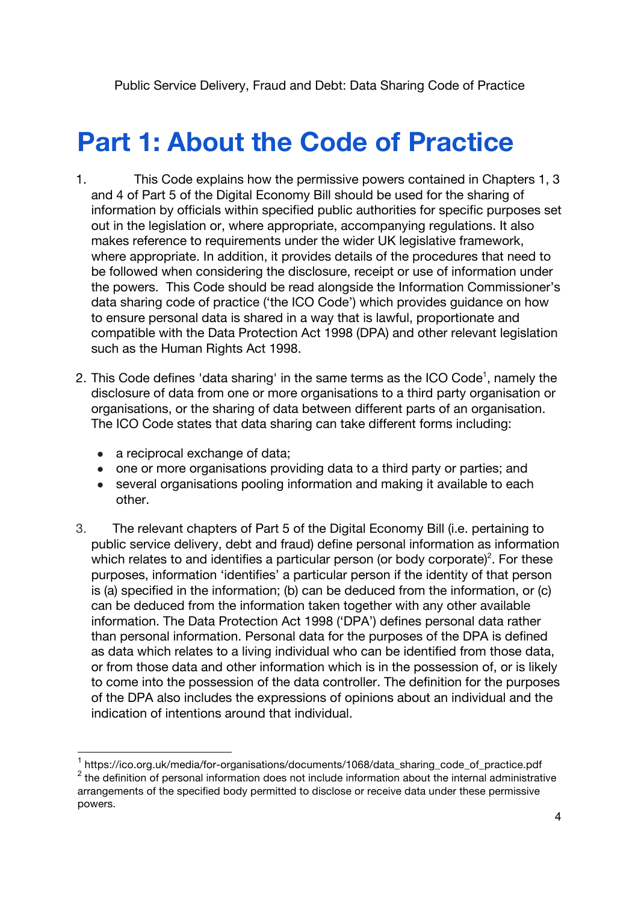# Part 1: About the Code of Practice

1. This Code explains how the permissive powers contained in Chapters 1, 3 and 4 of Part 5 of the Digital Economy Bill should be used for the sharing of information by officials within specified public authorities for specific purposes set out in the legislation or, where appropriate, accompanying regulations. It also makes reference to requirements under the wider UK legislative framework, where appropriate. In addition, it provides details of the procedures that need to be followed when considering the disclosure, receipt or use of information under the powers. This Code should be read alongside the Information Commissioner's data sharing code of practice ('the ICO Code') which provides guidance on how to ensure personal data is shared in a way that is lawful, proportionate and compatible with the Data Protection Act 1998 (DPA) and other relevant legislation such as the Human Rights Act 1998.

2. This Code defines 'data sharing' in the same terms as the ICO Code[1], namely the disclosure of data from one or more organisations to a third party organisation or organisations, or the sharing of data between different parts of an organisation. The ICO Code states that data sharing can take different forms including:

   - a reciprocal exchange of data;
   - one or more organisations providing data to a third party or parties; and
   - several organisations pooling information and making it available to each other.

3. The relevant chapters of Part 5 of the Digital Economy Bill (i.e. pertaining to public service delivery, debt and fraud) define personal information as information which relates to and identifies a particular person (or body corporate)[2]. For these purposes, information 'identifies' a particular person if the identity of that person is (a) specified in the information; (b) can be deduced from the information, or (c) can be deduced from the information taken together with any other available information. The Data Protection Act 1998 ('DPA') defines personal data rather than personal information. Personal data for the purposes of the DPA is defined as data which relates to a living individual who can be identified from those data, or from those data and other information which is in the possession of, or is likely to come into the possession of, the data controller. The definition for the purposes of the DPA also includes the expressions of opinions about an individual and the indication of intentions around that individual.

---

[1] https://ico.org.uk/media/for-organisations/documents/1068/data_sharing_code_of_practice.pdf

[2] the definition of personal information does not include information about the internal administrative arrangements of the specified body permitted to disclose or receive data under these permissive powers.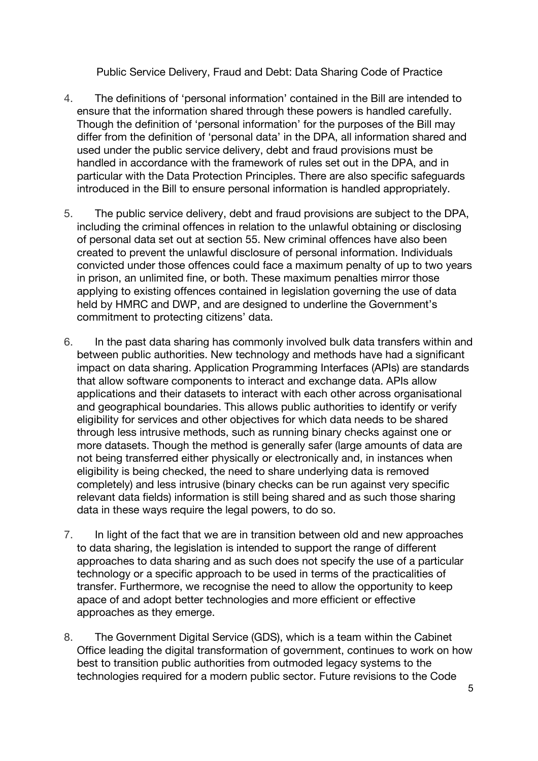4. The definitions of 'personal information' contained in the Bill are intended to ensure that the information shared through these powers is handled carefully. Though the definition of 'personal information' for the purposes of the Bill may differ from the definition of 'personal data' in the DPA, all information shared and used under the public service delivery, debt and fraud provisions must be handled in accordance with the framework of rules set out in the DPA, and in particular with the Data Protection Principles. There are also specific safeguards introduced in the Bill to ensure personal information is handled appropriately.

5. The public service delivery, debt and fraud provisions are subject to the DPA, including the criminal offences in relation to the unlawful obtaining or disclosing of personal data set out at section 55. New criminal offences have also been created to prevent the unlawful disclosure of personal information. Individuals convicted under those offences could face a maximum penalty of up to two years in prison, an unlimited fine, or both. These maximum penalties mirror those applying to existing offences contained in legislation governing the use of data held by HMRC and DWP, and are designed to underline the Government's commitment to protecting citizens' data.

6. In the past data sharing has commonly involved bulk data transfers within and between public authorities. New technology and methods have had a significant impact on data sharing. Application Programming Interfaces (APIs) are standards that allow software components to interact and exchange data. APIs allow applications and their datasets to interact with each other across organisational and geographical boundaries. This allows public authorities to identify or verify eligibility for services and other objectives for which data needs to be shared through less intrusive methods, such as running binary checks against one or more datasets. Though the method is generally safer (large amounts of data are not being transferred either physically or electronically and, in instances when eligibility is being checked, the need to share underlying data is removed completely) and less intrusive (binary checks can be run against very specific relevant data fields) information is still being shared and as such those sharing data in these ways require the legal powers, to do so.

7. In light of the fact that we are in transition between old and new approaches to data sharing, the legislation is intended to support the range of different approaches to data sharing and as such does not specify the use of a particular technology or a specific approach to be used in terms of the practicalities of transfer. Furthermore, we recognise the need to allow the opportunity to keep apace of and adopt better technologies and more efficient or effective approaches as they emerge.

8. The Government Digital Service (GDS), which is a team within the Cabinet Office leading the digital transformation of government, continues to work on how best to transition public authorities from outmoded legacy systems to the technologies required for a modern public sector. Future revisions to the Code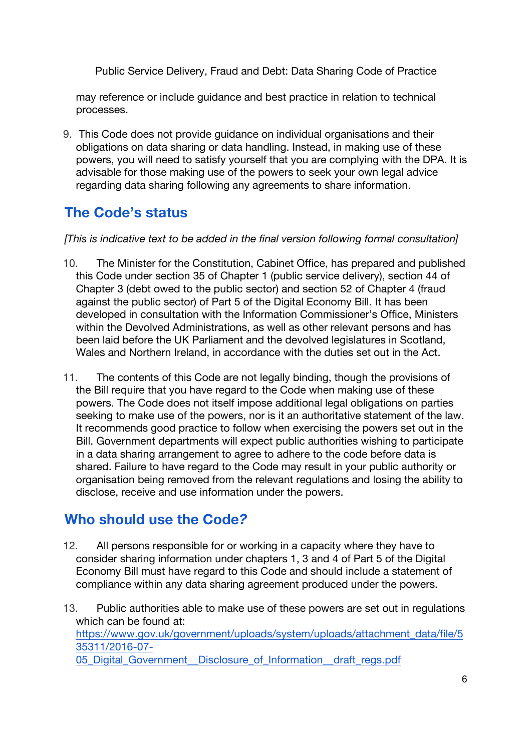may reference or include guidance and best practice in relation to technical processes.

9. This Code does not provide guidance on individual organisations and their obligations on data sharing or data handling. Instead, in making use of these powers, you will need to satisfy yourself that you are complying with the DPA. It is advisable for those making use of the powers to seek your own legal advice regarding data sharing following any agreements to share information.

## The Code's status

*[This is indicative text to be added in the final version following formal consultation]*

10. The Minister for the Constitution, Cabinet Office, has prepared and published this Code under section 35 of Chapter 1 (public service delivery), section 44 of Chapter 3 (debt owed to the public sector) and section 52 of Chapter 4 (fraud against the public sector) of Part 5 of the Digital Economy Bill. It has been developed in consultation with the Information Commissioner's Office, Ministers within the Devolved Administrations, as well as other relevant persons and has been laid before the UK Parliament and the devolved legislatures in Scotland, Wales and Northern Ireland, in accordance with the duties set out in the Act.

11. The contents of this Code are not legally binding, though the provisions of the Bill require that you have regard to the Code when making use of these powers. The Code does not itself impose additional legal obligations on parties seeking to make use of the powers, nor is it an authoritative statement of the law. It recommends good practice to follow when exercising the powers set out in the Bill. Government departments will expect public authorities wishing to participate in a data sharing arrangement to agree to adhere to the code before data is shared. Failure to have regard to the Code may result in your public authority or organisation being removed from the relevant regulations and losing the ability to disclose, receive and use information under the powers.

## Who should use the Code?

12. All persons responsible for or working in a capacity where they have to consider sharing information under chapters 1, 3 and 4 of Part 5 of the Digital Economy Bill must have regard to this Code and should include a statement of compliance within any data sharing agreement produced under the powers.

13. Public authorities able to make use of these powers are set out in regulations which can be found at: [https://www.gov.uk/government/uploads/system/uploads/attachment_data/file/535311/2016-07-05_Digital_Government__Disclosure_of_Information__draft_regs.pdf](https://www.gov.uk/government/uploads/system/uploads/attachment_data/file/535311/2016-07-05_Digital_Government__Disclosure_of_Information__draft_regs.pdf)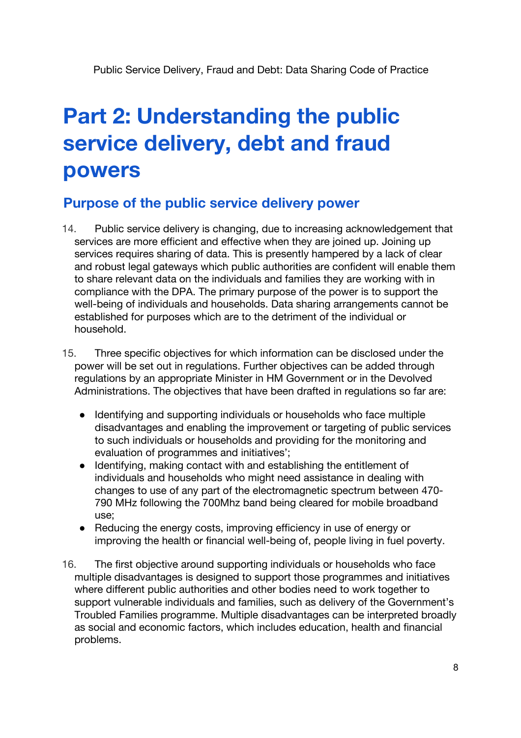# Part 2: Understanding the public service delivery, debt and fraud powers

## Purpose of the public service delivery power

14. Public service delivery is changing, due to increasing acknowledgement that services are more efficient and effective when they are joined up. Joining up services requires sharing of data. This is presently hampered by a lack of clear and robust legal gateways which public authorities are confident will enable them to share relevant data on the individuals and families they are working with in compliance with the DPA. The primary purpose of the power is to support the well-being of individuals and households. Data sharing arrangements cannot be established for purposes which are to the detriment of the individual or household.

15. Three specific objectives for which information can be disclosed under the power will be set out in regulations. Further objectives can be added through regulations by an appropriate Minister in HM Government or in the Devolved Administrations. The objectives that have been drafted in regulations so far are:

- Identifying and supporting individuals or households who face multiple disadvantages and enabling the improvement or targeting of public services to such individuals or households and providing for the monitoring and evaluation of programmes and initiatives';
- Identifying, making contact with and establishing the entitlement of individuals and households who might need assistance in dealing with changes to use of any part of the electromagnetic spectrum between 470-790 MHz following the 700Mhz band being cleared for mobile broadband use;
- Reducing the energy costs, improving efficiency in use of energy or improving the health or financial well-being of, people living in fuel poverty.

16. The first objective around supporting individuals or households who face multiple disadvantages is designed to support those programmes and initiatives where different public authorities and other bodies need to work together to support vulnerable individuals and families, such as delivery of the Government's Troubled Families programme. Multiple disadvantages can be interpreted broadly as social and economic factors, which includes education, health and financial problems.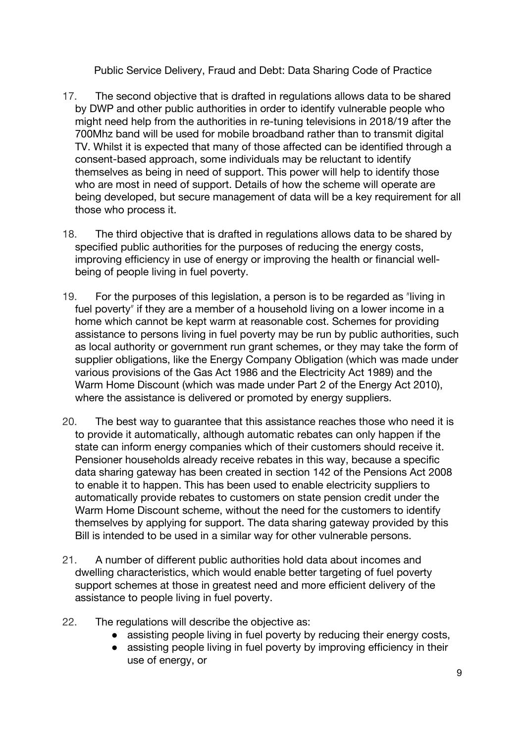17. The second objective that is drafted in regulations allows data to be shared by DWP and other public authorities in order to identify vulnerable people who might need help from the authorities in re-tuning televisions in 2018/19 after the 700Mhz band will be used for mobile broadband rather than to transmit digital TV. Whilst it is expected that many of those affected can be identified through a consent-based approach, some individuals may be reluctant to identify themselves as being in need of support. This power will help to identify those who are most in need of support. Details of how the scheme will operate are being developed, but secure management of data will be a key requirement for all those who process it.

18. The third objective that is drafted in regulations allows data to be shared by specified public authorities for the purposes of reducing the energy costs, improving efficiency in use of energy or improving the health or financial well-being of people living in fuel poverty.

19. For the purposes of this legislation, a person is to be regarded as "living in fuel poverty" if they are a member of a household living on a lower income in a home which cannot be kept warm at reasonable cost. Schemes for providing assistance to persons living in fuel poverty may be run by public authorities, such as local authority or government run grant schemes, or they may take the form of supplier obligations, like the Energy Company Obligation (which was made under various provisions of the Gas Act 1986 and the Electricity Act 1989) and the Warm Home Discount (which was made under Part 2 of the Energy Act 2010), where the assistance is delivered or promoted by energy suppliers.

20. The best way to guarantee that this assistance reaches those who need it is to provide it automatically, although automatic rebates can only happen if the state can inform energy companies which of their customers should receive it. Pensioner households already receive rebates in this way, because a specific data sharing gateway has been created in section 142 of the Pensions Act 2008 to enable it to happen. This has been used to enable electricity suppliers to automatically provide rebates to customers on state pension credit under the Warm Home Discount scheme, without the need for the customers to identify themselves by applying for support. The data sharing gateway provided by this Bill is intended to be used in a similar way for other vulnerable persons.

21. A number of different public authorities hold data about incomes and dwelling characteristics, which would enable better targeting of fuel poverty support schemes at those in greatest need and more efficient delivery of the assistance to people living in fuel poverty.

22. The regulations will describe the objective as:
    - assisting people living in fuel poverty by reducing their energy costs,
    - assisting people living in fuel poverty by improving efficiency in their use of energy, or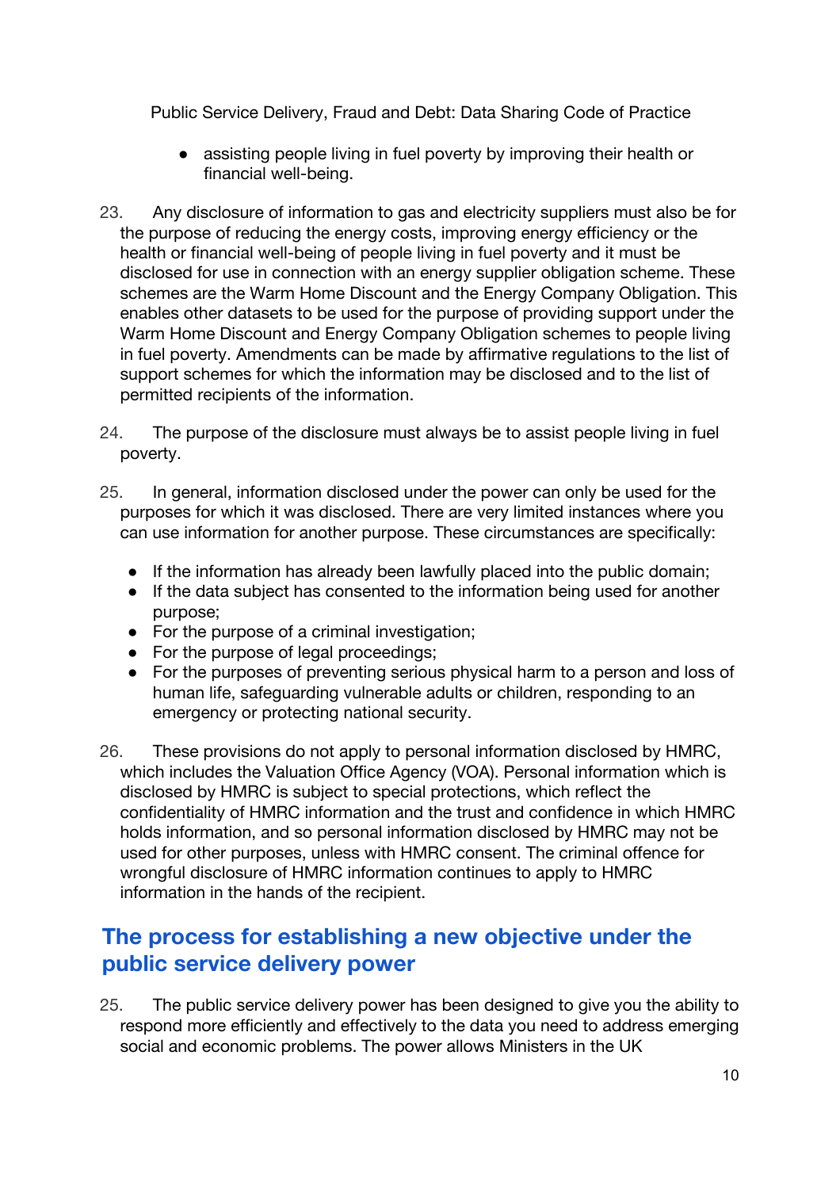- assisting people living in fuel poverty by improving their health or financial well-being.

23. Any disclosure of information to gas and electricity suppliers must also be for the purpose of reducing the energy costs, improving energy efficiency or the health or financial well-being of people living in fuel poverty and it must be disclosed for use in connection with an energy supplier obligation scheme. These schemes are the Warm Home Discount and the Energy Company Obligation. This enables other datasets to be used for the purpose of providing support under the Warm Home Discount and Energy Company Obligation schemes to people living in fuel poverty. Amendments can be made by affirmative regulations to the list of support schemes for which the information may be disclosed and to the list of permitted recipients of the information.

24. The purpose of the disclosure must always be to assist people living in fuel poverty.

25. In general, information disclosed under the power can only be used for the purposes for which it was disclosed. There are very limited instances where you can use information for another purpose. These circumstances are specifically:

- If the information has already been lawfully placed into the public domain;
- If the data subject has consented to the information being used for another purpose;
- For the purpose of a criminal investigation;
- For the purpose of legal proceedings;
- For the purposes of preventing serious physical harm to a person and loss of human life, safeguarding vulnerable adults or children, responding to an emergency or protecting national security.

26. These provisions do not apply to personal information disclosed by HMRC, which includes the Valuation Office Agency (VOA). Personal information which is disclosed by HMRC is subject to special protections, which reflect the confidentiality of HMRC information and the trust and confidence in which HMRC holds information, and so personal information disclosed by HMRC may not be used for other purposes, unless with HMRC consent. The criminal offence for wrongful disclosure of HMRC information continues to apply to HMRC information in the hands of the recipient.

## The process for establishing a new objective under the public service delivery power

25. The public service delivery power has been designed to give you the ability to respond more efficiently and effectively to the data you need to address emerging social and economic problems. The power allows Ministers in the UK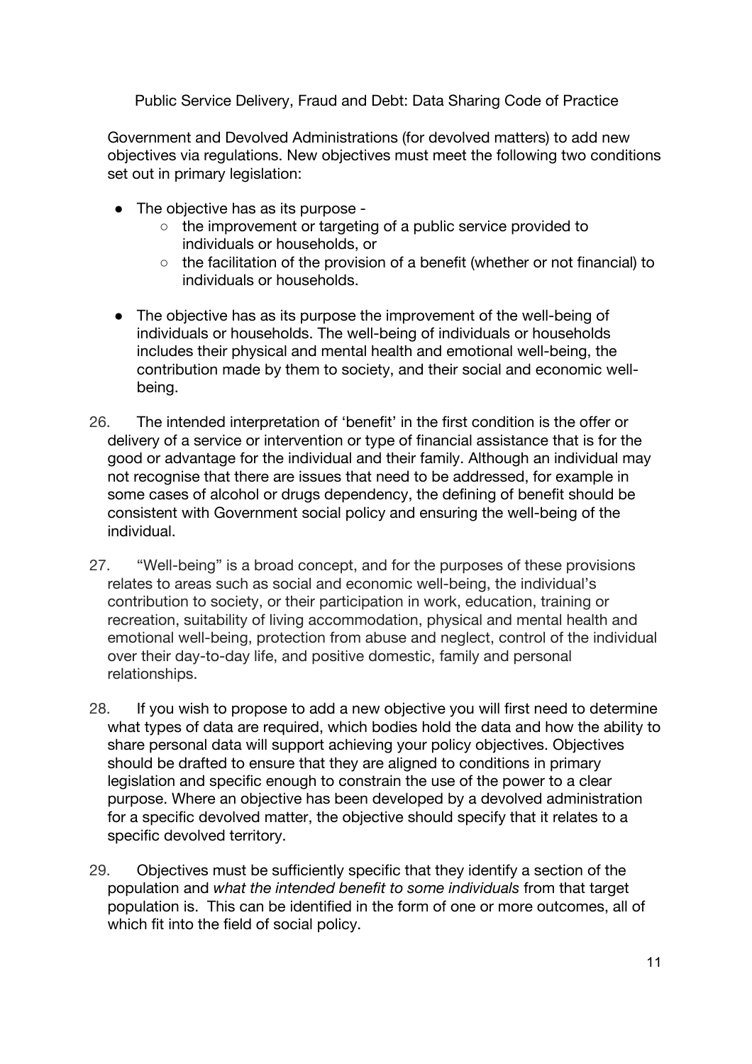Government and Devolved Administrations (for devolved matters) to add new objectives via regulations. New objectives must meet the following two conditions set out in primary legislation:

- The objective has as its purpose -
  - the improvement or targeting of a public service provided to individuals or households, or
  - the facilitation of the provision of a benefit (whether or not financial) to individuals or households.
- The objective has as its purpose the improvement of the well-being of individuals or households. The well-being of individuals or households includes their physical and mental health and emotional well-being, the contribution made by them to society, and their social and economic well-being.

26. The intended interpretation of 'benefit' in the first condition is the offer or delivery of a service or intervention or type of financial assistance that is for the good or advantage for the individual and their family. Although an individual may not recognise that there are issues that need to be addressed, for example in some cases of alcohol or drugs dependency, the defining of benefit should be consistent with Government social policy and ensuring the well-being of the individual.

27. "Well-being" is a broad concept, and for the purposes of these provisions relates to areas such as social and economic well-being, the individual's contribution to society, or their participation in work, education, training or recreation, suitability of living accommodation, physical and mental health and emotional well-being, protection from abuse and neglect, control of the individual over their day-to-day life, and positive domestic, family and personal relationships.

28. If you wish to propose to add a new objective you will first need to determine what types of data are required, which bodies hold the data and how the ability to share personal data will support achieving your policy objectives. Objectives should be drafted to ensure that they are aligned to conditions in primary legislation and specific enough to constrain the use of the power to a clear purpose. Where an objective has been developed by a devolved administration for a specific devolved matter, the objective should specify that it relates to a specific devolved territory.

29. Objectives must be sufficiently specific that they identify a section of the population and *what the intended benefit to some individuals* from that target population is. This can be identified in the form of one or more outcomes, all of which fit into the field of social policy.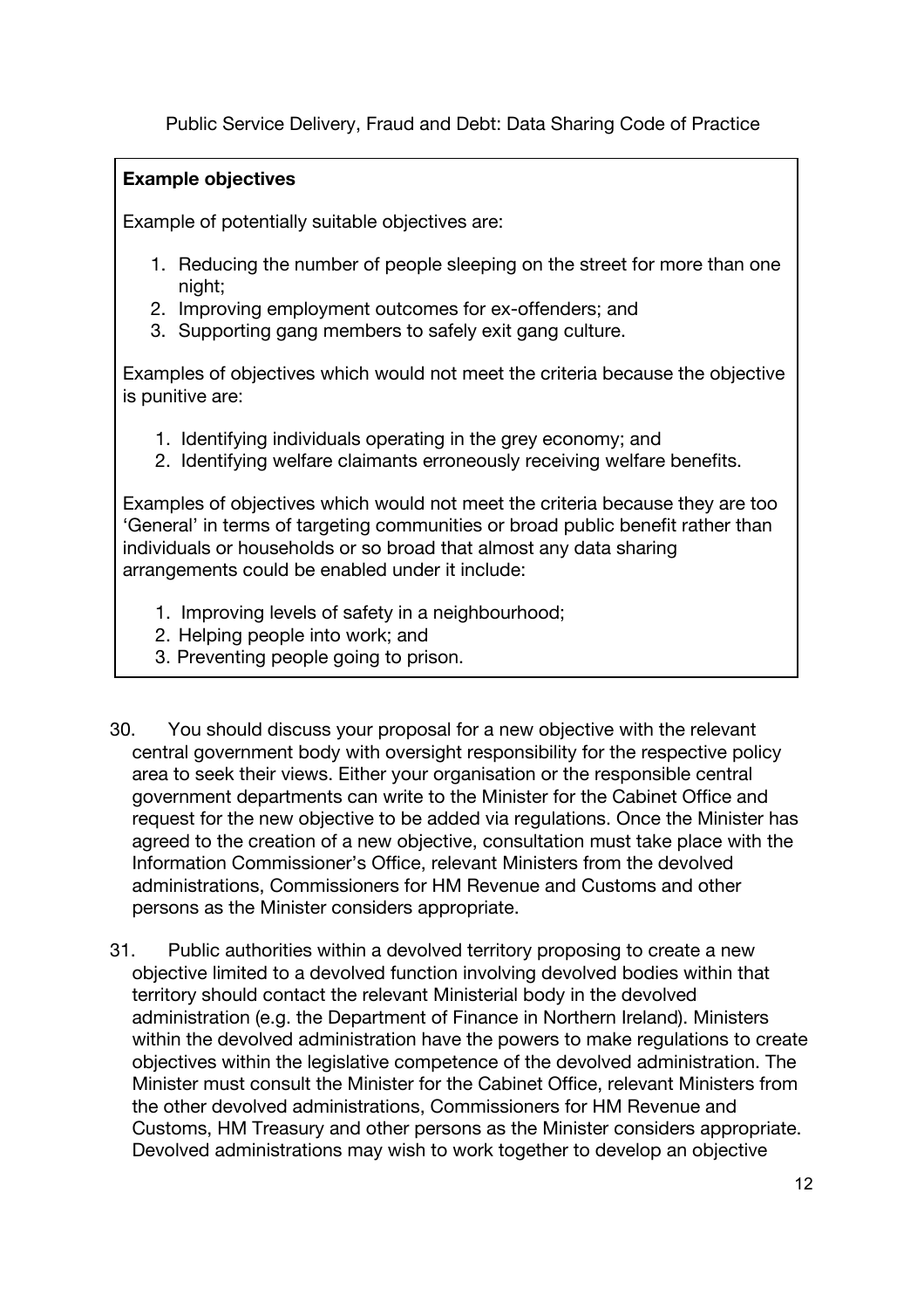**Example objectives**

Example of potentially suitable objectives are:

1. Reducing the number of people sleeping on the street for more than one night;
2. Improving employment outcomes for ex-offenders; and
3. Supporting gang members to safely exit gang culture.

Examples of objectives which would not meet the criteria because the objective is punitive are:

1. Identifying individuals operating in the grey economy; and
2. Identifying welfare claimants erroneously receiving welfare benefits.

Examples of objectives which would not meet the criteria because they are too 'General' in terms of targeting communities or broad public benefit rather than individuals or households or so broad that almost any data sharing arrangements could be enabled under it include:

1. Improving levels of safety in a neighbourhood;
2. Helping people into work; and
3. Preventing people going to prison.

30. You should discuss your proposal for a new objective with the relevant central government body with oversight responsibility for the respective policy area to seek their views. Either your organisation or the responsible central government departments can write to the Minister for the Cabinet Office and request for the new objective to be added via regulations. Once the Minister has agreed to the creation of a new objective, consultation must take place with the Information Commissioner's Office, relevant Ministers from the devolved administrations, Commissioners for HM Revenue and Customs and other persons as the Minister considers appropriate.

31. Public authorities within a devolved territory proposing to create a new objective limited to a devolved function involving devolved bodies within that territory should contact the relevant Ministerial body in the devolved administration (e.g. the Department of Finance in Northern Ireland). Ministers within the devolved administration have the powers to make regulations to create objectives within the legislative competence of the devolved administration. The Minister must consult the Minister for the Cabinet Office, relevant Ministers from the other devolved administrations, Commissioners for HM Revenue and Customs, HM Treasury and other persons as the Minister considers appropriate. Devolved administrations may wish to work together to develop an objective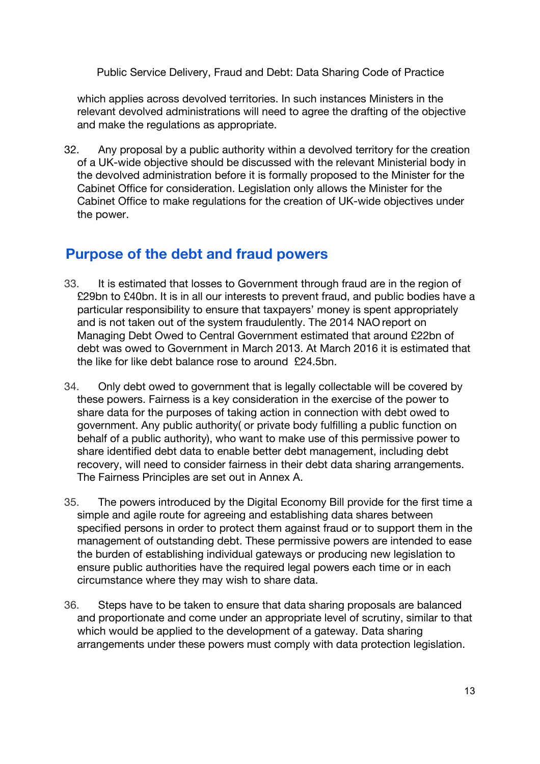which applies across devolved territories. In such instances Ministers in the relevant devolved administrations will need to agree the drafting of the objective and make the regulations as appropriate.

32. Any proposal by a public authority within a devolved territory for the creation of a UK-wide objective should be discussed with the relevant Ministerial body in the devolved administration before it is formally proposed to the Minister for the Cabinet Office for consideration. Legislation only allows the Minister for the Cabinet Office to make regulations for the creation of UK-wide objectives under the power.

## Purpose of the debt and fraud powers

33. It is estimated that losses to Government through fraud are in the region of £29bn to £40bn. It is in all our interests to prevent fraud, and public bodies have a particular responsibility to ensure that taxpayers' money is spent appropriately and is not taken out of the system fraudulently. The 2014 NAO report on Managing Debt Owed to Central Government estimated that around £22bn of debt was owed to Government in March 2013. At March 2016 it is estimated that the like for like debt balance rose to around £24.5bn.

34. Only debt owed to government that is legally collectable will be covered by these powers. Fairness is a key consideration in the exercise of the power to share data for the purposes of taking action in connection with debt owed to government. Any public authority( or private body fulfilling a public function on behalf of a public authority), who want to make use of this permissive power to share identified debt data to enable better debt management, including debt recovery, will need to consider fairness in their debt data sharing arrangements. The Fairness Principles are set out in Annex A.

35. The powers introduced by the Digital Economy Bill provide for the first time a simple and agile route for agreeing and establishing data shares between specified persons in order to protect them against fraud or to support them in the management of outstanding debt. These permissive powers are intended to ease the burden of establishing individual gateways or producing new legislation to ensure public authorities have the required legal powers each time or in each circumstance where they may wish to share data.

36. Steps have to be taken to ensure that data sharing proposals are balanced and proportionate and come under an appropriate level of scrutiny, similar to that which would be applied to the development of a gateway. Data sharing arrangements under these powers must comply with data protection legislation.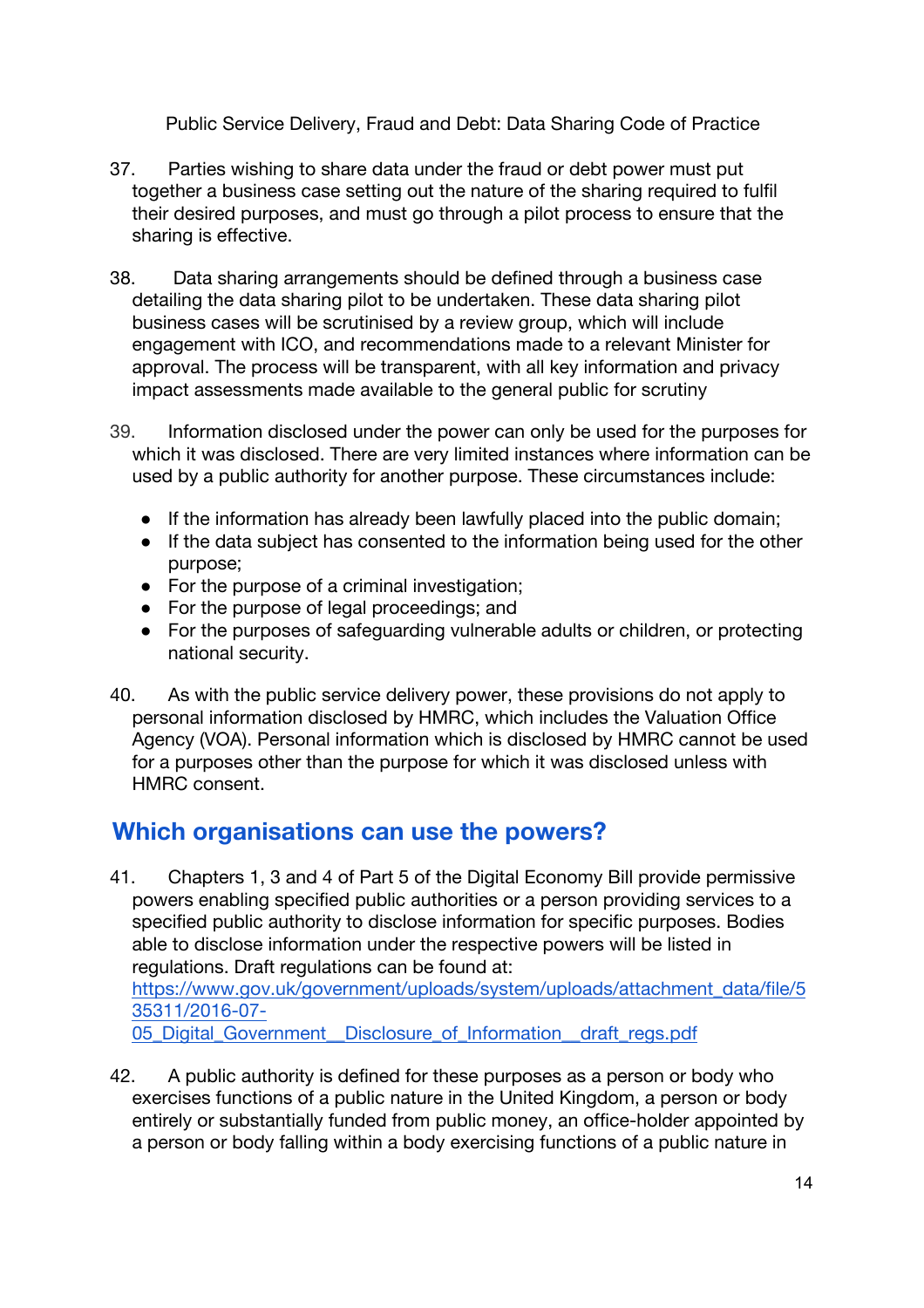37. Parties wishing to share data under the fraud or debt power must put together a business case setting out the nature of the sharing required to fulfil their desired purposes, and must go through a pilot process to ensure that the sharing is effective.

38. Data sharing arrangements should be defined through a business case detailing the data sharing pilot to be undertaken. These data sharing pilot business cases will be scrutinised by a review group, which will include engagement with ICO, and recommendations made to a relevant Minister for approval. The process will be transparent, with all key information and privacy impact assessments made available to the general public for scrutiny

39. Information disclosed under the power can only be used for the purposes for which it was disclosed. There are very limited instances where information can be used by a public authority for another purpose. These circumstances include:

- If the information has already been lawfully placed into the public domain;
- If the data subject has consented to the information being used for the other purpose;
- For the purpose of a criminal investigation;
- For the purpose of legal proceedings; and
- For the purposes of safeguarding vulnerable adults or children, or protecting national security.

40. As with the public service delivery power, these provisions do not apply to personal information disclosed by HMRC, which includes the Valuation Office Agency (VOA). Personal information which is disclosed by HMRC cannot be used for a purposes other than the purpose for which it was disclosed unless with HMRC consent.

## Which organisations can use the powers?

41. Chapters 1, 3 and 4 of Part 5 of the Digital Economy Bill provide permissive powers enabling specified public authorities or a person providing services to a specified public authority to disclose information for specific purposes. Bodies able to disclose information under the respective powers will be listed in regulations. Draft regulations can be found at: [https://www.gov.uk/government/uploads/system/uploads/attachment_data/file/535311/2016-07-05_Digital_Government__Disclosure_of_Information__draft_regs.pdf](https://www.gov.uk/government/uploads/system/uploads/attachment_data/file/535311/2016-07-05_Digital_Government__Disclosure_of_Information__draft_regs.pdf)

42. A public authority is defined for these purposes as a person or body who exercises functions of a public nature in the United Kingdom, a person or body entirely or substantially funded from public money, an office-holder appointed by a person or body falling within a body exercising functions of a public nature in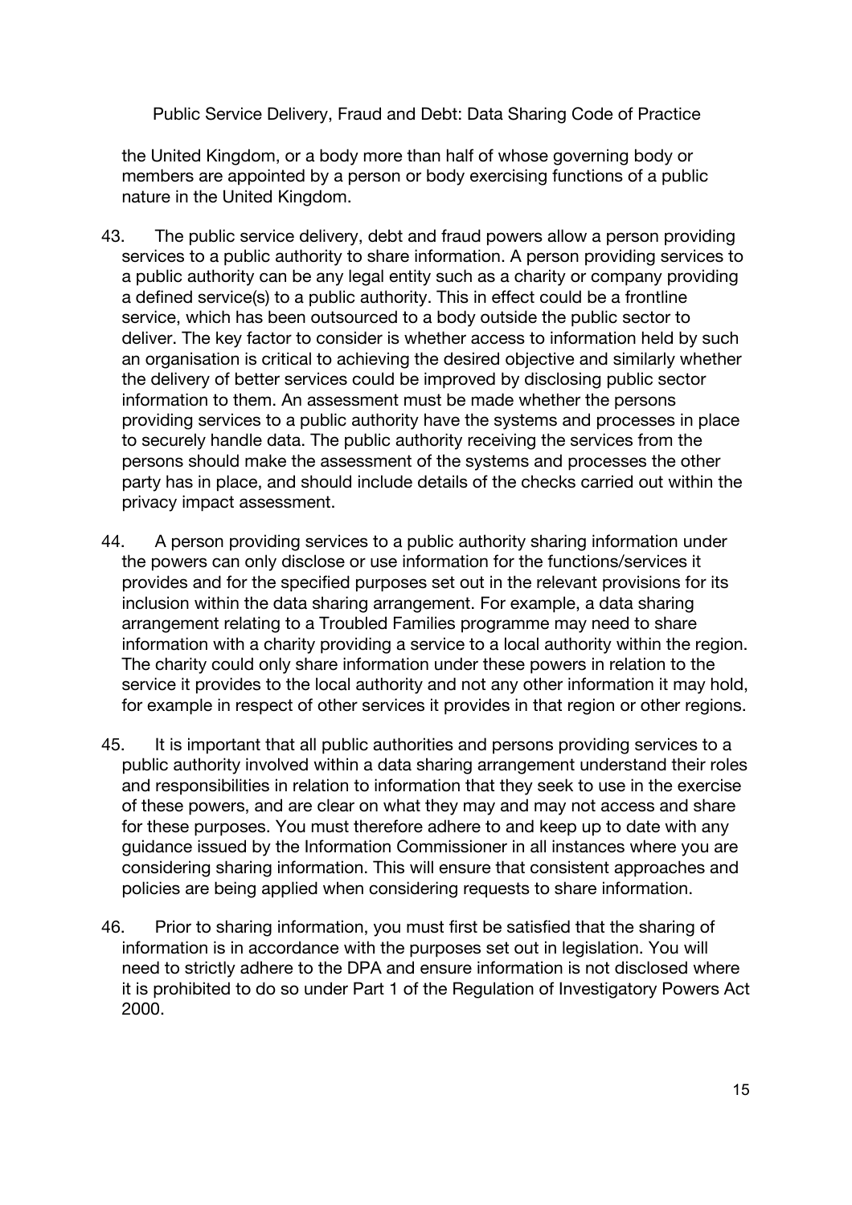the United Kingdom, or a body more than half of whose governing body or members are appointed by a person or body exercising functions of a public nature in the United Kingdom.

43. The public service delivery, debt and fraud powers allow a person providing services to a public authority to share information. A person providing services to a public authority can be any legal entity such as a charity or company providing a defined service(s) to a public authority. This in effect could be a frontline service, which has been outsourced to a body outside the public sector to deliver. The key factor to consider is whether access to information held by such an organisation is critical to achieving the desired objective and similarly whether the delivery of better services could be improved by disclosing public sector information to them. An assessment must be made whether the persons providing services to a public authority have the systems and processes in place to securely handle data. The public authority receiving the services from the persons should make the assessment of the systems and processes the other party has in place, and should include details of the checks carried out within the privacy impact assessment.

44. A person providing services to a public authority sharing information under the powers can only disclose or use information for the functions/services it provides and for the specified purposes set out in the relevant provisions for its inclusion within the data sharing arrangement. For example, a data sharing arrangement relating to a Troubled Families programme may need to share information with a charity providing a service to a local authority within the region. The charity could only share information under these powers in relation to the service it provides to the local authority and not any other information it may hold, for example in respect of other services it provides in that region or other regions.

45. It is important that all public authorities and persons providing services to a public authority involved within a data sharing arrangement understand their roles and responsibilities in relation to information that they seek to use in the exercise of these powers, and are clear on what they may and may not access and share for these purposes. You must therefore adhere to and keep up to date with any guidance issued by the Information Commissioner in all instances where you are considering sharing information. This will ensure that consistent approaches and policies are being applied when considering requests to share information.

46. Prior to sharing information, you must first be satisfied that the sharing of information is in accordance with the purposes set out in legislation. You will need to strictly adhere to the DPA and ensure information is not disclosed where it is prohibited to do so under Part 1 of the Regulation of Investigatory Powers Act 2000.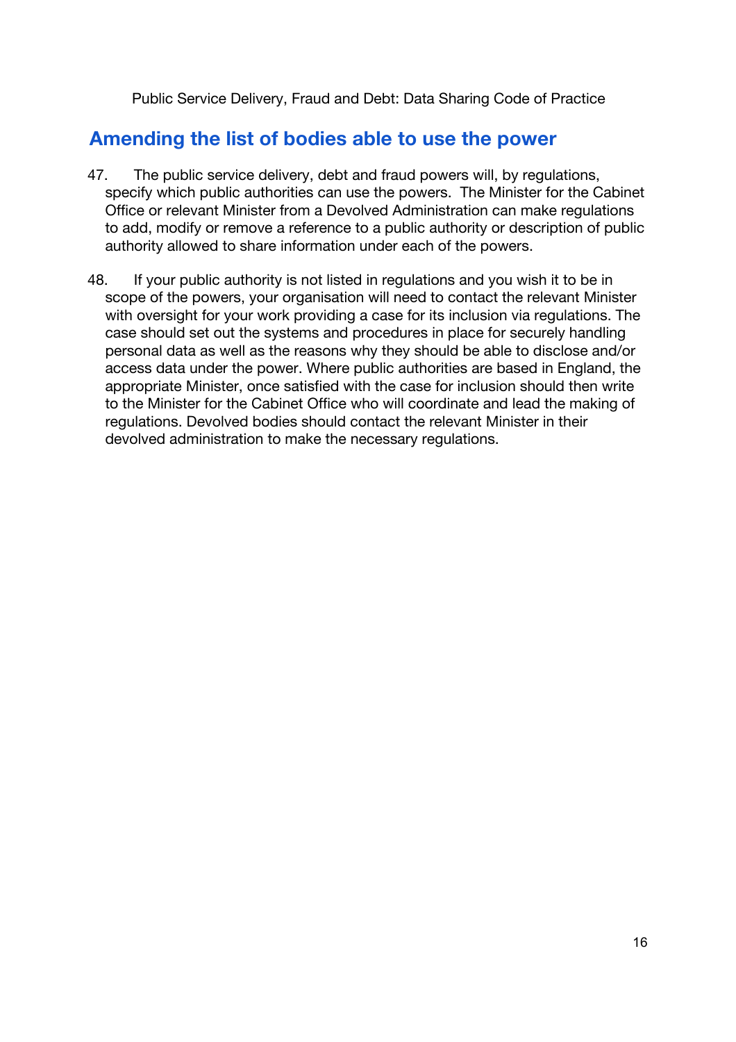## Amending the list of bodies able to use the power

47. The public service delivery, debt and fraud powers will, by regulations, specify which public authorities can use the powers. The Minister for the Cabinet Office or relevant Minister from a Devolved Administration can make regulations to add, modify or remove a reference to a public authority or description of public authority allowed to share information under each of the powers.

48. If your public authority is not listed in regulations and you wish it to be in scope of the powers, your organisation will need to contact the relevant Minister with oversight for your work providing a case for its inclusion via regulations. The case should set out the systems and procedures in place for securely handling personal data as well as the reasons why they should be able to disclose and/or access data under the power. Where public authorities are based in England, the appropriate Minister, once satisfied with the case for inclusion should then write to the Minister for the Cabinet Office who will coordinate and lead the making of regulations. Devolved bodies should contact the relevant Minister in their devolved administration to make the necessary regulations.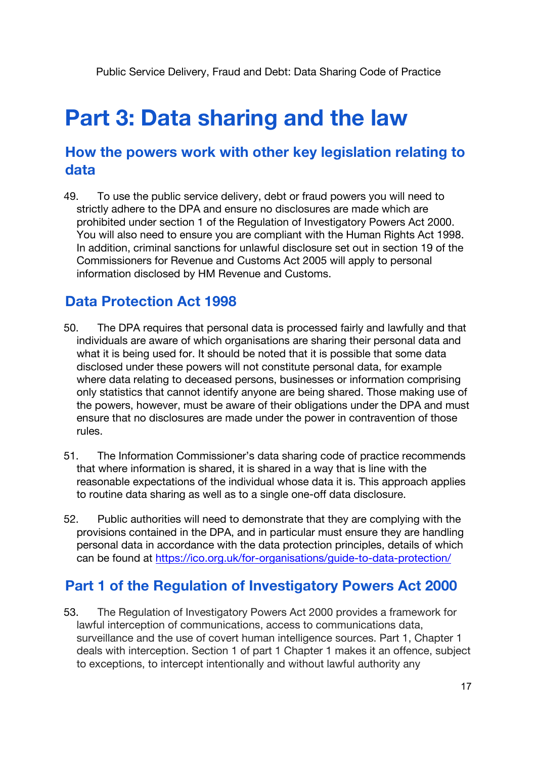# Part 3: Data sharing and the law

## How the powers work with other key legislation relating to data

49. To use the public service delivery, debt or fraud powers you will need to strictly adhere to the DPA and ensure no disclosures are made which are prohibited under section 1 of the Regulation of Investigatory Powers Act 2000. You will also need to ensure you are compliant with the Human Rights Act 1998. In addition, criminal sanctions for unlawful disclosure set out in section 19 of the Commissioners for Revenue and Customs Act 2005 will apply to personal information disclosed by HM Revenue and Customs.

## Data Protection Act 1998

50. The DPA requires that personal data is processed fairly and lawfully and that individuals are aware of which organisations are sharing their personal data and what it is being used for. It should be noted that it is possible that some data disclosed under these powers will not constitute personal data, for example where data relating to deceased persons, businesses or information comprising only statistics that cannot identify anyone are being shared. Those making use of the powers, however, must be aware of their obligations under the DPA and must ensure that no disclosures are made under the power in contravention of those rules.

51. The Information Commissioner's data sharing code of practice recommends that where information is shared, it is shared in a way that is line with the reasonable expectations of the individual whose data it is. This approach applies to routine data sharing as well as to a single one-off data disclosure.

52. Public authorities will need to demonstrate that they are complying with the provisions contained in the DPA, and in particular must ensure they are handling personal data in accordance with the data protection principles, details of which can be found at https://ico.org.uk/for-organisations/guide-to-data-protection/

## Part 1 of the Regulation of Investigatory Powers Act 2000

53. The Regulation of Investigatory Powers Act 2000 provides a framework for lawful interception of communications, access to communications data, surveillance and the use of covert human intelligence sources. Part 1, Chapter 1 deals with interception. Section 1 of part 1 Chapter 1 makes it an offence, subject to exceptions, to intercept intentionally and without lawful authority any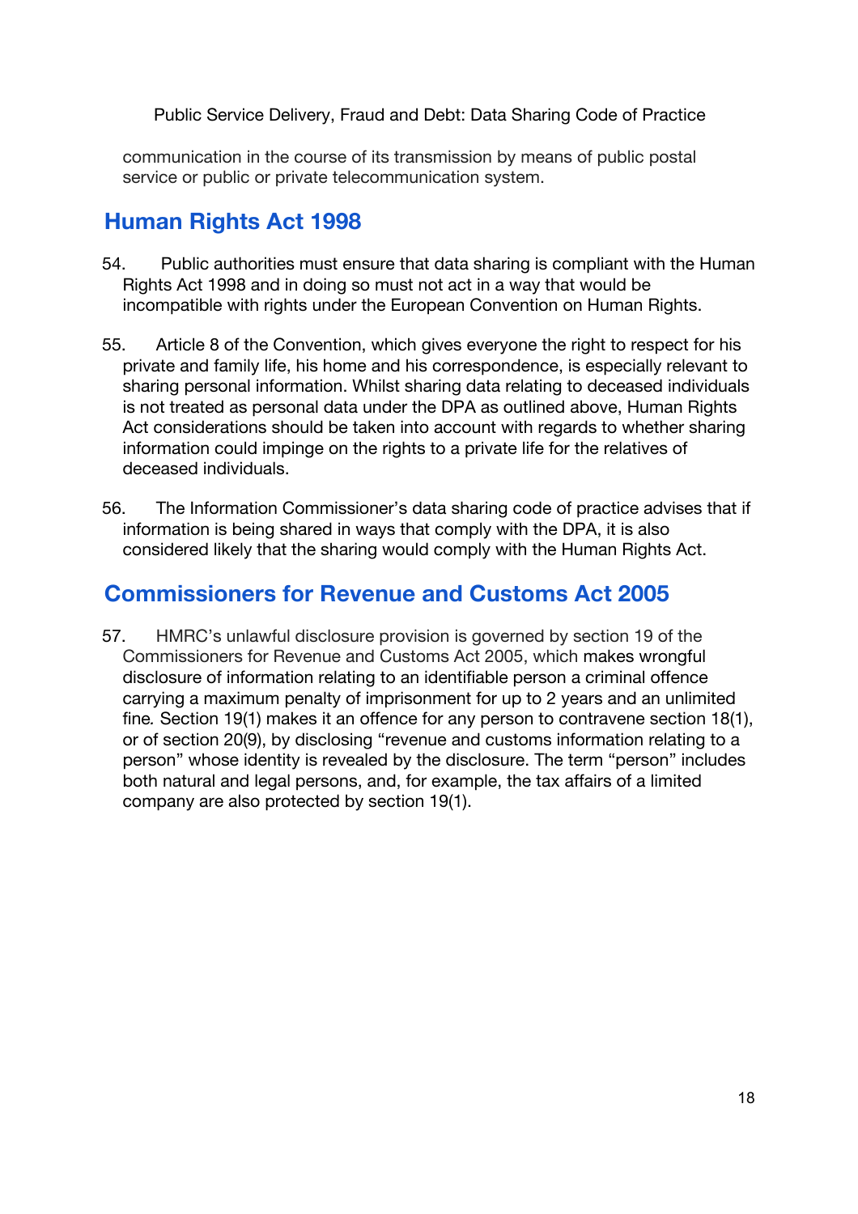communication in the course of its transmission by means of public postal service or public or private telecommunication system.

## Human Rights Act 1998

54. Public authorities must ensure that data sharing is compliant with the Human Rights Act 1998 and in doing so must not act in a way that would be incompatible with rights under the European Convention on Human Rights.

55. Article 8 of the Convention, which gives everyone the right to respect for his private and family life, his home and his correspondence, is especially relevant to sharing personal information. Whilst sharing data relating to deceased individuals is not treated as personal data under the DPA as outlined above, Human Rights Act considerations should be taken into account with regards to whether sharing information could impinge on the rights to a private life for the relatives of deceased individuals.

56. The Information Commissioner's data sharing code of practice advises that if information is being shared in ways that comply with the DPA, it is also considered likely that the sharing would comply with the Human Rights Act.

## Commissioners for Revenue and Customs Act 2005

57. HMRC's unlawful disclosure provision is governed by section 19 of the Commissioners for Revenue and Customs Act 2005, which makes wrongful disclosure of information relating to an identifiable person a criminal offence carrying a maximum penalty of imprisonment for up to 2 years and an unlimited fine. Section 19(1) makes it an offence for any person to contravene section 18(1), or of section 20(9), by disclosing "revenue and customs information relating to a person" whose identity is revealed by the disclosure. The term "person" includes both natural and legal persons, and, for example, the tax affairs of a limited company are also protected by section 19(1).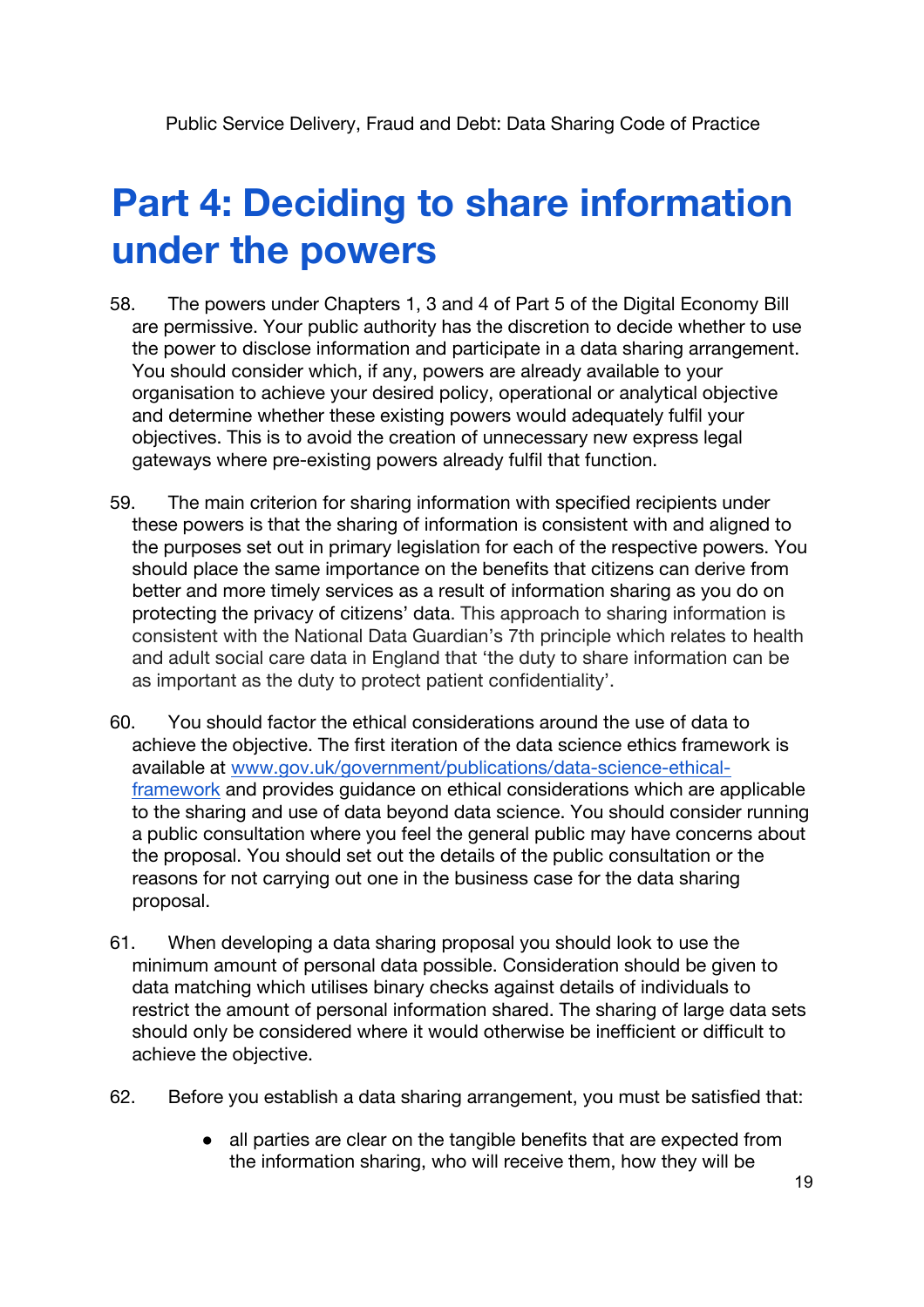# Part 4: Deciding to share information under the powers

58. The powers under Chapters 1, 3 and 4 of Part 5 of the Digital Economy Bill are permissive. Your public authority has the discretion to decide whether to use the power to disclose information and participate in a data sharing arrangement. You should consider which, if any, powers are already available to your organisation to achieve your desired policy, operational or analytical objective and determine whether these existing powers would adequately fulfil your objectives. This is to avoid the creation of unnecessary new express legal gateways where pre-existing powers already fulfil that function.

59. The main criterion for sharing information with specified recipients under these powers is that the sharing of information is consistent with and aligned to the purposes set out in primary legislation for each of the respective powers. You should place the same importance on the benefits that citizens can derive from better and more timely services as a result of information sharing as you do on protecting the privacy of citizens' data. This approach to sharing information is consistent with the National Data Guardian's 7th principle which relates to health and adult social care data in England that 'the duty to share information can be as important as the duty to protect patient confidentiality'.

60. You should factor the ethical considerations around the use of data to achieve the objective. The first iteration of the data science ethics framework is available at [www.gov.uk/government/publications/data-science-ethical-framework](www.gov.uk/government/publications/data-science-ethical-framework) and provides guidance on ethical considerations which are applicable to the sharing and use of data beyond data science. You should consider running a public consultation where you feel the general public may have concerns about the proposal. You should set out the details of the public consultation or the reasons for not carrying out one in the business case for the data sharing proposal.

61. When developing a data sharing proposal you should look to use the minimum amount of personal data possible. Consideration should be given to data matching which utilises binary checks against details of individuals to restrict the amount of personal information shared. The sharing of large data sets should only be considered where it would otherwise be inefficient or difficult to achieve the objective.

62. Before you establish a data sharing arrangement, you must be satisfied that:

- all parties are clear on the tangible benefits that are expected from the information sharing, who will receive them, how they will be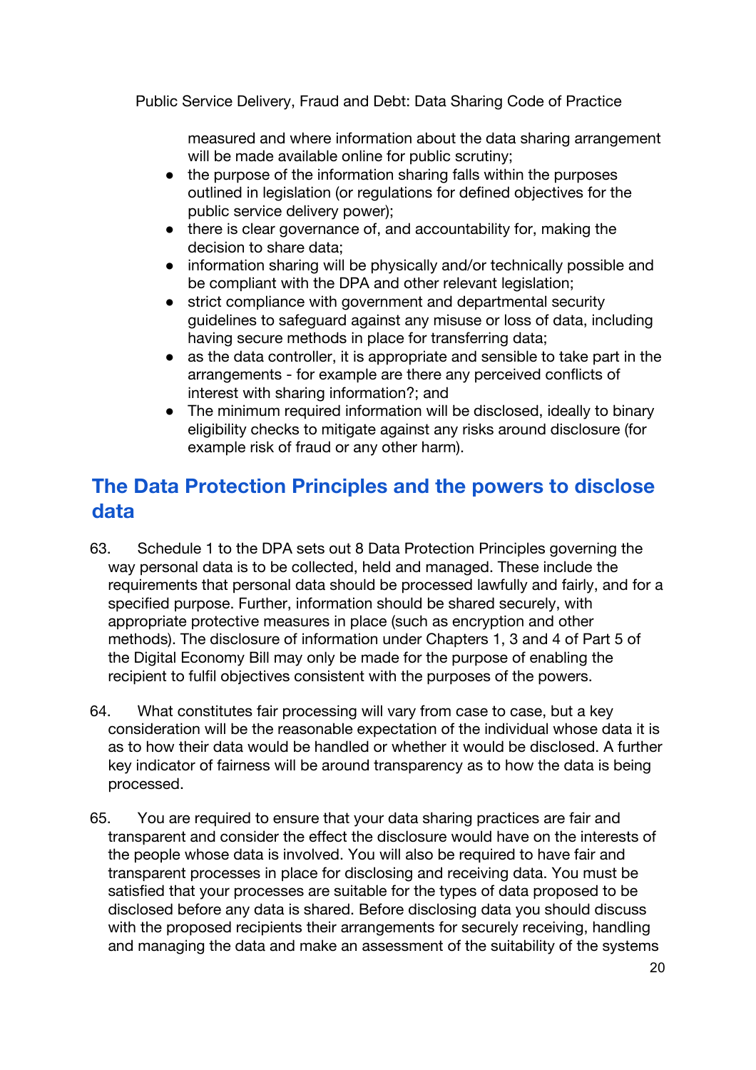measured and where information about the data sharing arrangement will be made available online for public scrutiny;

- the purpose of the information sharing falls within the purposes outlined in legislation (or regulations for defined objectives for the public service delivery power);
- there is clear governance of, and accountability for, making the decision to share data;
- information sharing will be physically and/or technically possible and be compliant with the DPA and other relevant legislation;
- strict compliance with government and departmental security guidelines to safeguard against any misuse or loss of data, including having secure methods in place for transferring data;
- as the data controller, it is appropriate and sensible to take part in the arrangements - for example are there any perceived conflicts of interest with sharing information?; and
- The minimum required information will be disclosed, ideally to binary eligibility checks to mitigate against any risks around disclosure (for example risk of fraud or any other harm).

## The Data Protection Principles and the powers to disclose data

63. Schedule 1 to the DPA sets out 8 Data Protection Principles governing the way personal data is to be collected, held and managed. These include the requirements that personal data should be processed lawfully and fairly, and for a specified purpose. Further, information should be shared securely, with appropriate protective measures in place (such as encryption and other methods). The disclosure of information under Chapters 1, 3 and 4 of Part 5 of the Digital Economy Bill may only be made for the purpose of enabling the recipient to fulfil objectives consistent with the purposes of the powers.

64. What constitutes fair processing will vary from case to case, but a key consideration will be the reasonable expectation of the individual whose data it is as to how their data would be handled or whether it would be disclosed. A further key indicator of fairness will be around transparency as to how the data is being processed.

65. You are required to ensure that your data sharing practices are fair and transparent and consider the effect the disclosure would have on the interests of the people whose data is involved. You will also be required to have fair and transparent processes in place for disclosing and receiving data. You must be satisfied that your processes are suitable for the types of data proposed to be disclosed before any data is shared. Before disclosing data you should discuss with the proposed recipients their arrangements for securely receiving, handling and managing the data and make an assessment of the suitability of the systems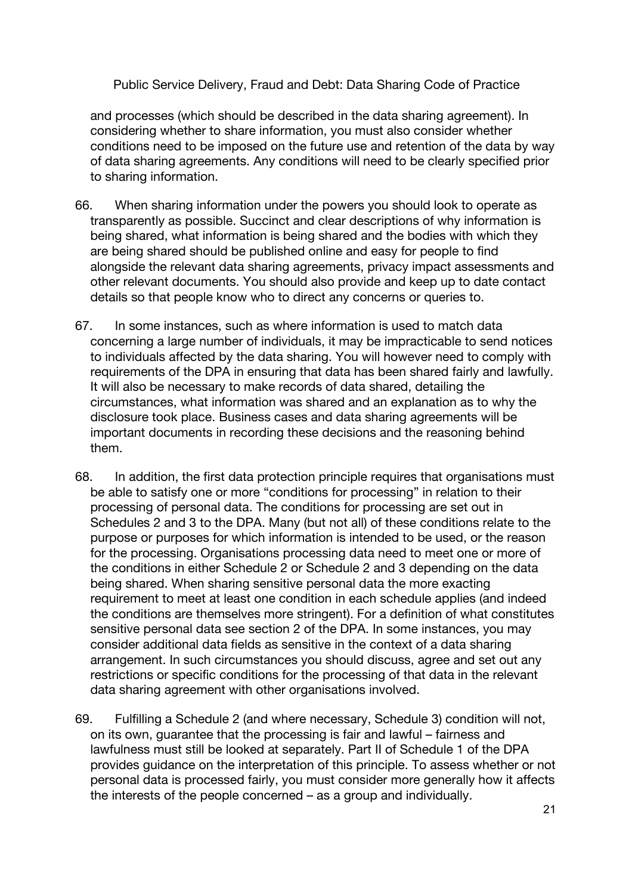and processes (which should be described in the data sharing agreement). In considering whether to share information, you must also consider whether conditions need to be imposed on the future use and retention of the data by way of data sharing agreements. Any conditions will need to be clearly specified prior to sharing information.

66. When sharing information under the powers you should look to operate as transparently as possible. Succinct and clear descriptions of why information is being shared, what information is being shared and the bodies with which they are being shared should be published online and easy for people to find alongside the relevant data sharing agreements, privacy impact assessments and other relevant documents. You should also provide and keep up to date contact details so that people know who to direct any concerns or queries to.

67. In some instances, such as where information is used to match data concerning a large number of individuals, it may be impracticable to send notices to individuals affected by the data sharing. You will however need to comply with requirements of the DPA in ensuring that data has been shared fairly and lawfully. It will also be necessary to make records of data shared, detailing the circumstances, what information was shared and an explanation as to why the disclosure took place. Business cases and data sharing agreements will be important documents in recording these decisions and the reasoning behind them.

68. In addition, the first data protection principle requires that organisations must be able to satisfy one or more "conditions for processing" in relation to their processing of personal data. The conditions for processing are set out in Schedules 2 and 3 to the DPA. Many (but not all) of these conditions relate to the purpose or purposes for which information is intended to be used, or the reason for the processing. Organisations processing data need to meet one or more of the conditions in either Schedule 2 or Schedule 2 and 3 depending on the data being shared. When sharing sensitive personal data the more exacting requirement to meet at least one condition in each schedule applies (and indeed the conditions are themselves more stringent). For a definition of what constitutes sensitive personal data see section 2 of the DPA. In some instances, you may consider additional data fields as sensitive in the context of a data sharing arrangement. In such circumstances you should discuss, agree and set out any restrictions or specific conditions for the processing of that data in the relevant data sharing agreement with other organisations involved.

69. Fulfilling a Schedule 2 (and where necessary, Schedule 3) condition will not, on its own, guarantee that the processing is fair and lawful – fairness and lawfulness must still be looked at separately. Part II of Schedule 1 of the DPA provides guidance on the interpretation of this principle. To assess whether or not personal data is processed fairly, you must consider more generally how it affects the interests of the people concerned – as a group and individually.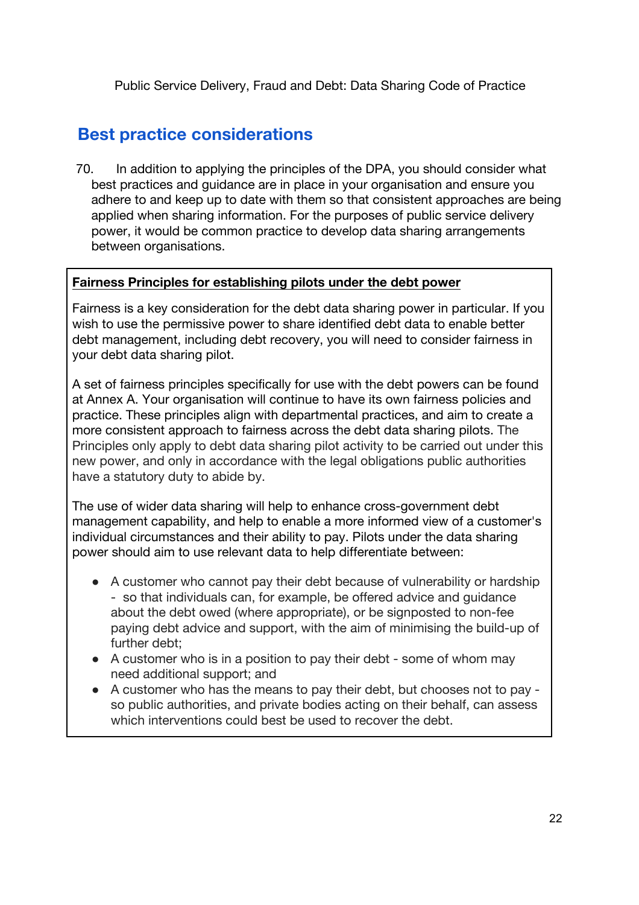## Best practice considerations

70. In addition to applying the principles of the DPA, you should consider what best practices and guidance are in place in your organisation and ensure you adhere to and keep up to date with them so that consistent approaches are being applied when sharing information. For the purposes of public service delivery power, it would be common practice to develop data sharing arrangements between organisations.

**Fairness Principles for establishing pilots under the debt power**

Fairness is a key consideration for the debt data sharing power in particular. If you wish to use the permissive power to share identified debt data to enable better debt management, including debt recovery, you will need to consider fairness in your debt data sharing pilot.

A set of fairness principles specifically for use with the debt powers can be found at Annex A. Your organisation will continue to have its own fairness policies and practice. These principles align with departmental practices, and aim to create a more consistent approach to fairness across the debt data sharing pilots. The Principles only apply to debt data sharing pilot activity to be carried out under this new power, and only in accordance with the legal obligations public authorities have a statutory duty to abide by.

The use of wider data sharing will help to enhance cross-government debt management capability, and help to enable a more informed view of a customer's individual circumstances and their ability to pay. Pilots under the data sharing power should aim to use relevant data to help differentiate between:

- A customer who cannot pay their debt because of vulnerability or hardship - so that individuals can, for example, be offered advice and guidance about the debt owed (where appropriate), or be signposted to non-fee paying debt advice and support, with the aim of minimising the build-up of further debt;
- A customer who is in a position to pay their debt - some of whom may need additional support; and
- A customer who has the means to pay their debt, but chooses not to pay - so public authorities, and private bodies acting on their behalf, can assess which interventions could best be used to recover the debt.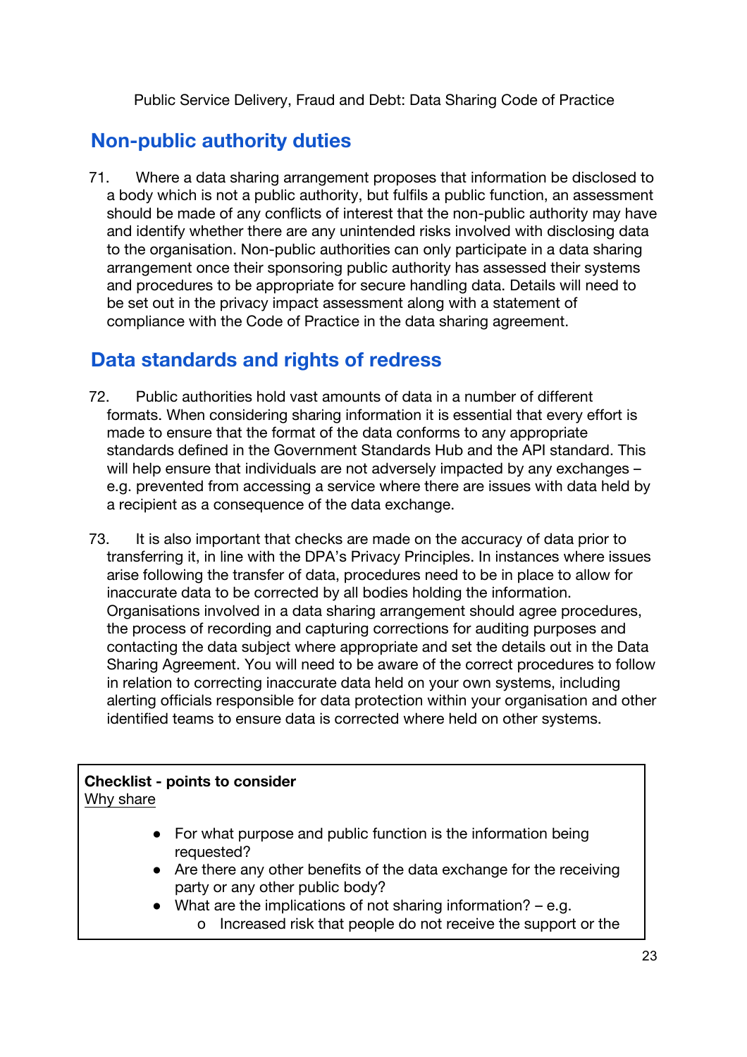## Non-public authority duties

71. Where a data sharing arrangement proposes that information be disclosed to a body which is not a public authority, but fulfils a public function, an assessment should be made of any conflicts of interest that the non-public authority may have and identify whether there are any unintended risks involved with disclosing data to the organisation. Non-public authorities can only participate in a data sharing arrangement once their sponsoring public authority has assessed their systems and procedures to be appropriate for secure handling data. Details will need to be set out in the privacy impact assessment along with a statement of compliance with the Code of Practice in the data sharing agreement.

## Data standards and rights of redress

72. Public authorities hold vast amounts of data in a number of different formats. When considering sharing information it is essential that every effort is made to ensure that the format of the data conforms to any appropriate standards defined in the Government Standards Hub and the API standard. This will help ensure that individuals are not adversely impacted by any exchanges – e.g. prevented from accessing a service where there are issues with data held by a recipient as a consequence of the data exchange.

73. It is also important that checks are made on the accuracy of data prior to transferring it, in line with the DPA's Privacy Principles. In instances where issues arise following the transfer of data, procedures need to be in place to allow for inaccurate data to be corrected by all bodies holding the information. Organisations involved in a data sharing arrangement should agree procedures, the process of recording and capturing corrections for auditing purposes and contacting the data subject where appropriate and set the details out in the Data Sharing Agreement. You will need to be aware of the correct procedures to follow in relation to correcting inaccurate data held on your own systems, including alerting officials responsible for data protection within your organisation and other identified teams to ensure data is corrected where held on other systems.

**Checklist - points to consider**

Why share

- For what purpose and public function is the information being requested?
- Are there any other benefits of the data exchange for the receiving party or any other public body?
- What are the implications of not sharing information? – e.g.
  - o Increased risk that people do not receive the support or the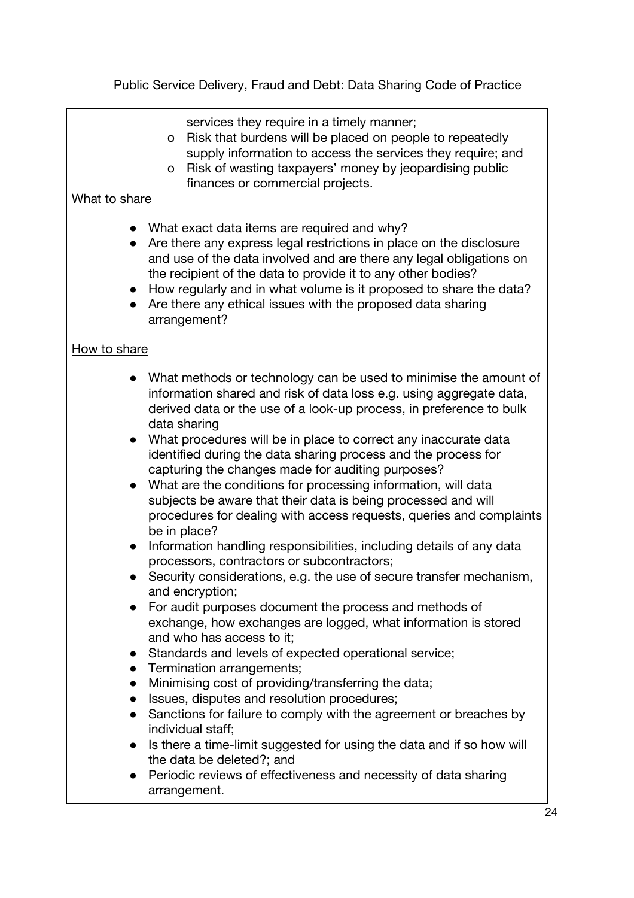services they require in a timely manner;
  - Risk that burdens will be placed on people to repeatedly supply information to access the services they require; and
  - Risk of wasting taxpayers' money by jeopardising public finances or commercial projects.

<u>What to share</u>

- What exact data items are required and why?
- Are there any express legal restrictions in place on the disclosure and use of the data involved and are there any legal obligations on the recipient of the data to provide it to any other bodies?
- How regularly and in what volume is it proposed to share the data?
- Are there any ethical issues with the proposed data sharing arrangement?

<u>How to share</u>

- What methods or technology can be used to minimise the amount of information shared and risk of data loss e.g. using aggregate data, derived data or the use of a look-up process, in preference to bulk data sharing
- What procedures will be in place to correct any inaccurate data identified during the data sharing process and the process for capturing the changes made for auditing purposes?
- What are the conditions for processing information, will data subjects be aware that their data is being processed and will procedures for dealing with access requests, queries and complaints be in place?
- Information handling responsibilities, including details of any data processors, contractors or subcontractors;
- Security considerations, e.g. the use of secure transfer mechanism, and encryption;
- For audit purposes document the process and methods of exchange, how exchanges are logged, what information is stored and who has access to it;
- Standards and levels of expected operational service;
- Termination arrangements;
- Minimising cost of providing/transferring the data;
- Issues, disputes and resolution procedures;
- Sanctions for failure to comply with the agreement or breaches by individual staff;
- Is there a time-limit suggested for using the data and if so how will the data be deleted?; and
- Periodic reviews of effectiveness and necessity of data sharing arrangement.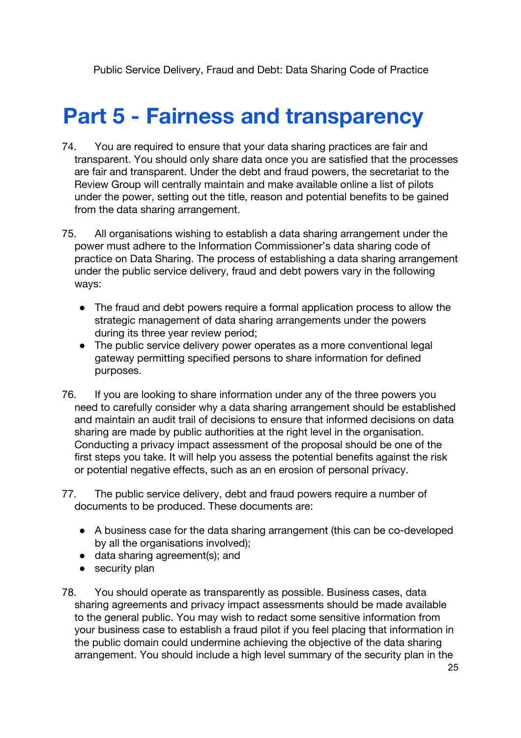# Part 5 - Fairness and transparency

74. You are required to ensure that your data sharing practices are fair and transparent. You should only share data once you are satisfied that the processes are fair and transparent. Under the debt and fraud powers, the secretariat to the Review Group will centrally maintain and make available online a list of pilots under the power, setting out the title, reason and potential benefits to be gained from the data sharing arrangement.

75. All organisations wishing to establish a data sharing arrangement under the power must adhere to the Information Commissioner's data sharing code of practice on Data Sharing. The process of establishing a data sharing arrangement under the public service delivery, fraud and debt powers vary in the following ways:

- The fraud and debt powers require a formal application process to allow the strategic management of data sharing arrangements under the powers during its three year review period;
- The public service delivery power operates as a more conventional legal gateway permitting specified persons to share information for defined purposes.

76. If you are looking to share information under any of the three powers you need to carefully consider why a data sharing arrangement should be established and maintain an audit trail of decisions to ensure that informed decisions on data sharing are made by public authorities at the right level in the organisation. Conducting a privacy impact assessment of the proposal should be one of the first steps you take. It will help you assess the potential benefits against the risk or potential negative effects, such as an en erosion of personal privacy.

77. The public service delivery, debt and fraud powers require a number of documents to be produced. These documents are:

- A business case for the data sharing arrangement (this can be co-developed by all the organisations involved);
- data sharing agreement(s); and
- security plan

78. You should operate as transparently as possible. Business cases, data sharing agreements and privacy impact assessments should be made available to the general public. You may wish to redact some sensitive information from your business case to establish a fraud pilot if you feel placing that information in the public domain could undermine achieving the objective of the data sharing arrangement. You should include a high level summary of the security plan in the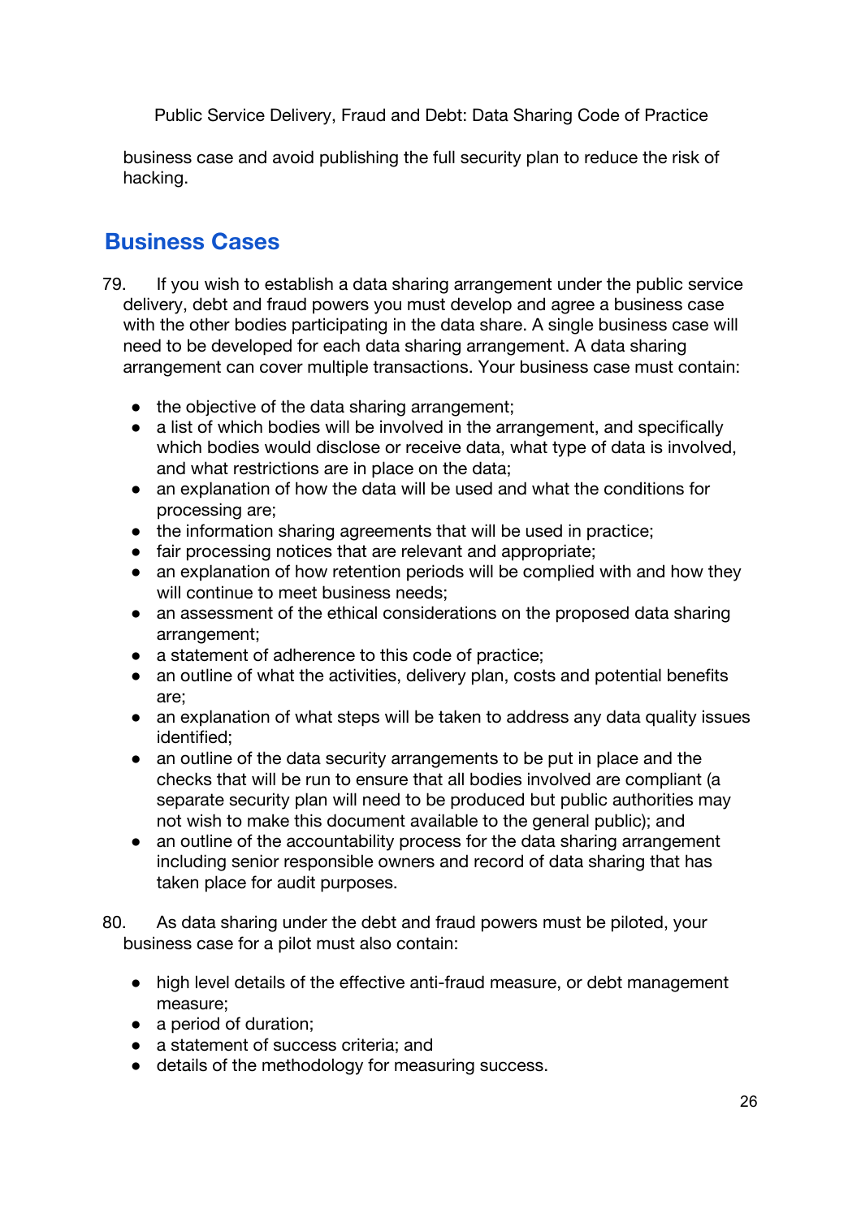business case and avoid publishing the full security plan to reduce the risk of hacking.

## Business Cases

79. If you wish to establish a data sharing arrangement under the public service delivery, debt and fraud powers you must develop and agree a business case with the other bodies participating in the data share. A single business case will need to be developed for each data sharing arrangement. A data sharing arrangement can cover multiple transactions. Your business case must contain:

- the objective of the data sharing arrangement;
- a list of which bodies will be involved in the arrangement, and specifically which bodies would disclose or receive data, what type of data is involved, and what restrictions are in place on the data;
- an explanation of how the data will be used and what the conditions for processing are;
- the information sharing agreements that will be used in practice;
- fair processing notices that are relevant and appropriate;
- an explanation of how retention periods will be complied with and how they will continue to meet business needs;
- an assessment of the ethical considerations on the proposed data sharing arrangement;
- a statement of adherence to this code of practice;
- an outline of what the activities, delivery plan, costs and potential benefits are;
- an explanation of what steps will be taken to address any data quality issues identified;
- an outline of the data security arrangements to be put in place and the checks that will be run to ensure that all bodies involved are compliant (a separate security plan will need to be produced but public authorities may not wish to make this document available to the general public); and
- an outline of the accountability process for the data sharing arrangement including senior responsible owners and record of data sharing that has taken place for audit purposes.

80. As data sharing under the debt and fraud powers must be piloted, your business case for a pilot must also contain:

- high level details of the effective anti-fraud measure, or debt management measure;
- a period of duration;
- a statement of success criteria; and
- details of the methodology for measuring success.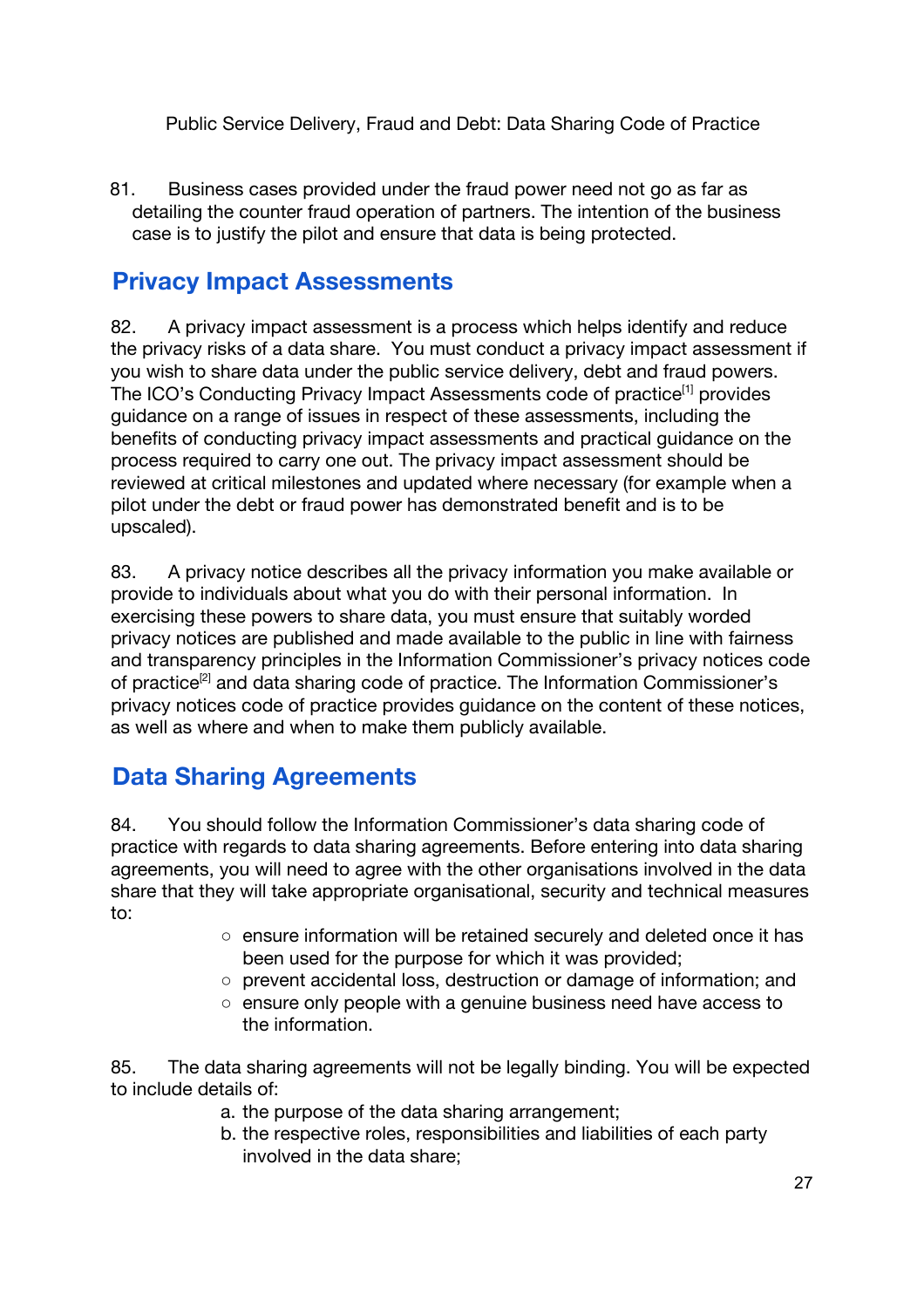81. Business cases provided under the fraud power need not go as far as detailing the counter fraud operation of partners. The intention of the business case is to justify the pilot and ensure that data is being protected.

## Privacy Impact Assessments

82. A privacy impact assessment is a process which helps identify and reduce the privacy risks of a data share. You must conduct a privacy impact assessment if you wish to share data under the public service delivery, debt and fraud powers. The ICO's Conducting Privacy Impact Assessments code of practice[1] provides guidance on a range of issues in respect of these assessments, including the benefits of conducting privacy impact assessments and practical guidance on the process required to carry one out. The privacy impact assessment should be reviewed at critical milestones and updated where necessary (for example when a pilot under the debt or fraud power has demonstrated benefit and is to be upscaled).

83. A privacy notice describes all the privacy information you make available or provide to individuals about what you do with their personal information. In exercising these powers to share data, you must ensure that suitably worded privacy notices are published and made available to the public in line with fairness and transparency principles in the Information Commissioner's privacy notices code of practice[2] and data sharing code of practice. The Information Commissioner's privacy notices code of practice provides guidance on the content of these notices, as well as where and when to make them publicly available.

## Data Sharing Agreements

84. You should follow the Information Commissioner's data sharing code of practice with regards to data sharing agreements. Before entering into data sharing agreements, you will need to agree with the other organisations involved in the data share that they will take appropriate organisational, security and technical measures to:

- ensure information will be retained securely and deleted once it has been used for the purpose for which it was provided;
- prevent accidental loss, destruction or damage of information; and
- ensure only people with a genuine business need have access to the information.

85. The data sharing agreements will not be legally binding. You will be expected to include details of:

a. the purpose of the data sharing arrangement;
b. the respective roles, responsibilities and liabilities of each party involved in the data share;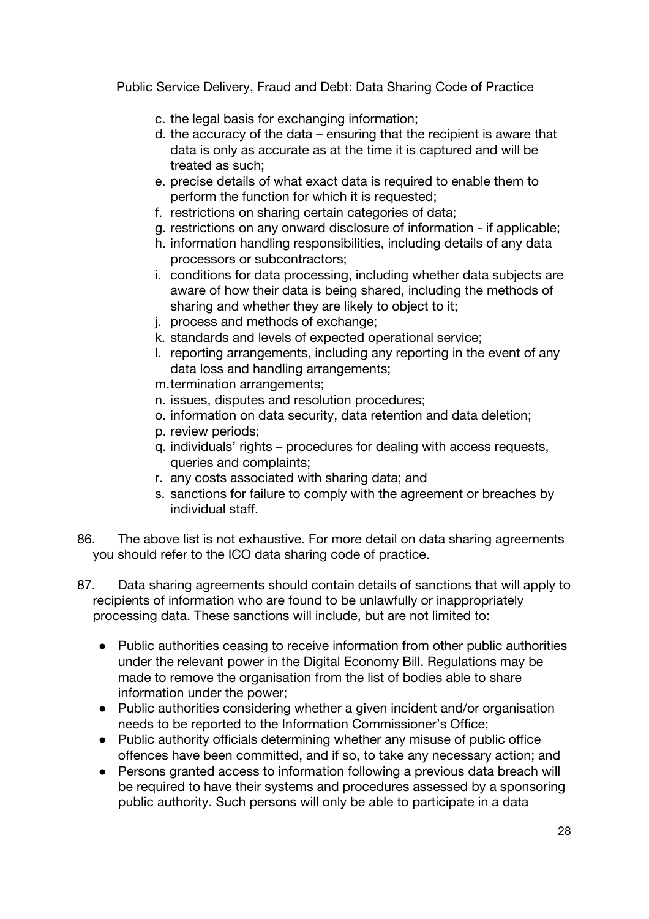c. the legal basis for exchanging information;
d. the accuracy of the data – ensuring that the recipient is aware that data is only as accurate as at the time it is captured and will be treated as such;
e. precise details of what exact data is required to enable them to perform the function for which it is requested;
f. restrictions on sharing certain categories of data;
g. restrictions on any onward disclosure of information - if applicable;
h. information handling responsibilities, including details of any data processors or subcontractors;
i. conditions for data processing, including whether data subjects are aware of how their data is being shared, including the methods of sharing and whether they are likely to object to it;
j. process and methods of exchange;
k. standards and levels of expected operational service;
l. reporting arrangements, including any reporting in the event of any data loss and handling arrangements;
m. termination arrangements;
n. issues, disputes and resolution procedures;
o. information on data security, data retention and data deletion;
p. review periods;
q. individuals' rights – procedures for dealing with access requests, queries and complaints;
r. any costs associated with sharing data; and
s. sanctions for failure to comply with the agreement or breaches by individual staff.

86. The above list is not exhaustive. For more detail on data sharing agreements you should refer to the ICO data sharing code of practice.

87. Data sharing agreements should contain details of sanctions that will apply to recipients of information who are found to be unlawfully or inappropriately processing data. These sanctions will include, but are not limited to:

- Public authorities ceasing to receive information from other public authorities under the relevant power in the Digital Economy Bill. Regulations may be made to remove the organisation from the list of bodies able to share information under the power;
- Public authorities considering whether a given incident and/or organisation needs to be reported to the Information Commissioner's Office;
- Public authority officials determining whether any misuse of public office offences have been committed, and if so, to take any necessary action; and
- Persons granted access to information following a previous data breach will be required to have their systems and procedures assessed by a sponsoring public authority. Such persons will only be able to participate in a data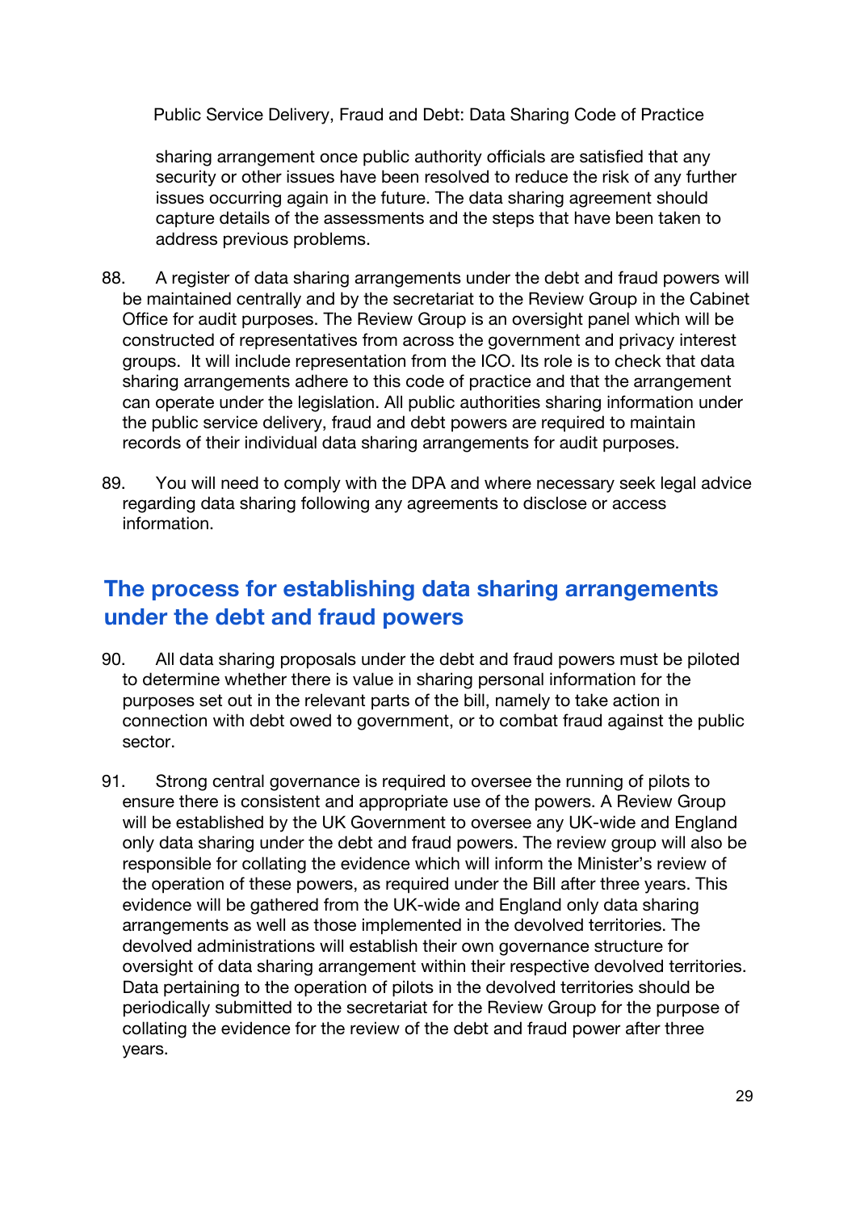sharing arrangement once public authority officials are satisfied that any security or other issues have been resolved to reduce the risk of any further issues occurring again in the future. The data sharing agreement should capture details of the assessments and the steps that have been taken to address previous problems.

88. A register of data sharing arrangements under the debt and fraud powers will be maintained centrally and by the secretariat to the Review Group in the Cabinet Office for audit purposes. The Review Group is an oversight panel which will be constructed of representatives from across the government and privacy interest groups. It will include representation from the ICO. Its role is to check that data sharing arrangements adhere to this code of practice and that the arrangement can operate under the legislation. All public authorities sharing information under the public service delivery, fraud and debt powers are required to maintain records of their individual data sharing arrangements for audit purposes.

89. You will need to comply with the DPA and where necessary seek legal advice regarding data sharing following any agreements to disclose or access information.

## The process for establishing data sharing arrangements under the debt and fraud powers

90. All data sharing proposals under the debt and fraud powers must be piloted to determine whether there is value in sharing personal information for the purposes set out in the relevant parts of the bill, namely to take action in connection with debt owed to government, or to combat fraud against the public sector.

91. Strong central governance is required to oversee the running of pilots to ensure there is consistent and appropriate use of the powers. A Review Group will be established by the UK Government to oversee any UK-wide and England only data sharing under the debt and fraud powers. The review group will also be responsible for collating the evidence which will inform the Minister's review of the operation of these powers, as required under the Bill after three years. This evidence will be gathered from the UK-wide and England only data sharing arrangements as well as those implemented in the devolved territories. The devolved administrations will establish their own governance structure for oversight of data sharing arrangement within their respective devolved territories. Data pertaining to the operation of pilots in the devolved territories should be periodically submitted to the secretariat for the Review Group for the purpose of collating the evidence for the review of the debt and fraud power after three years.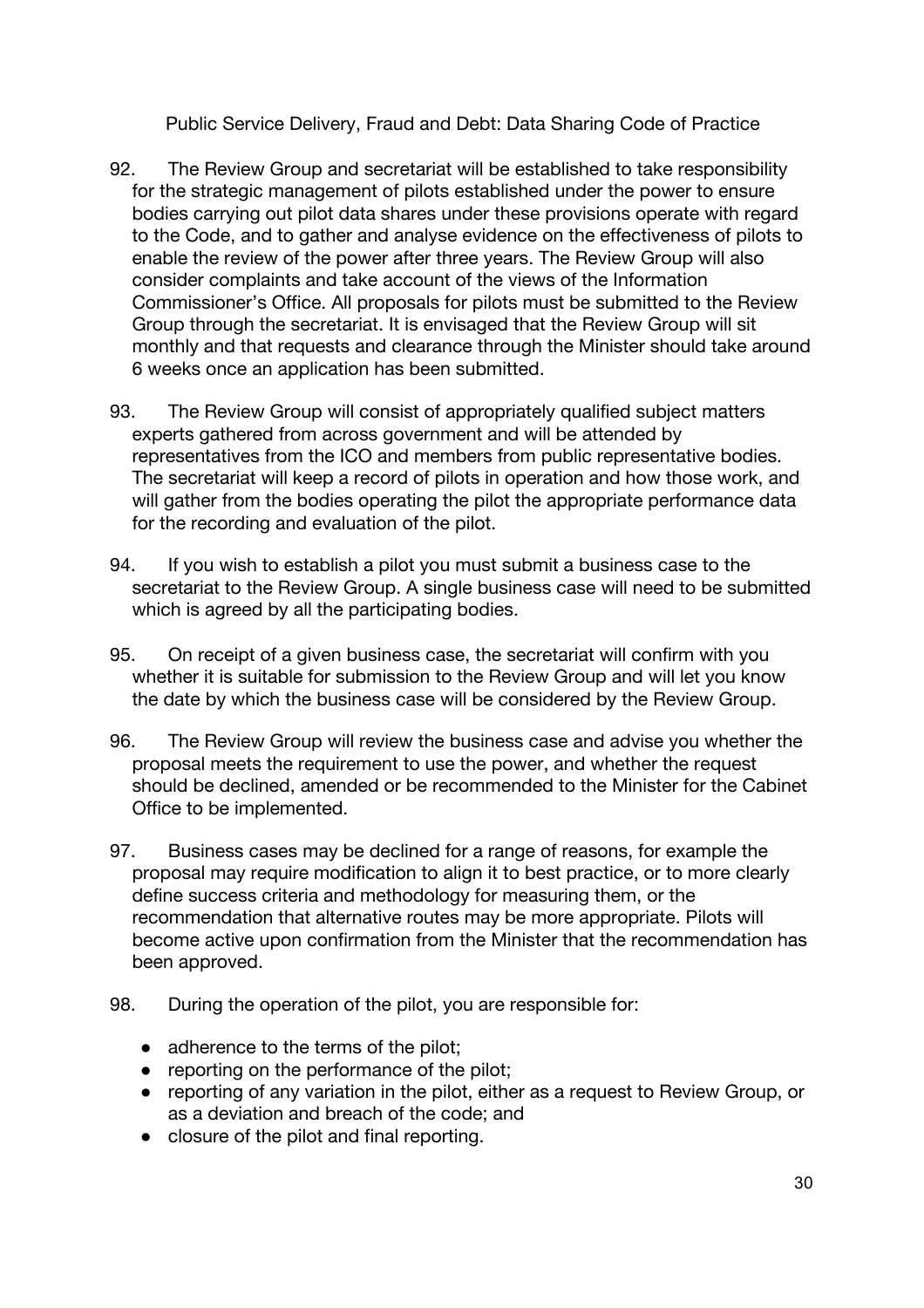92. The Review Group and secretariat will be established to take responsibility for the strategic management of pilots established under the power to ensure bodies carrying out pilot data shares under these provisions operate with regard to the Code, and to gather and analyse evidence on the effectiveness of pilots to enable the review of the power after three years. The Review Group will also consider complaints and take account of the views of the Information Commissioner's Office. All proposals for pilots must be submitted to the Review Group through the secretariat. It is envisaged that the Review Group will sit monthly and that requests and clearance through the Minister should take around 6 weeks once an application has been submitted.

93. The Review Group will consist of appropriately qualified subject matters experts gathered from across government and will be attended by representatives from the ICO and members from public representative bodies. The secretariat will keep a record of pilots in operation and how those work, and will gather from the bodies operating the pilot the appropriate performance data for the recording and evaluation of the pilot.

94. If you wish to establish a pilot you must submit a business case to the secretariat to the Review Group. A single business case will need to be submitted which is agreed by all the participating bodies.

95. On receipt of a given business case, the secretariat will confirm with you whether it is suitable for submission to the Review Group and will let you know the date by which the business case will be considered by the Review Group.

96. The Review Group will review the business case and advise you whether the proposal meets the requirement to use the power, and whether the request should be declined, amended or be recommended to the Minister for the Cabinet Office to be implemented.

97. Business cases may be declined for a range of reasons, for example the proposal may require modification to align it to best practice, or to more clearly define success criteria and methodology for measuring them, or the recommendation that alternative routes may be more appropriate. Pilots will become active upon confirmation from the Minister that the recommendation has been approved.

98. During the operation of the pilot, you are responsible for:

- adherence to the terms of the pilot;
- reporting on the performance of the pilot;
- reporting of any variation in the pilot, either as a request to Review Group, or as a deviation and breach of the code; and
- closure of the pilot and final reporting.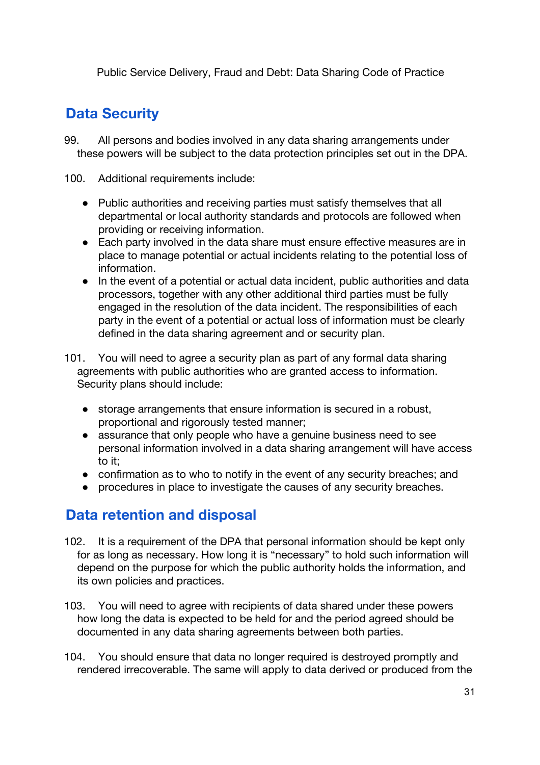## Data Security

99. All persons and bodies involved in any data sharing arrangements under these powers will be subject to the data protection principles set out in the DPA.

100. Additional requirements include:

- Public authorities and receiving parties must satisfy themselves that all departmental or local authority standards and protocols are followed when providing or receiving information.
- Each party involved in the data share must ensure effective measures are in place to manage potential or actual incidents relating to the potential loss of information.
- In the event of a potential or actual data incident, public authorities and data processors, together with any other additional third parties must be fully engaged in the resolution of the data incident. The responsibilities of each party in the event of a potential or actual loss of information must be clearly defined in the data sharing agreement and or security plan.

101. You will need to agree a security plan as part of any formal data sharing agreements with public authorities who are granted access to information. Security plans should include:

- storage arrangements that ensure information is secured in a robust, proportional and rigorously tested manner;
- assurance that only people who have a genuine business need to see personal information involved in a data sharing arrangement will have access to it;
- confirmation as to who to notify in the event of any security breaches; and
- procedures in place to investigate the causes of any security breaches.

## Data retention and disposal

102. It is a requirement of the DPA that personal information should be kept only for as long as necessary. How long it is "necessary" to hold such information will depend on the purpose for which the public authority holds the information, and its own policies and practices.

103. You will need to agree with recipients of data shared under these powers how long the data is expected to be held for and the period agreed should be documented in any data sharing agreements between both parties.

104. You should ensure that data no longer required is destroyed promptly and rendered irrecoverable. The same will apply to data derived or produced from the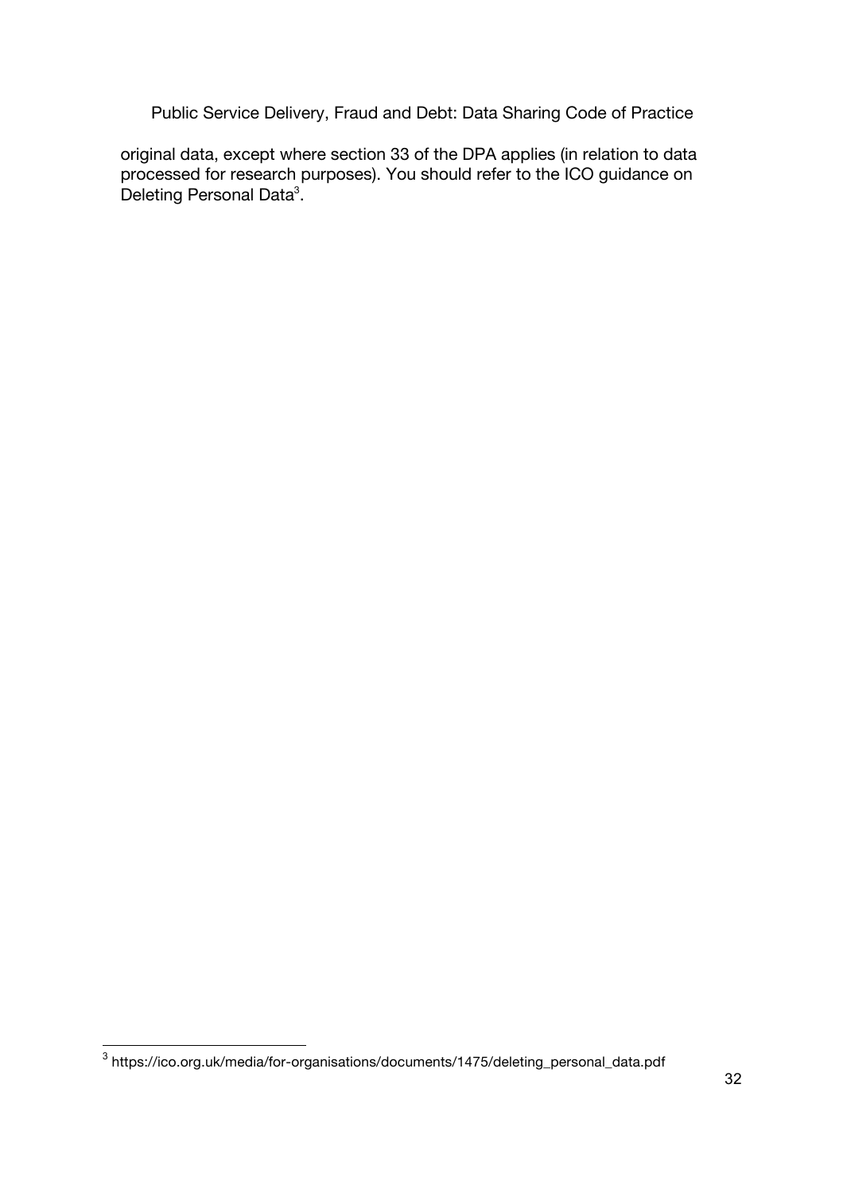original data, except where section 33 of the DPA applies (in relation to data processed for research purposes). You should refer to the ICO guidance on Deleting Personal Data[3].

[3] https://ico.org.uk/media/for-organisations/documents/1475/deleting_personal_data.pdf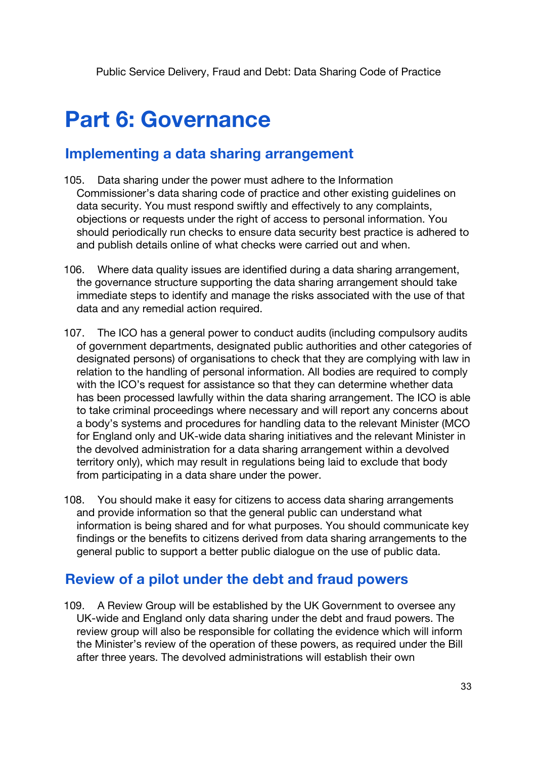# Part 6: Governance

## Implementing a data sharing arrangement

105. Data sharing under the power must adhere to the Information Commissioner's data sharing code of practice and other existing guidelines on data security. You must respond swiftly and effectively to any complaints, objections or requests under the right of access to personal information. You should periodically run checks to ensure data security best practice is adhered to and publish details online of what checks were carried out and when.

106. Where data quality issues are identified during a data sharing arrangement, the governance structure supporting the data sharing arrangement should take immediate steps to identify and manage the risks associated with the use of that data and any remedial action required.

107. The ICO has a general power to conduct audits (including compulsory audits of government departments, designated public authorities and other categories of designated persons) of organisations to check that they are complying with law in relation to the handling of personal information. All bodies are required to comply with the ICO's request for assistance so that they can determine whether data has been processed lawfully within the data sharing arrangement. The ICO is able to take criminal proceedings where necessary and will report any concerns about a body's systems and procedures for handling data to the relevant Minister (MCO for England only and UK-wide data sharing initiatives and the relevant Minister in the devolved administration for a data sharing arrangement within a devolved territory only), which may result in regulations being laid to exclude that body from participating in a data share under the power.

108. You should make it easy for citizens to access data sharing arrangements and provide information so that the general public can understand what information is being shared and for what purposes. You should communicate key findings or the benefits to citizens derived from data sharing arrangements to the general public to support a better public dialogue on the use of public data.

## Review of a pilot under the debt and fraud powers

109. A Review Group will be established by the UK Government to oversee any UK-wide and England only data sharing under the debt and fraud powers. The review group will also be responsible for collating the evidence which will inform the Minister's review of the operation of these powers, as required under the Bill after three years. The devolved administrations will establish their own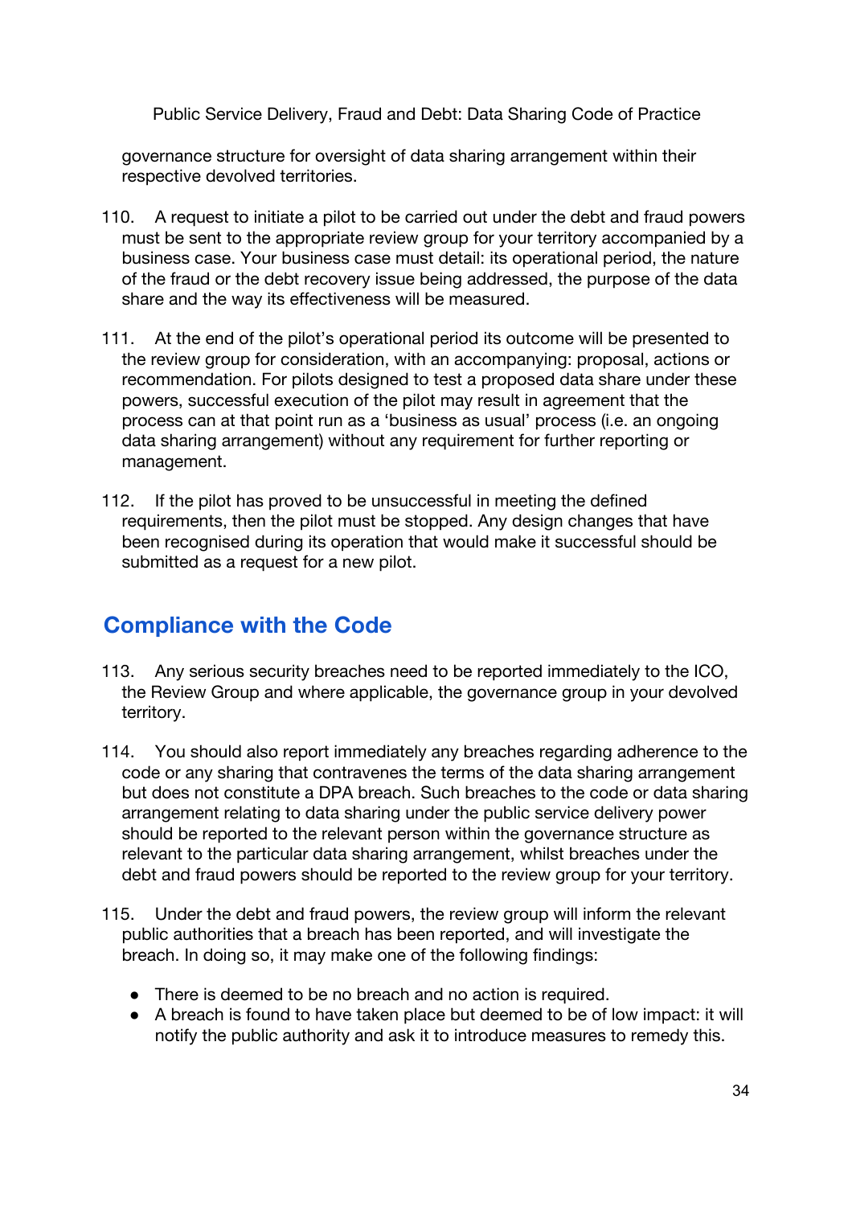governance structure for oversight of data sharing arrangement within their respective devolved territories.

110. A request to initiate a pilot to be carried out under the debt and fraud powers must be sent to the appropriate review group for your territory accompanied by a business case. Your business case must detail: its operational period, the nature of the fraud or the debt recovery issue being addressed, the purpose of the data share and the way its effectiveness will be measured.

111. At the end of the pilot's operational period its outcome will be presented to the review group for consideration, with an accompanying: proposal, actions or recommendation. For pilots designed to test a proposed data share under these powers, successful execution of the pilot may result in agreement that the process can at that point run as a 'business as usual' process (i.e. an ongoing data sharing arrangement) without any requirement for further reporting or management.

112. If the pilot has proved to be unsuccessful in meeting the defined requirements, then the pilot must be stopped. Any design changes that have been recognised during its operation that would make it successful should be submitted as a request for a new pilot.

## Compliance with the Code

113. Any serious security breaches need to be reported immediately to the ICO, the Review Group and where applicable, the governance group in your devolved territory.

114. You should also report immediately any breaches regarding adherence to the code or any sharing that contravenes the terms of the data sharing arrangement but does not constitute a DPA breach. Such breaches to the code or data sharing arrangement relating to data sharing under the public service delivery power should be reported to the relevant person within the governance structure as relevant to the particular data sharing arrangement, whilst breaches under the debt and fraud powers should be reported to the review group for your territory.

115. Under the debt and fraud powers, the review group will inform the relevant public authorities that a breach has been reported, and will investigate the breach. In doing so, it may make one of the following findings:

- There is deemed to be no breach and no action is required.
- A breach is found to have taken place but deemed to be of low impact: it will notify the public authority and ask it to introduce measures to remedy this.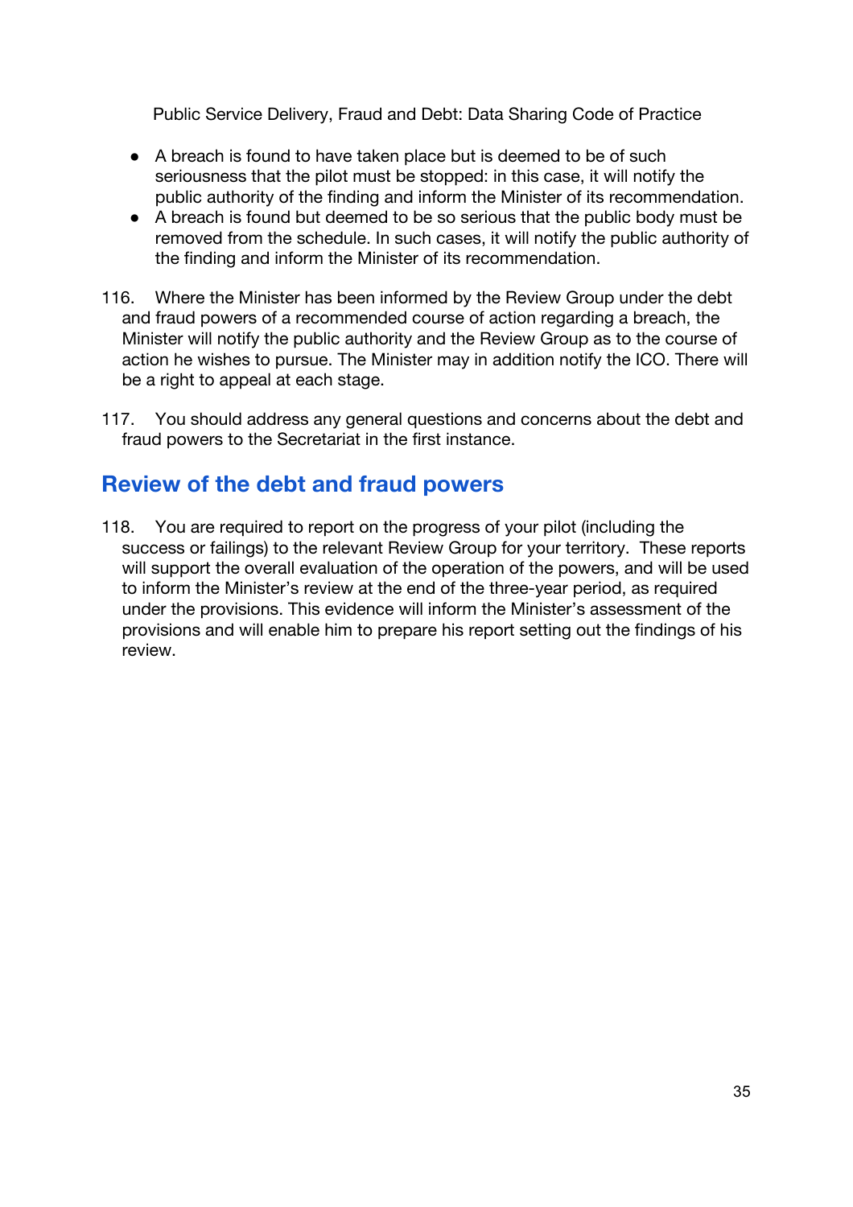- A breach is found to have taken place but is deemed to be of such seriousness that the pilot must be stopped: in this case, it will notify the public authority of the finding and inform the Minister of its recommendation.
- A breach is found but deemed to be so serious that the public body must be removed from the schedule. In such cases, it will notify the public authority of the finding and inform the Minister of its recommendation.

116. Where the Minister has been informed by the Review Group under the debt and fraud powers of a recommended course of action regarding a breach, the Minister will notify the public authority and the Review Group as to the course of action he wishes to pursue. The Minister may in addition notify the ICO. There will be a right to appeal at each stage.

117. You should address any general questions and concerns about the debt and fraud powers to the Secretariat in the first instance.

## Review of the debt and fraud powers

118. You are required to report on the progress of your pilot (including the success or failings) to the relevant Review Group for your territory. These reports will support the overall evaluation of the operation of the powers, and will be used to inform the Minister's review at the end of the three-year period, as required under the provisions. This evidence will inform the Minister's assessment of the provisions and will enable him to prepare his report setting out the findings of his review.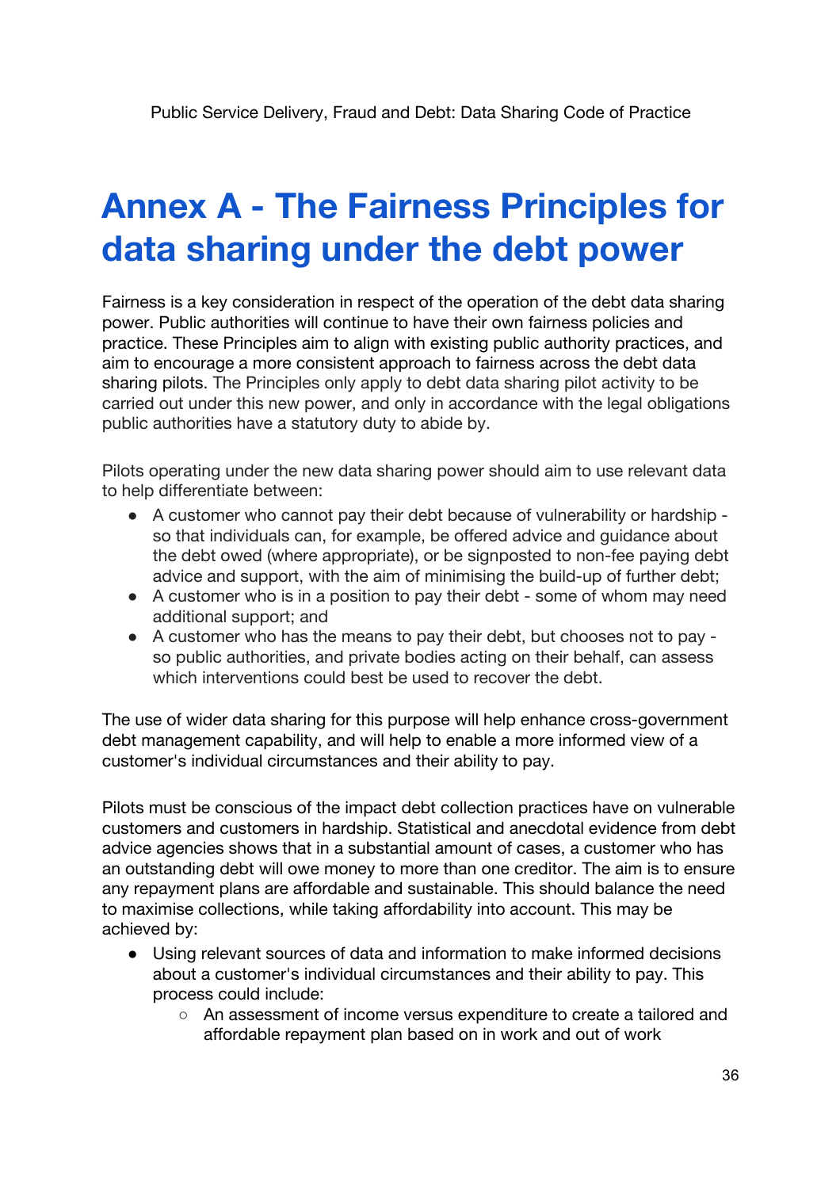# Annex A - The Fairness Principles for data sharing under the debt power

Fairness is a key consideration in respect of the operation of the debt data sharing power. Public authorities will continue to have their own fairness policies and practice. These Principles aim to align with existing public authority practices, and aim to encourage a more consistent approach to fairness across the debt data sharing pilots. The Principles only apply to debt data sharing pilot activity to be carried out under this new power, and only in accordance with the legal obligations public authorities have a statutory duty to abide by.

Pilots operating under the new data sharing power should aim to use relevant data to help differentiate between:

- A customer who cannot pay their debt because of vulnerability or hardship - so that individuals can, for example, be offered advice and guidance about the debt owed (where appropriate), or be signposted to non-fee paying debt advice and support, with the aim of minimising the build-up of further debt;
- A customer who is in a position to pay their debt - some of whom may need additional support; and
- A customer who has the means to pay their debt, but chooses not to pay - so public authorities, and private bodies acting on their behalf, can assess which interventions could best be used to recover the debt.

The use of wider data sharing for this purpose will help enhance cross-government debt management capability, and will help to enable a more informed view of a customer's individual circumstances and their ability to pay.

Pilots must be conscious of the impact debt collection practices have on vulnerable customers and customers in hardship. Statistical and anecdotal evidence from debt advice agencies shows that in a substantial amount of cases, a customer who has an outstanding debt will owe money to more than one creditor. The aim is to ensure any repayment plans are affordable and sustainable. This should balance the need to maximise collections, while taking affordability into account. This may be achieved by:

- Using relevant sources of data and information to make informed decisions about a customer's individual circumstances and their ability to pay. This process could include:
  - An assessment of income versus expenditure to create a tailored and affordable repayment plan based on in work and out of work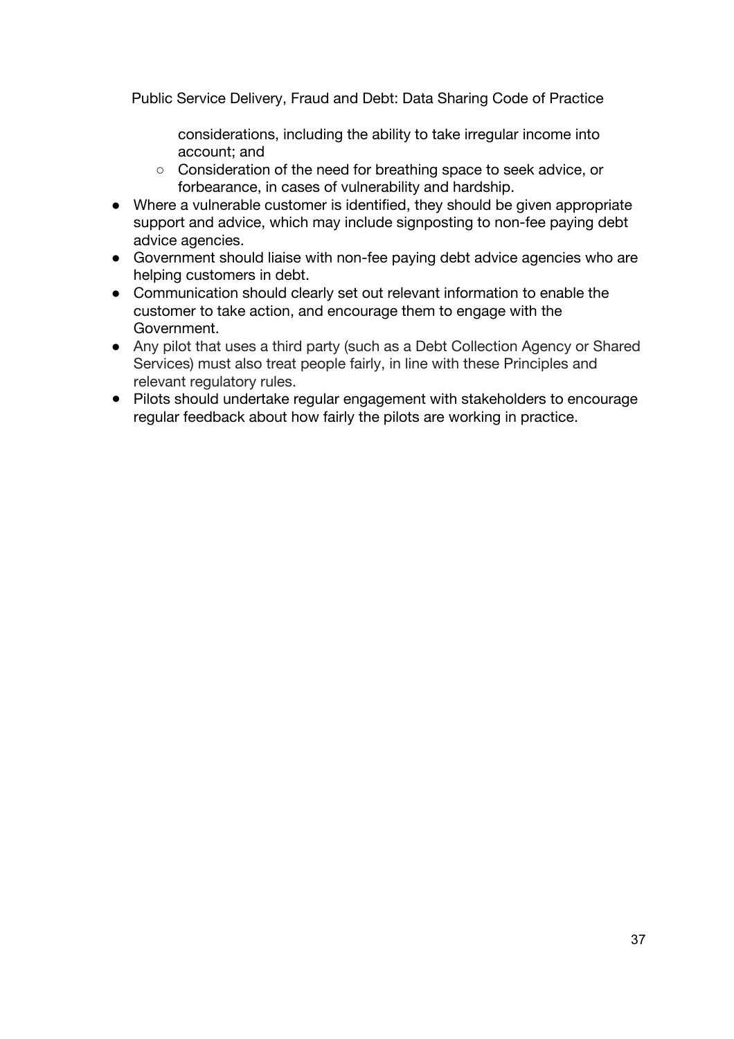considerations, including the ability to take irregular income into account; and
  - Consideration of the need for breathing space to seek advice, or forbearance, in cases of vulnerability and hardship.
- Where a vulnerable customer is identified, they should be given appropriate support and advice, which may include signposting to non-fee paying debt advice agencies.
- Government should liaise with non-fee paying debt advice agencies who are helping customers in debt.
- Communication should clearly set out relevant information to enable the customer to take action, and encourage them to engage with the Government.
- Any pilot that uses a third party (such as a Debt Collection Agency or Shared Services) must also treat people fairly, in line with these Principles and relevant regulatory rules.
- Pilots should undertake regular engagement with stakeholders to encourage regular feedback about how fairly the pilots are working in practice.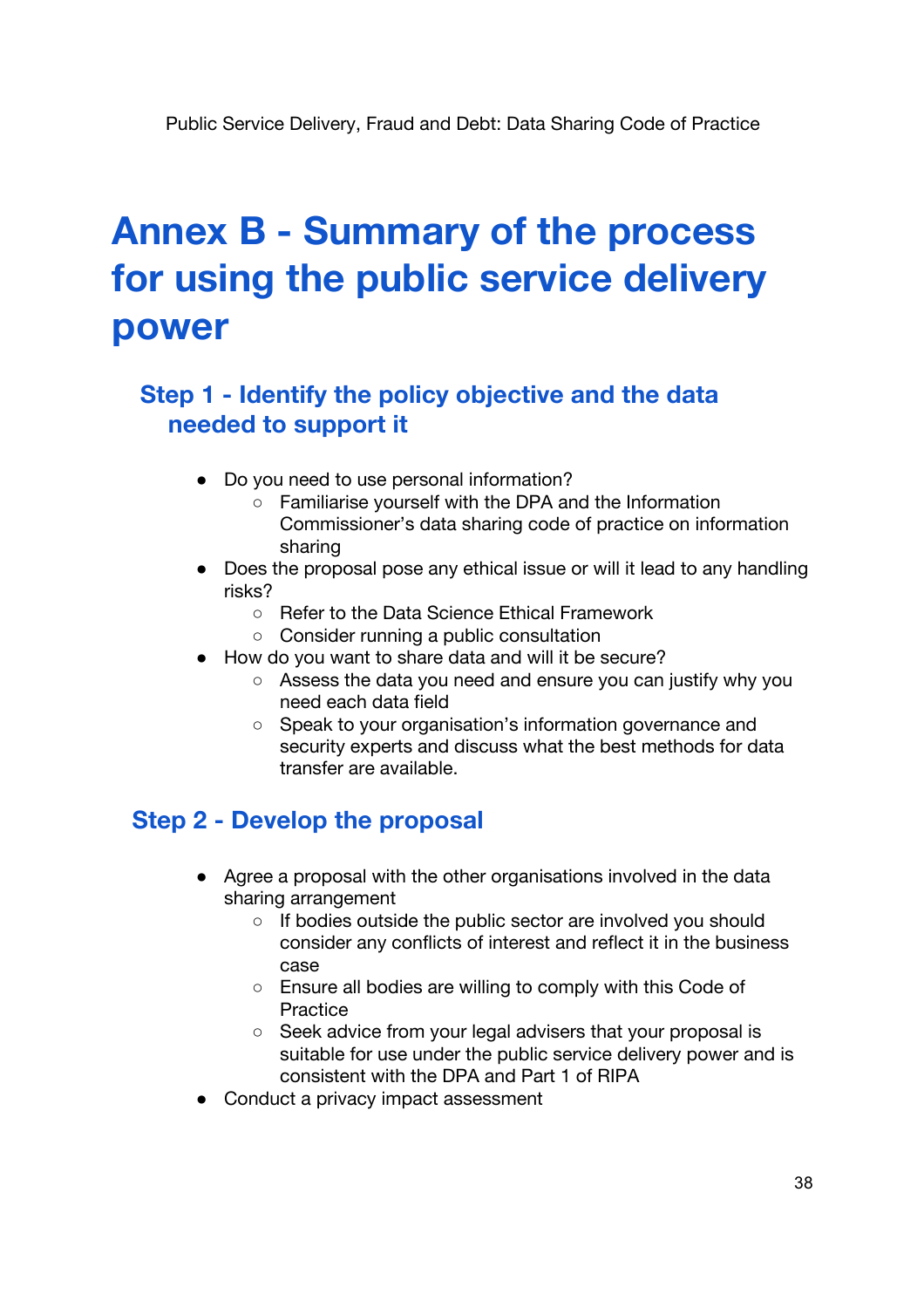# Annex B - Summary of the process for using the public service delivery power

## Step 1 - Identify the policy objective and the data needed to support it

- Do you need to use personal information?
  - Familiarise yourself with the DPA and the Information Commissioner's data sharing code of practice on information sharing
- Does the proposal pose any ethical issue or will it lead to any handling risks?
  - Refer to the Data Science Ethical Framework
  - Consider running a public consultation
- How do you want to share data and will it be secure?
  - Assess the data you need and ensure you can justify why you need each data field
  - Speak to your organisation's information governance and security experts and discuss what the best methods for data transfer are available.

## Step 2 - Develop the proposal

- Agree a proposal with the other organisations involved in the data sharing arrangement
  - If bodies outside the public sector are involved you should consider any conflicts of interest and reflect it in the business case
  - Ensure all bodies are willing to comply with this Code of Practice
  - Seek advice from your legal advisers that your proposal is suitable for use under the public service delivery power and is consistent with the DPA and Part 1 of RIPA
- Conduct a privacy impact assessment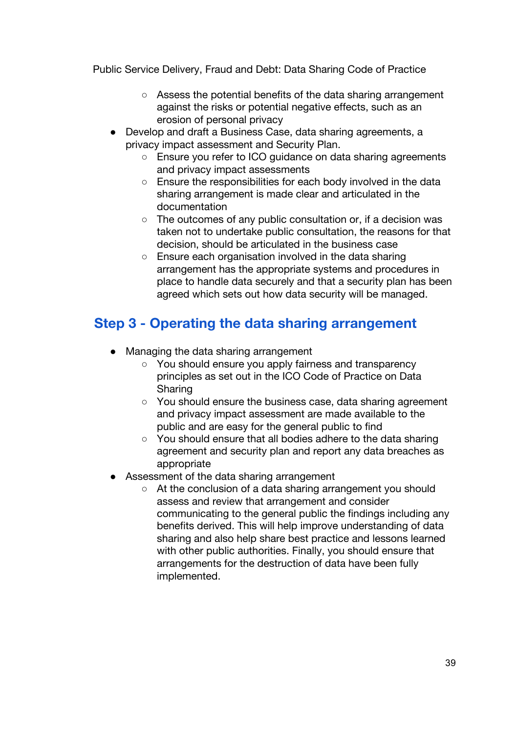- Assess the potential benefits of the data sharing arrangement against the risks or potential negative effects, such as an erosion of personal privacy
- Develop and draft a Business Case, data sharing agreements, a privacy impact assessment and Security Plan.
    - Ensure you refer to ICO guidance on data sharing agreements and privacy impact assessments
    - Ensure the responsibilities for each body involved in the data sharing arrangement is made clear and articulated in the documentation
    - The outcomes of any public consultation or, if a decision was taken not to undertake public consultation, the reasons for that decision, should be articulated in the business case
    - Ensure each organisation involved in the data sharing arrangement has the appropriate systems and procedures in place to handle data securely and that a security plan has been agreed which sets out how data security will be managed.

## Step 3 - Operating the data sharing arrangement

- Managing the data sharing arrangement
    - You should ensure you apply fairness and transparency principles as set out in the ICO Code of Practice on Data Sharing
    - You should ensure the business case, data sharing agreement and privacy impact assessment are made available to the public and are easy for the general public to find
    - You should ensure that all bodies adhere to the data sharing agreement and security plan and report any data breaches as appropriate
- Assessment of the data sharing arrangement
    - At the conclusion of a data sharing arrangement you should assess and review that arrangement and consider communicating to the general public the findings including any benefits derived. This will help improve understanding of data sharing and also help share best practice and lessons learned with other public authorities. Finally, you should ensure that arrangements for the destruction of data have been fully implemented.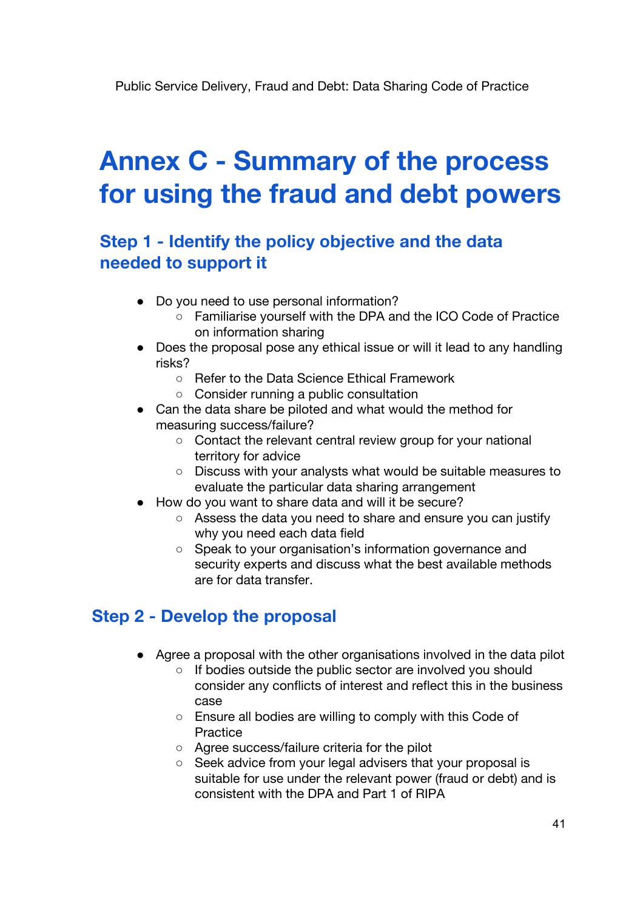# Annex C - Summary of the process for using the fraud and debt powers

## Step 1 - Identify the policy objective and the data needed to support it

- Do you need to use personal information?
  - Familiarise yourself with the DPA and the ICO Code of Practice on information sharing
- Does the proposal pose any ethical issue or will it lead to any handling risks?
  - Refer to the Data Science Ethical Framework
  - Consider running a public consultation
- Can the data share be piloted and what would the method for measuring success/failure?
  - Contact the relevant central review group for your national territory for advice
  - Discuss with your analysts what would be suitable measures to evaluate the particular data sharing arrangement
- How do you want to share data and will it be secure?
  - Assess the data you need to share and ensure you can justify why you need each data field
  - Speak to your organisation's information governance and security experts and discuss what the best available methods are for data transfer.

## Step 2 - Develop the proposal

- Agree a proposal with the other organisations involved in the data pilot
  - If bodies outside the public sector are involved you should consider any conflicts of interest and reflect this in the business case
  - Ensure all bodies are willing to comply with this Code of Practice
  - Agree success/failure criteria for the pilot
  - Seek advice from your legal advisers that your proposal is suitable for use under the relevant power (fraud or debt) and is consistent with the DPA and Part 1 of RIPA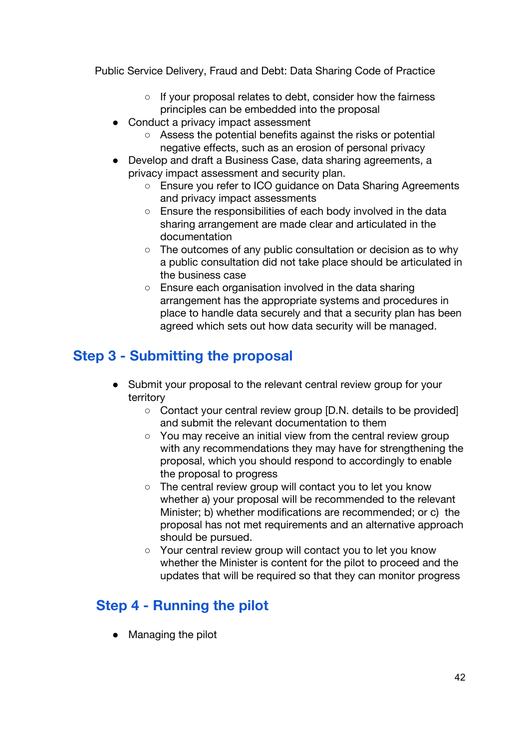- If your proposal relates to debt, consider how the fairness principles can be embedded into the proposal
- Conduct a privacy impact assessment
    - Assess the potential benefits against the risks or potential negative effects, such as an erosion of personal privacy
- Develop and draft a Business Case, data sharing agreements, a privacy impact assessment and security plan.
    - Ensure you refer to ICO guidance on Data Sharing Agreements and privacy impact assessments
    - Ensure the responsibilities of each body involved in the data sharing arrangement are made clear and articulated in the documentation
    - The outcomes of any public consultation or decision as to why a public consultation did not take place should be articulated in the business case
    - Ensure each organisation involved in the data sharing arrangement has the appropriate systems and procedures in place to handle data securely and that a security plan has been agreed which sets out how data security will be managed.

## Step 3 - Submitting the proposal

- Submit your proposal to the relevant central review group for your territory
    - Contact your central review group [D.N. details to be provided] and submit the relevant documentation to them
    - You may receive an initial view from the central review group with any recommendations they may have for strengthening the proposal, which you should respond to accordingly to enable the proposal to progress
    - The central review group will contact you to let you know whether a) your proposal will be recommended to the relevant Minister; b) whether modifications are recommended; or c) the proposal has not met requirements and an alternative approach should be pursued.
    - Your central review group will contact you to let you know whether the Minister is content for the pilot to proceed and the updates that will be required so that they can monitor progress

## Step 4 - Running the pilot

- Managing the pilot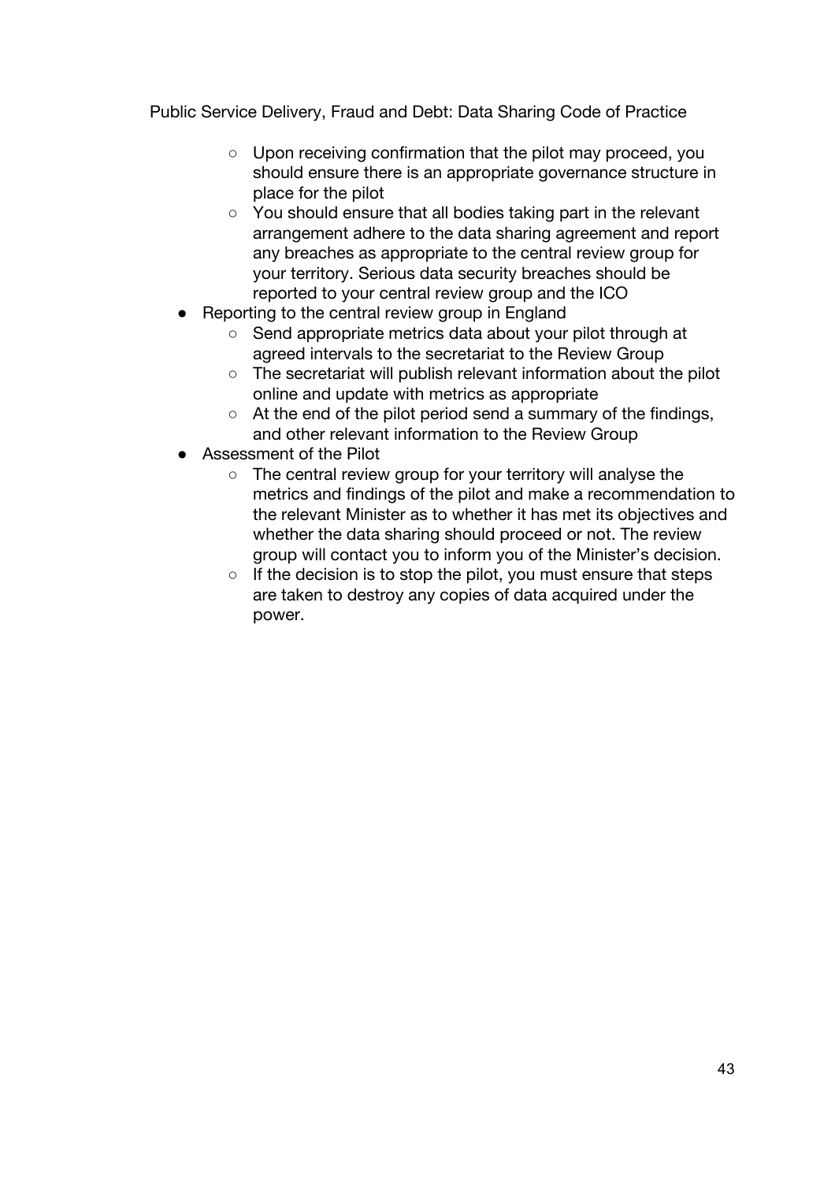- Upon receiving confirmation that the pilot may proceed, you should ensure there is an appropriate governance structure in place for the pilot
  - You should ensure that all bodies taking part in the relevant arrangement adhere to the data sharing agreement and report any breaches as appropriate to the central review group for your territory. Serious data security breaches should be reported to your central review group and the ICO
- Reporting to the central review group in England
  - Send appropriate metrics data about your pilot through at agreed intervals to the secretariat to the Review Group
  - The secretariat will publish relevant information about the pilot online and update with metrics as appropriate
  - At the end of the pilot period send a summary of the findings, and other relevant information to the Review Group
- Assessment of the Pilot
  - The central review group for your territory will analyse the metrics and findings of the pilot and make a recommendation to the relevant Minister as to whether it has met its objectives and whether the data sharing should proceed or not. The review group will contact you to inform you of the Minister's decision.
  - If the decision is to stop the pilot, you must ensure that steps are taken to destroy any copies of data acquired under the power.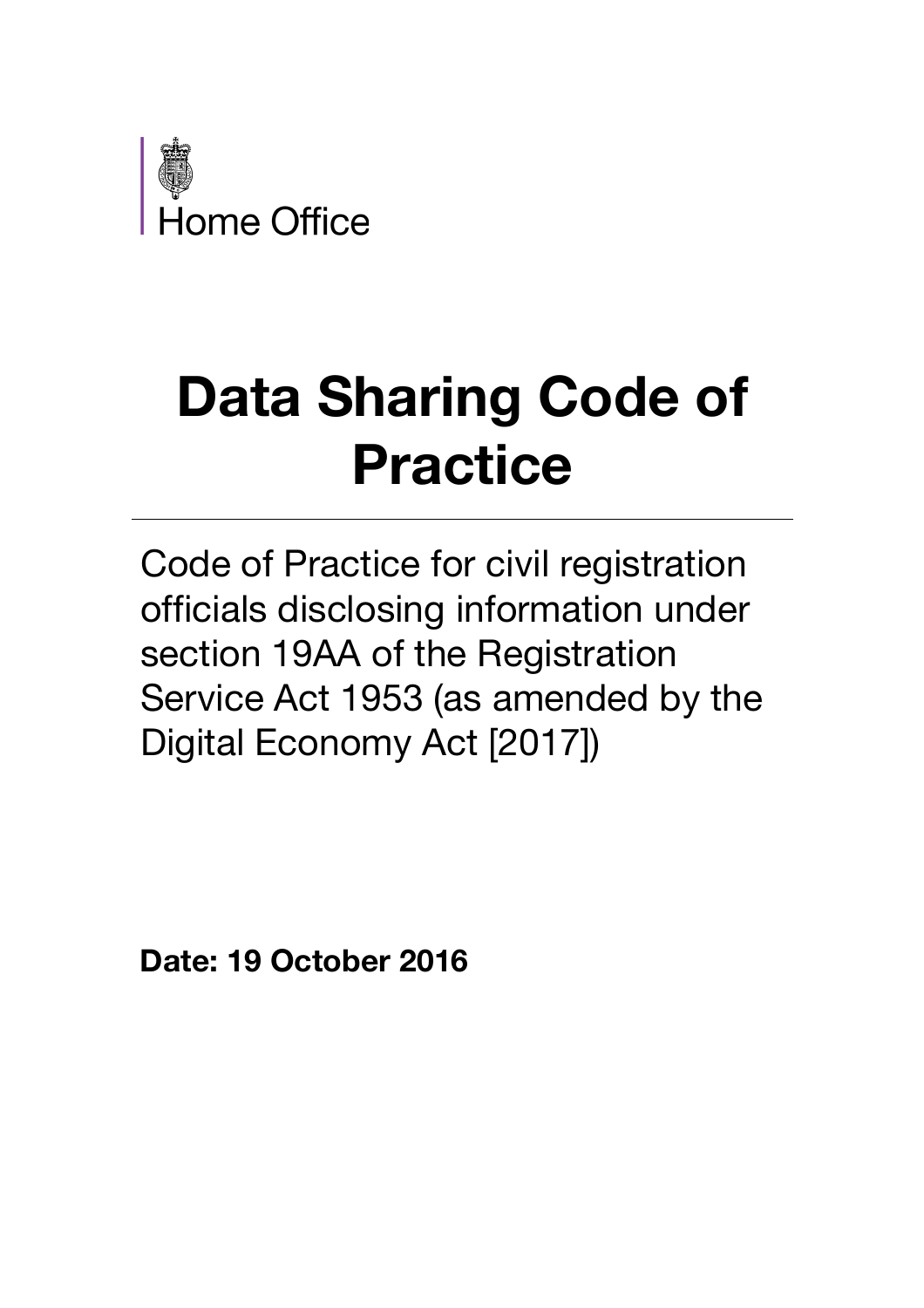Home Office

# Data Sharing Code of Practice

Code of Practice for civil registration officials disclosing information under section 19AA of the Registration Service Act 1953 (as amended by the Digital Economy Act [2017])

**Date: 19 October 2016**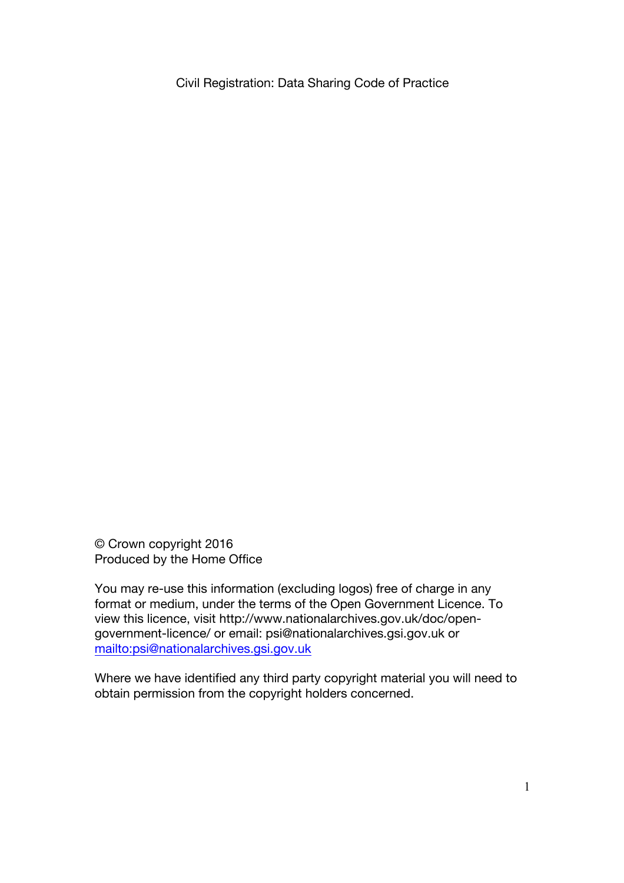Civil Registration: Data Sharing Code of Practice

© Crown copyright 2016
Produced by the Home Office

You may re-use this information (excluding logos) free of charge in any format or medium, under the terms of the Open Government Licence. To view this licence, visit http://www.nationalarchives.gov.uk/doc/open-government-licence/ or email: psi@nationalarchives.gsi.gov.uk or [mailto:psi@nationalarchives.gsi.gov.uk](mailto:psi@nationalarchives.gsi.gov.uk)

Where we have identified any third party copyright material you will need to obtain permission from the copyright holders concerned.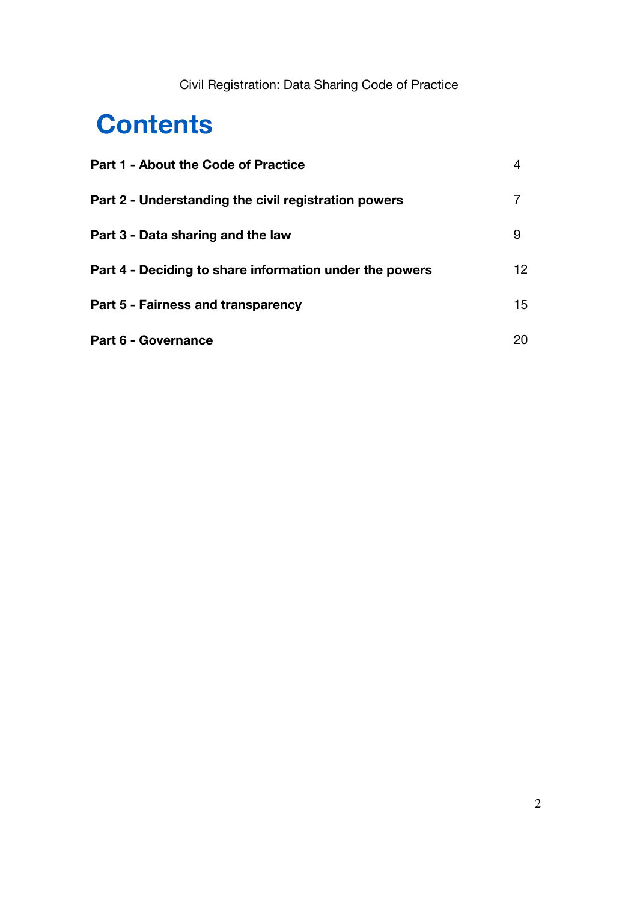# Contents

| | |
|---|---|
| **Part 1 - About the Code of Practice** | 4 |
| **Part 2 - Understanding the civil registration powers** | 7 |
| **Part 3 - Data sharing and the law** | 9 |
| **Part 4 - Deciding to share information under the powers** | 12 |
| **Part 5 - Fairness and transparency** | 15 |
| **Part 6 - Governance** | 20 |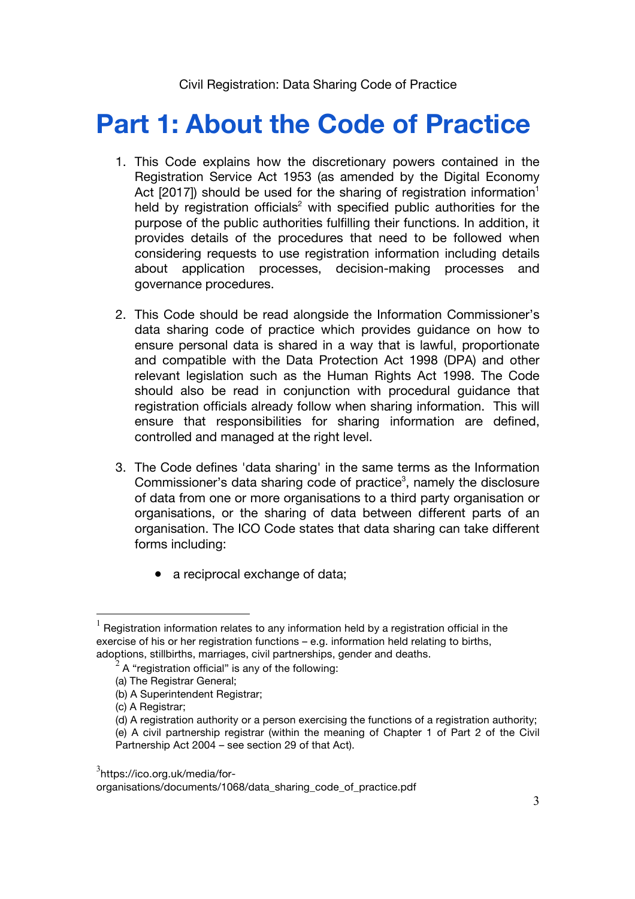# Part 1: About the Code of Practice

1. This Code explains how the discretionary powers contained in the Registration Service Act 1953 (as amended by the Digital Economy Act [2017]) should be used for the sharing of registration information[1] held by registration officials[2] with specified public authorities for the purpose of the public authorities fulfilling their functions. In addition, it provides details of the procedures that need to be followed when considering requests to use registration information including details about application processes, decision-making processes and governance procedures.

2. This Code should be read alongside the Information Commissioner's data sharing code of practice which provides guidance on how to ensure personal data is shared in a way that is lawful, proportionate and compatible with the Data Protection Act 1998 (DPA) and other relevant legislation such as the Human Rights Act 1998. The Code should also be read in conjunction with procedural guidance that registration officials already follow when sharing information. This will ensure that responsibilities for sharing information are defined, controlled and managed at the right level.

3. The Code defines 'data sharing' in the same terms as the Information Commissioner's data sharing code of practice[3], namely the disclosure of data from one or more organisations to a third party organisation or organisations, or the sharing of data between different parts of an organisation. The ICO Code states that data sharing can take different forms including:

   - a reciprocal exchange of data;

---

[1] Registration information relates to any information held by a registration official in the exercise of his or her registration functions – e.g. information held relating to births, adoptions, stillbirths, marriages, civil partnerships, gender and deaths.

[2] A "registration official" is any of the following:
(a) The Registrar General;
(b) A Superintendent Registrar;
(c) A Registrar;
(d) A registration authority or a person exercising the functions of a registration authority;
(e) A civil partnership registrar (within the meaning of Chapter 1 of Part 2 of the Civil Partnership Act 2004 – see section 29 of that Act).

[3] https://ico.org.uk/media/for-organisations/documents/1068/data_sharing_code_of_practice.pdf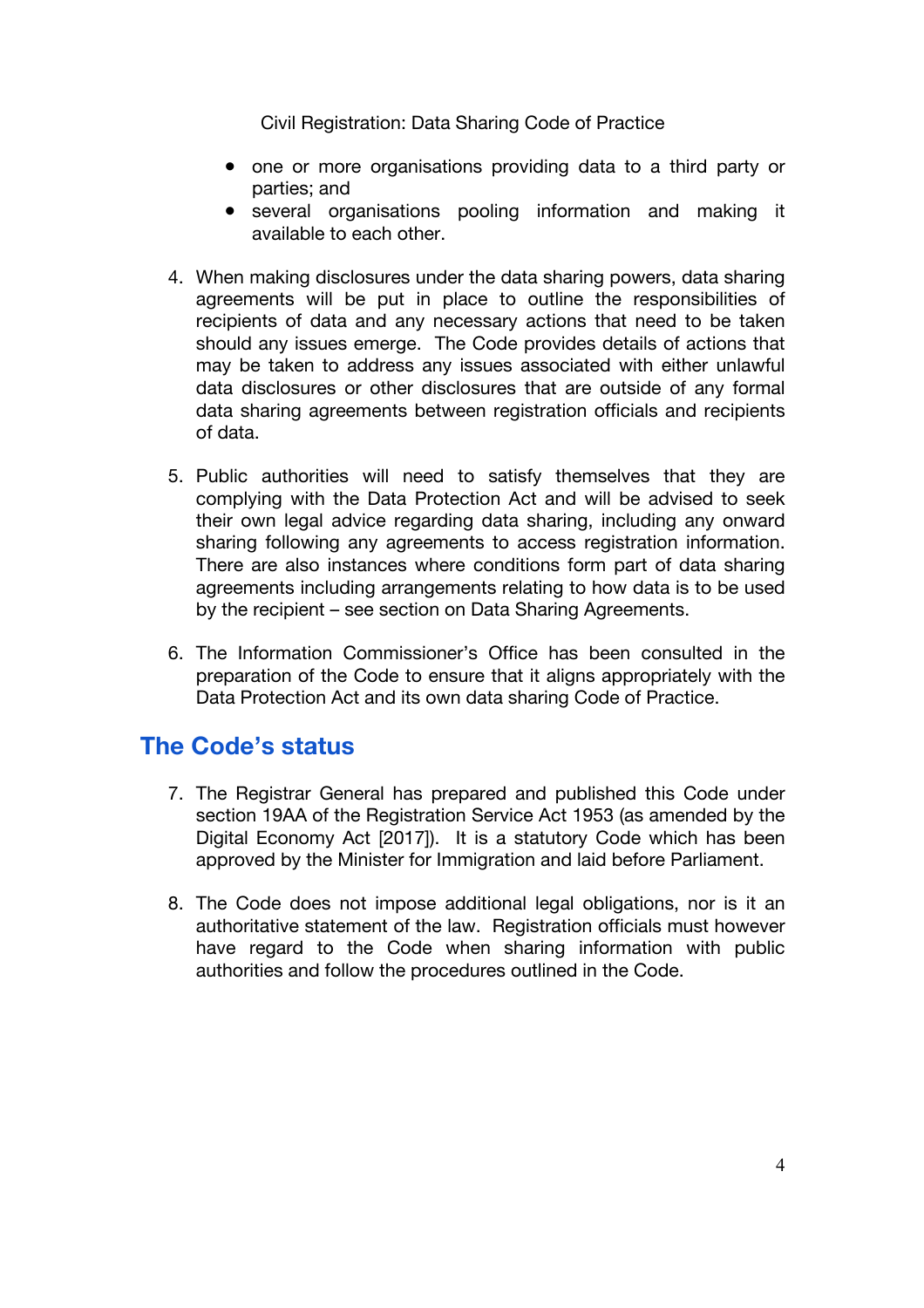- one or more organisations providing data to a third party or parties; and
- several organisations pooling information and making it available to each other.

4. When making disclosures under the data sharing powers, data sharing agreements will be put in place to outline the responsibilities of recipients of data and any necessary actions that need to be taken should any issues emerge. The Code provides details of actions that may be taken to address any issues associated with either unlawful data disclosures or other disclosures that are outside of any formal data sharing agreements between registration officials and recipients of data.

5. Public authorities will need to satisfy themselves that they are complying with the Data Protection Act and will be advised to seek their own legal advice regarding data sharing, including any onward sharing following any agreements to access registration information. There are also instances where conditions form part of data sharing agreements including arrangements relating to how data is to be used by the recipient – see section on Data Sharing Agreements.

6. The Information Commissioner's Office has been consulted in the preparation of the Code to ensure that it aligns appropriately with the Data Protection Act and its own data sharing Code of Practice.

## The Code's status

7. The Registrar General has prepared and published this Code under section 19AA of the Registration Service Act 1953 (as amended by the Digital Economy Act [2017]). It is a statutory Code which has been approved by the Minister for Immigration and laid before Parliament.

8. The Code does not impose additional legal obligations, nor is it an authoritative statement of the law. Registration officials must however have regard to the Code when sharing information with public authorities and follow the procedures outlined in the Code.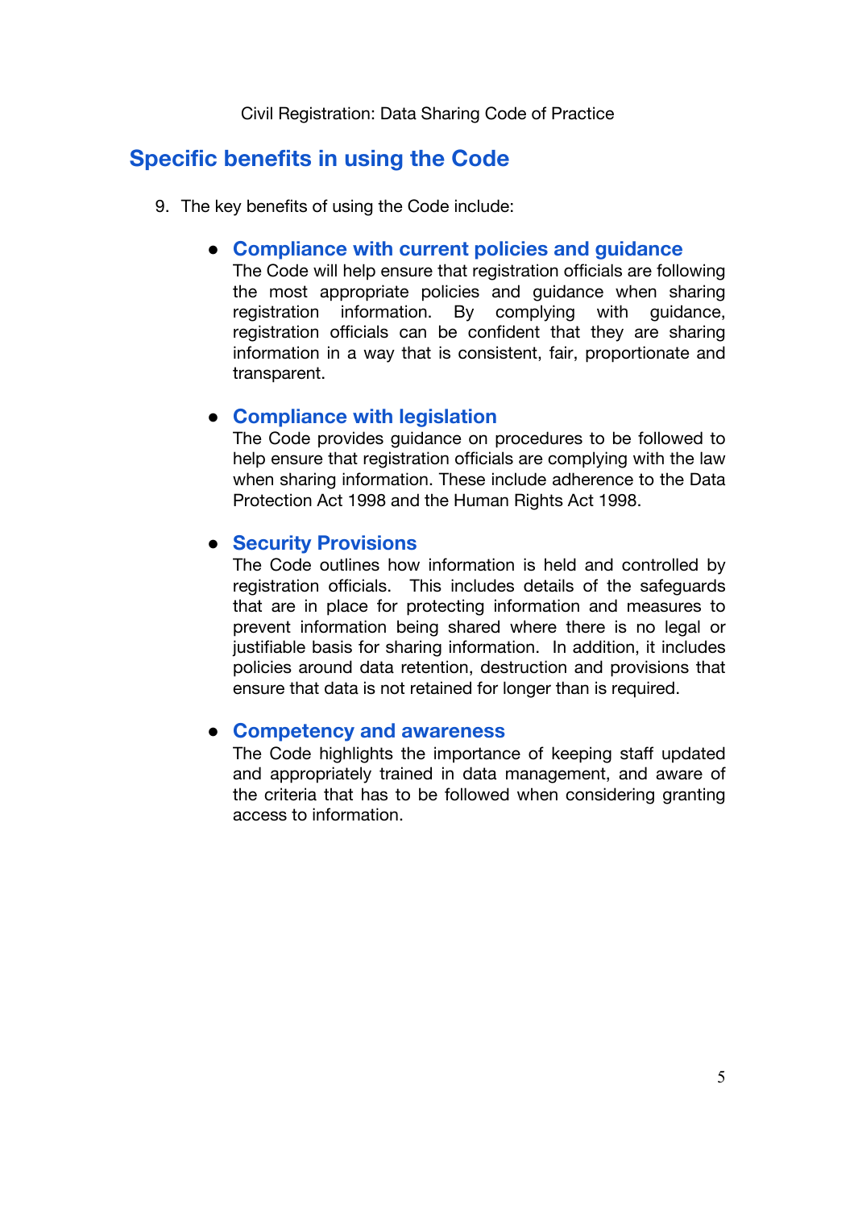## Specific benefits in using the Code

9. The key benefits of using the Code include:

   - **Compliance with current policies and guidance**
     The Code will help ensure that registration officials are following the most appropriate policies and guidance when sharing registration information. By complying with guidance, registration officials can be confident that they are sharing information in a way that is consistent, fair, proportionate and transparent.

   - **Compliance with legislation**
     The Code provides guidance on procedures to be followed to help ensure that registration officials are complying with the law when sharing information. These include adherence to the Data Protection Act 1998 and the Human Rights Act 1998.

   - **Security Provisions**
     The Code outlines how information is held and controlled by registration officials. This includes details of the safeguards that are in place for protecting information and measures to prevent information being shared where there is no legal or justifiable basis for sharing information. In addition, it includes policies around data retention, destruction and provisions that ensure that data is not retained for longer than is required.

   - **Competency and awareness**
     The Code highlights the importance of keeping staff updated and appropriately trained in data management, and aware of the criteria that has to be followed when considering granting access to information.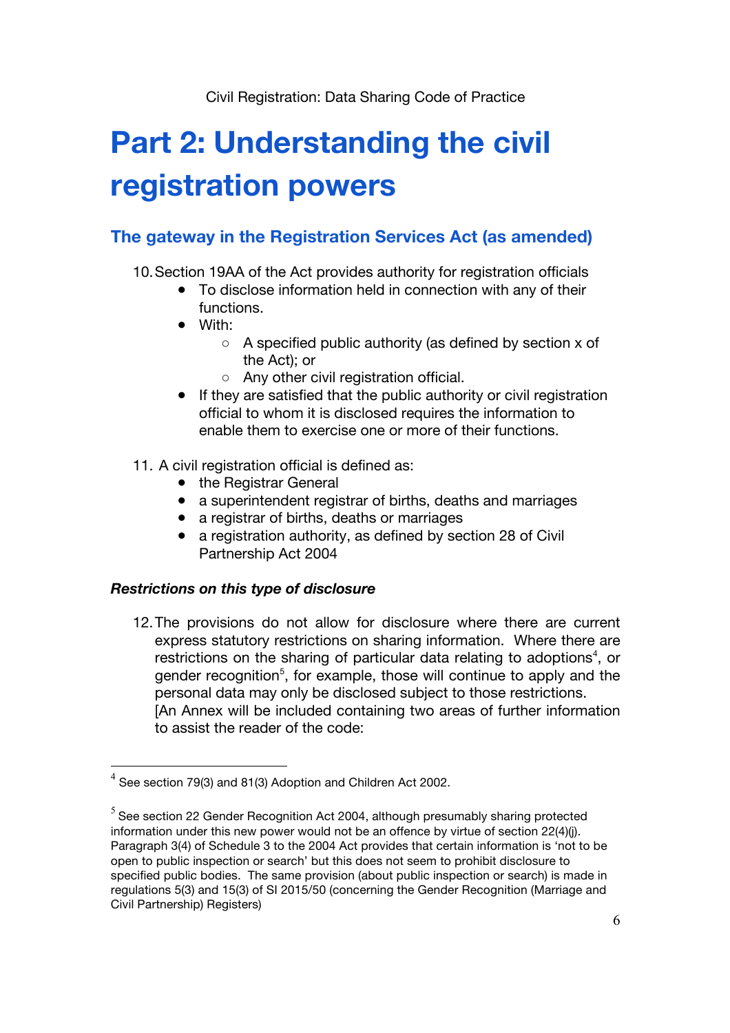# Part 2: Understanding the civil registration powers

## The gateway in the Registration Services Act (as amended)

10. Section 19AA of the Act provides authority for registration officials
    - To disclose information held in connection with any of their functions.
    - With:
        - A specified public authority (as defined by section x of the Act); or
        - Any other civil registration official.
    - If they are satisfied that the public authority or civil registration official to whom it is disclosed requires the information to enable them to exercise one or more of their functions.

11. A civil registration official is defined as:
    - the Registrar General
    - a superintendent registrar of births, deaths and marriages
    - a registrar of births, deaths or marriages
    - a registration authority, as defined by section 28 of Civil Partnership Act 2004

### *Restrictions on this type of disclosure*

12. The provisions do not allow for disclosure where there are current express statutory restrictions on sharing information. Where there are restrictions on the sharing of particular data relating to adoptions[4], or gender recognition[5], for example, those will continue to apply and the personal data may only be disclosed subject to those restrictions.
    [An Annex will be included containing two areas of further information to assist the reader of the code:

---

[4] See section 79(3) and 81(3) Adoption and Children Act 2002.

[5] See section 22 Gender Recognition Act 2004, although presumably sharing protected information under this new power would not be an offence by virtue of section 22(4)(j). Paragraph 3(4) of Schedule 3 to the 2004 Act provides that certain information is 'not to be open to public inspection or search' but this does not seem to prohibit disclosure to specified public bodies. The same provision (about public inspection or search) is made in regulations 5(3) and 15(3) of SI 2015/50 (concerning the Gender Recognition (Marriage and Civil Partnership) Registers)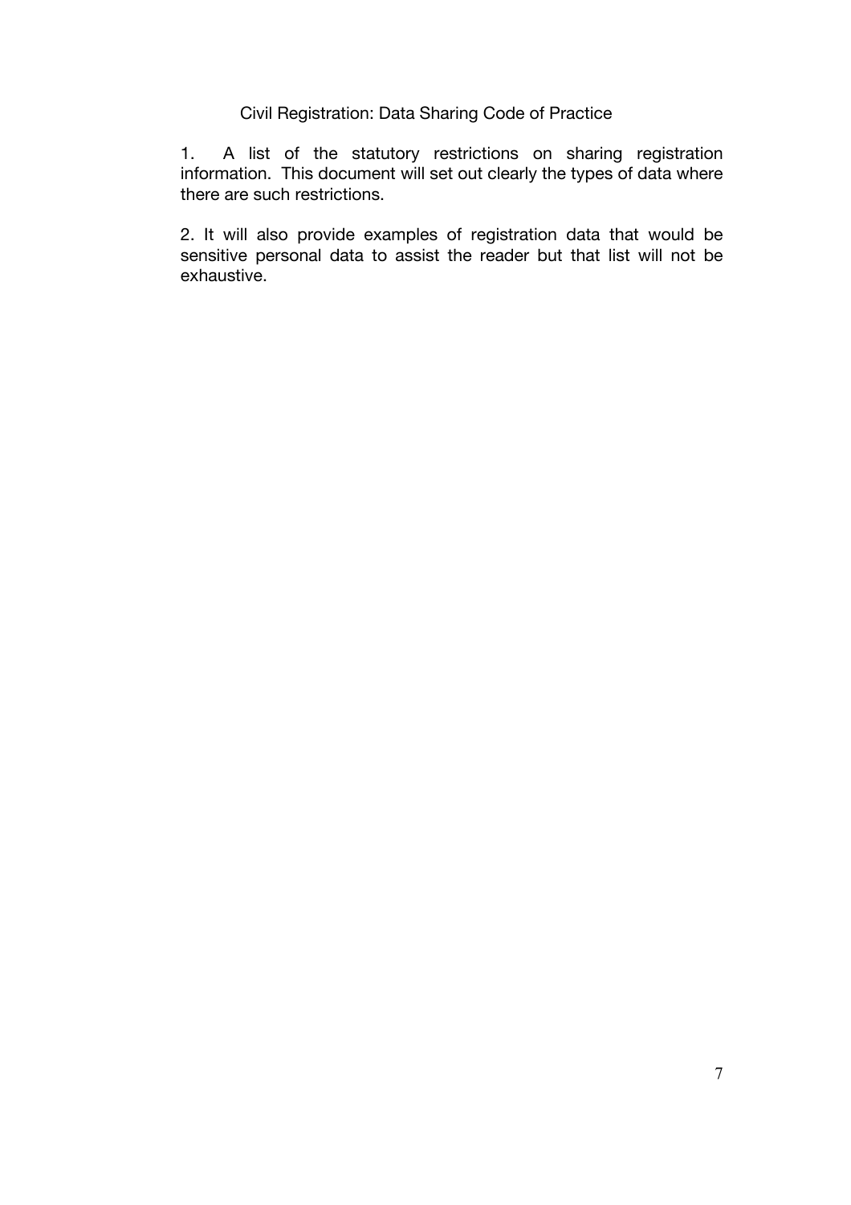# Civil Registration: Data Sharing Code of Practice

1. A list of the statutory restrictions on sharing registration information. This document will set out clearly the types of data where there are such restrictions.

2. It will also provide examples of registration data that would be sensitive personal data to assist the reader but that list will not be exhaustive.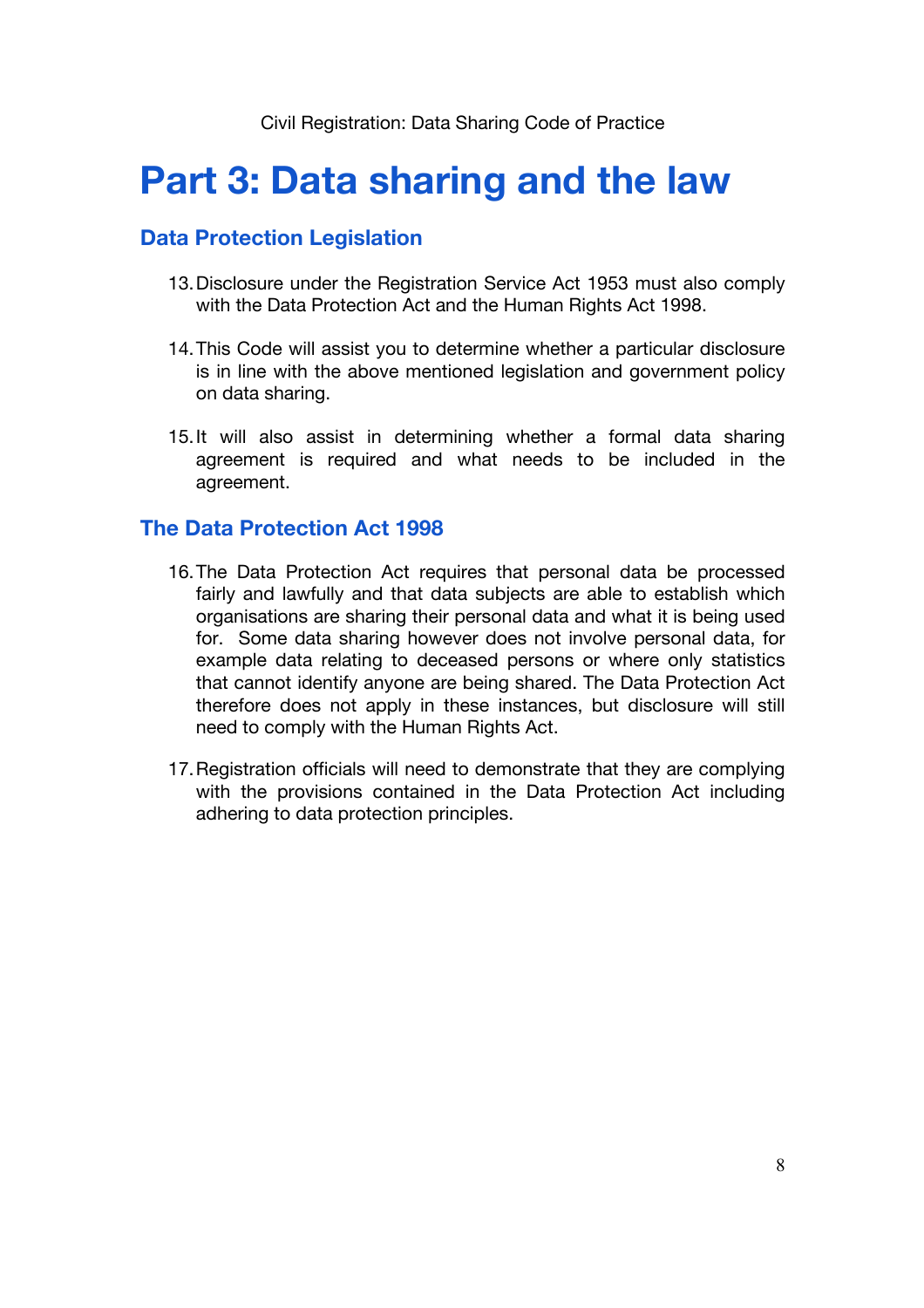# Part 3: Data sharing and the law

## Data Protection Legislation

13. Disclosure under the Registration Service Act 1953 must also comply with the Data Protection Act and the Human Rights Act 1998.

14. This Code will assist you to determine whether a particular disclosure is in line with the above mentioned legislation and government policy on data sharing.

15. It will also assist in determining whether a formal data sharing agreement is required and what needs to be included in the agreement.

## The Data Protection Act 1998

16. The Data Protection Act requires that personal data be processed fairly and lawfully and that data subjects are able to establish which organisations are sharing their personal data and what it is being used for. Some data sharing however does not involve personal data, for example data relating to deceased persons or where only statistics that cannot identify anyone are being shared. The Data Protection Act therefore does not apply in these instances, but disclosure will still need to comply with the Human Rights Act.

17. Registration officials will need to demonstrate that they are complying with the provisions contained in the Data Protection Act including adhering to data protection principles.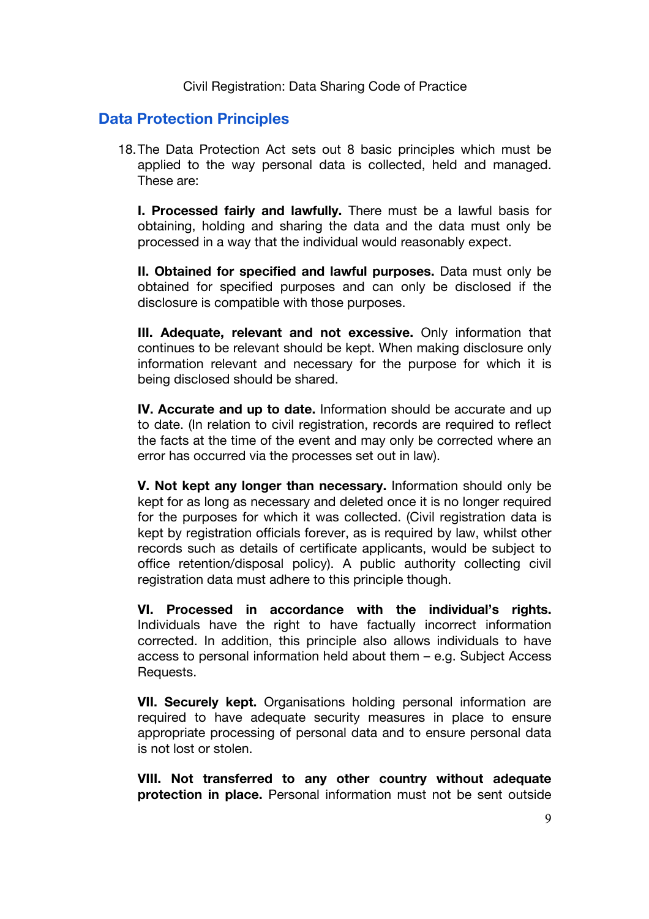## Data Protection Principles

18. The Data Protection Act sets out 8 basic principles which must be applied to the way personal data is collected, held and managed. These are:

    **I. Processed fairly and lawfully.** There must be a lawful basis for obtaining, holding and sharing the data and the data must only be processed in a way that the individual would reasonably expect.

    **II. Obtained for specified and lawful purposes.** Data must only be obtained for specified purposes and can only be disclosed if the disclosure is compatible with those purposes.

    **III. Adequate, relevant and not excessive.** Only information that continues to be relevant should be kept. When making disclosure only information relevant and necessary for the purpose for which it is being disclosed should be shared.

    **IV. Accurate and up to date.** Information should be accurate and up to date. (In relation to civil registration, records are required to reflect the facts at the time of the event and may only be corrected where an error has occurred via the processes set out in law).

    **V. Not kept any longer than necessary.** Information should only be kept for as long as necessary and deleted once it is no longer required for the purposes for which it was collected. (Civil registration data is kept by registration officials forever, as is required by law, whilst other records such as details of certificate applicants, would be subject to office retention/disposal policy). A public authority collecting civil registration data must adhere to this principle though.

    **VI. Processed in accordance with the individual's rights.** Individuals have the right to have factually incorrect information corrected. In addition, this principle also allows individuals to have access to personal information held about them – e.g. Subject Access Requests.

    **VII. Securely kept.** Organisations holding personal information are required to have adequate security measures in place to ensure appropriate processing of personal data and to ensure personal data is not lost or stolen.

    **VIII. Not transferred to any other country without adequate protection in place.** Personal information must not be sent outside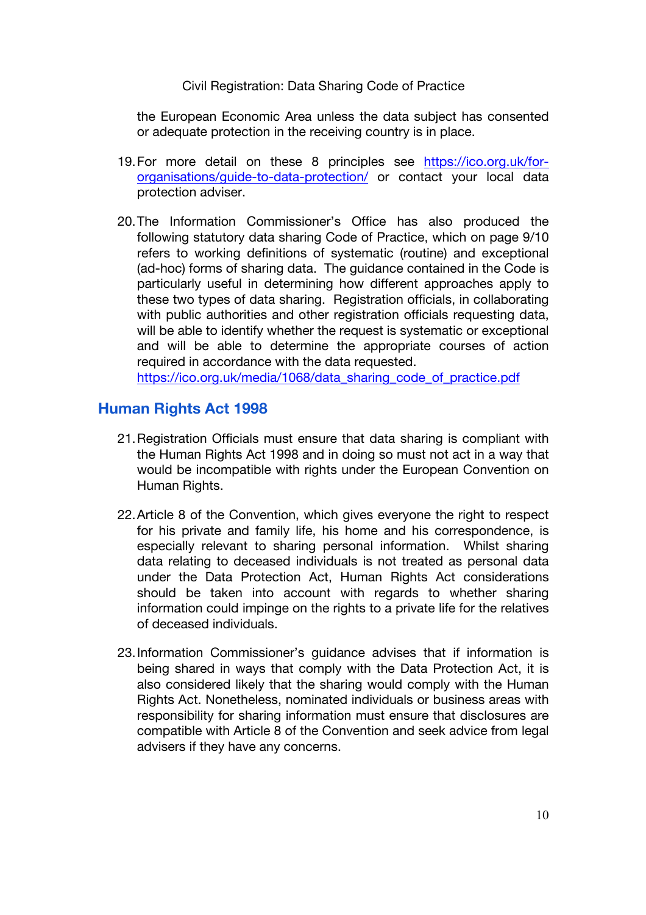the European Economic Area unless the data subject has consented or adequate protection in the receiving country is in place.

19. For more detail on these 8 principles see [https://ico.org.uk/for-organisations/guide-to-data-protection/](https://ico.org.uk/for-organisations/guide-to-data-protection/) or contact your local data protection adviser.

20. The Information Commissioner's Office has also produced the following statutory data sharing Code of Practice, which on page 9/10 refers to working definitions of systematic (routine) and exceptional (ad-hoc) forms of sharing data. The guidance contained in the Code is particularly useful in determining how different approaches apply to these two types of data sharing. Registration officials, in collaborating with public authorities and other registration officials requesting data, will be able to identify whether the request is systematic or exceptional and will be able to determine the appropriate courses of action required in accordance with the data requested.
[https://ico.org.uk/media/1068/data_sharing_code_of_practice.pdf](https://ico.org.uk/media/1068/data_sharing_code_of_practice.pdf)

## Human Rights Act 1998

21. Registration Officials must ensure that data sharing is compliant with the Human Rights Act 1998 and in doing so must not act in a way that would be incompatible with rights under the European Convention on Human Rights.

22. Article 8 of the Convention, which gives everyone the right to respect for his private and family life, his home and his correspondence, is especially relevant to sharing personal information. Whilst sharing data relating to deceased individuals is not treated as personal data under the Data Protection Act, Human Rights Act considerations should be taken into account with regards to whether sharing information could impinge on the rights to a private life for the relatives of deceased individuals.

23. Information Commissioner's guidance advises that if information is being shared in ways that comply with the Data Protection Act, it is also considered likely that the sharing would comply with the Human Rights Act. Nonetheless, nominated individuals or business areas with responsibility for sharing information must ensure that disclosures are compatible with Article 8 of the Convention and seek advice from legal advisers if they have any concerns.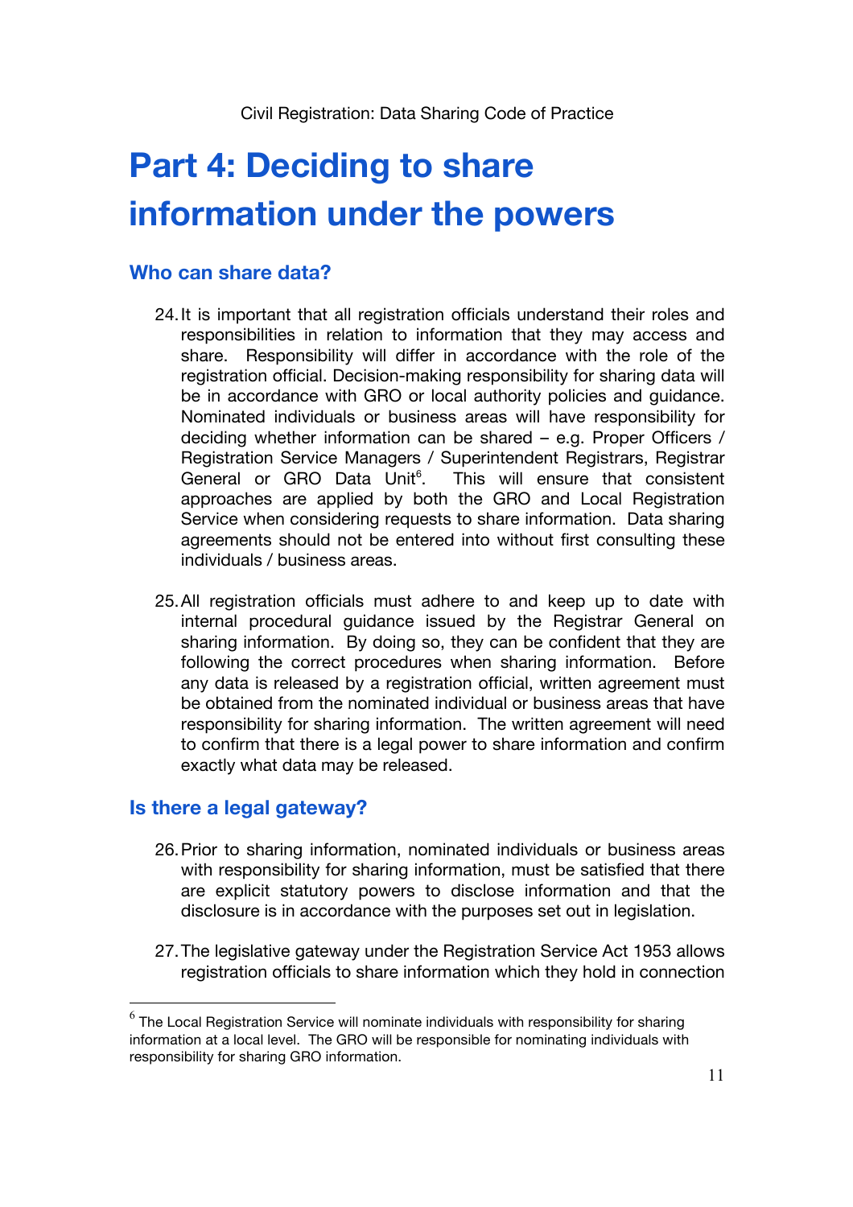# Part 4: Deciding to share information under the powers

## Who can share data?

24. It is important that all registration officials understand their roles and responsibilities in relation to information that they may access and share. Responsibility will differ in accordance with the role of the registration official. Decision-making responsibility for sharing data will be in accordance with GRO or local authority policies and guidance. Nominated individuals or business areas will have responsibility for deciding whether information can be shared – e.g. Proper Officers / Registration Service Managers / Superintendent Registrars, Registrar General or GRO Data Unit[6]. This will ensure that consistent approaches are applied by both the GRO and Local Registration Service when considering requests to share information. Data sharing agreements should not be entered into without first consulting these individuals / business areas.

25. All registration officials must adhere to and keep up to date with internal procedural guidance issued by the Registrar General on sharing information. By doing so, they can be confident that they are following the correct procedures when sharing information. Before any data is released by a registration official, written agreement must be obtained from the nominated individual or business areas that have responsibility for sharing information. The written agreement will need to confirm that there is a legal power to share information and confirm exactly what data may be released.

## Is there a legal gateway?

26. Prior to sharing information, nominated individuals or business areas with responsibility for sharing information, must be satisfied that there are explicit statutory powers to disclose information and that the disclosure is in accordance with the purposes set out in legislation.

27. The legislative gateway under the Registration Service Act 1953 allows registration officials to share information which they hold in connection

[6] The Local Registration Service will nominate individuals with responsibility for sharing information at a local level. The GRO will be responsible for nominating individuals with responsibility for sharing GRO information.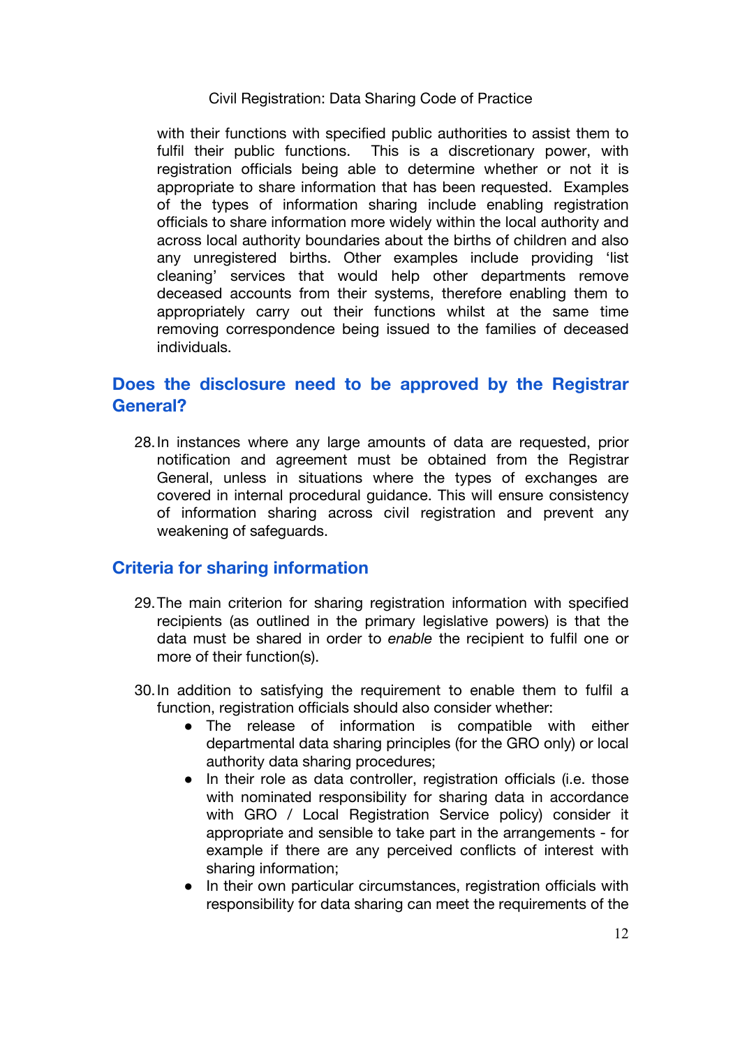with their functions with specified public authorities to assist them to fulfil their public functions. This is a discretionary power, with registration officials being able to determine whether or not it is appropriate to share information that has been requested. Examples of the types of information sharing include enabling registration officials to share information more widely within the local authority and across local authority boundaries about the births of children and also any unregistered births. Other examples include providing 'list cleaning' services that would help other departments remove deceased accounts from their systems, therefore enabling them to appropriately carry out their functions whilst at the same time removing correspondence being issued to the families of deceased individuals.

## Does the disclosure need to be approved by the Registrar General?

28. In instances where any large amounts of data are requested, prior notification and agreement must be obtained from the Registrar General, unless in situations where the types of exchanges are covered in internal procedural guidance. This will ensure consistency of information sharing across civil registration and prevent any weakening of safeguards.

## Criteria for sharing information

29. The main criterion for sharing registration information with specified recipients (as outlined in the primary legislative powers) is that the data must be shared in order to *enable* the recipient to fulfil one or more of their function(s).

30. In addition to satisfying the requirement to enable them to fulfil a function, registration officials should also consider whether:
    - The release of information is compatible with either departmental data sharing principles (for the GRO only) or local authority data sharing procedures;
    - In their role as data controller, registration officials (i.e. those with nominated responsibility for sharing data in accordance with GRO / Local Registration Service policy) consider it appropriate and sensible to take part in the arrangements - for example if there are any perceived conflicts of interest with sharing information;
    - In their own particular circumstances, registration officials with responsibility for data sharing can meet the requirements of the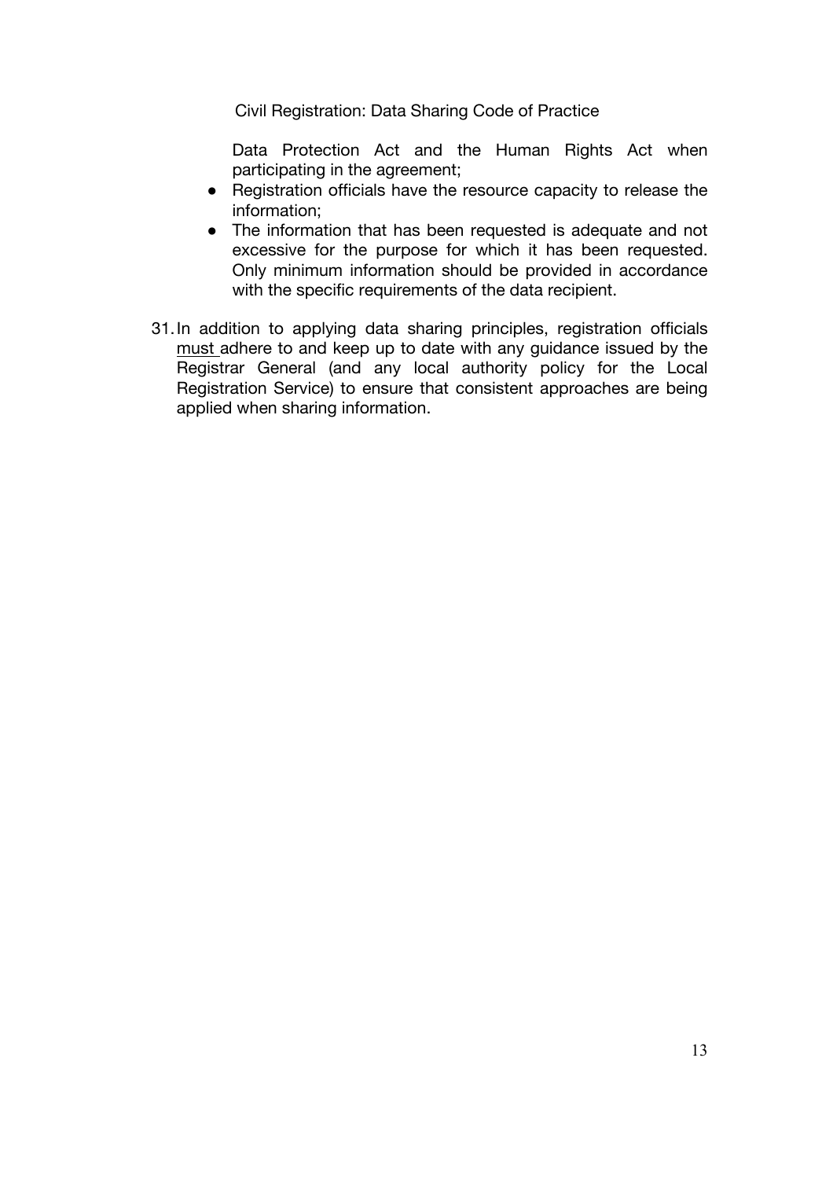Data Protection Act and the Human Rights Act when participating in the agreement;

- Registration officials have the resource capacity to release the information;
- The information that has been requested is adequate and not excessive for the purpose for which it has been requested. Only minimum information should be provided in accordance with the specific requirements of the data recipient.

31. In addition to applying data sharing principles, registration officials <u>must</u> adhere to and keep up to date with any guidance issued by the Registrar General (and any local authority policy for the Local Registration Service) to ensure that consistent approaches are being applied when sharing information.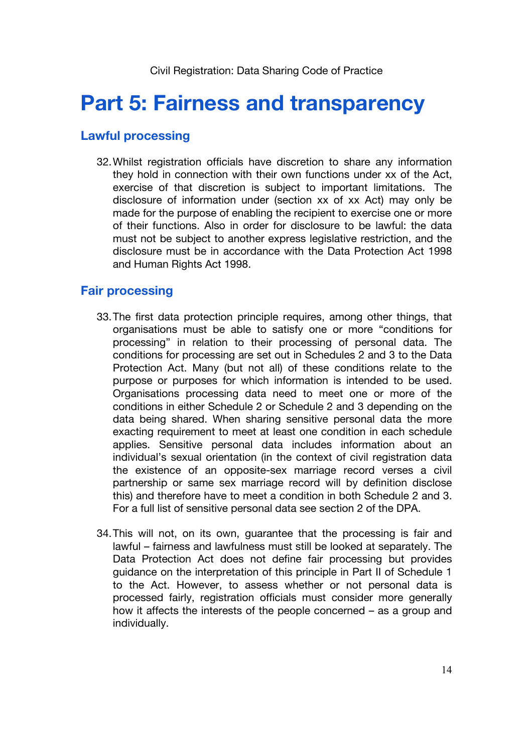# Part 5: Fairness and transparency

## Lawful processing

32. Whilst registration officials have discretion to share any information they hold in connection with their own functions under xx of the Act, exercise of that discretion is subject to important limitations. The disclosure of information under (section xx of xx Act) may only be made for the purpose of enabling the recipient to exercise one or more of their functions. Also in order for disclosure to be lawful: the data must not be subject to another express legislative restriction, and the disclosure must be in accordance with the Data Protection Act 1998 and Human Rights Act 1998.

## Fair processing

33. The first data protection principle requires, among other things, that organisations must be able to satisfy one or more "conditions for processing" in relation to their processing of personal data. The conditions for processing are set out in Schedules 2 and 3 to the Data Protection Act. Many (but not all) of these conditions relate to the purpose or purposes for which information is intended to be used. Organisations processing data need to meet one or more of the conditions in either Schedule 2 or Schedule 2 and 3 depending on the data being shared. When sharing sensitive personal data the more exacting requirement to meet at least one condition in each schedule applies. Sensitive personal data includes information about an individual's sexual orientation (in the context of civil registration data the existence of an opposite-sex marriage record verses a civil partnership or same sex marriage record will by definition disclose this) and therefore have to meet a condition in both Schedule 2 and 3. For a full list of sensitive personal data see section 2 of the DPA.

34. This will not, on its own, guarantee that the processing is fair and lawful – fairness and lawfulness must still be looked at separately. The Data Protection Act does not define fair processing but provides guidance on the interpretation of this principle in Part II of Schedule 1 to the Act. However, to assess whether or not personal data is processed fairly, registration officials must consider more generally how it affects the interests of the people concerned – as a group and individually.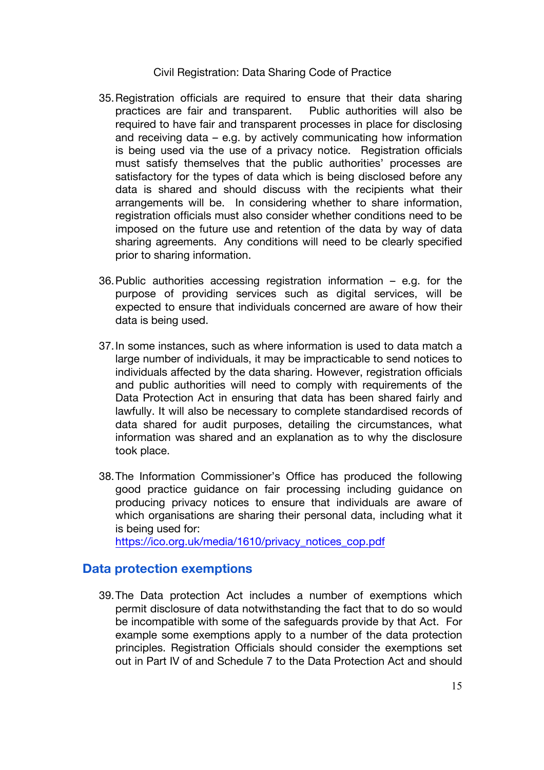35. Registration officials are required to ensure that their data sharing practices are fair and transparent. Public authorities will also be required to have fair and transparent processes in place for disclosing and receiving data – e.g. by actively communicating how information is being used via the use of a privacy notice. Registration officials must satisfy themselves that the public authorities' processes are satisfactory for the types of data which is being disclosed before any data is shared and should discuss with the recipients what their arrangements will be. In considering whether to share information, registration officials must also consider whether conditions need to be imposed on the future use and retention of the data by way of data sharing agreements. Any conditions will need to be clearly specified prior to sharing information.

36. Public authorities accessing registration information – e.g. for the purpose of providing services such as digital services, will be expected to ensure that individuals concerned are aware of how their data is being used.

37. In some instances, such as where information is used to data match a large number of individuals, it may be impracticable to send notices to individuals affected by the data sharing. However, registration officials and public authorities will need to comply with requirements of the Data Protection Act in ensuring that data has been shared fairly and lawfully. It will also be necessary to complete standardised records of data shared for audit purposes, detailing the circumstances, what information was shared and an explanation as to why the disclosure took place.

38. The Information Commissioner's Office has produced the following good practice guidance on fair processing including guidance on producing privacy notices to ensure that individuals are aware of which organisations are sharing their personal data, including what it is being used for:
[https://ico.org.uk/media/1610/privacy_notices_cop.pdf](https://ico.org.uk/media/1610/privacy_notices_cop.pdf)

## Data protection exemptions

39. The Data protection Act includes a number of exemptions which permit disclosure of data notwithstanding the fact that to do so would be incompatible with some of the safeguards provide by that Act. For example some exemptions apply to a number of the data protection principles. Registration Officials should consider the exemptions set out in Part IV of and Schedule 7 to the Data Protection Act and should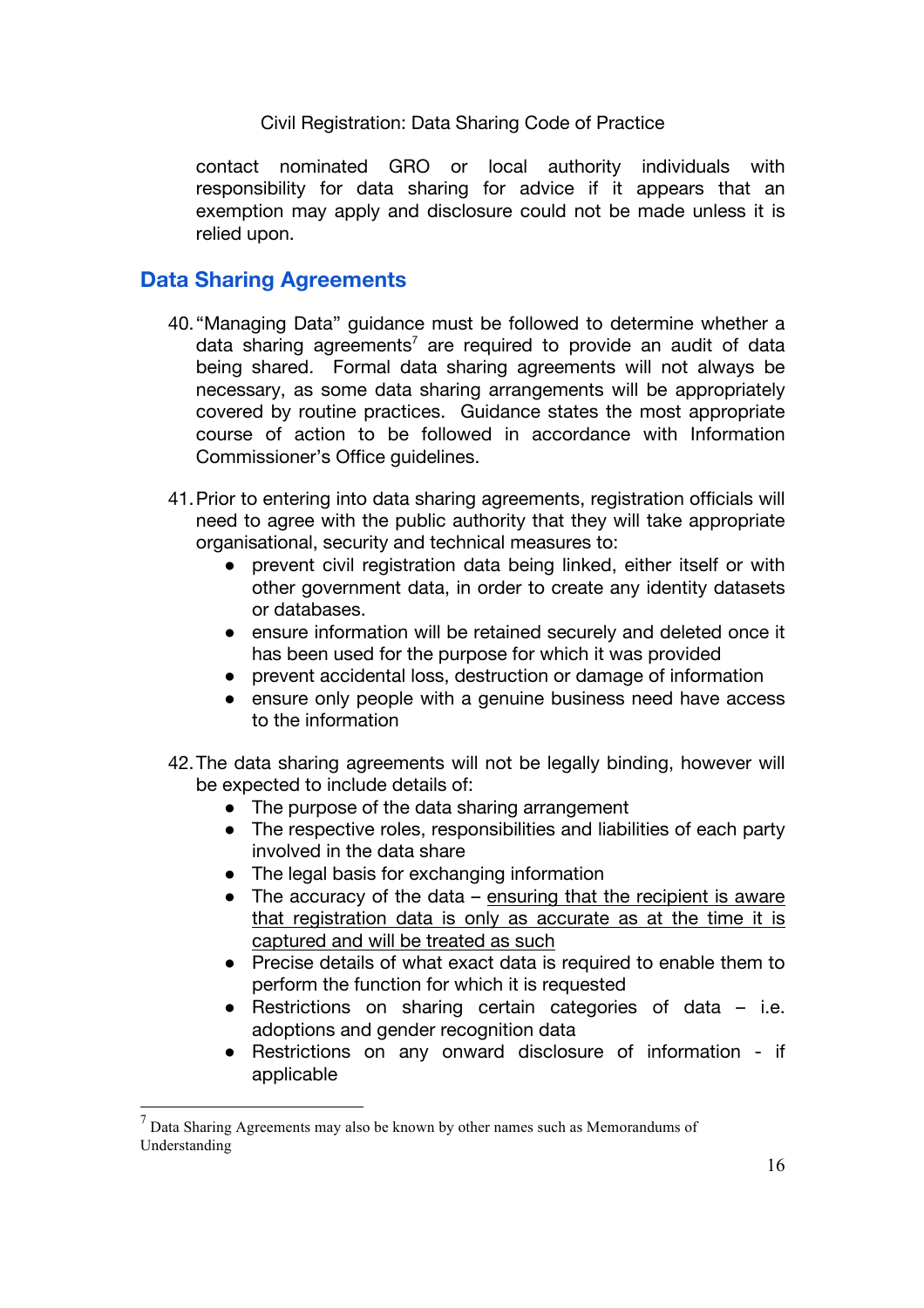contact nominated GRO or local authority individuals with responsibility for data sharing for advice if it appears that an exemption may apply and disclosure could not be made unless it is relied upon.

## Data Sharing Agreements

40. "Managing Data" guidance must be followed to determine whether a data sharing agreements[7] are required to provide an audit of data being shared. Formal data sharing agreements will not always be necessary, as some data sharing arrangements will be appropriately covered by routine practices. Guidance states the most appropriate course of action to be followed in accordance with Information Commissioner's Office guidelines.

41. Prior to entering into data sharing agreements, registration officials will need to agree with the public authority that they will take appropriate organisational, security and technical measures to:
    - prevent civil registration data being linked, either itself or with other government data, in order to create any identity datasets or databases.
    - ensure information will be retained securely and deleted once it has been used for the purpose for which it was provided
    - prevent accidental loss, destruction or damage of information
    - ensure only people with a genuine business need have access to the information

42. The data sharing agreements will not be legally binding, however will be expected to include details of:
    - The purpose of the data sharing arrangement
    - The respective roles, responsibilities and liabilities of each party involved in the data share
    - The legal basis for exchanging information
    - The accuracy of the data – <u>ensuring that the recipient is aware that registration data is only as accurate as at the time it is captured and will be treated as such</u>
    - Precise details of what exact data is required to enable them to perform the function for which it is requested
    - Restrictions on sharing certain categories of data – i.e. adoptions and gender recognition data
    - Restrictions on any onward disclosure of information - if applicable

---

[7] Data Sharing Agreements may also be known by other names such as Memorandums of Understanding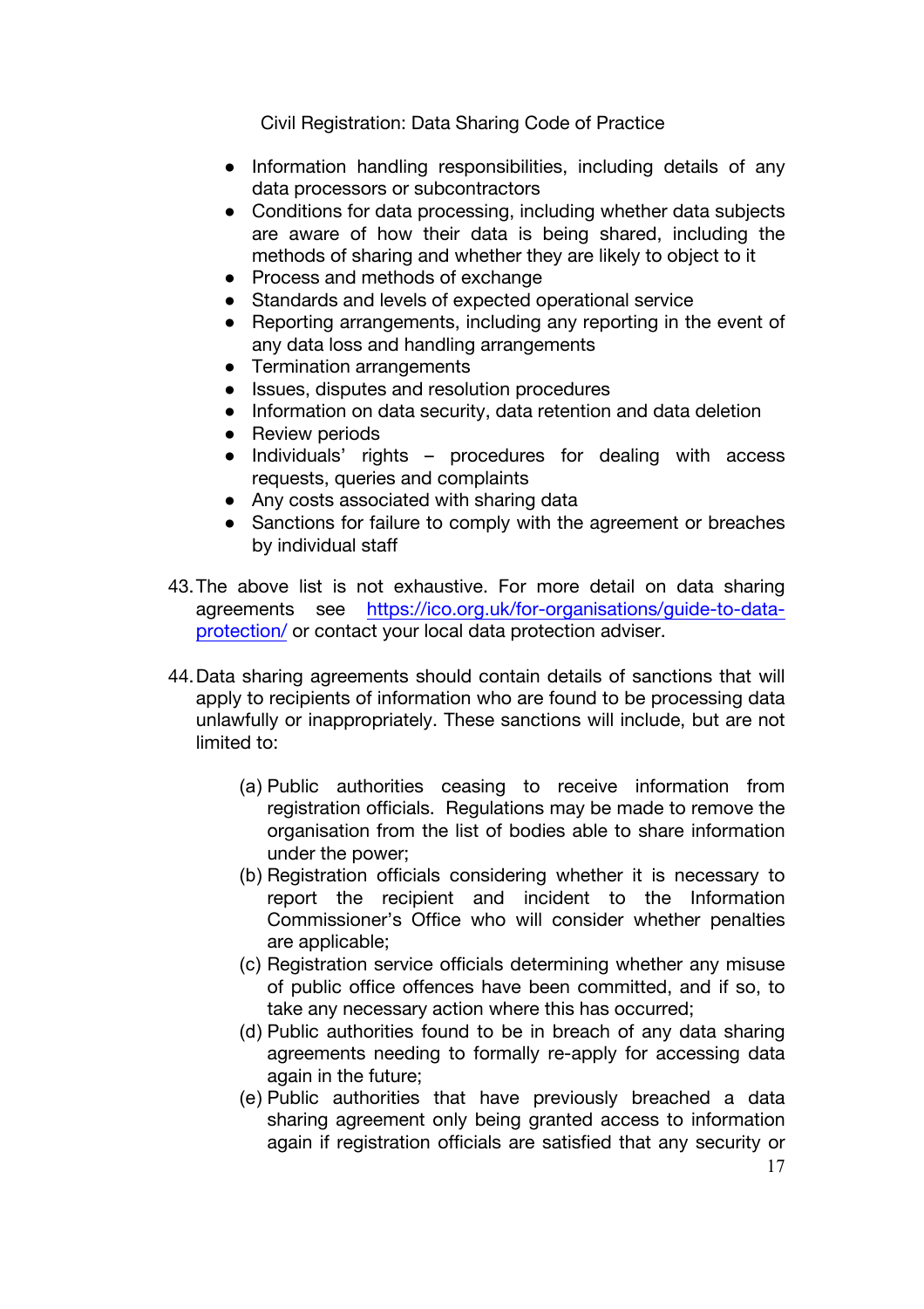- Information handling responsibilities, including details of any data processors or subcontractors
- Conditions for data processing, including whether data subjects are aware of how their data is being shared, including the methods of sharing and whether they are likely to object to it
- Process and methods of exchange
- Standards and levels of expected operational service
- Reporting arrangements, including any reporting in the event of any data loss and handling arrangements
- Termination arrangements
- Issues, disputes and resolution procedures
- Information on data security, data retention and data deletion
- Review periods
- Individuals' rights – procedures for dealing with access requests, queries and complaints
- Any costs associated with sharing data
- Sanctions for failure to comply with the agreement or breaches by individual staff

43. The above list is not exhaustive. For more detail on data sharing agreements see [https://ico.org.uk/for-organisations/guide-to-data-protection/](https://ico.org.uk/for-organisations/guide-to-data-protection/) or contact your local data protection adviser.

44. Data sharing agreements should contain details of sanctions that will apply to recipients of information who are found to be processing data unlawfully or inappropriately. These sanctions will include, but are not limited to:

    (a) Public authorities ceasing to receive information from registration officials. Regulations may be made to remove the organisation from the list of bodies able to share information under the power;

    (b) Registration officials considering whether it is necessary to report the recipient and incident to the Information Commissioner's Office who will consider whether penalties are applicable;

    (c) Registration service officials determining whether any misuse of public office offences have been committed, and if so, to take any necessary action where this has occurred;

    (d) Public authorities found to be in breach of any data sharing agreements needing to formally re-apply for accessing data again in the future;

    (e) Public authorities that have previously breached a data sharing agreement only being granted access to information again if registration officials are satisfied that any security or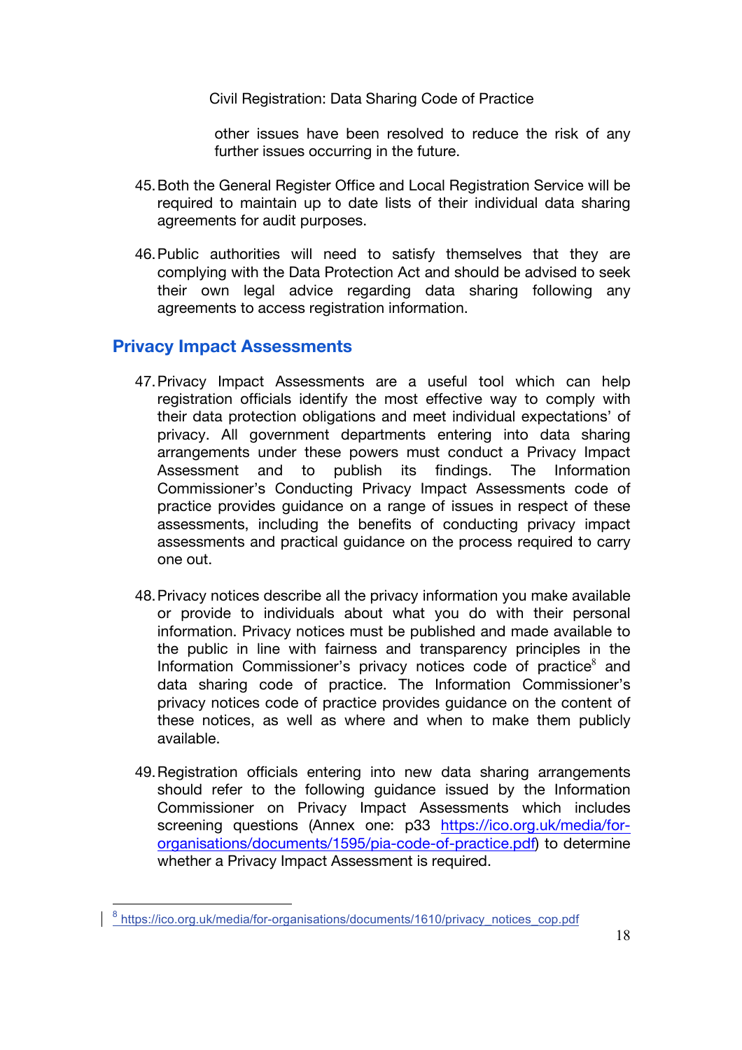other issues have been resolved to reduce the risk of any further issues occurring in the future.

45. Both the General Register Office and Local Registration Service will be required to maintain up to date lists of their individual data sharing agreements for audit purposes.

46. Public authorities will need to satisfy themselves that they are complying with the Data Protection Act and should be advised to seek their own legal advice regarding data sharing following any agreements to access registration information.

## Privacy Impact Assessments

47. Privacy Impact Assessments are a useful tool which can help registration officials identify the most effective way to comply with their data protection obligations and meet individual expectations' of privacy. All government departments entering into data sharing arrangements under these powers must conduct a Privacy Impact Assessment and to publish its findings. The Information Commissioner's Conducting Privacy Impact Assessments code of practice provides guidance on a range of issues in respect of these assessments, including the benefits of conducting privacy impact assessments and practical guidance on the process required to carry one out.

48. Privacy notices describe all the privacy information you make available or provide to individuals about what you do with their personal information. Privacy notices must be published and made available to the public in line with fairness and transparency principles in the Information Commissioner's privacy notices code of practice[8] and data sharing code of practice. The Information Commissioner's privacy notices code of practice provides guidance on the content of these notices, as well as where and when to make them publicly available.

49. Registration officials entering into new data sharing arrangements should refer to the following guidance issued by the Information Commissioner on Privacy Impact Assessments which includes screening questions (Annex one: p33 https://ico.org.uk/media/for-organisations/documents/1595/pia-code-of-practice.pdf) to determine whether a Privacy Impact Assessment is required.

---

[8] https://ico.org.uk/media/for-organisations/documents/1610/privacy_notices_cop.pdf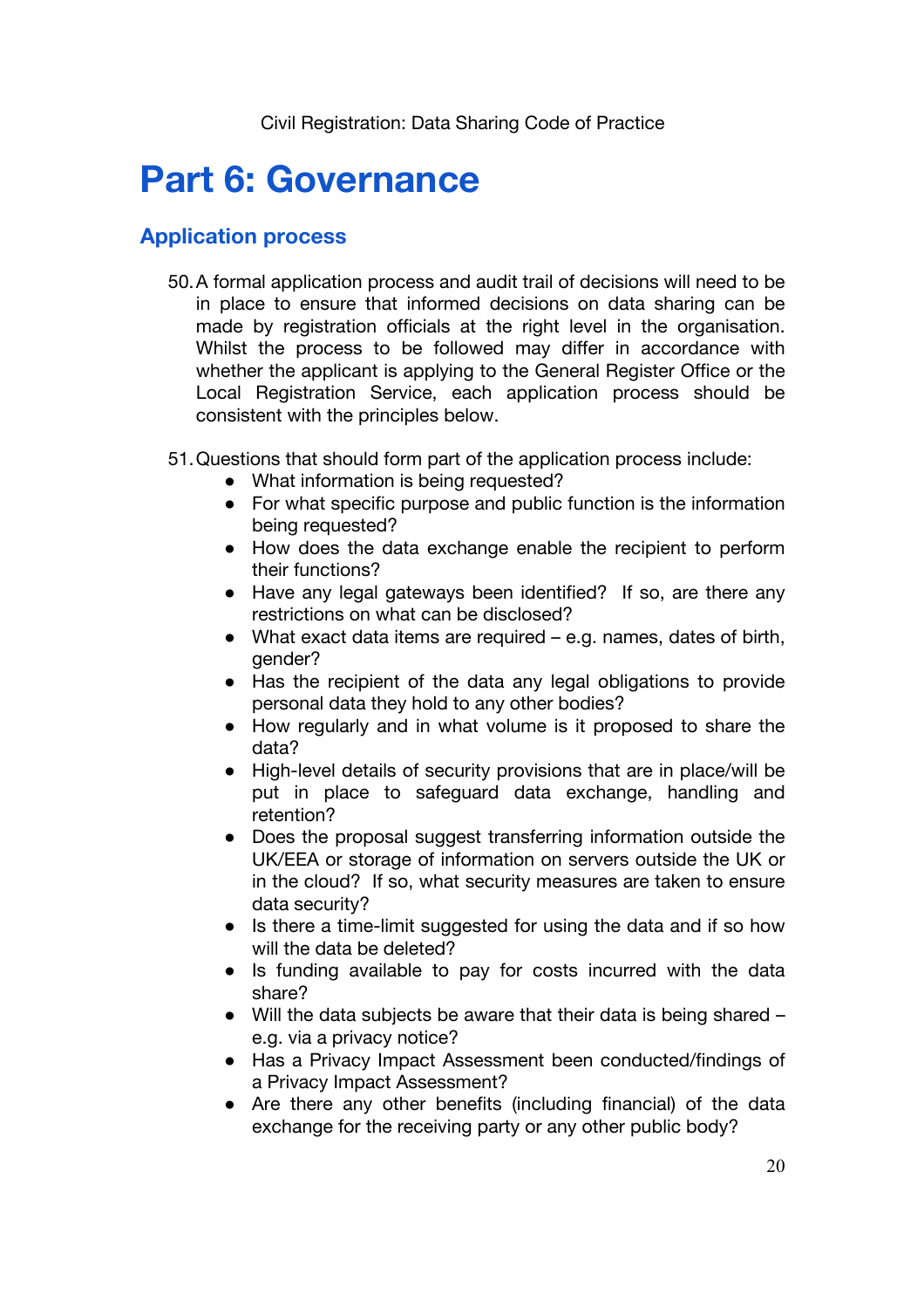# Part 6: Governance

## Application process

50. A formal application process and audit trail of decisions will need to be in place to ensure that informed decisions on data sharing can be made by registration officials at the right level in the organisation. Whilst the process to be followed may differ in accordance with whether the applicant is applying to the General Register Office or the Local Registration Service, each application process should be consistent with the principles below.

51. Questions that should form part of the application process include:
    - What information is being requested?
    - For what specific purpose and public function is the information being requested?
    - How does the data exchange enable the recipient to perform their functions?
    - Have any legal gateways been identified? If so, are there any restrictions on what can be disclosed?
    - What exact data items are required – e.g. names, dates of birth, gender?
    - Has the recipient of the data any legal obligations to provide personal data they hold to any other bodies?
    - How regularly and in what volume is it proposed to share the data?
    - High-level details of security provisions that are in place/will be put in place to safeguard data exchange, handling and retention?
    - Does the proposal suggest transferring information outside the UK/EEA or storage of information on servers outside the UK or in the cloud? If so, what security measures are taken to ensure data security?
    - Is there a time-limit suggested for using the data and if so how will the data be deleted?
    - Is funding available to pay for costs incurred with the data share?
    - Will the data subjects be aware that their data is being shared – e.g. via a privacy notice?
    - Has a Privacy Impact Assessment been conducted/findings of a Privacy Impact Assessment?
    - Are there any other benefits (including financial) of the data exchange for the receiving party or any other public body?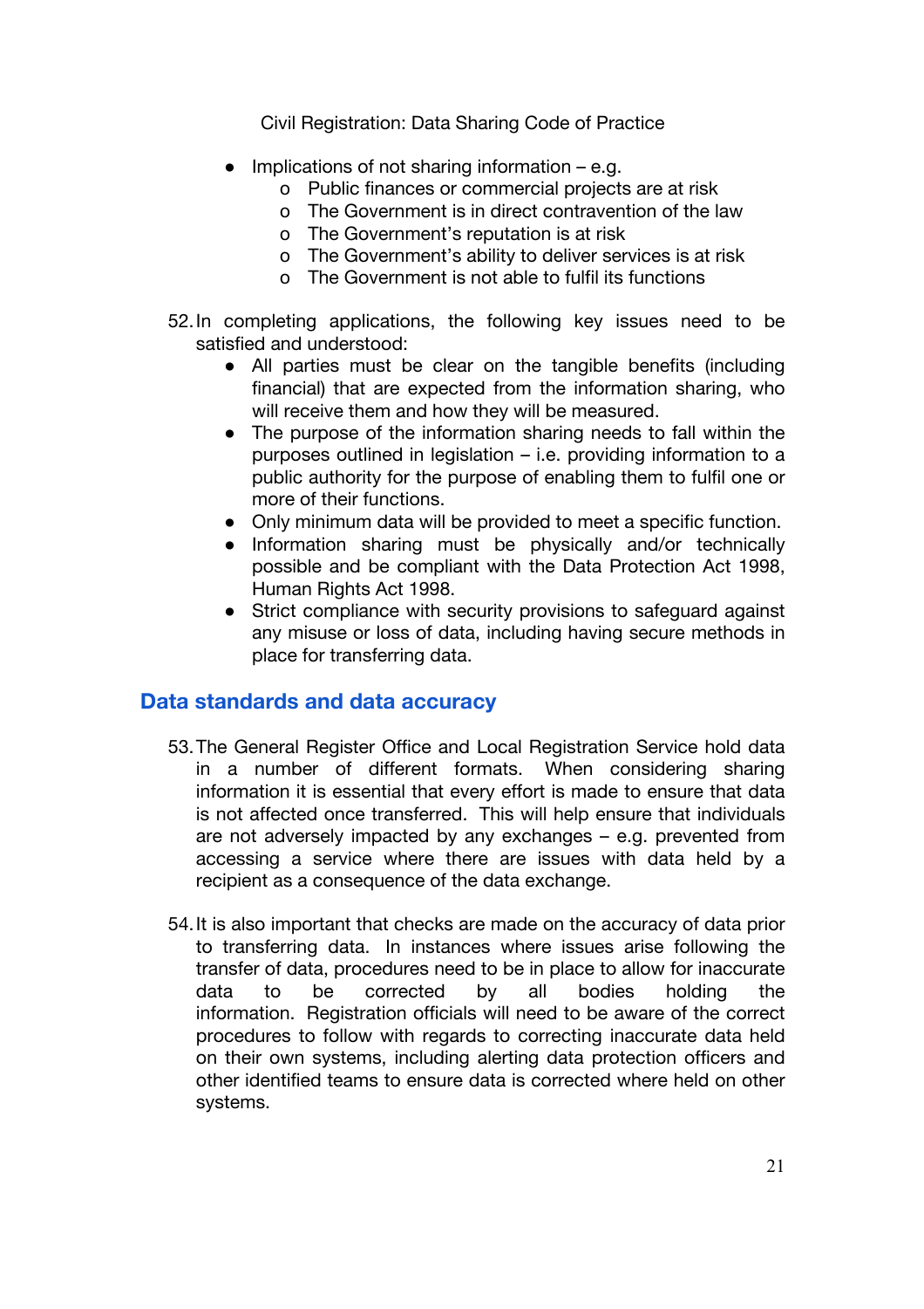- Implications of not sharing information – e.g.
    - Public finances or commercial projects are at risk
    - The Government is in direct contravention of the law
    - The Government's reputation is at risk
    - The Government's ability to deliver services is at risk
    - The Government is not able to fulfil its functions

52. In completing applications, the following key issues need to be satisfied and understood:
    - All parties must be clear on the tangible benefits (including financial) that are expected from the information sharing, who will receive them and how they will be measured.
    - The purpose of the information sharing needs to fall within the purposes outlined in legislation – i.e. providing information to a public authority for the purpose of enabling them to fulfil one or more of their functions.
    - Only minimum data will be provided to meet a specific function.
    - Information sharing must be physically and/or technically possible and be compliant with the Data Protection Act 1998, Human Rights Act 1998.
    - Strict compliance with security provisions to safeguard against any misuse or loss of data, including having secure methods in place for transferring data.

## Data standards and data accuracy

53. The General Register Office and Local Registration Service hold data in a number of different formats. When considering sharing information it is essential that every effort is made to ensure that data is not affected once transferred. This will help ensure that individuals are not adversely impacted by any exchanges – e.g. prevented from accessing a service where there are issues with data held by a recipient as a consequence of the data exchange.

54. It is also important that checks are made on the accuracy of data prior to transferring data. In instances where issues arise following the transfer of data, procedures need to be in place to allow for inaccurate data to be corrected by all bodies holding the information. Registration officials will need to be aware of the correct procedures to follow with regards to correcting inaccurate data held on their own systems, including alerting data protection officers and other identified teams to ensure data is corrected where held on other systems.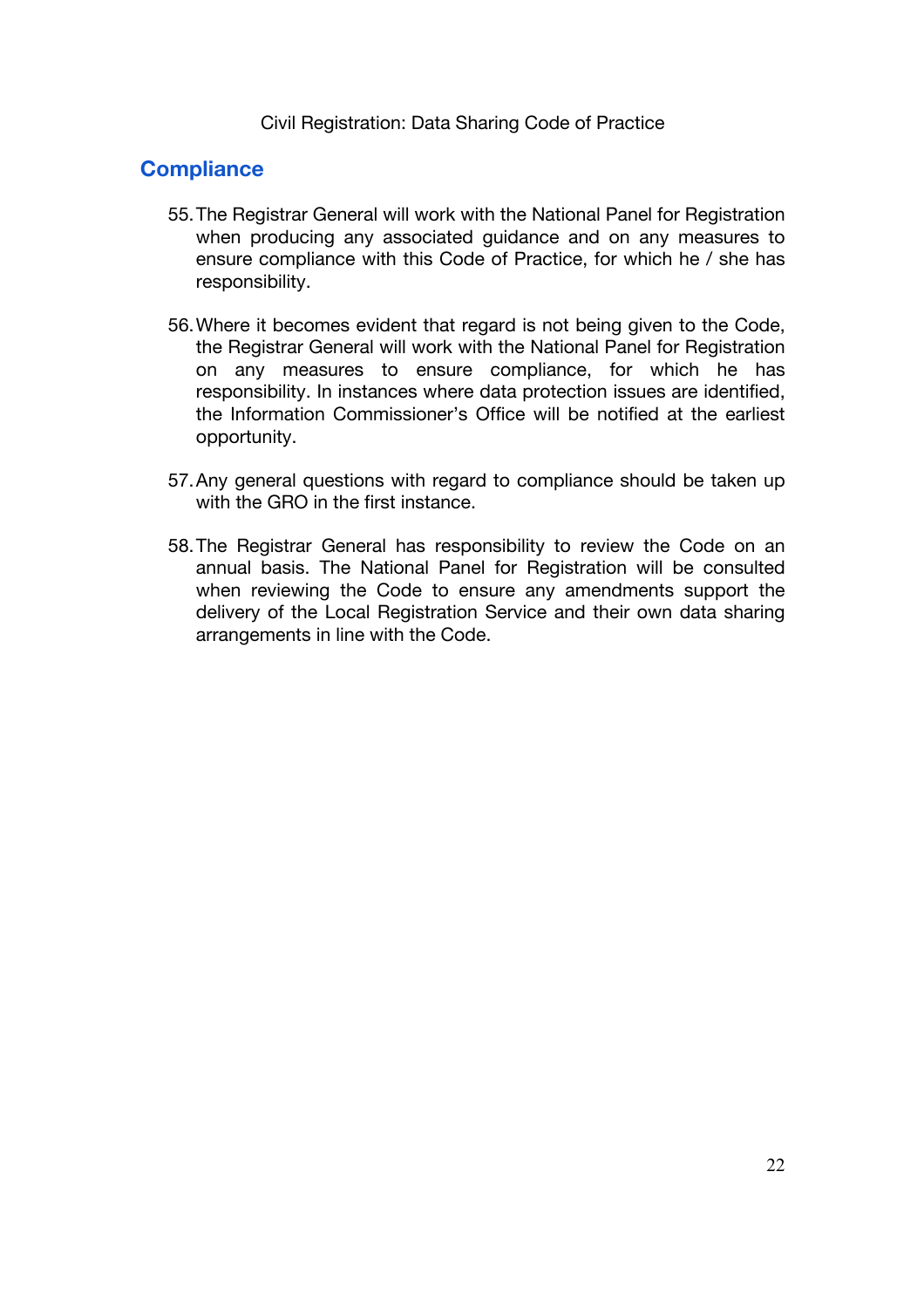## Compliance

55. The Registrar General will work with the National Panel for Registration when producing any associated guidance and on any measures to ensure compliance with this Code of Practice, for which he / she has responsibility.

56. Where it becomes evident that regard is not being given to the Code, the Registrar General will work with the National Panel for Registration on any measures to ensure compliance, for which he has responsibility. In instances where data protection issues are identified, the Information Commissioner's Office will be notified at the earliest opportunity.

57. Any general questions with regard to compliance should be taken up with the GRO in the first instance.

58. The Registrar General has responsibility to review the Code on an annual basis. The National Panel for Registration will be consulted when reviewing the Code to ensure any amendments support the delivery of the Local Registration Service and their own data sharing arrangements in line with the Code.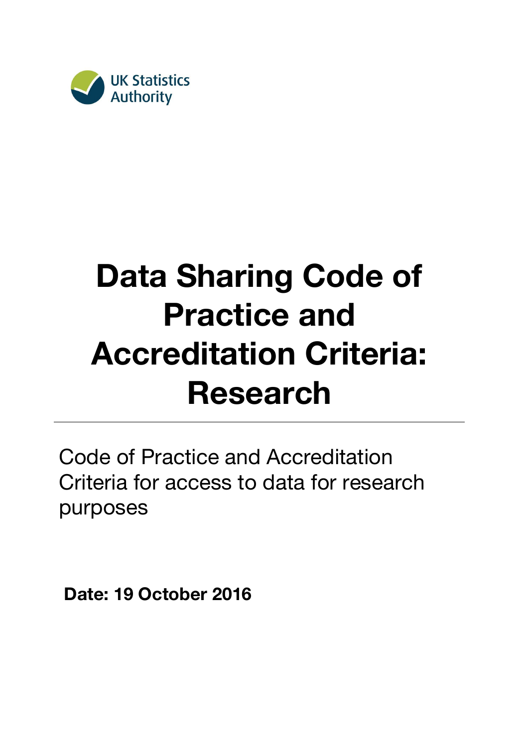UK Statistics Authority

# Data Sharing Code of Practice and Accreditation Criteria: Research

---

Code of Practice and Accreditation Criteria for access to data for research purposes

**Date: 19 October 2016**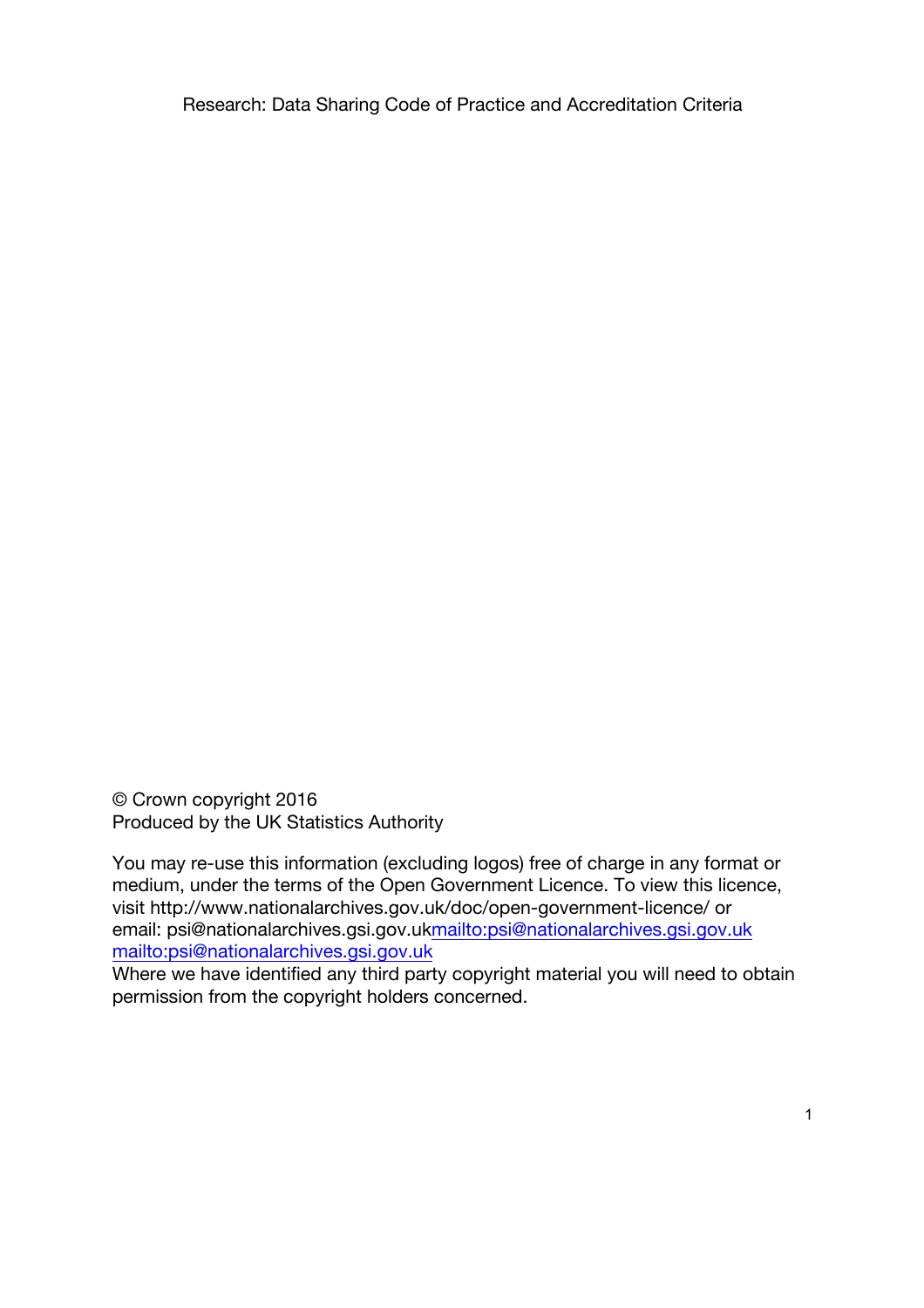Research: Data Sharing Code of Practice and Accreditation Criteria

© Crown copyright 2016
Produced by the UK Statistics Authority

You may re-use this information (excluding logos) free of charge in any format or medium, under the terms of the Open Government Licence. To view this licence, visit http://www.nationalarchives.gov.uk/doc/open-government-licence/ or email: psi@nationalarchives.gsi.gov.ukmailto:psi@nationalarchives.gsi.gov.uk mailto:psi@nationalarchives.gsi.gov.uk
Where we have identified any third party copyright material you will need to obtain permission from the copyright holders concerned.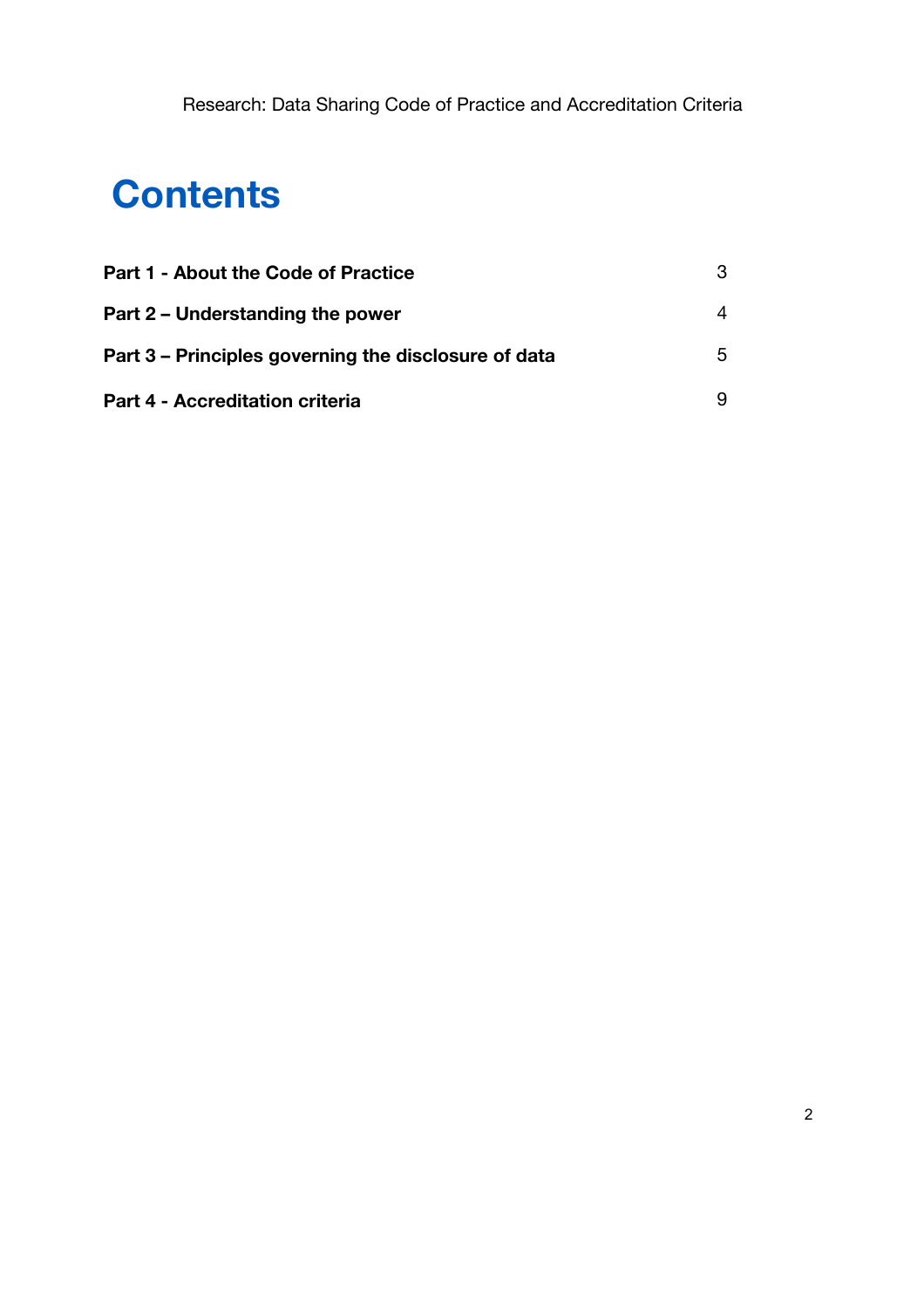# Contents

| | |
|---|---|
| **Part 1 - About the Code of Practice** | 3 |
| **Part 2 – Understanding the power** | 4 |
| **Part 3 – Principles governing the disclosure of data** | 5 |
| **Part 4 - Accreditation criteria** | 9 |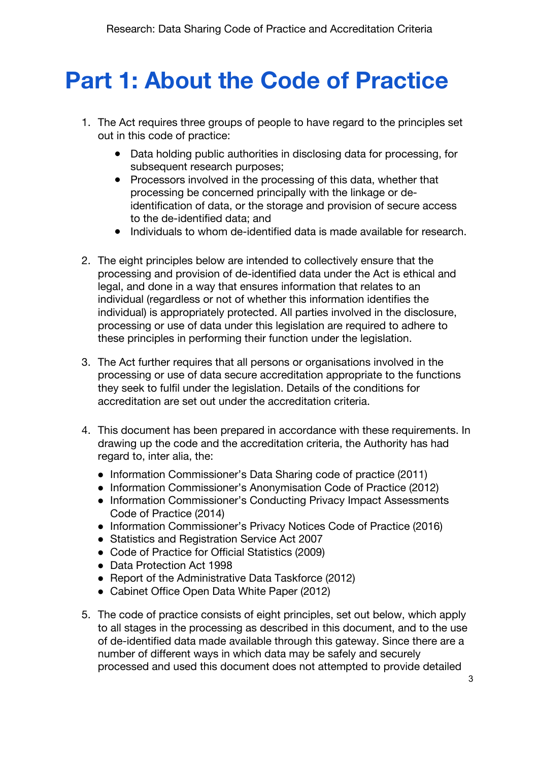# Part 1: About the Code of Practice

1. The Act requires three groups of people to have regard to the principles set out in this code of practice:

    - Data holding public authorities in disclosing data for processing, for subsequent research purposes;
    - Processors involved in the processing of this data, whether that processing be concerned principally with the linkage or de-identification of data, or the storage and provision of secure access to the de-identified data; and
    - Individuals to whom de-identified data is made available for research.

2. The eight principles below are intended to collectively ensure that the processing and provision of de-identified data under the Act is ethical and legal, and done in a way that ensures information that relates to an individual (regardless or not of whether this information identifies the individual) is appropriately protected. All parties involved in the disclosure, processing or use of data under this legislation are required to adhere to these principles in performing their function under the legislation.

3. The Act further requires that all persons or organisations involved in the processing or use of data secure accreditation appropriate to the functions they seek to fulfil under the legislation. Details of the conditions for accreditation are set out under the accreditation criteria.

4. This document has been prepared in accordance with these requirements. In drawing up the code and the accreditation criteria, the Authority has had regard to, inter alia, the:

    - Information Commissioner's Data Sharing code of practice (2011)
    - Information Commissioner's Anonymisation Code of Practice (2012)
    - Information Commissioner's Conducting Privacy Impact Assessments Code of Practice (2014)
    - Information Commissioner's Privacy Notices Code of Practice (2016)
    - Statistics and Registration Service Act 2007
    - Code of Practice for Official Statistics (2009)
    - Data Protection Act 1998
    - Report of the Administrative Data Taskforce (2012)
    - Cabinet Office Open Data White Paper (2012)

5. The code of practice consists of eight principles, set out below, which apply to all stages in the processing as described in this document, and to the use of de-identified data made available through this gateway. Since there are a number of different ways in which data may be safely and securely processed and used this document does not attempted to provide detailed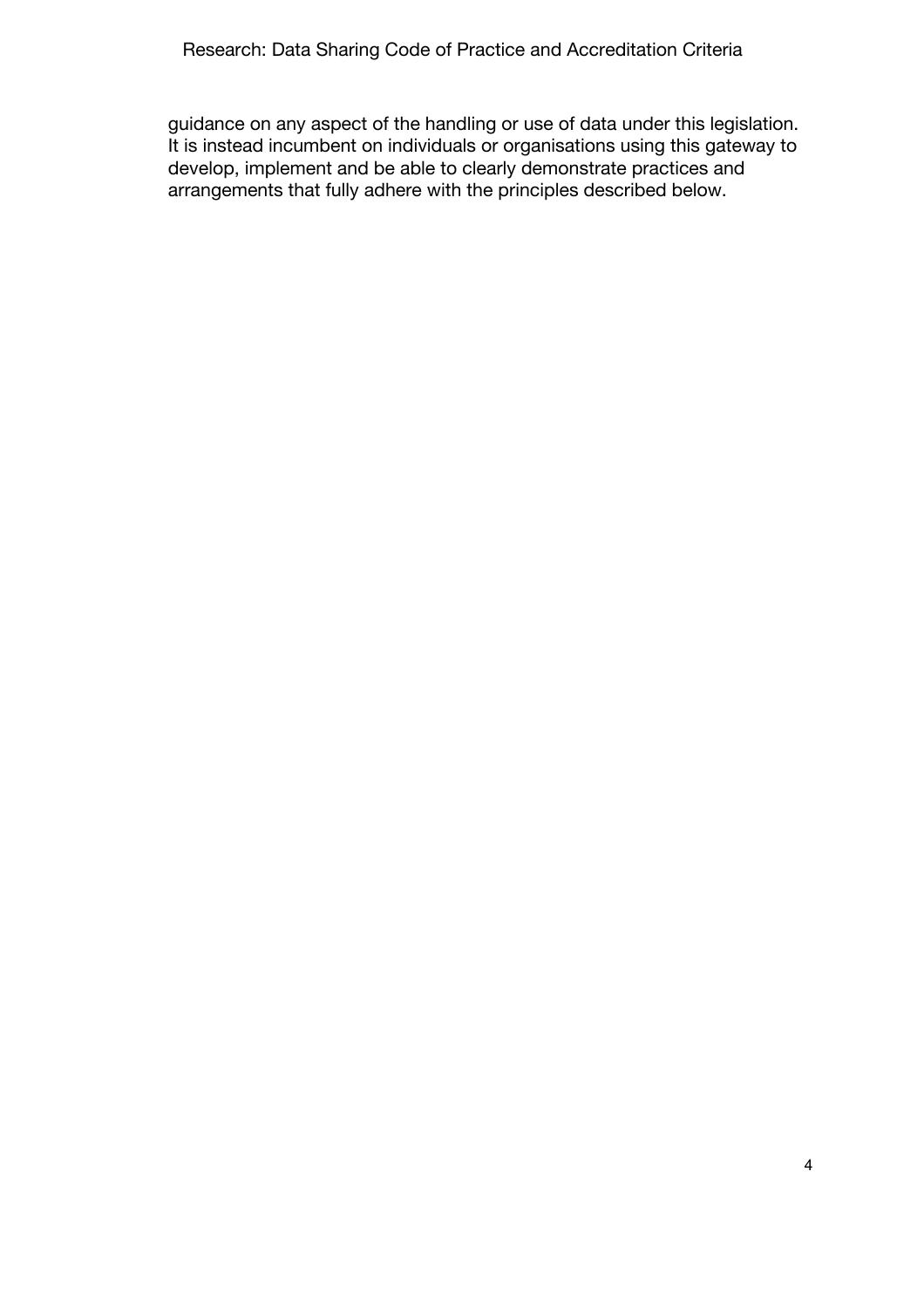guidance on any aspect of the handling or use of data under this legislation. It is instead incumbent on individuals or organisations using this gateway to develop, implement and be able to clearly demonstrate practices and arrangements that fully adhere with the principles described below.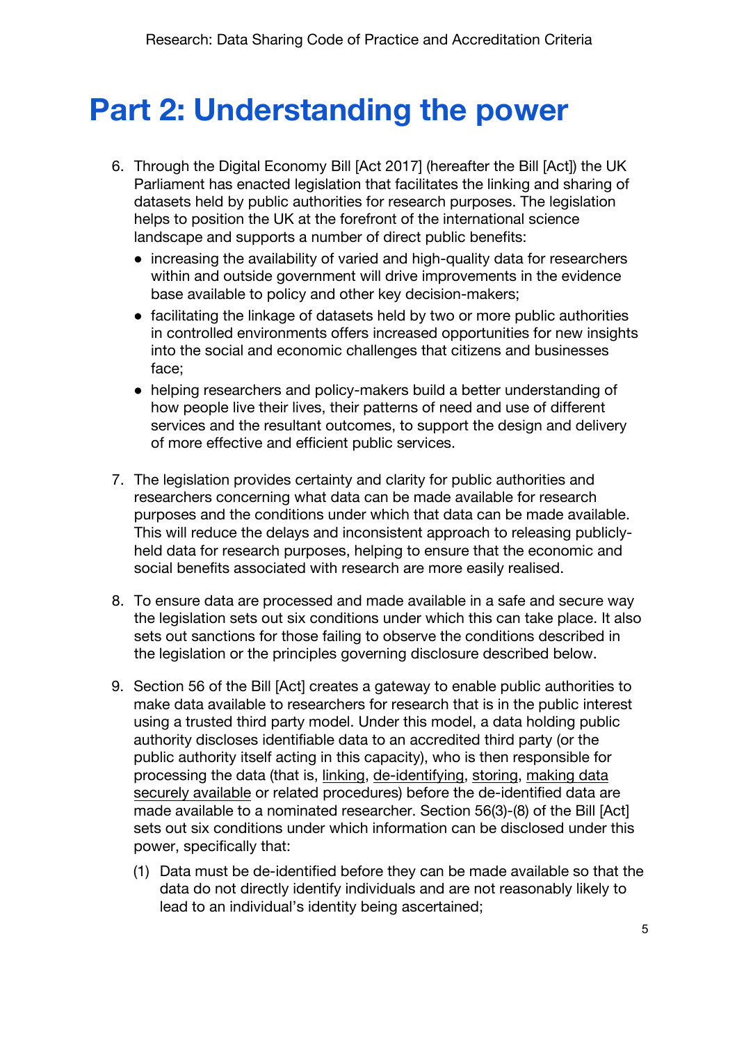# Part 2: Understanding the power

6. Through the Digital Economy Bill [Act 2017] (hereafter the Bill [Act]) the UK Parliament has enacted legislation that facilitates the linking and sharing of datasets held by public authorities for research purposes. The legislation helps to position the UK at the forefront of the international science landscape and supports a number of direct public benefits:
   - increasing the availability of varied and high-quality data for researchers within and outside government will drive improvements in the evidence base available to policy and other key decision-makers;
   - facilitating the linkage of datasets held by two or more public authorities in controlled environments offers increased opportunities for new insights into the social and economic challenges that citizens and businesses face;
   - helping researchers and policy-makers build a better understanding of how people live their lives, their patterns of need and use of different services and the resultant outcomes, to support the design and delivery of more effective and efficient public services.

7. The legislation provides certainty and clarity for public authorities and researchers concerning what data can be made available for research purposes and the conditions under which that data can be made available. This will reduce the delays and inconsistent approach to releasing publicly-held data for research purposes, helping to ensure that the economic and social benefits associated with research are more easily realised.

8. To ensure data are processed and made available in a safe and secure way the legislation sets out six conditions under which this can take place. It also sets out sanctions for those failing to observe the conditions described in the legislation or the principles governing disclosure described below.

9. Section 56 of the Bill [Act] creates a gateway to enable public authorities to make data available to researchers for research that is in the public interest using a trusted third party model. Under this model, a data holding public authority discloses identifiable data to an accredited third party (or the public authority itself acting in this capacity), who is then responsible for processing the data (that is, linking, de-identifying, storing, making data securely available or related procedures) before the de-identified data are made available to a nominated researcher. Section 56(3)-(8) of the Bill [Act] sets out six conditions under which information can be disclosed under this power, specifically that:

   (1) Data must be de-identified before they can be made available so that the data do not directly identify individuals and are not reasonably likely to lead to an individual's identity being ascertained;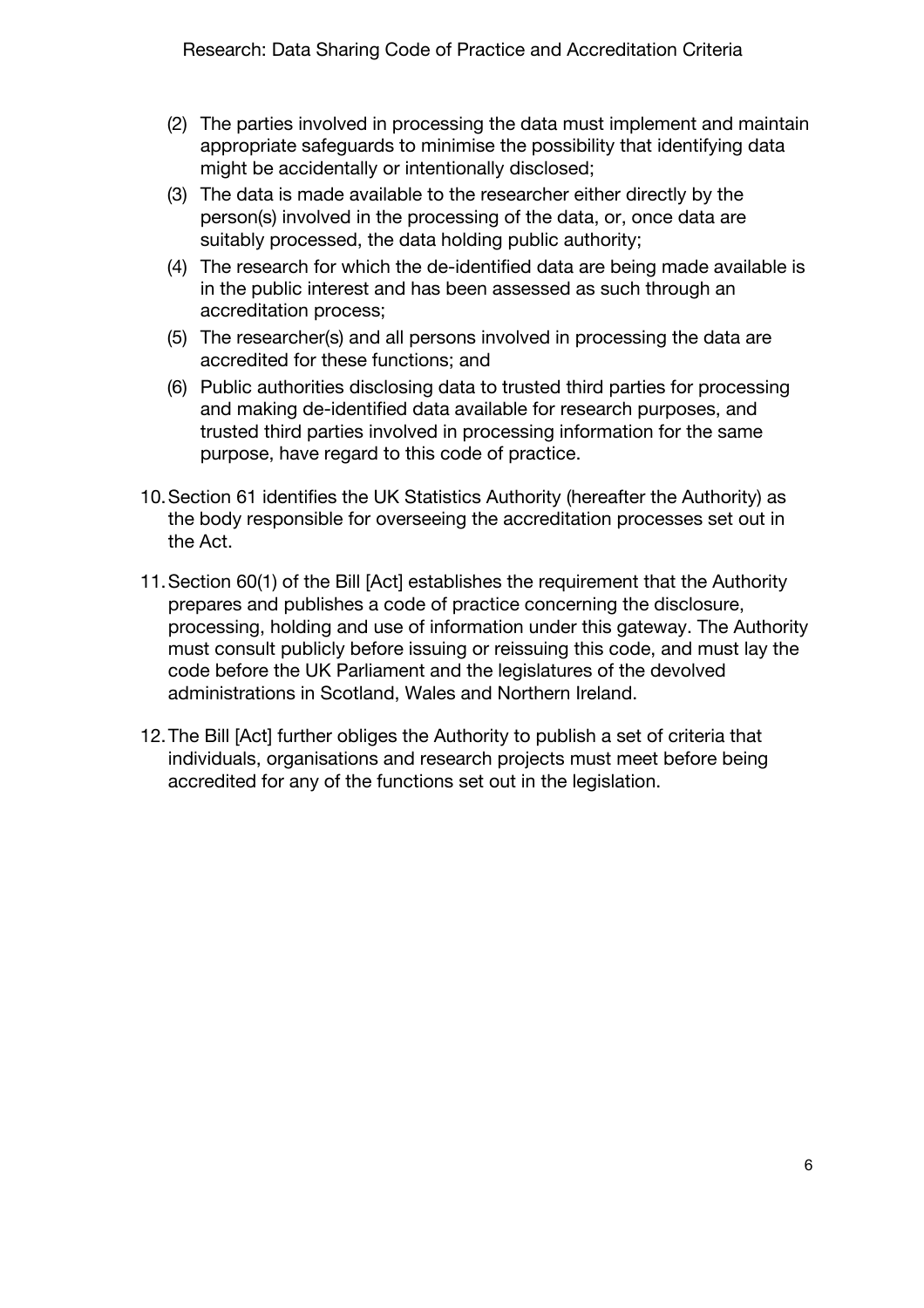(2) The parties involved in processing the data must implement and maintain appropriate safeguards to minimise the possibility that identifying data might be accidentally or intentionally disclosed;

(3) The data is made available to the researcher either directly by the person(s) involved in the processing of the data, or, once data are suitably processed, the data holding public authority;

(4) The research for which the de-identified data are being made available is in the public interest and has been assessed as such through an accreditation process;

(5) The researcher(s) and all persons involved in processing the data are accredited for these functions; and

(6) Public authorities disclosing data to trusted third parties for processing and making de-identified data available for research purposes, and trusted third parties involved in processing information for the same purpose, have regard to this code of practice.

10. Section 61 identifies the UK Statistics Authority (hereafter the Authority) as the body responsible for overseeing the accreditation processes set out in the Act.

11. Section 60(1) of the Bill [Act] establishes the requirement that the Authority prepares and publishes a code of practice concerning the disclosure, processing, holding and use of information under this gateway. The Authority must consult publicly before issuing or reissuing this code, and must lay the code before the UK Parliament and the legislatures of the devolved administrations in Scotland, Wales and Northern Ireland.

12. The Bill [Act] further obliges the Authority to publish a set of criteria that individuals, organisations and research projects must meet before being accredited for any of the functions set out in the legislation.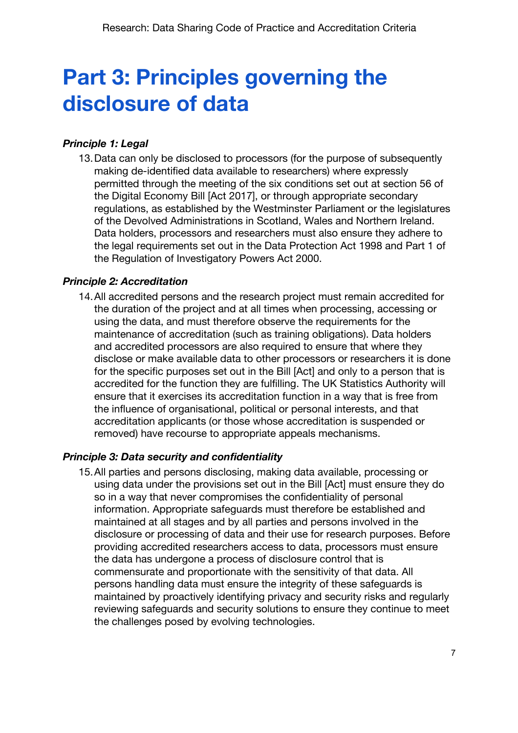# Part 3: Principles governing the disclosure of data

***Principle 1: Legal***

13. Data can only be disclosed to processors (for the purpose of subsequently making de-identified data available to researchers) where expressly permitted through the meeting of the six conditions set out at section 56 of the Digital Economy Bill [Act 2017], or through appropriate secondary regulations, as established by the Westminster Parliament or the legislatures of the Devolved Administrations in Scotland, Wales and Northern Ireland. Data holders, processors and researchers must also ensure they adhere to the legal requirements set out in the Data Protection Act 1998 and Part 1 of the Regulation of Investigatory Powers Act 2000.

***Principle 2: Accreditation***

14. All accredited persons and the research project must remain accredited for the duration of the project and at all times when processing, accessing or using the data, and must therefore observe the requirements for the maintenance of accreditation (such as training obligations). Data holders and accredited processors are also required to ensure that where they disclose or make available data to other processors or researchers it is done for the specific purposes set out in the Bill [Act] and only to a person that is accredited for the function they are fulfilling. The UK Statistics Authority will ensure that it exercises its accreditation function in a way that is free from the influence of organisational, political or personal interests, and that accreditation applicants (or those whose accreditation is suspended or removed) have recourse to appropriate appeals mechanisms.

***Principle 3: Data security and confidentiality***

15. All parties and persons disclosing, making data available, processing or using data under the provisions set out in the Bill [Act] must ensure they do so in a way that never compromises the confidentiality of personal information. Appropriate safeguards must therefore be established and maintained at all stages and by all parties and persons involved in the disclosure or processing of data and their use for research purposes. Before providing accredited researchers access to data, processors must ensure the data has undergone a process of disclosure control that is commensurate and proportionate with the sensitivity of that data. All persons handling data must ensure the integrity of these safeguards is maintained by proactively identifying privacy and security risks and regularly reviewing safeguards and security solutions to ensure they continue to meet the challenges posed by evolving technologies.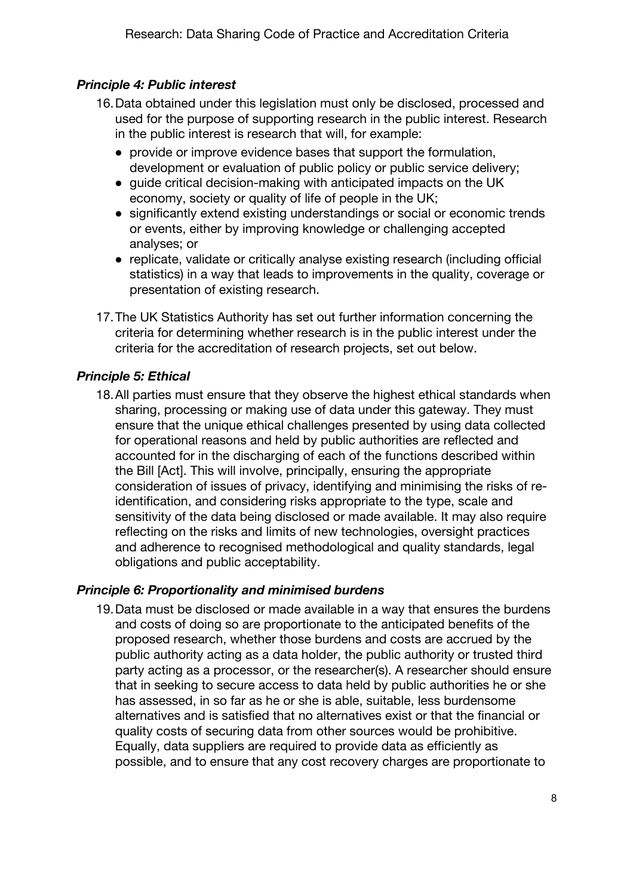### *Principle 4: Public interest*

16. Data obtained under this legislation must only be disclosed, processed and used for the purpose of supporting research in the public interest. Research in the public interest is research that will, for example:
    - provide or improve evidence bases that support the formulation, development or evaluation of public policy or public service delivery;
    - guide critical decision-making with anticipated impacts on the UK economy, society or quality of life of people in the UK;
    - significantly extend existing understandings or social or economic trends or events, either by improving knowledge or challenging accepted analyses; or
    - replicate, validate or critically analyse existing research (including official statistics) in a way that leads to improvements in the quality, coverage or presentation of existing research.

17. The UK Statistics Authority has set out further information concerning the criteria for determining whether research is in the public interest under the criteria for the accreditation of research projects, set out below.

### *Principle 5: Ethical*

18. All parties must ensure that they observe the highest ethical standards when sharing, processing or making use of data under this gateway. They must ensure that the unique ethical challenges presented by using data collected for operational reasons and held by public authorities are reflected and accounted for in the discharging of each of the functions described within the Bill [Act]. This will involve, principally, ensuring the appropriate consideration of issues of privacy, identifying and minimising the risks of re-identification, and considering risks appropriate to the type, scale and sensitivity of the data being disclosed or made available. It may also require reflecting on the risks and limits of new technologies, oversight practices and adherence to recognised methodological and quality standards, legal obligations and public acceptability.

### *Principle 6: Proportionality and minimised burdens*

19. Data must be disclosed or made available in a way that ensures the burdens and costs of doing so are proportionate to the anticipated benefits of the proposed research, whether those burdens and costs are accrued by the public authority acting as a data holder, the public authority or trusted third party acting as a processor, or the researcher(s). A researcher should ensure that in seeking to secure access to data held by public authorities he or she has assessed, in so far as he or she is able, suitable, less burdensome alternatives and is satisfied that no alternatives exist or that the financial or quality costs of securing data from other sources would be prohibitive. Equally, data suppliers are required to provide data as efficiently as possible, and to ensure that any cost recovery charges are proportionate to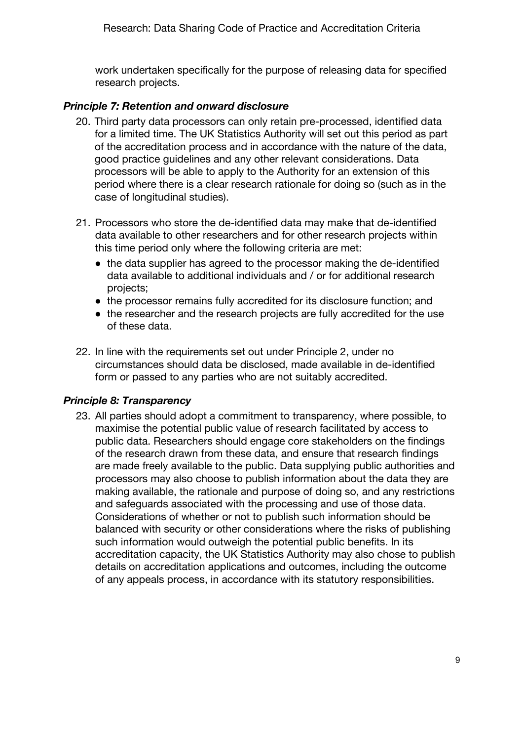work undertaken specifically for the purpose of releasing data for specified research projects.

### *Principle 7: Retention and onward disclosure*

20. Third party data processors can only retain pre-processed, identified data for a limited time. The UK Statistics Authority will set out this period as part of the accreditation process and in accordance with the nature of the data, good practice guidelines and any other relevant considerations. Data processors will be able to apply to the Authority for an extension of this period where there is a clear research rationale for doing so (such as in the case of longitudinal studies).

21. Processors who store the de-identified data may make that de-identified data available to other researchers and for other research projects within this time period only where the following criteria are met:
    - the data supplier has agreed to the processor making the de-identified data available to additional individuals and / or for additional research projects;
    - the processor remains fully accredited for its disclosure function; and
    - the researcher and the research projects are fully accredited for the use of these data.

22. In line with the requirements set out under Principle 2, under no circumstances should data be disclosed, made available in de-identified form or passed to any parties who are not suitably accredited.

### *Principle 8: Transparency*

23. All parties should adopt a commitment to transparency, where possible, to maximise the potential public value of research facilitated by access to public data. Researchers should engage core stakeholders on the findings of the research drawn from these data, and ensure that research findings are made freely available to the public. Data supplying public authorities and processors may also choose to publish information about the data they are making available, the rationale and purpose of doing so, and any restrictions and safeguards associated with the processing and use of those data. Considerations of whether or not to publish such information should be balanced with security or other considerations where the risks of publishing such information would outweigh the potential public benefits. In its accreditation capacity, the UK Statistics Authority may also chose to publish details on accreditation applications and outcomes, including the outcome of any appeals process, in accordance with its statutory responsibilities.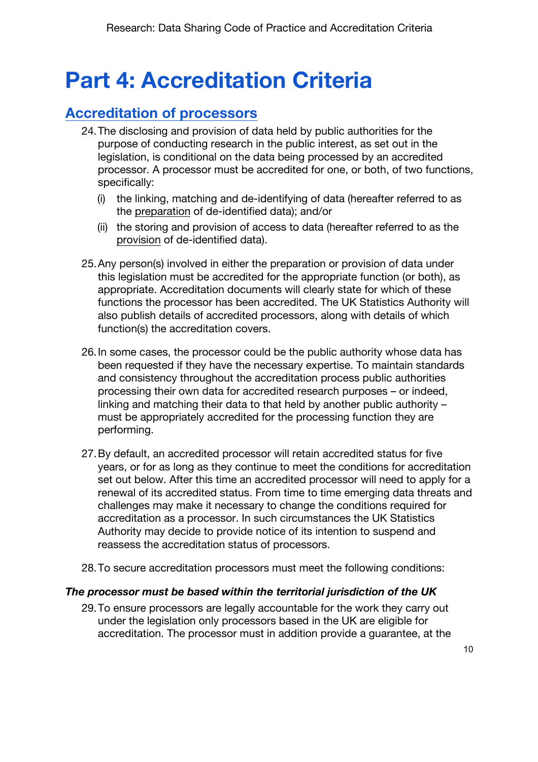# Part 4: Accreditation Criteria

## Accreditation of processors

24. The disclosing and provision of data held by public authorities for the purpose of conducting research in the public interest, as set out in the legislation, is conditional on the data being processed by an accredited processor. A processor must be accredited for one, or both, of two functions, specifically:

    (i) the linking, matching and de-identifying of data (hereafter referred to as the preparation of de-identified data); and/or

    (ii) the storing and provision of access to data (hereafter referred to as the provision of de-identified data).

25. Any person(s) involved in either the preparation or provision of data under this legislation must be accredited for the appropriate function (or both), as appropriate. Accreditation documents will clearly state for which of these functions the processor has been accredited. The UK Statistics Authority will also publish details of accredited processors, along with details of which function(s) the accreditation covers.

26. In some cases, the processor could be the public authority whose data has been requested if they have the necessary expertise. To maintain standards and consistency throughout the accreditation process public authorities processing their own data for accredited research purposes – or indeed, linking and matching their data to that held by another public authority – must be appropriately accredited for the processing function they are performing.

27. By default, an accredited processor will retain accredited status for five years, or for as long as they continue to meet the conditions for accreditation set out below. After this time an accredited processor will need to apply for a renewal of its accredited status. From time to time emerging data threats and challenges may make it necessary to change the conditions required for accreditation as a processor. In such circumstances the UK Statistics Authority may decide to provide notice of its intention to suspend and reassess the accreditation status of processors.

28. To secure accreditation processors must meet the following conditions:

### *The processor must be based within the territorial jurisdiction of the UK*

29. To ensure processors are legally accountable for the work they carry out under the legislation only processors based in the UK are eligible for accreditation. The processor must in addition provide a guarantee, at the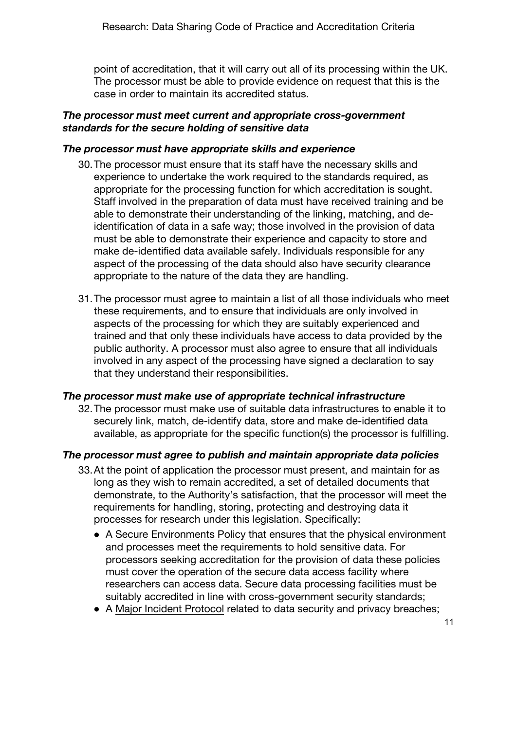point of accreditation, that it will carry out all of its processing within the UK. The processor must be able to provide evidence on request that this is the case in order to maintain its accredited status.

***The processor must meet current and appropriate cross-government standards for the secure holding of sensitive data***

***The processor must have appropriate skills and experience***

30. The processor must ensure that its staff have the necessary skills and experience to undertake the work required to the standards required, as appropriate for the processing function for which accreditation is sought. Staff involved in the preparation of data must have received training and be able to demonstrate their understanding of the linking, matching, and de-identification of data in a safe way; those involved in the provision of data must be able to demonstrate their experience and capacity to store and make de-identified data available safely. Individuals responsible for any aspect of the processing of the data should also have security clearance appropriate to the nature of the data they are handling.

31. The processor must agree to maintain a list of all those individuals who meet these requirements, and to ensure that individuals are only involved in aspects of the processing for which they are suitably experienced and trained and that only these individuals have access to data provided by the public authority. A processor must also agree to ensure that all individuals involved in any aspect of the processing have signed a declaration to say that they understand their responsibilities.

***The processor must make use of appropriate technical infrastructure***

32. The processor must make use of suitable data infrastructures to enable it to securely link, match, de-identify data, store and make de-identified data available, as appropriate for the specific function(s) the processor is fulfilling.

***The processor must agree to publish and maintain appropriate data policies***

33. At the point of application the processor must present, and maintain for as long as they wish to remain accredited, a set of detailed documents that demonstrate, to the Authority's satisfaction, that the processor will meet the requirements for handling, storing, protecting and destroying data it processes for research under this legislation. Specifically:
    - A Secure Environments Policy that ensures that the physical environment and processes meet the requirements to hold sensitive data. For processors seeking accreditation for the provision of data these policies must cover the operation of the secure data access facility where researchers can access data. Secure data processing facilities must be suitably accredited in line with cross-government security standards;
    - A Major Incident Protocol related to data security and privacy breaches;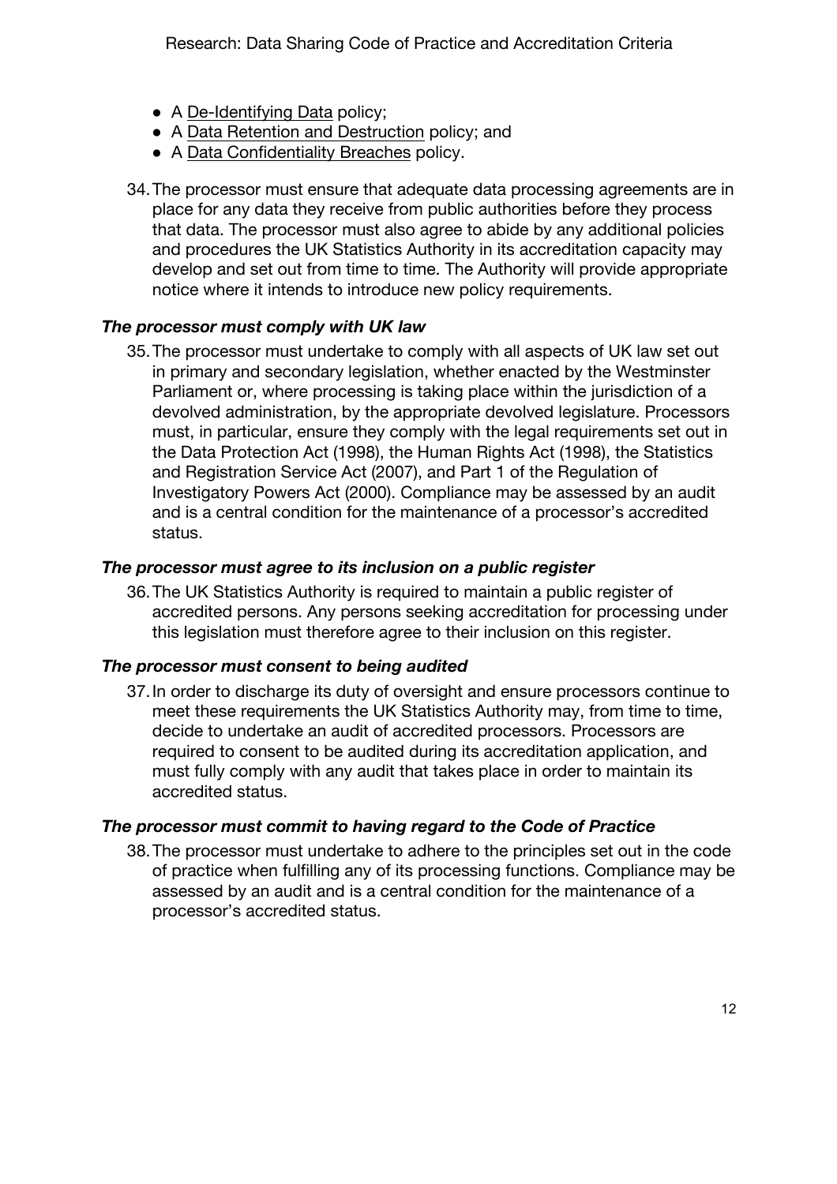- A De-Identifying Data policy;
- A Data Retention and Destruction policy; and
- A Data Confidentiality Breaches policy.

34. The processor must ensure that adequate data processing agreements are in place for any data they receive from public authorities before they process that data. The processor must also agree to abide by any additional policies and procedures the UK Statistics Authority in its accreditation capacity may develop and set out from time to time. The Authority will provide appropriate notice where it intends to introduce new policy requirements.

***The processor must comply with UK law***

35. The processor must undertake to comply with all aspects of UK law set out in primary and secondary legislation, whether enacted by the Westminster Parliament or, where processing is taking place within the jurisdiction of a devolved administration, by the appropriate devolved legislature. Processors must, in particular, ensure they comply with the legal requirements set out in the Data Protection Act (1998), the Human Rights Act (1998), the Statistics and Registration Service Act (2007), and Part 1 of the Regulation of Investigatory Powers Act (2000). Compliance may be assessed by an audit and is a central condition for the maintenance of a processor's accredited status.

***The processor must agree to its inclusion on a public register***

36. The UK Statistics Authority is required to maintain a public register of accredited persons. Any persons seeking accreditation for processing under this legislation must therefore agree to their inclusion on this register.

***The processor must consent to being audited***

37. In order to discharge its duty of oversight and ensure processors continue to meet these requirements the UK Statistics Authority may, from time to time, decide to undertake an audit of accredited processors. Processors are required to consent to be audited during its accreditation application, and must fully comply with any audit that takes place in order to maintain its accredited status.

***The processor must commit to having regard to the Code of Practice***

38. The processor must undertake to adhere to the principles set out in the code of practice when fulfilling any of its processing functions. Compliance may be assessed by an audit and is a central condition for the maintenance of a processor's accredited status.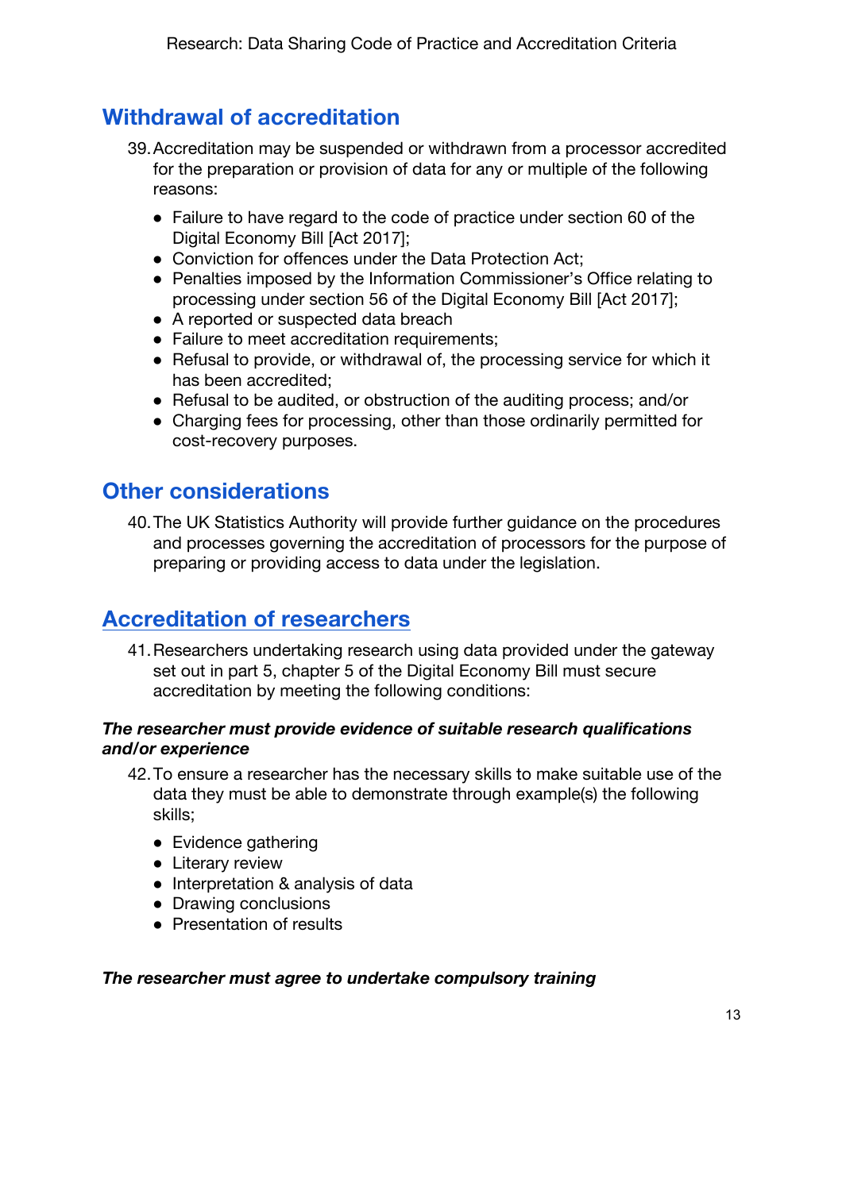## Withdrawal of accreditation

39. Accreditation may be suspended or withdrawn from a processor accredited for the preparation or provision of data for any or multiple of the following reasons:

    - Failure to have regard to the code of practice under section 60 of the Digital Economy Bill [Act 2017];
    - Conviction for offences under the Data Protection Act;
    - Penalties imposed by the Information Commissioner's Office relating to processing under section 56 of the Digital Economy Bill [Act 2017];
    - A reported or suspected data breach
    - Failure to meet accreditation requirements;
    - Refusal to provide, or withdrawal of, the processing service for which it has been accredited;
    - Refusal to be audited, or obstruction of the auditing process; and/or
    - Charging fees for processing, other than those ordinarily permitted for cost-recovery purposes.

## Other considerations

40. The UK Statistics Authority will provide further guidance on the procedures and processes governing the accreditation of processors for the purpose of preparing or providing access to data under the legislation.

## Accreditation of researchers

41. Researchers undertaking research using data provided under the gateway set out in part 5, chapter 5 of the Digital Economy Bill must secure accreditation by meeting the following conditions:

***The researcher must provide evidence of suitable research qualifications and/or experience***

42. To ensure a researcher has the necessary skills to make suitable use of the data they must be able to demonstrate through example(s) the following skills;

    - Evidence gathering
    - Literary review
    - Interpretation & analysis of data
    - Drawing conclusions
    - Presentation of results

***The researcher must agree to undertake compulsory training***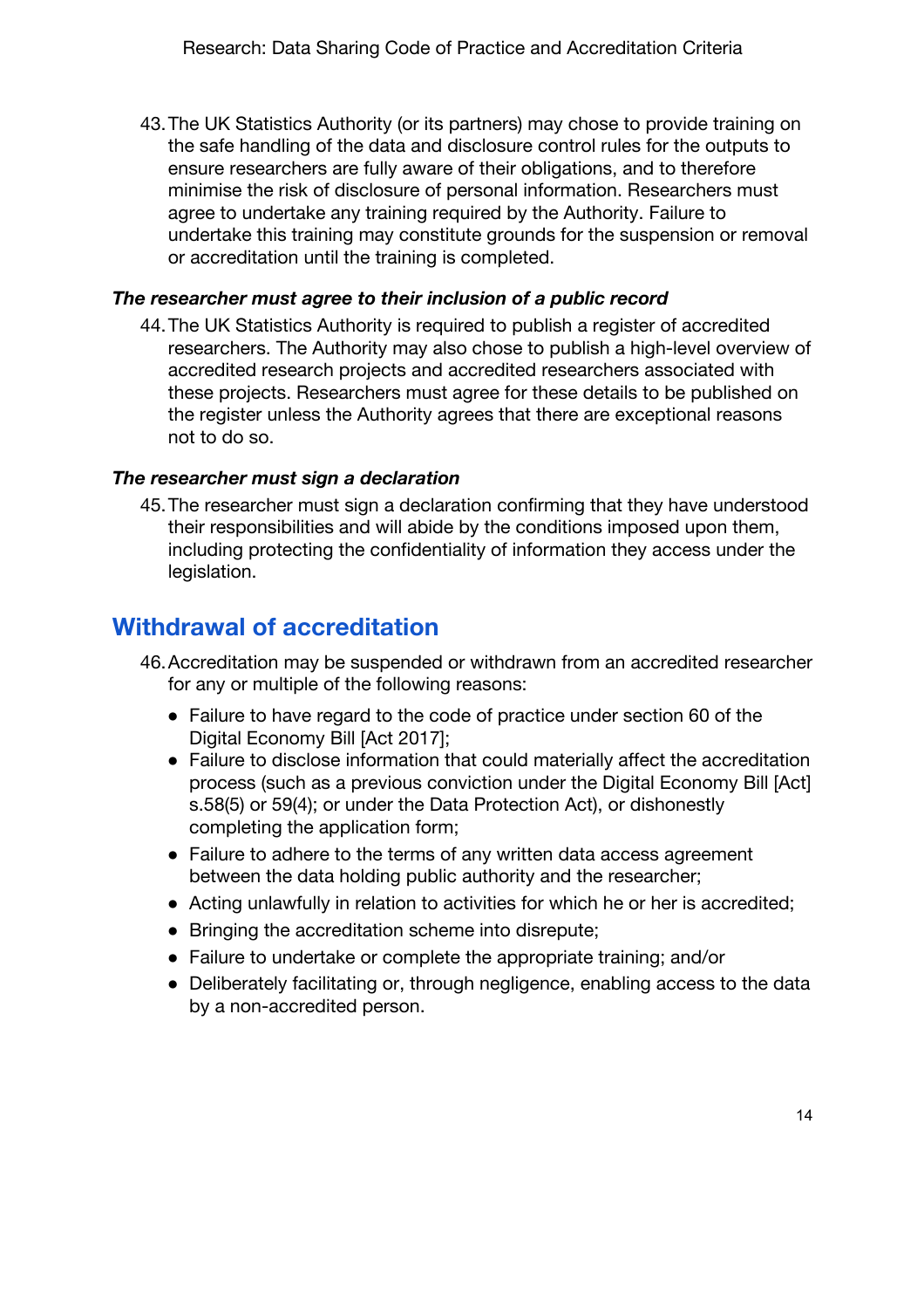43. The UK Statistics Authority (or its partners) may chose to provide training on the safe handling of the data and disclosure control rules for the outputs to ensure researchers are fully aware of their obligations, and to therefore minimise the risk of disclosure of personal information. Researchers must agree to undertake any training required by the Authority. Failure to undertake this training may constitute grounds for the suspension or removal or accreditation until the training is completed.

***The researcher must agree to their inclusion of a public record***

44. The UK Statistics Authority is required to publish a register of accredited researchers. The Authority may also chose to publish a high-level overview of accredited research projects and accredited researchers associated with these projects. Researchers must agree for these details to be published on the register unless the Authority agrees that there are exceptional reasons not to do so.

***The researcher must sign a declaration***

45. The researcher must sign a declaration confirming that they have understood their responsibilities and will abide by the conditions imposed upon them, including protecting the confidentiality of information they access under the legislation.

## Withdrawal of accreditation

46. Accreditation may be suspended or withdrawn from an accredited researcher for any or multiple of the following reasons:
    - Failure to have regard to the code of practice under section 60 of the Digital Economy Bill [Act 2017];
    - Failure to disclose information that could materially affect the accreditation process (such as a previous conviction under the Digital Economy Bill [Act] s.58(5) or 59(4); or under the Data Protection Act), or dishonestly completing the application form;
    - Failure to adhere to the terms of any written data access agreement between the data holding public authority and the researcher;
    - Acting unlawfully in relation to activities for which he or her is accredited;
    - Bringing the accreditation scheme into disrepute;
    - Failure to undertake or complete the appropriate training; and/or
    - Deliberately facilitating or, through negligence, enabling access to the data by a non-accredited person.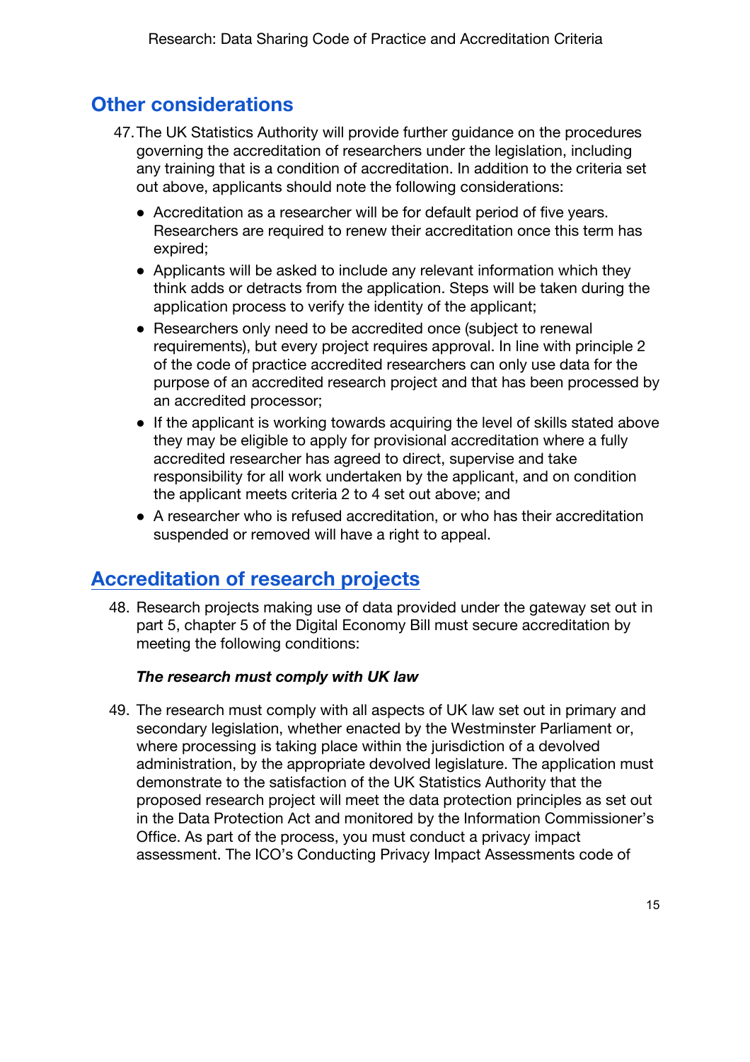## Other considerations

47. The UK Statistics Authority will provide further guidance on the procedures governing the accreditation of researchers under the legislation, including any training that is a condition of accreditation. In addition to the criteria set out above, applicants should note the following considerations:

    - Accreditation as a researcher will be for default period of five years. Researchers are required to renew their accreditation once this term has expired;
    - Applicants will be asked to include any relevant information which they think adds or detracts from the application. Steps will be taken during the application process to verify the identity of the applicant;
    - Researchers only need to be accredited once (subject to renewal requirements), but every project requires approval. In line with principle 2 of the code of practice accredited researchers can only use data for the purpose of an accredited research project and that has been processed by an accredited processor;
    - If the applicant is working towards acquiring the level of skills stated above they may be eligible to apply for provisional accreditation where a fully accredited researcher has agreed to direct, supervise and take responsibility for all work undertaken by the applicant, and on condition the applicant meets criteria 2 to 4 set out above; and
    - A researcher who is refused accreditation, or who has their accreditation suspended or removed will have a right to appeal.

## Accreditation of research projects

48. Research projects making use of data provided under the gateway set out in part 5, chapter 5 of the Digital Economy Bill must secure accreditation by meeting the following conditions:

    ***The research must comply with UK law***

49. The research must comply with all aspects of UK law set out in primary and secondary legislation, whether enacted by the Westminster Parliament or, where processing is taking place within the jurisdiction of a devolved administration, by the appropriate devolved legislature. The application must demonstrate to the satisfaction of the UK Statistics Authority that the proposed research project will meet the data protection principles as set out in the Data Protection Act and monitored by the Information Commissioner's Office. As part of the process, you must conduct a privacy impact assessment. The ICO's Conducting Privacy Impact Assessments code of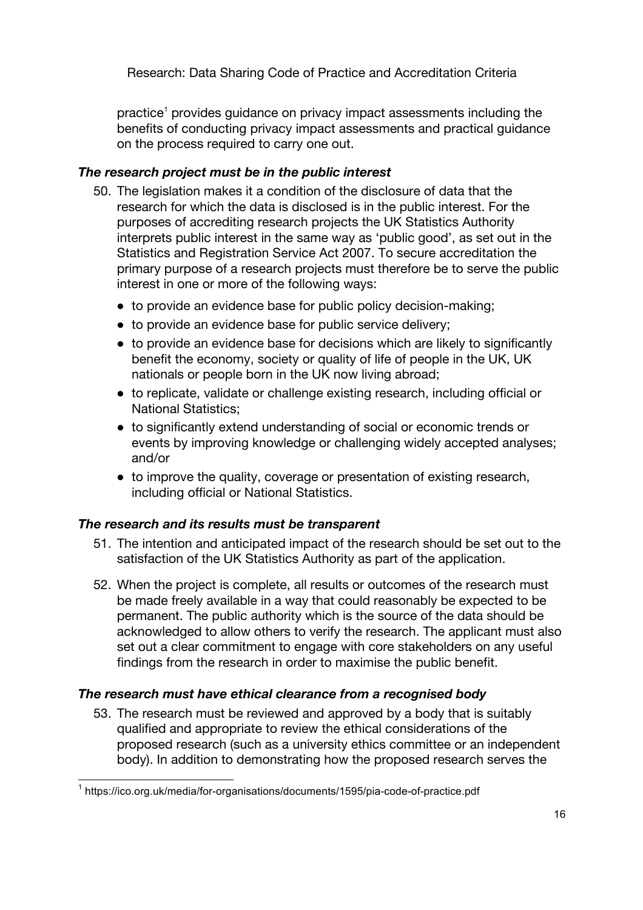practice[1] provides guidance on privacy impact assessments including the benefits of conducting privacy impact assessments and practical guidance on the process required to carry one out.

### *The research project must be in the public interest*

50. The legislation makes it a condition of the disclosure of data that the research for which the data is disclosed is in the public interest. For the purposes of accrediting research projects the UK Statistics Authority interprets public interest in the same way as 'public good', as set out in the Statistics and Registration Service Act 2007. To secure accreditation the primary purpose of a research projects must therefore be to serve the public interest in one or more of the following ways:
    - to provide an evidence base for public policy decision-making;
    - to provide an evidence base for public service delivery;
    - to provide an evidence base for decisions which are likely to significantly benefit the economy, society or quality of life of people in the UK, UK nationals or people born in the UK now living abroad;
    - to replicate, validate or challenge existing research, including official or National Statistics;
    - to significantly extend understanding of social or economic trends or events by improving knowledge or challenging widely accepted analyses; and/or
    - to improve the quality, coverage or presentation of existing research, including official or National Statistics.

### *The research and its results must be transparent*

51. The intention and anticipated impact of the research should be set out to the satisfaction of the UK Statistics Authority as part of the application.

52. When the project is complete, all results or outcomes of the research must be made freely available in a way that could reasonably be expected to be permanent. The public authority which is the source of the data should be acknowledged to allow others to verify the research. The applicant must also set out a clear commitment to engage with core stakeholders on any useful findings from the research in order to maximise the public benefit.

### *The research must have ethical clearance from a recognised body*

53. The research must be reviewed and approved by a body that is suitably qualified and appropriate to review the ethical considerations of the proposed research (such as a university ethics committee or an independent body). In addition to demonstrating how the proposed research serves the

---

[1] https://ico.org.uk/media/for-organisations/documents/1595/pia-code-of-practice.pdf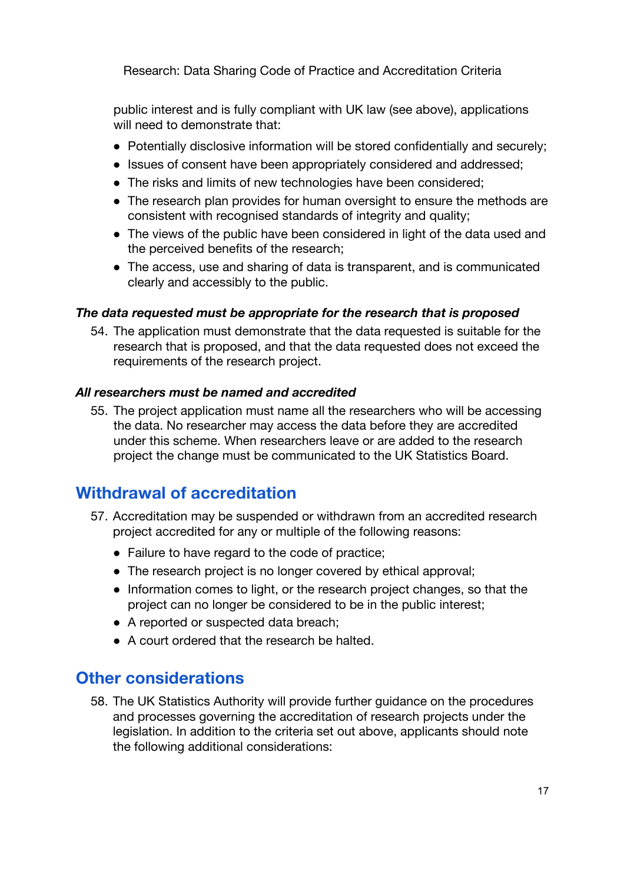public interest and is fully compliant with UK law (see above), applications will need to demonstrate that:

- Potentially disclosive information will be stored confidentially and securely;
- Issues of consent have been appropriately considered and addressed;
- The risks and limits of new technologies have been considered;
- The research plan provides for human oversight to ensure the methods are consistent with recognised standards of integrity and quality;
- The views of the public have been considered in light of the data used and the perceived benefits of the research;
- The access, use and sharing of data is transparent, and is communicated clearly and accessibly to the public.

***The data requested must be appropriate for the research that is proposed***

54. The application must demonstrate that the data requested is suitable for the research that is proposed, and that the data requested does not exceed the requirements of the research project.

***All researchers must be named and accredited***

55. The project application must name all the researchers who will be accessing the data. No researcher may access the data before they are accredited under this scheme. When researchers leave or are added to the research project the change must be communicated to the UK Statistics Board.

## Withdrawal of accreditation

57. Accreditation may be suspended or withdrawn from an accredited research project accredited for any or multiple of the following reasons:
    - Failure to have regard to the code of practice;
    - The research project is no longer covered by ethical approval;
    - Information comes to light, or the research project changes, so that the project can no longer be considered to be in the public interest;
    - A reported or suspected data breach;
    - A court ordered that the research be halted.

## Other considerations

58. The UK Statistics Authority will provide further guidance on the procedures and processes governing the accreditation of research projects under the legislation. In addition to the criteria set out above, applicants should note the following additional considerations: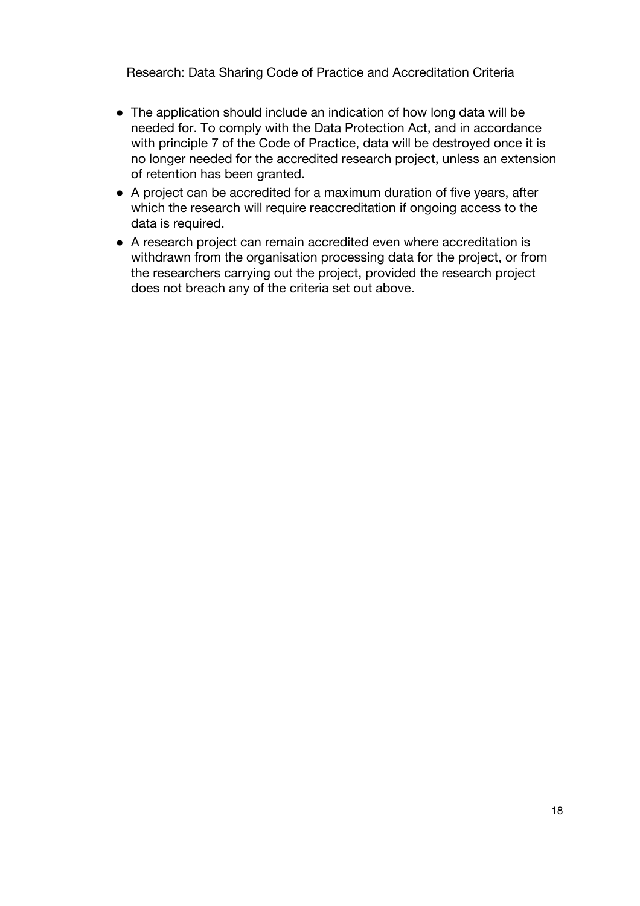- The application should include an indication of how long data will be needed for. To comply with the Data Protection Act, and in accordance with principle 7 of the Code of Practice, data will be destroyed once it is no longer needed for the accredited research project, unless an extension of retention has been granted.
- A project can be accredited for a maximum duration of five years, after which the research will require reaccreditation if ongoing access to the data is required.
- A research project can remain accredited even where accreditation is withdrawn from the organisation processing data for the project, or from the researchers carrying out the project, provided the research project does not breach any of the criteria set out above.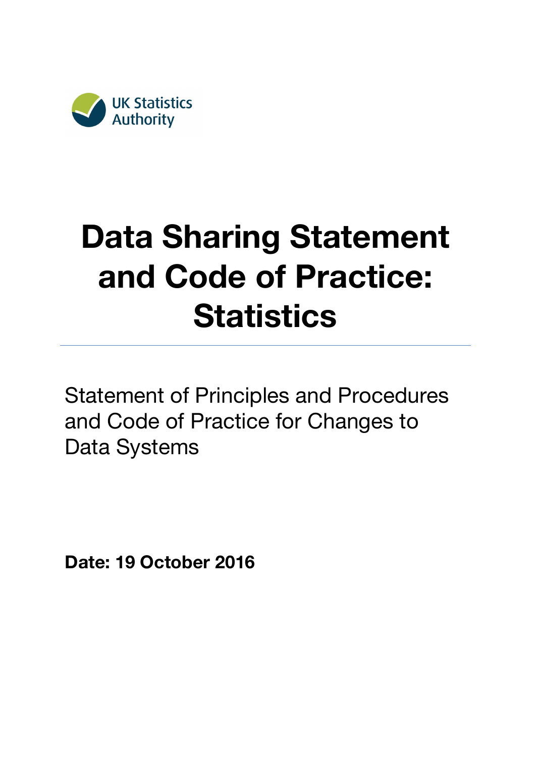UK Statistics Authority

# Data Sharing Statement and Code of Practice: Statistics

Statement of Principles and Procedures and Code of Practice for Changes to Data Systems

**Date: 19 October 2016**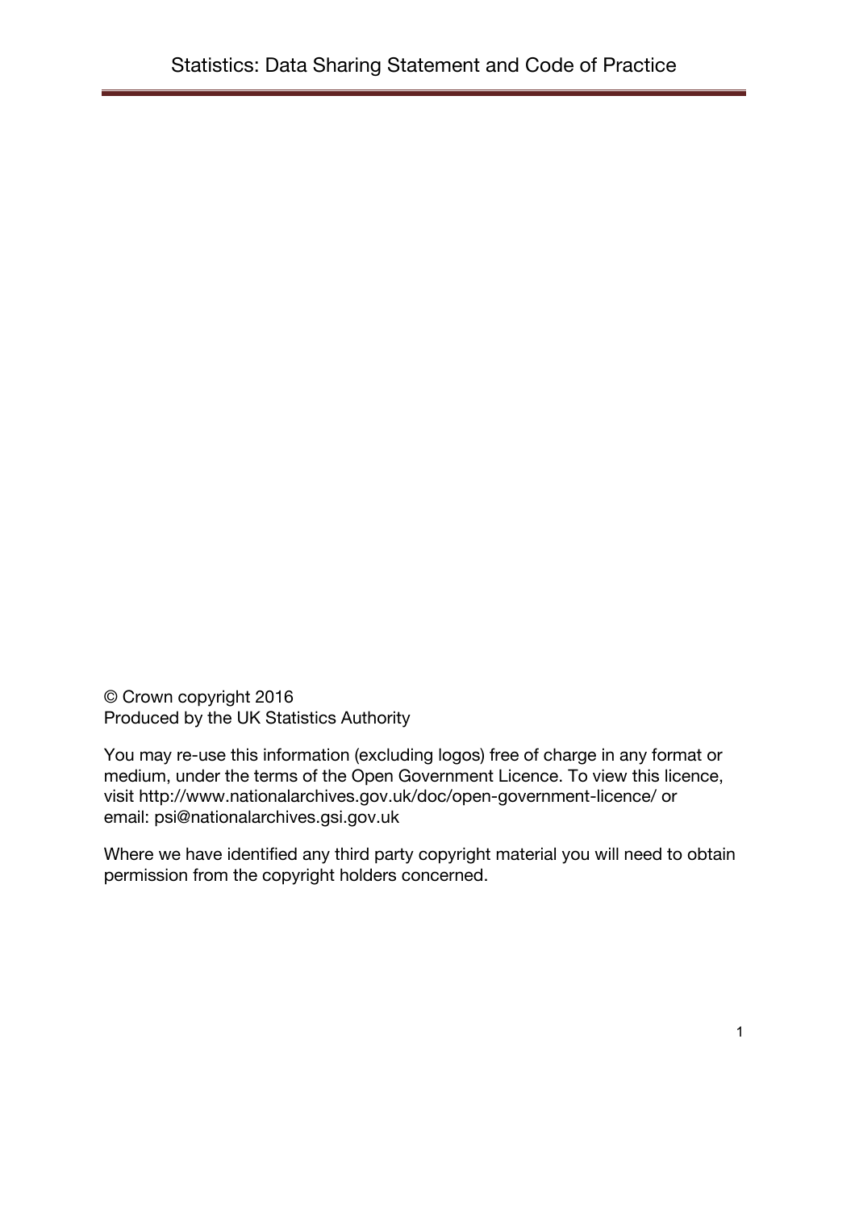© Crown copyright 2016
Produced by the UK Statistics Authority

You may re-use this information (excluding logos) free of charge in any format or medium, under the terms of the Open Government Licence. To view this licence, visit http://www.nationalarchives.gov.uk/doc/open-government-licence/ or email: psi@nationalarchives.gsi.gov.uk

Where we have identified any third party copyright material you will need to obtain permission from the copyright holders concerned.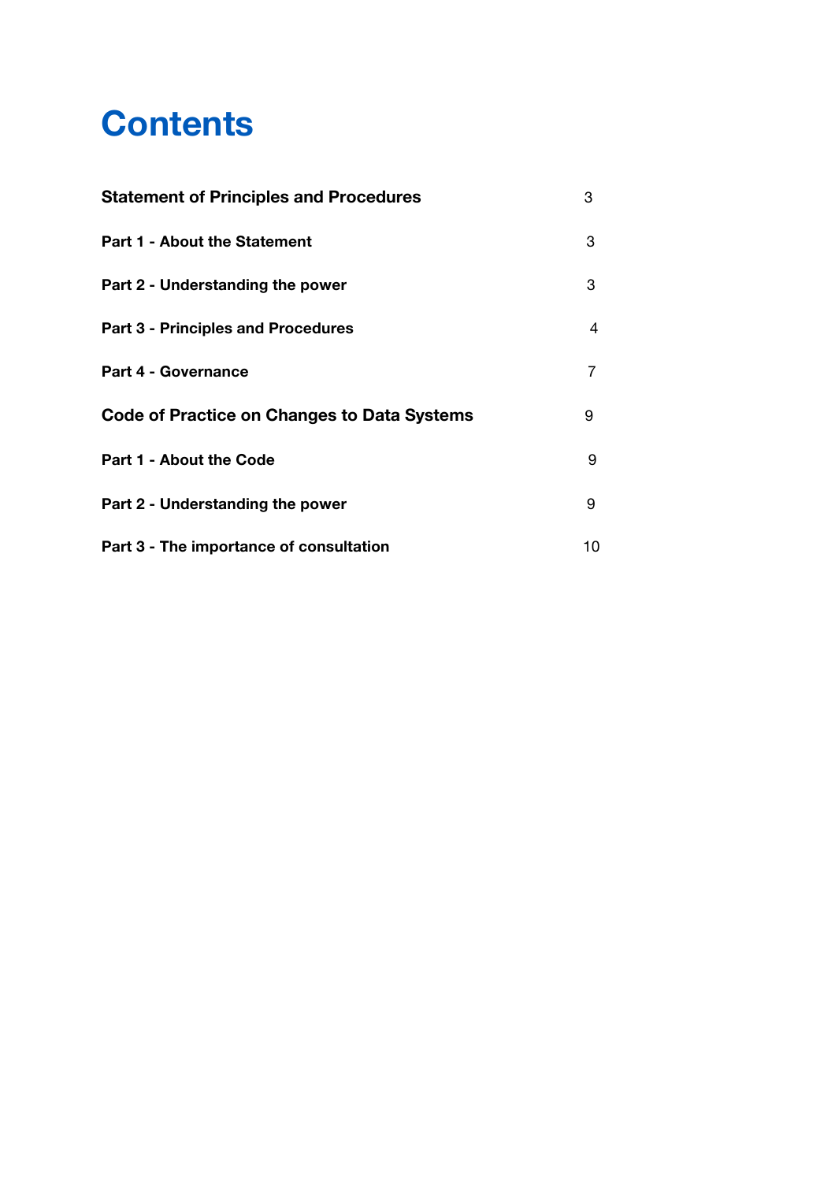# Contents

| | |
|---|---|
| **Statement of Principles and Procedures** | 3 |
| **Part 1 - About the Statement** | 3 |
| **Part 2 - Understanding the power** | 3 |
| **Part 3 - Principles and Procedures** | 4 |
| **Part 4 - Governance** | 7 |
| **Code of Practice on Changes to Data Systems** | 9 |
| **Part 1 - About the Code** | 9 |
| **Part 2 - Understanding the power** | 9 |
| **Part 3 - The importance of consultation** | 10 |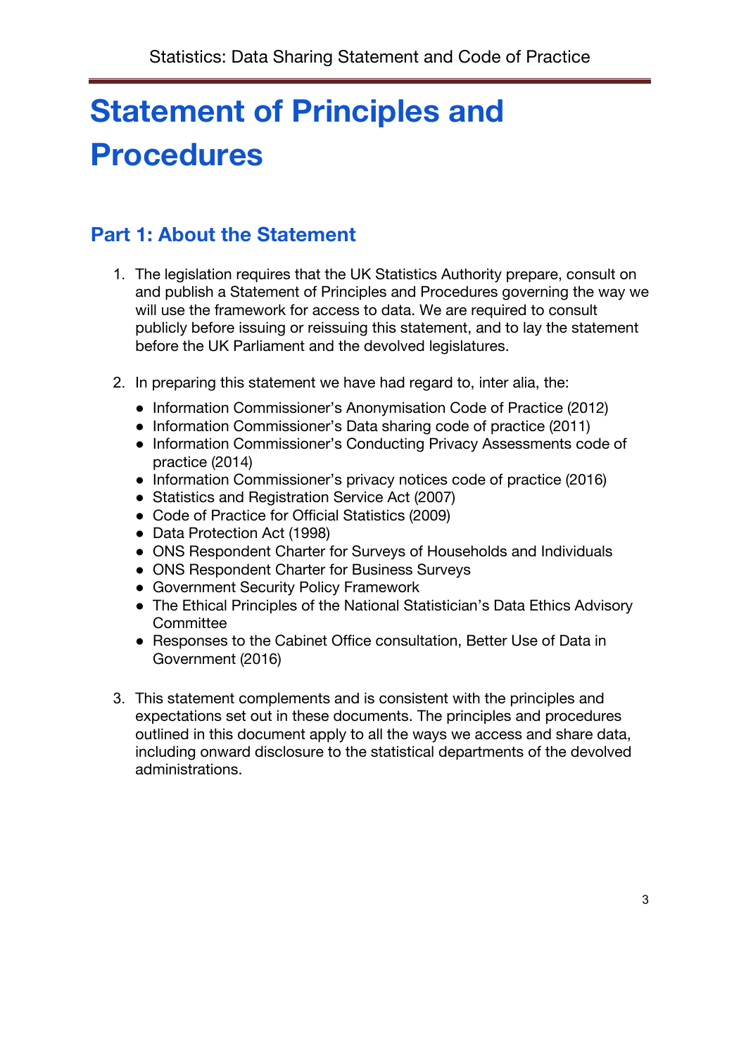# Statement of Principles and Procedures

## Part 1: About the Statement

1. The legislation requires that the UK Statistics Authority prepare, consult on and publish a Statement of Principles and Procedures governing the way we will use the framework for access to data. We are required to consult publicly before issuing or reissuing this statement, and to lay the statement before the UK Parliament and the devolved legislatures.

2. In preparing this statement we have had regard to, inter alia, the:
   - Information Commissioner's Anonymisation Code of Practice (2012)
   - Information Commissioner's Data sharing code of practice (2011)
   - Information Commissioner's Conducting Privacy Assessments code of practice (2014)
   - Information Commissioner's privacy notices code of practice (2016)
   - Statistics and Registration Service Act (2007)
   - Code of Practice for Official Statistics (2009)
   - Data Protection Act (1998)
   - ONS Respondent Charter for Surveys of Households and Individuals
   - ONS Respondent Charter for Business Surveys
   - Government Security Policy Framework
   - The Ethical Principles of the National Statistician's Data Ethics Advisory Committee
   - Responses to the Cabinet Office consultation, Better Use of Data in Government (2016)

3. This statement complements and is consistent with the principles and expectations set out in these documents. The principles and procedures outlined in this document apply to all the ways we access and share data, including onward disclosure to the statistical departments of the devolved administrations.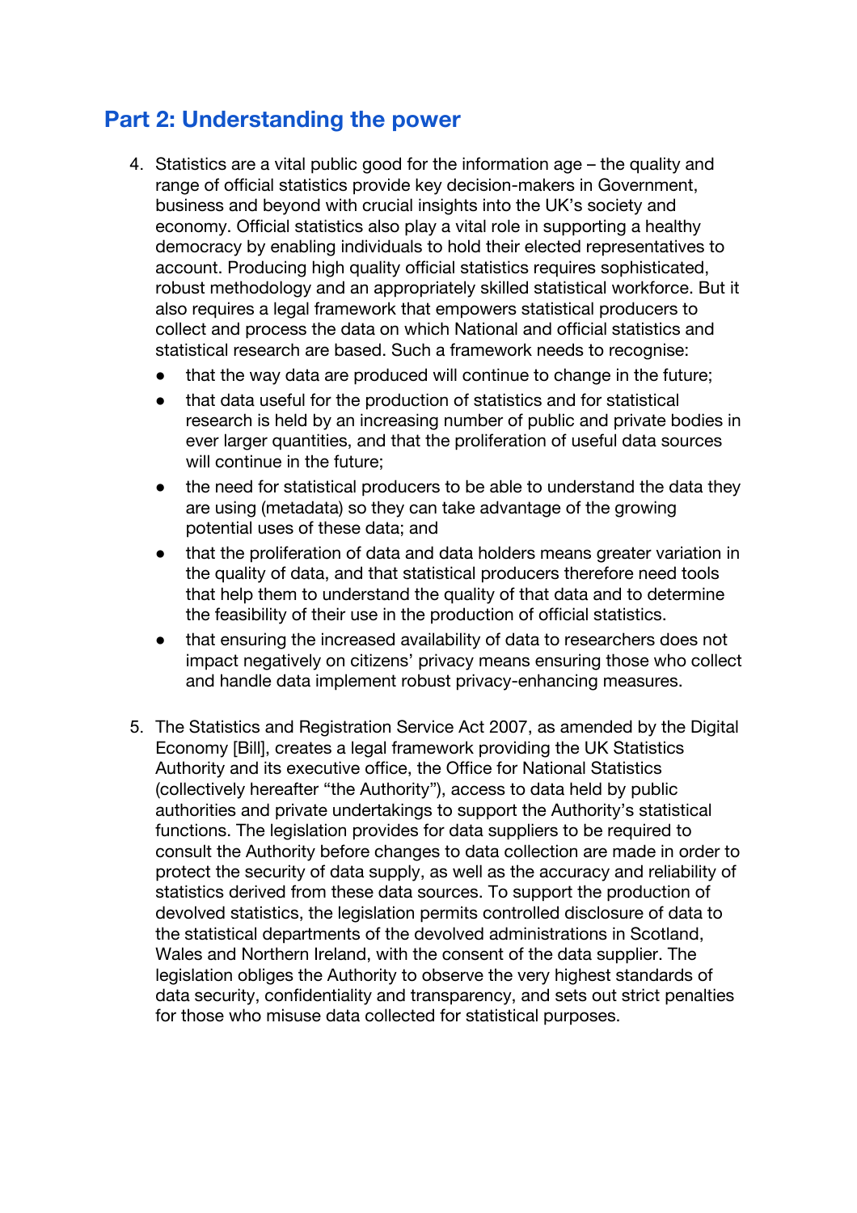## Part 2: Understanding the power

4. Statistics are a vital public good for the information age – the quality and range of official statistics provide key decision-makers in Government, business and beyond with crucial insights into the UK's society and economy. Official statistics also play a vital role in supporting a healthy democracy by enabling individuals to hold their elected representatives to account. Producing high quality official statistics requires sophisticated, robust methodology and an appropriately skilled statistical workforce. But it also requires a legal framework that empowers statistical producers to collect and process the data on which National and official statistics and statistical research are based. Such a framework needs to recognise:
   - that the way data are produced will continue to change in the future;
   - that data useful for the production of statistics and for statistical research is held by an increasing number of public and private bodies in ever larger quantities, and that the proliferation of useful data sources will continue in the future;
   - the need for statistical producers to be able to understand the data they are using (metadata) so they can take advantage of the growing potential uses of these data; and
   - that the proliferation of data and data holders means greater variation in the quality of data, and that statistical producers therefore need tools that help them to understand the quality of that data and to determine the feasibility of their use in the production of official statistics.
   - that ensuring the increased availability of data to researchers does not impact negatively on citizens' privacy means ensuring those who collect and handle data implement robust privacy-enhancing measures.

5. The Statistics and Registration Service Act 2007, as amended by the Digital Economy [Bill], creates a legal framework providing the UK Statistics Authority and its executive office, the Office for National Statistics (collectively hereafter "the Authority"), access to data held by public authorities and private undertakings to support the Authority's statistical functions. The legislation provides for data suppliers to be required to consult the Authority before changes to data collection are made in order to protect the security of data supply, as well as the accuracy and reliability of statistics derived from these data sources. To support the production of devolved statistics, the legislation permits controlled disclosure of data to the statistical departments of the devolved administrations in Scotland, Wales and Northern Ireland, with the consent of the data supplier. The legislation obliges the Authority to observe the very highest standards of data security, confidentiality and transparency, and sets out strict penalties for those who misuse data collected for statistical purposes.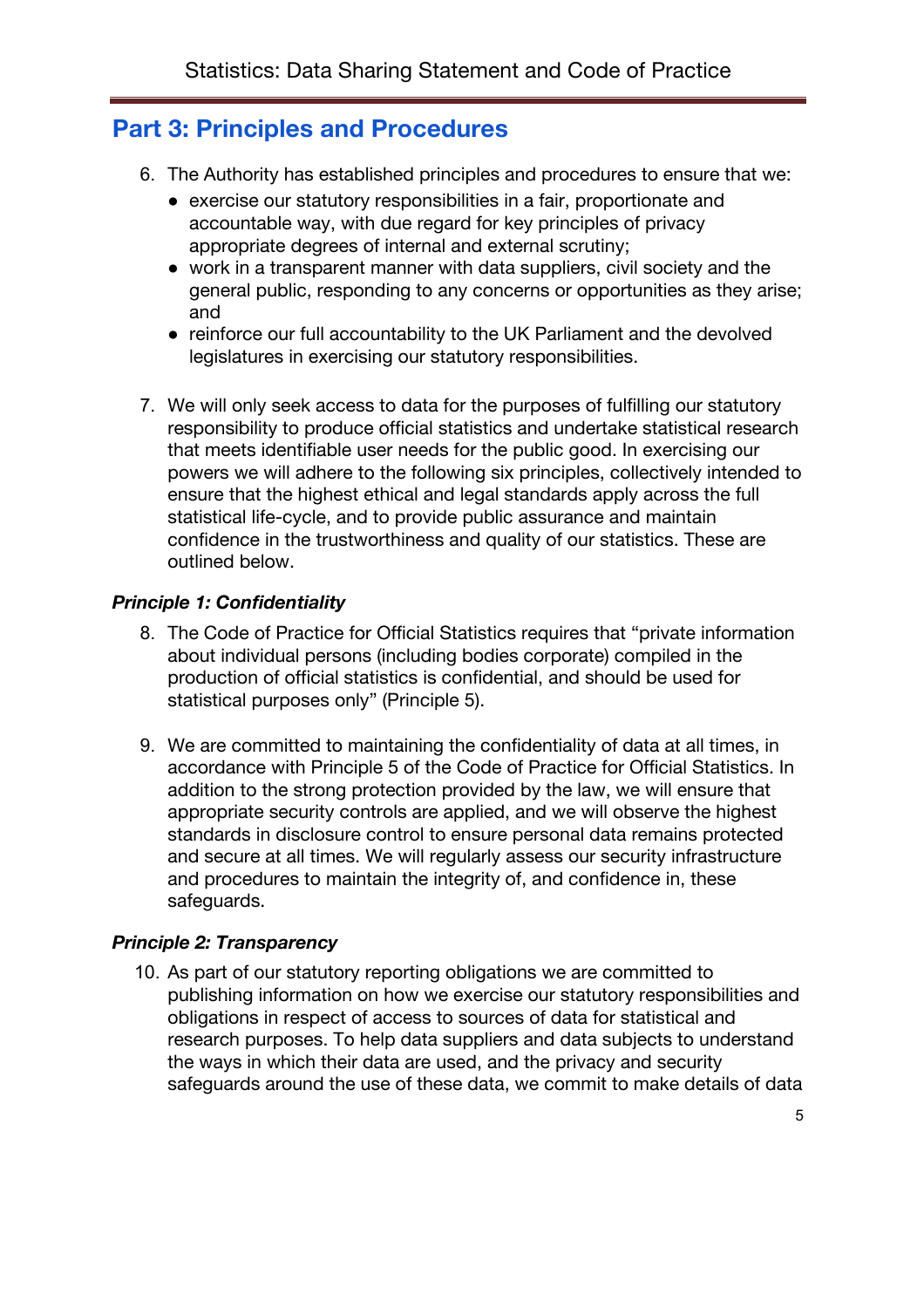## Part 3: Principles and Procedures

6. The Authority has established principles and procedures to ensure that we:
   - exercise our statutory responsibilities in a fair, proportionate and accountable way, with due regard for key principles of privacy appropriate degrees of internal and external scrutiny;
   - work in a transparent manner with data suppliers, civil society and the general public, responding to any concerns or opportunities as they arise; and
   - reinforce our full accountability to the UK Parliament and the devolved legislatures in exercising our statutory responsibilities.

7. We will only seek access to data for the purposes of fulfilling our statutory responsibility to produce official statistics and undertake statistical research that meets identifiable user needs for the public good. In exercising our powers we will adhere to the following six principles, collectively intended to ensure that the highest ethical and legal standards apply across the full statistical life-cycle, and to provide public assurance and maintain confidence in the trustworthiness and quality of our statistics. These are outlined below.

***Principle 1: Confidentiality***

8. The Code of Practice for Official Statistics requires that "private information about individual persons (including bodies corporate) compiled in the production of official statistics is confidential, and should be used for statistical purposes only" (Principle 5).

9. We are committed to maintaining the confidentiality of data at all times, in accordance with Principle 5 of the Code of Practice for Official Statistics. In addition to the strong protection provided by the law, we will ensure that appropriate security controls are applied, and we will observe the highest standards in disclosure control to ensure personal data remains protected and secure at all times. We will regularly assess our security infrastructure and procedures to maintain the integrity of, and confidence in, these safeguards.

***Principle 2: Transparency***

10. As part of our statutory reporting obligations we are committed to publishing information on how we exercise our statutory responsibilities and obligations in respect of access to sources of data for statistical and research purposes. To help data suppliers and data subjects to understand the ways in which their data are used, and the privacy and security safeguards around the use of these data, we commit to make details of data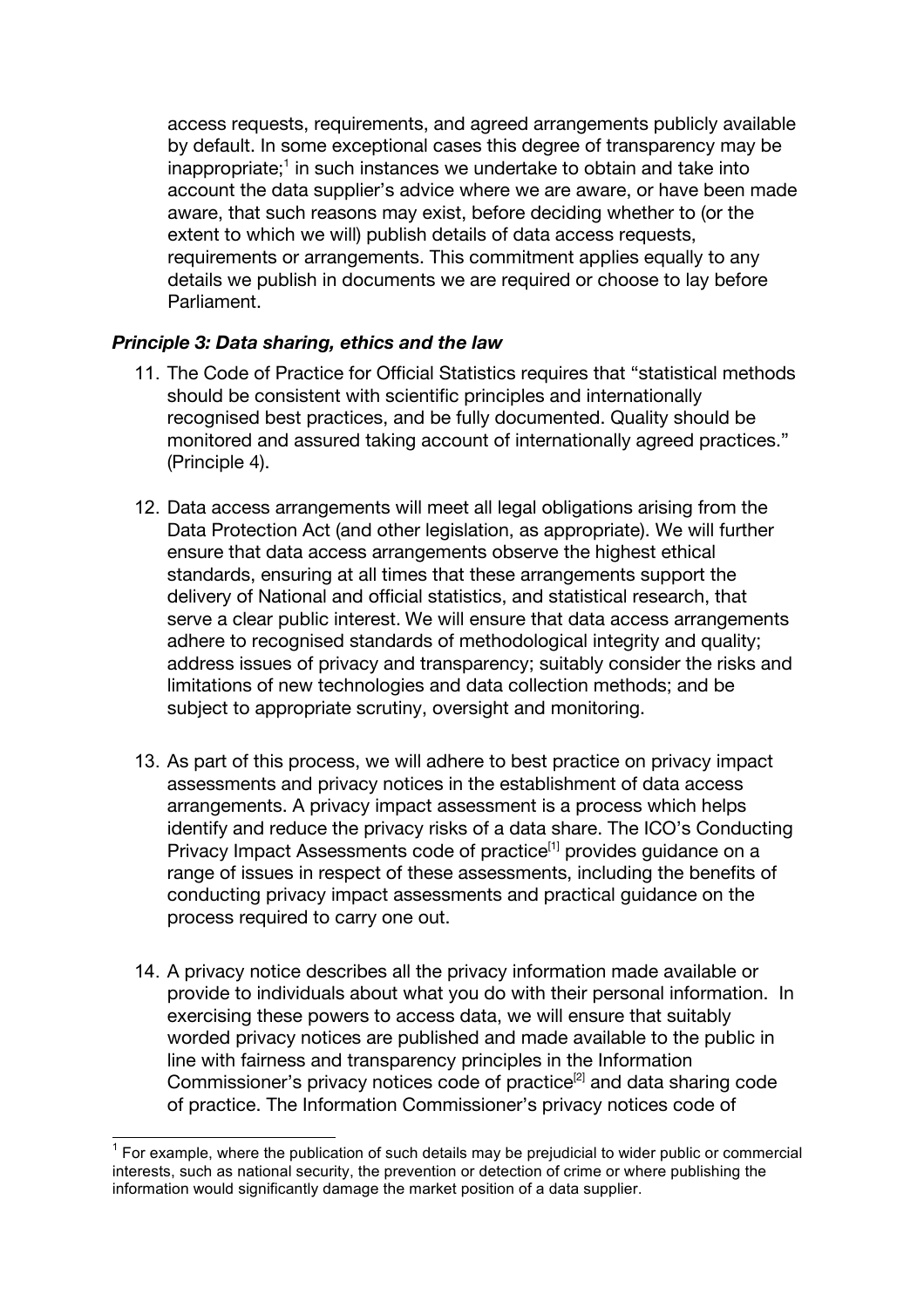access requests, requirements, and agreed arrangements publicly available by default. In some exceptional cases this degree of transparency may be inappropriate;[1] in such instances we undertake to obtain and take into account the data supplier's advice where we are aware, or have been made aware, that such reasons may exist, before deciding whether to (or the extent to which we will) publish details of data access requests, requirements or arrangements. This commitment applies equally to any details we publish in documents we are required or choose to lay before Parliament.

***Principle 3: Data sharing, ethics and the law***

11. The Code of Practice for Official Statistics requires that "statistical methods should be consistent with scientific principles and internationally recognised best practices, and be fully documented. Quality should be monitored and assured taking account of internationally agreed practices." (Principle 4).

12. Data access arrangements will meet all legal obligations arising from the Data Protection Act (and other legislation, as appropriate). We will further ensure that data access arrangements observe the highest ethical standards, ensuring at all times that these arrangements support the delivery of National and official statistics, and statistical research, that serve a clear public interest. We will ensure that data access arrangements adhere to recognised standards of methodological integrity and quality; address issues of privacy and transparency; suitably consider the risks and limitations of new technologies and data collection methods; and be subject to appropriate scrutiny, oversight and monitoring.

13. As part of this process, we will adhere to best practice on privacy impact assessments and privacy notices in the establishment of data access arrangements. A privacy impact assessment is a process which helps identify and reduce the privacy risks of a data share. The ICO's Conducting Privacy Impact Assessments code of practice[1] provides guidance on a range of issues in respect of these assessments, including the benefits of conducting privacy impact assessments and practical guidance on the process required to carry one out.

14. A privacy notice describes all the privacy information made available or provide to individuals about what you do with their personal information. In exercising these powers to access data, we will ensure that suitably worded privacy notices are published and made available to the public in line with fairness and transparency principles in the Information Commissioner's privacy notices code of practice[2] and data sharing code of practice. The Information Commissioner's privacy notices code of

---

[1] For example, where the publication of such details may be prejudicial to wider public or commercial interests, such as national security, the prevention or detection of crime or where publishing the information would significantly damage the market position of a data supplier.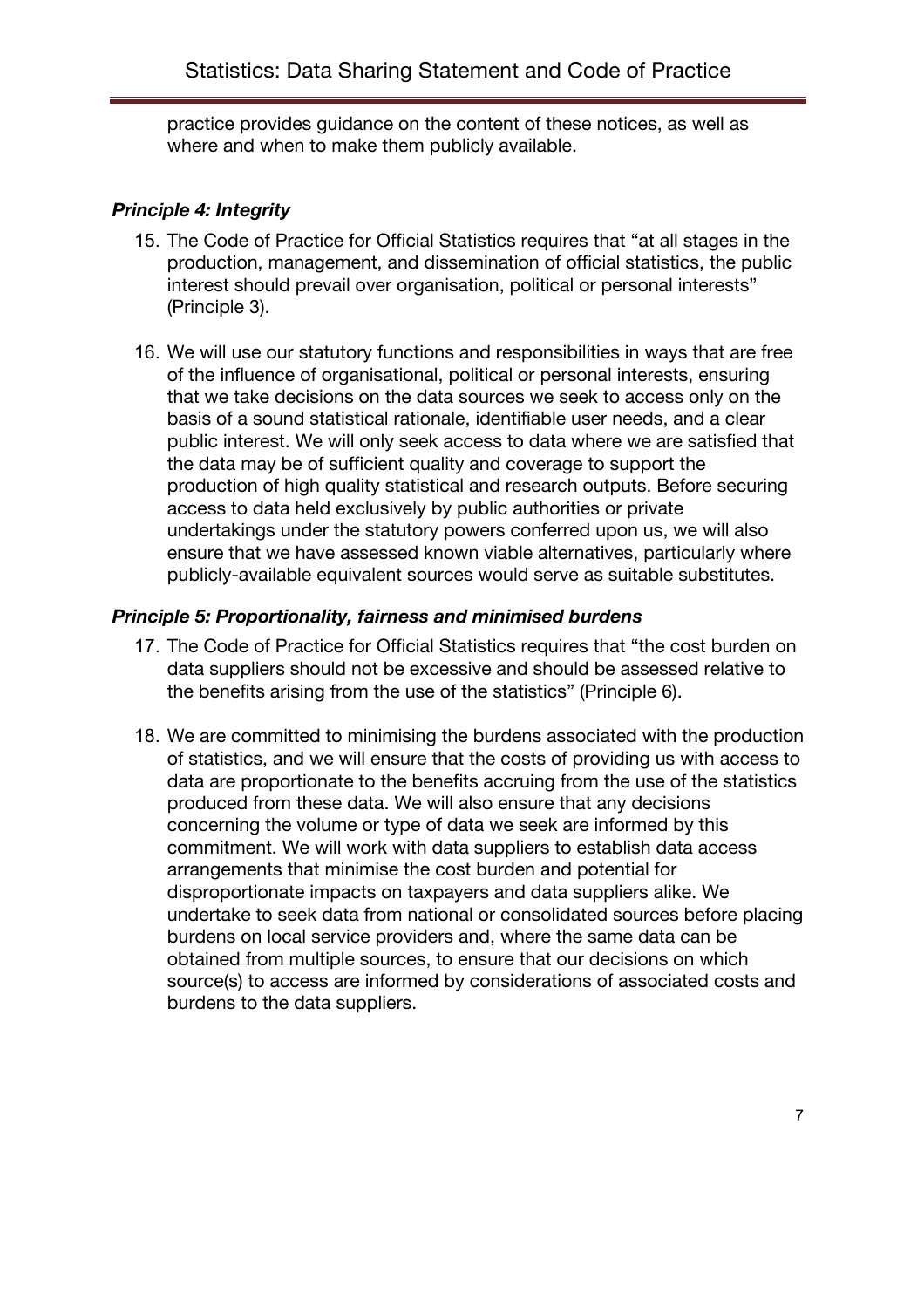practice provides guidance on the content of these notices, as well as where and when to make them publicly available.

### *Principle 4: Integrity*

15. The Code of Practice for Official Statistics requires that "at all stages in the production, management, and dissemination of official statistics, the public interest should prevail over organisation, political or personal interests" (Principle 3).

16. We will use our statutory functions and responsibilities in ways that are free of the influence of organisational, political or personal interests, ensuring that we take decisions on the data sources we seek to access only on the basis of a sound statistical rationale, identifiable user needs, and a clear public interest. We will only seek access to data where we are satisfied that the data may be of sufficient quality and coverage to support the production of high quality statistical and research outputs. Before securing access to data held exclusively by public authorities or private undertakings under the statutory powers conferred upon us, we will also ensure that we have assessed known viable alternatives, particularly where publicly-available equivalent sources would serve as suitable substitutes.

### *Principle 5: Proportionality, fairness and minimised burdens*

17. The Code of Practice for Official Statistics requires that "the cost burden on data suppliers should not be excessive and should be assessed relative to the benefits arising from the use of the statistics" (Principle 6).

18. We are committed to minimising the burdens associated with the production of statistics, and we will ensure that the costs of providing us with access to data are proportionate to the benefits accruing from the use of the statistics produced from these data. We will also ensure that any decisions concerning the volume or type of data we seek are informed by this commitment. We will work with data suppliers to establish data access arrangements that minimise the cost burden and potential for disproportionate impacts on taxpayers and data suppliers alike. We undertake to seek data from national or consolidated sources before placing burdens on local service providers and, where the same data can be obtained from multiple sources, to ensure that our decisions on which source(s) to access are informed by considerations of associated costs and burdens to the data suppliers.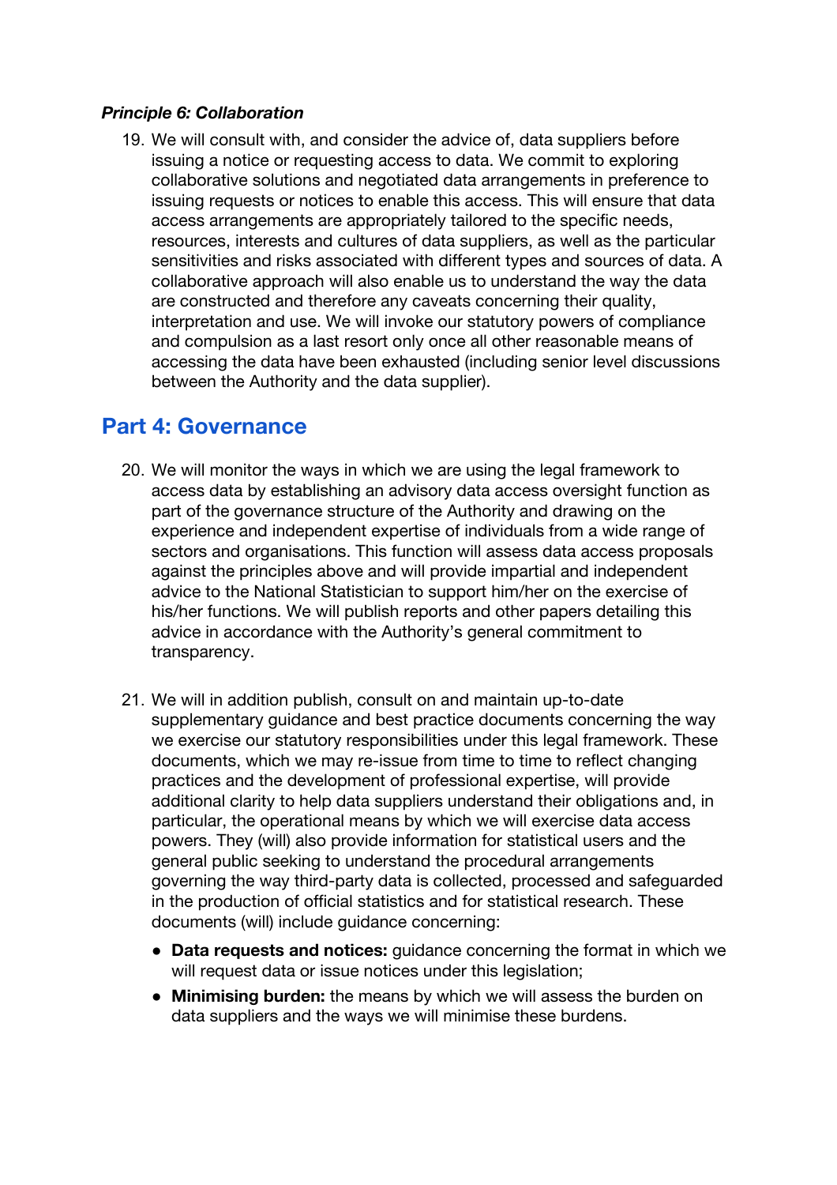***Principle 6: Collaboration***

19. We will consult with, and consider the advice of, data suppliers before issuing a notice or requesting access to data. We commit to exploring collaborative solutions and negotiated data arrangements in preference to issuing requests or notices to enable this access. This will ensure that data access arrangements are appropriately tailored to the specific needs, resources, interests and cultures of data suppliers, as well as the particular sensitivities and risks associated with different types and sources of data. A collaborative approach will also enable us to understand the way the data are constructed and therefore any caveats concerning their quality, interpretation and use. We will invoke our statutory powers of compliance and compulsion as a last resort only once all other reasonable means of accessing the data have been exhausted (including senior level discussions between the Authority and the data supplier).

## Part 4: Governance

20. We will monitor the ways in which we are using the legal framework to access data by establishing an advisory data access oversight function as part of the governance structure of the Authority and drawing on the experience and independent expertise of individuals from a wide range of sectors and organisations. This function will assess data access proposals against the principles above and will provide impartial and independent advice to the National Statistician to support him/her on the exercise of his/her functions. We will publish reports and other papers detailing this advice in accordance with the Authority's general commitment to transparency.

21. We will in addition publish, consult on and maintain up-to-date supplementary guidance and best practice documents concerning the way we exercise our statutory responsibilities under this legal framework. These documents, which we may re-issue from time to time to reflect changing practices and the development of professional expertise, will provide additional clarity to help data suppliers understand their obligations and, in particular, the operational means by which we will exercise data access powers. They (will) also provide information for statistical users and the general public seeking to understand the procedural arrangements governing the way third-party data is collected, processed and safeguarded in the production of official statistics and for statistical research. These documents (will) include guidance concerning:

    - **Data requests and notices:** guidance concerning the format in which we will request data or issue notices under this legislation;
    - **Minimising burden:** the means by which we will assess the burden on data suppliers and the ways we will minimise these burdens.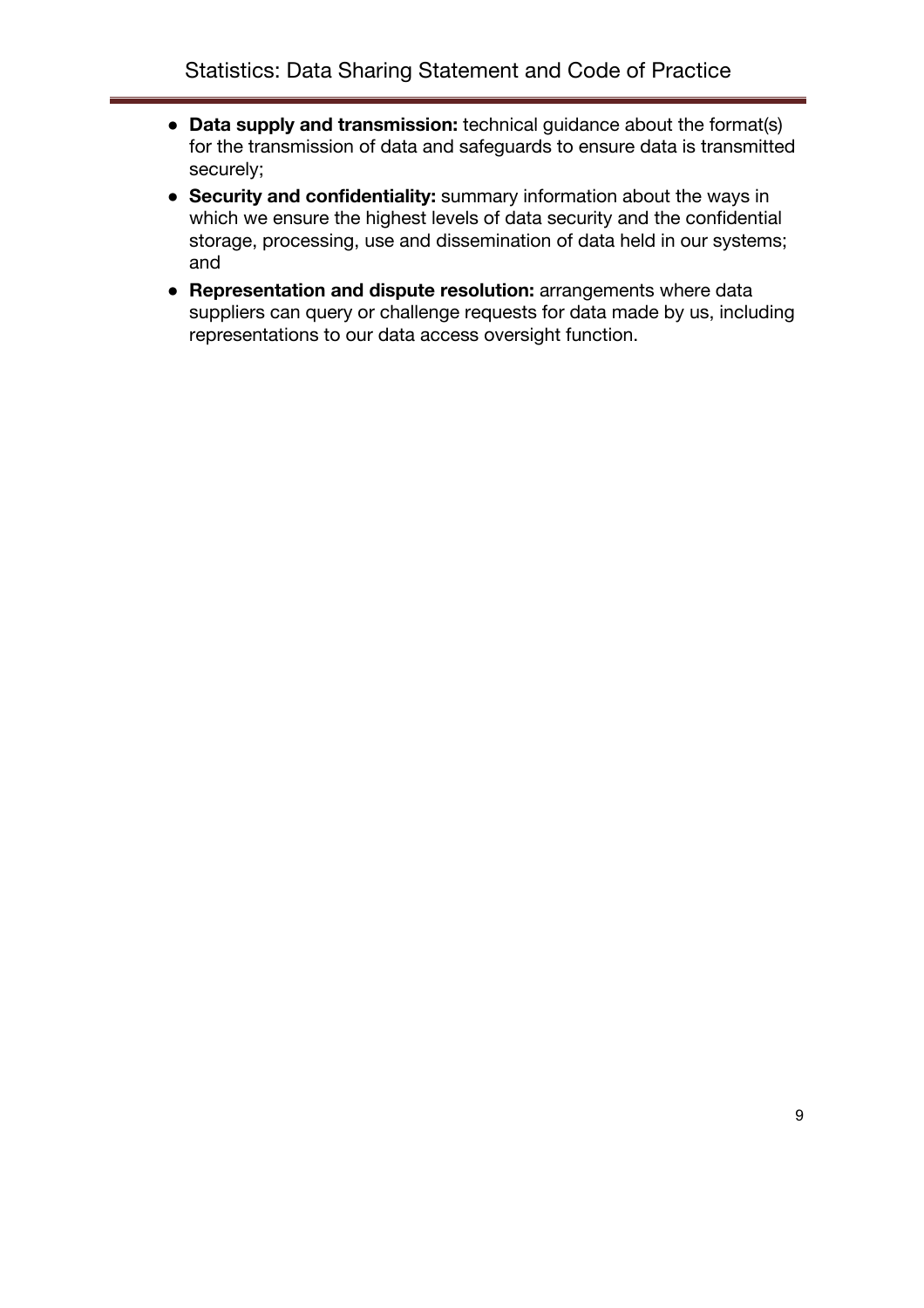- **Data supply and transmission:** technical guidance about the format(s) for the transmission of data and safeguards to ensure data is transmitted securely;
- **Security and confidentiality:** summary information about the ways in which we ensure the highest levels of data security and the confidential storage, processing, use and dissemination of data held in our systems; and
- **Representation and dispute resolution:** arrangements where data suppliers can query or challenge requests for data made by us, including representations to our data access oversight function.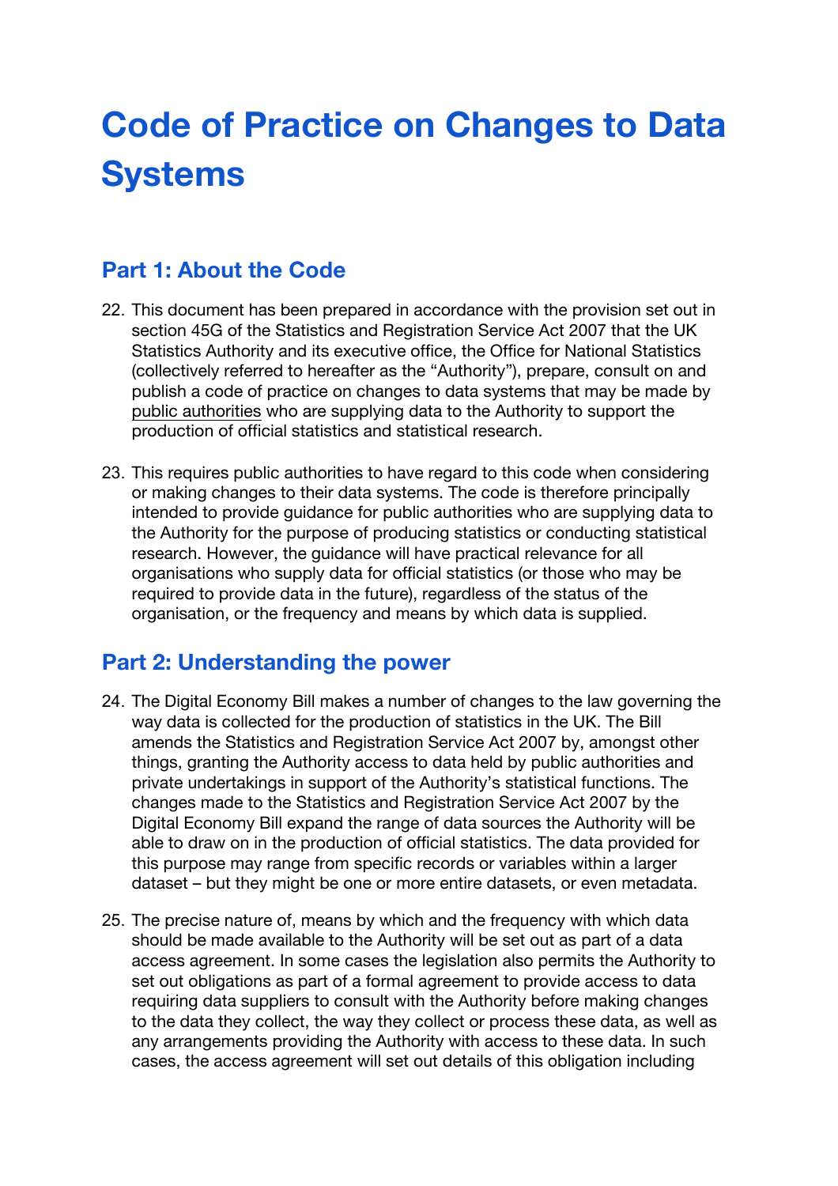# Code of Practice on Changes to Data Systems

## Part 1: About the Code

22. This document has been prepared in accordance with the provision set out in section 45G of the Statistics and Registration Service Act 2007 that the UK Statistics Authority and its executive office, the Office for National Statistics (collectively referred to hereafter as the "Authority"), prepare, consult on and publish a code of practice on changes to data systems that may be made by public authorities who are supplying data to the Authority to support the production of official statistics and statistical research.

23. This requires public authorities to have regard to this code when considering or making changes to their data systems. The code is therefore principally intended to provide guidance for public authorities who are supplying data to the Authority for the purpose of producing statistics or conducting statistical research. However, the guidance will have practical relevance for all organisations who supply data for official statistics (or those who may be required to provide data in the future), regardless of the status of the organisation, or the frequency and means by which data is supplied.

## Part 2: Understanding the power

24. The Digital Economy Bill makes a number of changes to the law governing the way data is collected for the production of statistics in the UK. The Bill amends the Statistics and Registration Service Act 2007 by, amongst other things, granting the Authority access to data held by public authorities and private undertakings in support of the Authority's statistical functions. The changes made to the Statistics and Registration Service Act 2007 by the Digital Economy Bill expand the range of data sources the Authority will be able to draw on in the production of official statistics. The data provided for this purpose may range from specific records or variables within a larger dataset – but they might be one or more entire datasets, or even metadata.

25. The precise nature of, means by which and the frequency with which data should be made available to the Authority will be set out as part of a data access agreement. In some cases the legislation also permits the Authority to set out obligations as part of a formal agreement to provide access to data requiring data suppliers to consult with the Authority before making changes to the data they collect, the way they collect or process these data, as well as any arrangements providing the Authority with access to these data. In such cases, the access agreement will set out details of this obligation including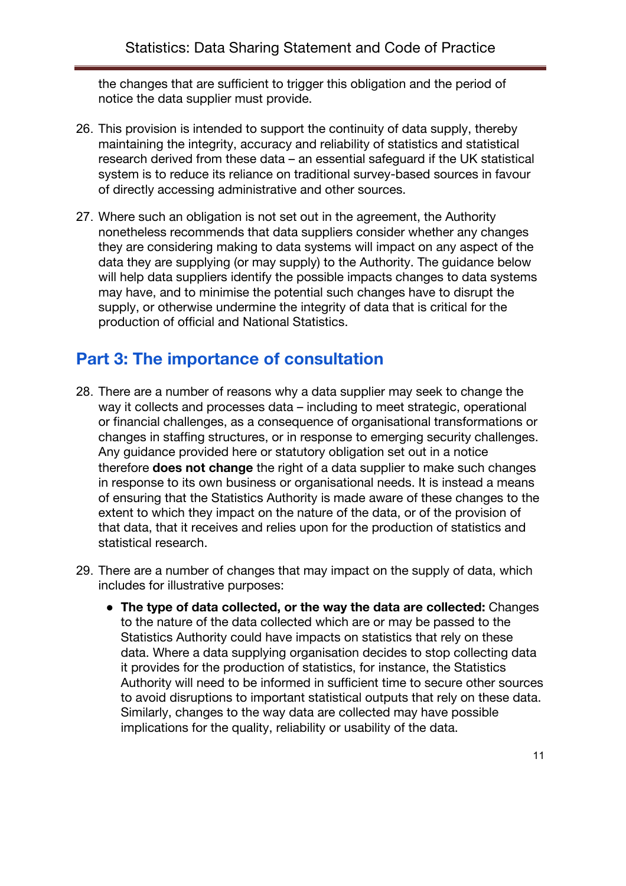the changes that are sufficient to trigger this obligation and the period of notice the data supplier must provide.

26. This provision is intended to support the continuity of data supply, thereby maintaining the integrity, accuracy and reliability of statistics and statistical research derived from these data – an essential safeguard if the UK statistical system is to reduce its reliance on traditional survey-based sources in favour of directly accessing administrative and other sources.

27. Where such an obligation is not set out in the agreement, the Authority nonetheless recommends that data suppliers consider whether any changes they are considering making to data systems will impact on any aspect of the data they are supplying (or may supply) to the Authority. The guidance below will help data suppliers identify the possible impacts changes to data systems may have, and to minimise the potential such changes have to disrupt the supply, or otherwise undermine the integrity of data that is critical for the production of official and National Statistics.

## Part 3: The importance of consultation

28. There are a number of reasons why a data supplier may seek to change the way it collects and processes data – including to meet strategic, operational or financial challenges, as a consequence of organisational transformations or changes in staffing structures, or in response to emerging security challenges. Any guidance provided here or statutory obligation set out in a notice therefore **does not change** the right of a data supplier to make such changes in response to its own business or organisational needs. It is instead a means of ensuring that the Statistics Authority is made aware of these changes to the extent to which they impact on the nature of the data, or of the provision of that data, that it receives and relies upon for the production of statistics and statistical research.

29. There are a number of changes that may impact on the supply of data, which includes for illustrative purposes:

    - **The type of data collected, or the way the data are collected:** Changes to the nature of the data collected which are or may be passed to the Statistics Authority could have impacts on statistics that rely on these data. Where a data supplying organisation decides to stop collecting data it provides for the production of statistics, for instance, the Statistics Authority will need to be informed in sufficient time to secure other sources to avoid disruptions to important statistical outputs that rely on these data. Similarly, changes to the way data are collected may have possible implications for the quality, reliability or usability of the data.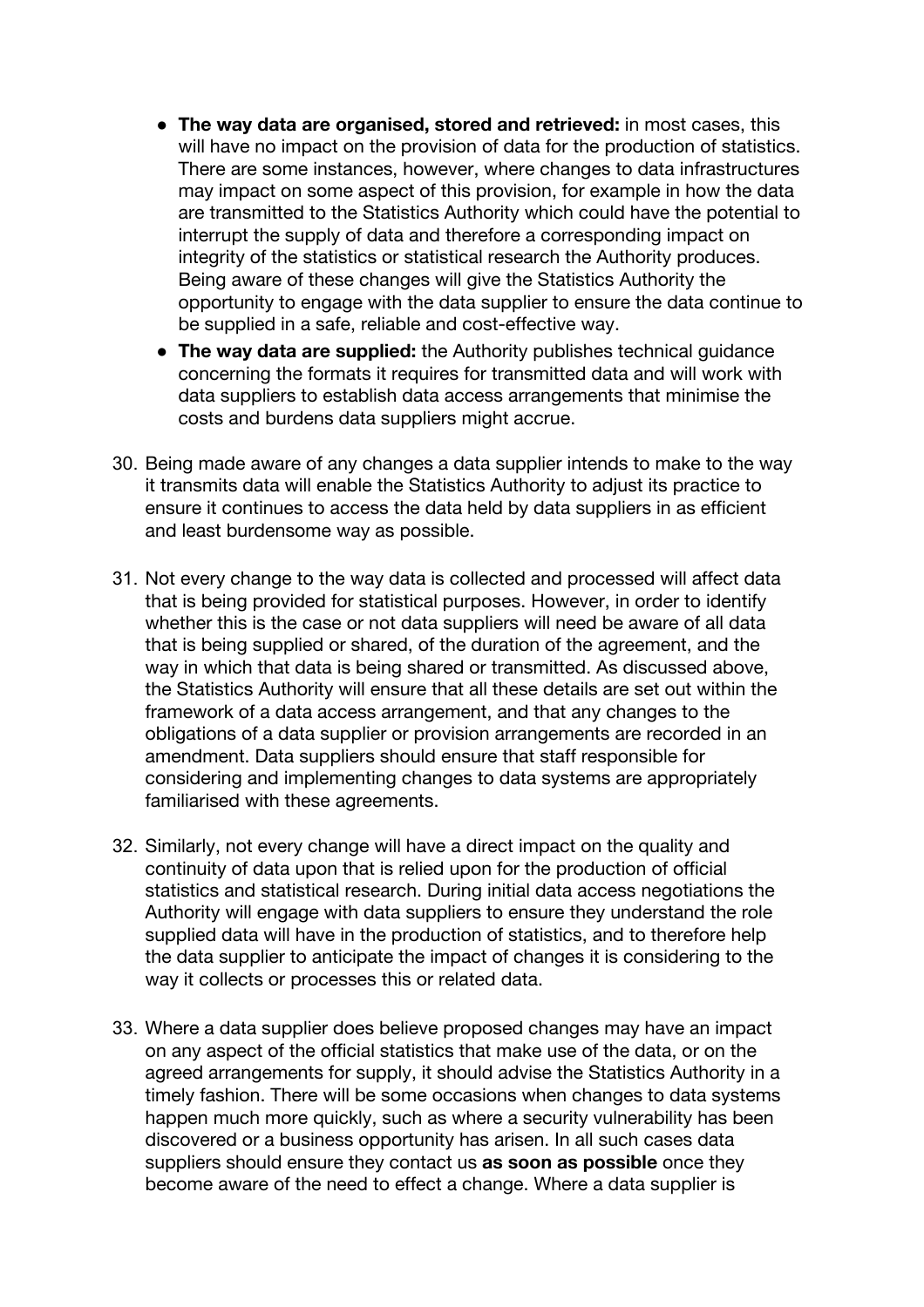- **The way data are organised, stored and retrieved:** in most cases, this will have no impact on the provision of data for the production of statistics. There are some instances, however, where changes to data infrastructures may impact on some aspect of this provision, for example in how the data are transmitted to the Statistics Authority which could have the potential to interrupt the supply of data and therefore a corresponding impact on integrity of the statistics or statistical research the Authority produces. Being aware of these changes will give the Statistics Authority the opportunity to engage with the data supplier to ensure the data continue to be supplied in a safe, reliable and cost-effective way.
- **The way data are supplied:** the Authority publishes technical guidance concerning the formats it requires for transmitted data and will work with data suppliers to establish data access arrangements that minimise the costs and burdens data suppliers might accrue.

30. Being made aware of any changes a data supplier intends to make to the way it transmits data will enable the Statistics Authority to adjust its practice to ensure it continues to access the data held by data suppliers in as efficient and least burdensome way as possible.

31. Not every change to the way data is collected and processed will affect data that is being provided for statistical purposes. However, in order to identify whether this is the case or not data suppliers will need be aware of all data that is being supplied or shared, of the duration of the agreement, and the way in which that data is being shared or transmitted. As discussed above, the Statistics Authority will ensure that all these details are set out within the framework of a data access arrangement, and that any changes to the obligations of a data supplier or provision arrangements are recorded in an amendment. Data suppliers should ensure that staff responsible for considering and implementing changes to data systems are appropriately familiarised with these agreements.

32. Similarly, not every change will have a direct impact on the quality and continuity of data upon that is relied upon for the production of official statistics and statistical research. During initial data access negotiations the Authority will engage with data suppliers to ensure they understand the role supplied data will have in the production of statistics, and to therefore help the data supplier to anticipate the impact of changes it is considering to the way it collects or processes this or related data.

33. Where a data supplier does believe proposed changes may have an impact on any aspect of the official statistics that make use of the data, or on the agreed arrangements for supply, it should advise the Statistics Authority in a timely fashion. There will be some occasions when changes to data systems happen much more quickly, such as where a security vulnerability has been discovered or a business opportunity has arisen. In all such cases data suppliers should ensure they contact us **as soon as possible** once they become aware of the need to effect a change. Where a data supplier is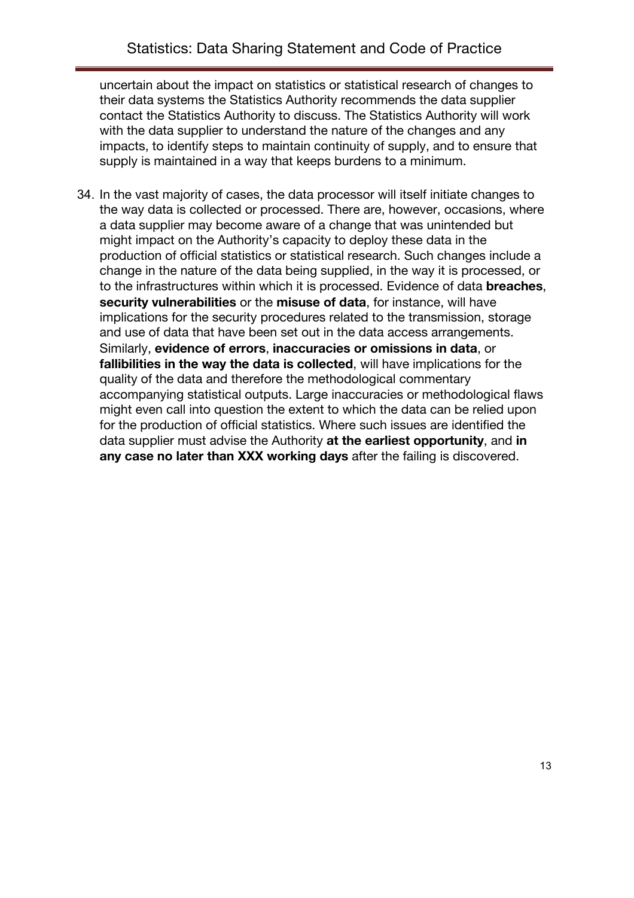uncertain about the impact on statistics or statistical research of changes to their data systems the Statistics Authority recommends the data supplier contact the Statistics Authority to discuss. The Statistics Authority will work with the data supplier to understand the nature of the changes and any impacts, to identify steps to maintain continuity of supply, and to ensure that supply is maintained in a way that keeps burdens to a minimum.

34. In the vast majority of cases, the data processor will itself initiate changes to the way data is collected or processed. There are, however, occasions, where a data supplier may become aware of a change that was unintended but might impact on the Authority's capacity to deploy these data in the production of official statistics or statistical research. Such changes include a change in the nature of the data being supplied, in the way it is processed, or to the infrastructures within which it is processed. Evidence of data **breaches**, **security vulnerabilities** or the **misuse of data**, for instance, will have implications for the security procedures related to the transmission, storage and use of data that have been set out in the data access arrangements. Similarly, **evidence of errors**, **inaccuracies or omissions in data**, or **fallibilities in the way the data is collected**, will have implications for the quality of the data and therefore the methodological commentary accompanying statistical outputs. Large inaccuracies or methodological flaws might even call into question the extent to which the data can be relied upon for the production of official statistics. Where such issues are identified the data supplier must advise the Authority **at the earliest opportunity**, and **in any case no later than XXX working days** after the failing is discovered.